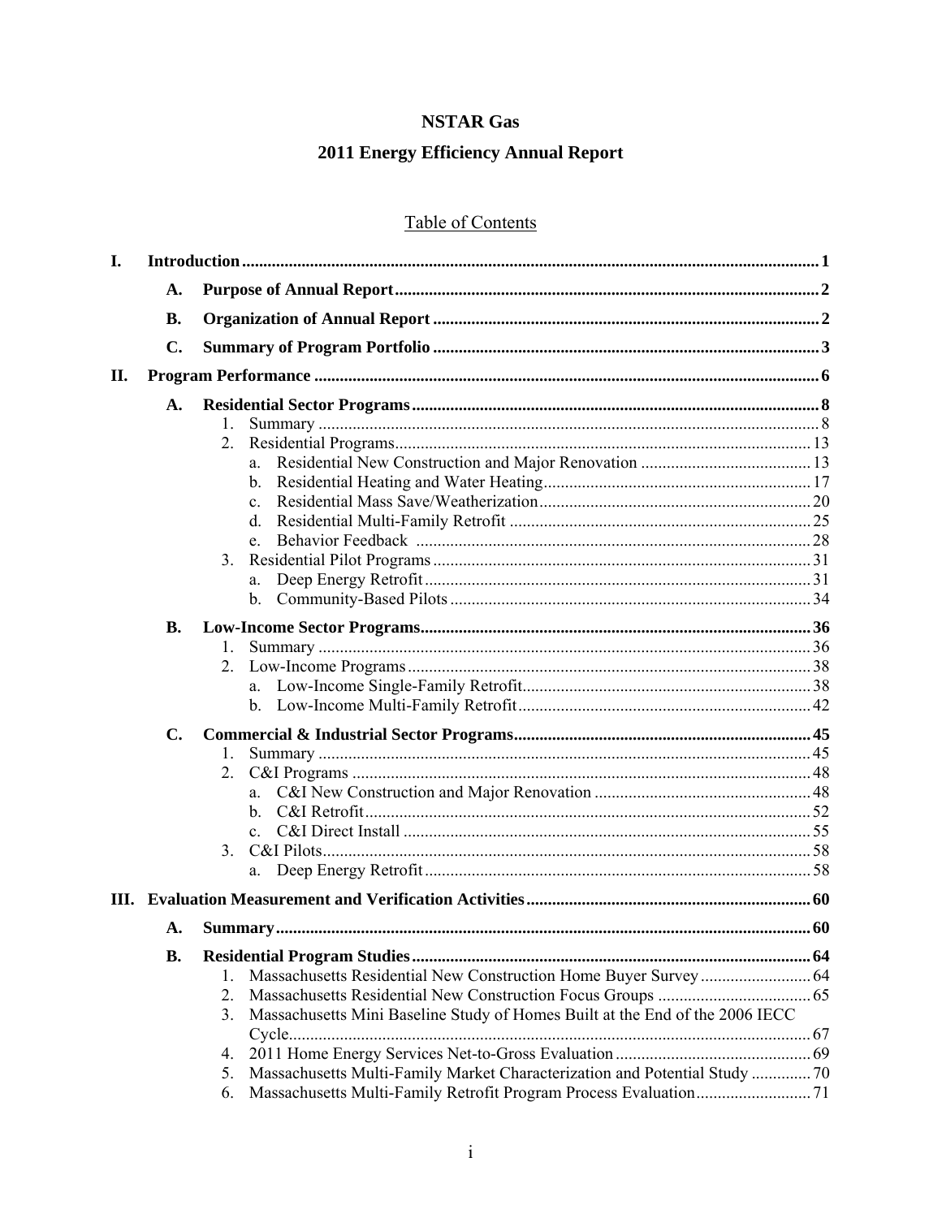# NSTAR Gas

## 2011 Energy Efficiency Annual Report

Table of Contents

I. Introduction ..... 1
- A. Purpose of Annual Report ..... 2
- B. Organization of Annual Report ..... 2
- C. Summary of Program Portfolio ..... 3

II. Program Performance ..... 6
- A. Residential Sector Programs ..... 8
  1. Summary ..... 8
  2. Residential Programs ..... 13
     - a. Residential New Construction and Major Renovation ..... 13
     - b. Residential Heating and Water Heating ..... 17
     - c. Residential Mass Save/Weatherization ..... 20
     - d. Residential Multi-Family Retrofit ..... 25
     - e. Behavior Feedback ..... 28
  3. Residential Pilot Programs ..... 31
     - a. Deep Energy Retrofit ..... 31
     - b. Community-Based Pilots ..... 34
- B. Low-Income Sector Programs ..... 36
  1. Summary ..... 36
  2. Low-Income Programs ..... 38
     - a. Low-Income Single-Family Retrofit ..... 38
     - b. Low-Income Multi-Family Retrofit ..... 42
- C. Commercial & Industrial Sector Programs ..... 45
  1. Summary ..... 45
  2. C&I Programs ..... 48
     - a. C&I New Construction and Major Renovation ..... 48
     - b. C&I Retrofit ..... 52
     - c. C&I Direct Install ..... 55
  3. C&I Pilots ..... 58
     - a. Deep Energy Retrofit ..... 58

III. Evaluation Measurement and Verification Activities ..... 60
- A. Summary ..... 60
- B. Residential Program Studies ..... 64
  1. Massachusetts Residential New Construction Home Buyer Survey ..... 64
  2. Massachusetts Residential New Construction Focus Groups ..... 65
  3. Massachusetts Mini Baseline Study of Homes Built at the End of the 2006 IECC Cycle ..... 67
  4. 2011 Home Energy Services Net-to-Gross Evaluation ..... 69
  5. Massachusetts Multi-Family Market Characterization and Potential Study ..... 70
  6. Massachusetts Multi-Family Retrofit Program Process Evaluation ..... 71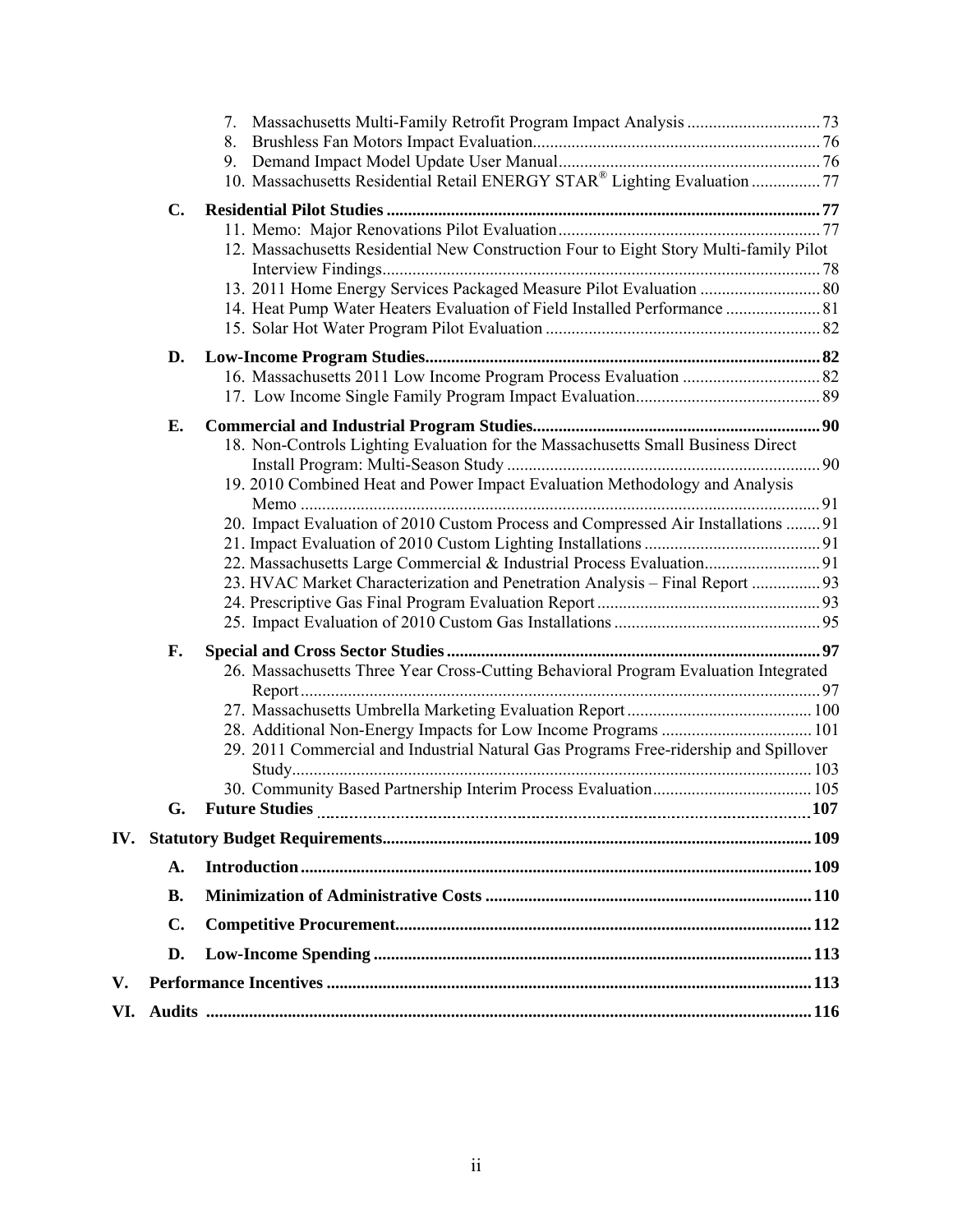7. Massachusetts Multi-Family Retrofit Program Impact Analysis ............................... 73
8. Brushless Fan Motors Impact Evaluation.................................................................. 76
9. Demand Impact Model Update User Manual............................................................ 76
10. Massachusetts Residential Retail ENERGY STAR® Lighting Evaluation ................ 77

**C. Residential Pilot Studies .................................................................................................... 77**

11. Memo: Major Renovations Pilot Evaluation............................................................ 77
12. Massachusetts Residential New Construction Four to Eight Story Multi-family Pilot Interview Findings.................................................................................................... 78
13. 2011 Home Energy Services Packaged Measure Pilot Evaluation ............................ 80
14. Heat Pump Water Heaters Evaluation of Field Installed Performance ...................... 81
15. Solar Hot Water Program Pilot Evaluation ............................................................... 82

**D. Low-Income Program Studies........................................................................................... 82**

16. Massachusetts 2011 Low Income Program Process Evaluation ................................ 82
17. Low Income Single Family Program Impact Evaluation........................................... 89

**E. Commercial and Industrial Program Studies.................................................................. 90**

18. Non-Controls Lighting Evaluation for the Massachusetts Small Business Direct Install Program: Multi-Season Study ......................................................................... 90
19. 2010 Combined Heat and Power Impact Evaluation Methodology and Analysis Memo ........................................................................................................................ 91
20. Impact Evaluation of 2010 Custom Process and Compressed Air Installations ........ 91
21. Impact Evaluation of 2010 Custom Lighting Installations ......................................... 91
22. Massachusetts Large Commercial & Industrial Process Evaluation........................... 91
23. HVAC Market Characterization and Penetration Analysis – Final Report ................ 93
24. Prescriptive Gas Final Program Evaluation Report .................................................... 93
25. Impact Evaluation of 2010 Custom Gas Installations ................................................ 95

**F. Special and Cross Sector Studies ....................................................................................... 97**

26. Massachusetts Three Year Cross-Cutting Behavioral Program Evaluation Integrated Report ........................................................................................................................ 97
27. Massachusetts Umbrella Marketing Evaluation Report ........................................... 100
28. Additional Non-Energy Impacts for Low Income Programs ................................... 101
29. 2011 Commercial and Industrial Natural Gas Programs Free-ridership and Spillover Study........................................................................................................................ 103
30. Community Based Partnership Interim Process Evaluation..................................... 105

**G. Future Studies ................................................................................................................ 107**

**IV. Statutory Budget Requirements................................................................................................ 109**

**A. Introduction ...................................................................................................................... 109**

**B. Minimization of Administrative Costs ........................................................................... 110**

**C. Competitive Procurement................................................................................................ 112**

**D. Low-Income Spending ..................................................................................................... 113**

**V. Performance Incentives ................................................................................................................ 113**

**VI. Audits ........................................................................................................................................... 116**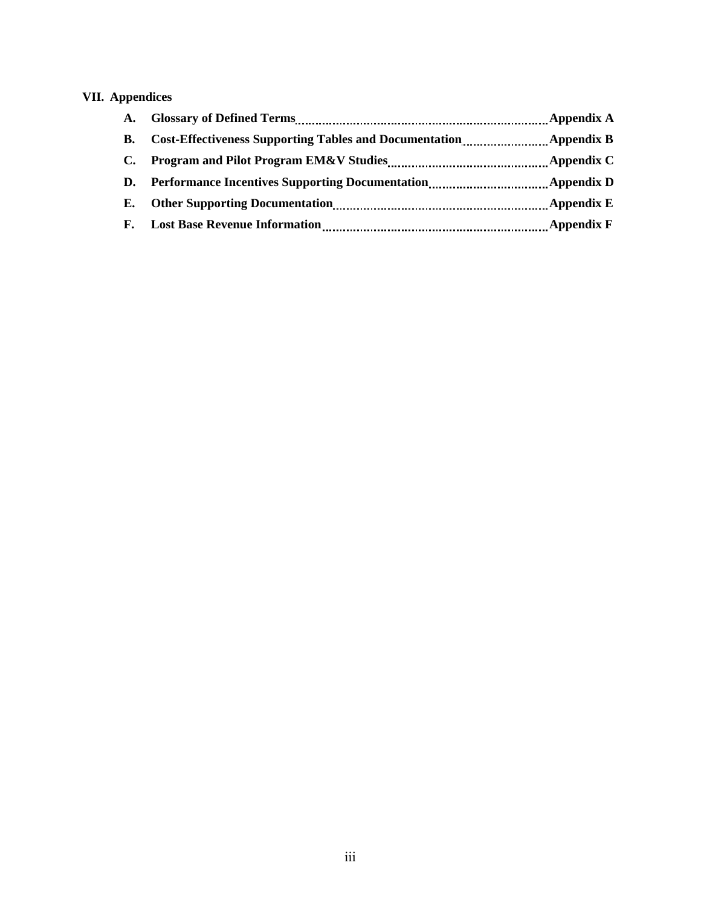**VII. Appendices**

- **A.** **Glossary of Defined Terms** ........ **Appendix A**
- **B.** **Cost-Effectiveness Supporting Tables and Documentation** ........ **Appendix B**
- **C.** **Program and Pilot Program EM&V Studies** ........ **Appendix C**
- **D.** **Performance Incentives Supporting Documentation** ........ **Appendix D**
- **E.** **Other Supporting Documentation** ........ **Appendix E**
- **F.** **Lost Base Revenue Information** ........ **Appendix F**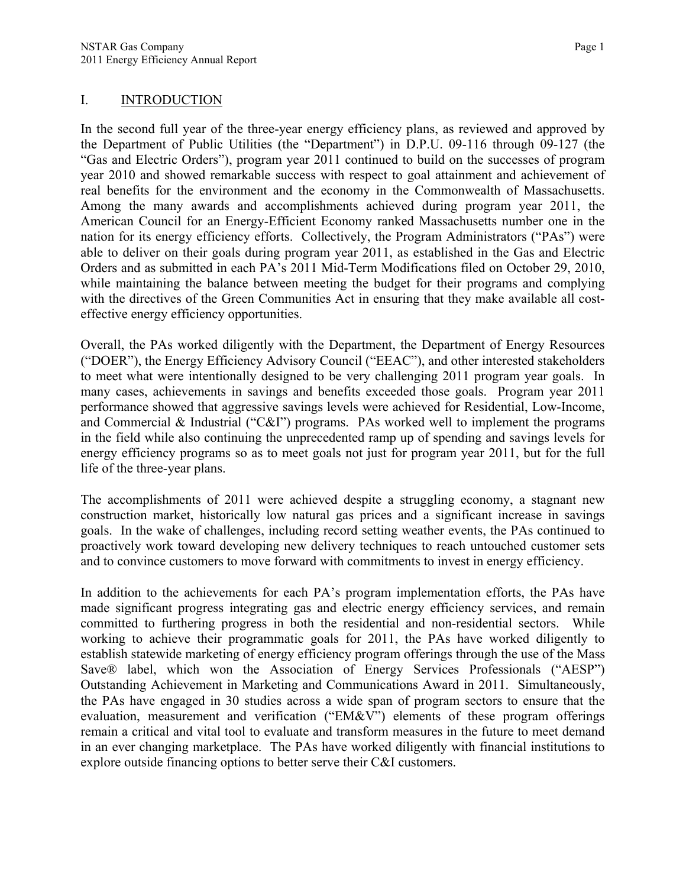# I. INTRODUCTION

In the second full year of the three-year energy efficiency plans, as reviewed and approved by the Department of Public Utilities (the "Department") in D.P.U. 09-116 through 09-127 (the "Gas and Electric Orders"), program year 2011 continued to build on the successes of program year 2010 and showed remarkable success with respect to goal attainment and achievement of real benefits for the environment and the economy in the Commonwealth of Massachusetts. Among the many awards and accomplishments achieved during program year 2011, the American Council for an Energy-Efficient Economy ranked Massachusetts number one in the nation for its energy efficiency efforts. Collectively, the Program Administrators ("PAs") were able to deliver on their goals during program year 2011, as established in the Gas and Electric Orders and as submitted in each PA's 2011 Mid-Term Modifications filed on October 29, 2010, while maintaining the balance between meeting the budget for their programs and complying with the directives of the Green Communities Act in ensuring that they make available all cost-effective energy efficiency opportunities.

Overall, the PAs worked diligently with the Department, the Department of Energy Resources ("DOER"), the Energy Efficiency Advisory Council ("EEAC"), and other interested stakeholders to meet what were intentionally designed to be very challenging 2011 program year goals. In many cases, achievements in savings and benefits exceeded those goals. Program year 2011 performance showed that aggressive savings levels were achieved for Residential, Low-Income, and Commercial & Industrial ("C&I") programs. PAs worked well to implement the programs in the field while also continuing the unprecedented ramp up of spending and savings levels for energy efficiency programs so as to meet goals not just for program year 2011, but for the full life of the three-year plans.

The accomplishments of 2011 were achieved despite a struggling economy, a stagnant new construction market, historically low natural gas prices and a significant increase in savings goals. In the wake of challenges, including record setting weather events, the PAs continued to proactively work toward developing new delivery techniques to reach untouched customer sets and to convince customers to move forward with commitments to invest in energy efficiency.

In addition to the achievements for each PA's program implementation efforts, the PAs have made significant progress integrating gas and electric energy efficiency services, and remain committed to furthering progress in both the residential and non-residential sectors. While working to achieve their programmatic goals for 2011, the PAs have worked diligently to establish statewide marketing of energy efficiency program offerings through the use of the Mass Save® label, which won the Association of Energy Services Professionals ("AESP") Outstanding Achievement in Marketing and Communications Award in 2011. Simultaneously, the PAs have engaged in 30 studies across a wide span of program sectors to ensure that the evaluation, measurement and verification ("EM&V") elements of these program offerings remain a critical and vital tool to evaluate and transform measures in the future to meet demand in an ever changing marketplace. The PAs have worked diligently with financial institutions to explore outside financing options to better serve their C&I customers.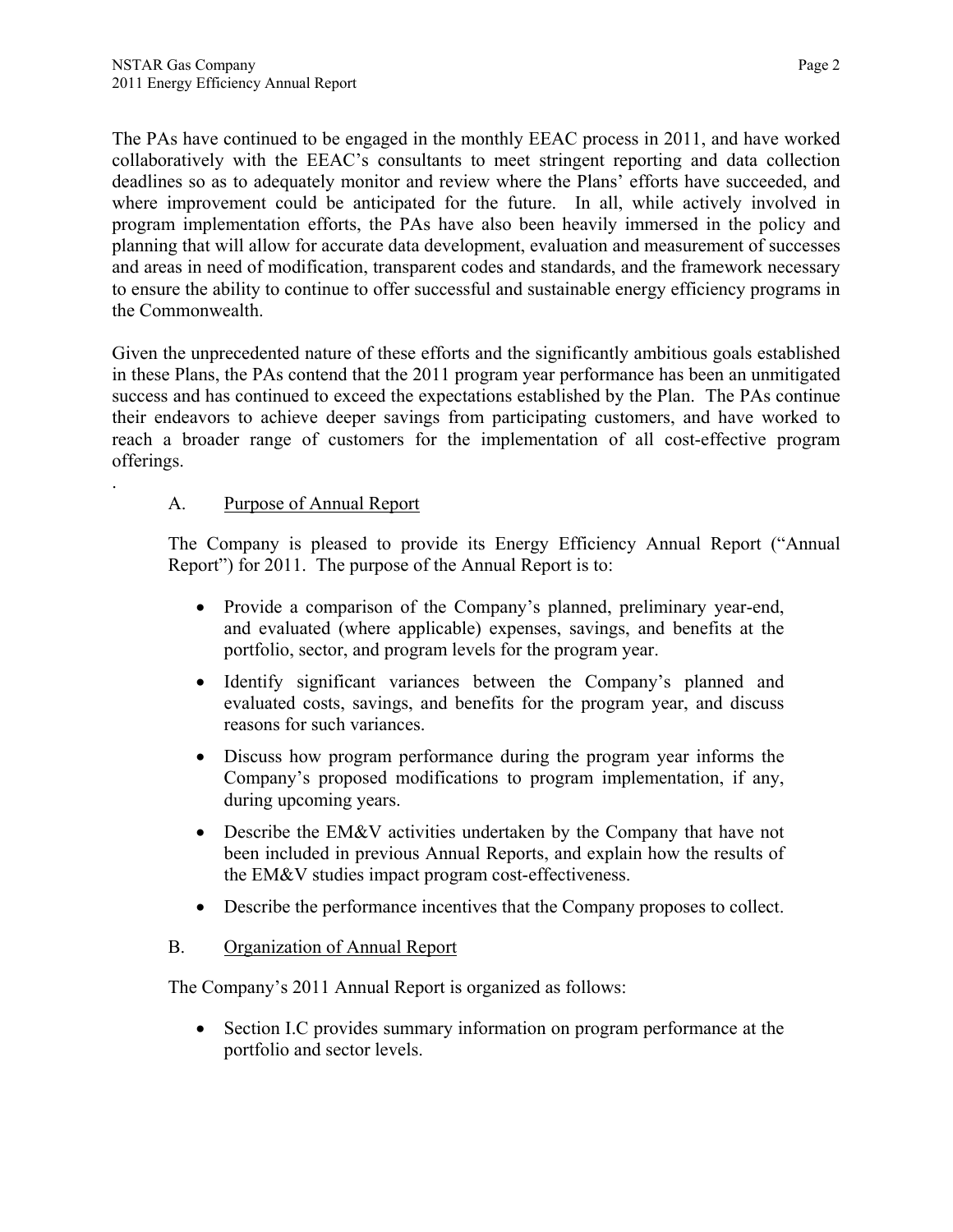The PAs have continued to be engaged in the monthly EEAC process in 2011, and have worked collaboratively with the EEAC's consultants to meet stringent reporting and data collection deadlines so as to adequately monitor and review where the Plans' efforts have succeeded, and where improvement could be anticipated for the future. In all, while actively involved in program implementation efforts, the PAs have also been heavily immersed in the policy and planning that will allow for accurate data development, evaluation and measurement of successes and areas in need of modification, transparent codes and standards, and the framework necessary to ensure the ability to continue to offer successful and sustainable energy efficiency programs in the Commonwealth.

Given the unprecedented nature of these efforts and the significantly ambitious goals established in these Plans, the PAs contend that the 2011 program year performance has been an unmitigated success and has continued to exceed the expectations established by the Plan. The PAs continue their endeavors to achieve deeper savings from participating customers, and have worked to reach a broader range of customers for the implementation of all cost-effective program offerings.

.

### A. Purpose of Annual Report

The Company is pleased to provide its Energy Efficiency Annual Report ("Annual Report") for 2011. The purpose of the Annual Report is to:

- Provide a comparison of the Company's planned, preliminary year-end, and evaluated (where applicable) expenses, savings, and benefits at the portfolio, sector, and program levels for the program year.
- Identify significant variances between the Company's planned and evaluated costs, savings, and benefits for the program year, and discuss reasons for such variances.
- Discuss how program performance during the program year informs the Company's proposed modifications to program implementation, if any, during upcoming years.
- Describe the EM&V activities undertaken by the Company that have not been included in previous Annual Reports, and explain how the results of the EM&V studies impact program cost-effectiveness.
- Describe the performance incentives that the Company proposes to collect.

### B. Organization of Annual Report

The Company's 2011 Annual Report is organized as follows:

- Section I.C provides summary information on program performance at the portfolio and sector levels.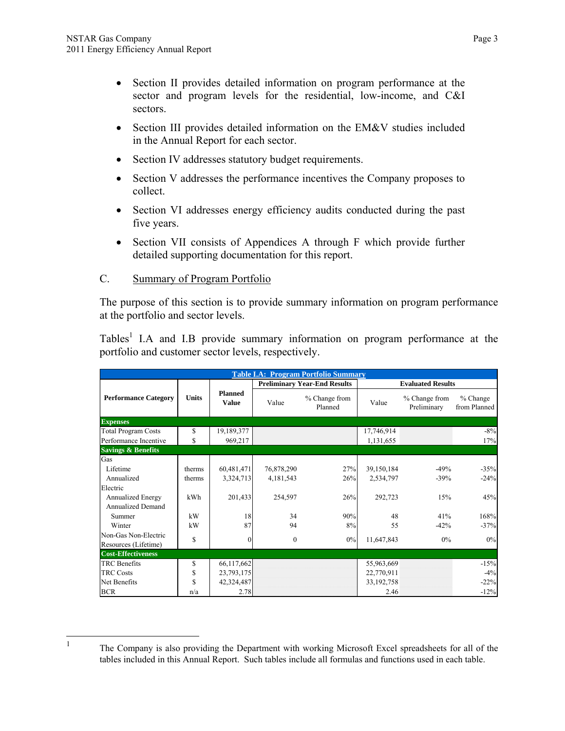- Section II provides detailed information on program performance at the sector and program levels for the residential, low-income, and C&I sectors.
- Section III provides detailed information on the EM&V studies included in the Annual Report for each sector.
- Section IV addresses statutory budget requirements.
- Section V addresses the performance incentives the Company proposes to collect.
- Section VI addresses energy efficiency audits conducted during the past five years.
- Section VII consists of Appendices A through F which provide further detailed supporting documentation for this report.

## C. Summary of Program Portfolio

The purpose of this section is to provide summary information on program performance at the portfolio and sector levels.

Tables[1] I.A and I.B provide summary information on program performance at the portfolio and customer sector levels, respectively.

**Table I.A: Program Portfolio Summary**

| Performance Category | Units | Planned Value | Preliminary Year-End Results | | Evaluated Results | | |
|---|---|---|---|---|---|---|---|
| | | | Value | % Change from Planned | Value | % Change from Preliminary | % Change from Planned |
| **Expenses** | | | | | | | |
| Total Program Costs | $ | 19,189,377 | | | 17,746,914 | | -8% |
| Performance Incentive | $ | 969,217 | | | 1,131,655 | | 17% |
| **Savings & Benefits** | | | | | | | |
| Gas | | | | | | | |
| Lifetime | therms | 60,481,471 | 76,878,290 | 27% | 39,150,184 | -49% | -35% |
| Annualized | therms | 3,324,713 | 4,181,543 | 26% | 2,534,797 | -39% | -24% |
| Electric | | | | | | | |
| Annualized Energy | kWh | 201,433 | 254,597 | 26% | 292,723 | 15% | 45% |
| Annualized Demand | | | | | | | |
| Summer | kW | 18 | 34 | 90% | 48 | 41% | 168% |
| Winter | kW | 87 | 94 | 8% | 55 | -42% | -37% |
| Non-Gas Non-Electric Resources (Lifetime) | $ | 0 | 0 | 0% | 11,647,843 | 0% | 0% |
| **Cost-Effectiveness** | | | | | | | |
| TRC Benefits | $ | 66,117,662 | | | 55,963,669 | | -15% |
| TRC Costs | $ | 23,793,175 | | | 22,770,911 | | -4% |
| Net Benefits | $ | 42,324,487 | | | 33,192,758 | | -22% |
| BCR | n/a | 2.78 | | | 2.46 | | -12% |

[1] The Company is also providing the Department with working Microsoft Excel spreadsheets for all of the tables included in this Annual Report. Such tables include all formulas and functions used in each table.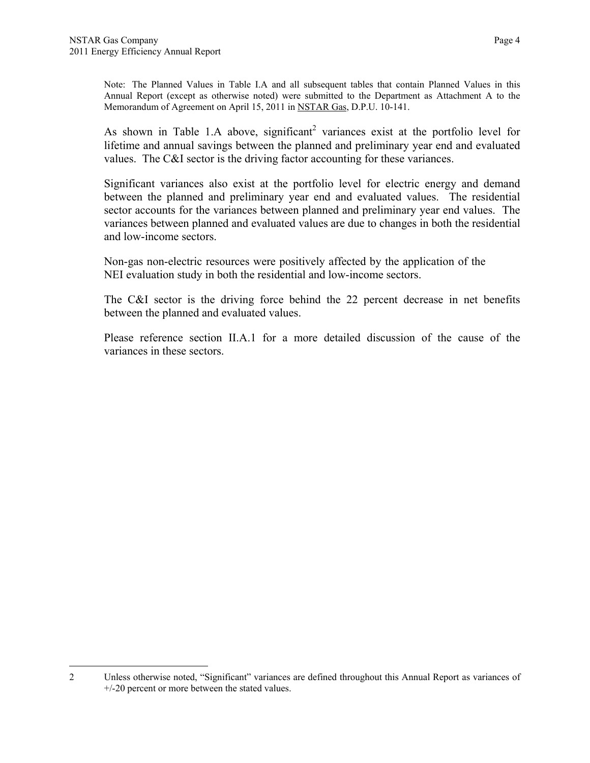Note: The Planned Values in Table I.A and all subsequent tables that contain Planned Values in this Annual Report (except as otherwise noted) were submitted to the Department as Attachment A to the Memorandum of Agreement on April 15, 2011 in NSTAR Gas, D.P.U. 10-141.

As shown in Table 1.A above, significant[2] variances exist at the portfolio level for lifetime and annual savings between the planned and preliminary year end and evaluated values. The C&I sector is the driving factor accounting for these variances.

Significant variances also exist at the portfolio level for electric energy and demand between the planned and preliminary year end and evaluated values. The residential sector accounts for the variances between planned and preliminary year end values. The variances between planned and evaluated values are due to changes in both the residential and low-income sectors.

Non-gas non-electric resources were positively affected by the application of the NEI evaluation study in both the residential and low-income sectors.

The C&I sector is the driving force behind the 22 percent decrease in net benefits between the planned and evaluated values.

Please reference section II.A.1 for a more detailed discussion of the cause of the variances in these sectors.

---

2 Unless otherwise noted, "Significant" variances are defined throughout this Annual Report as variances of +/-20 percent or more between the stated values.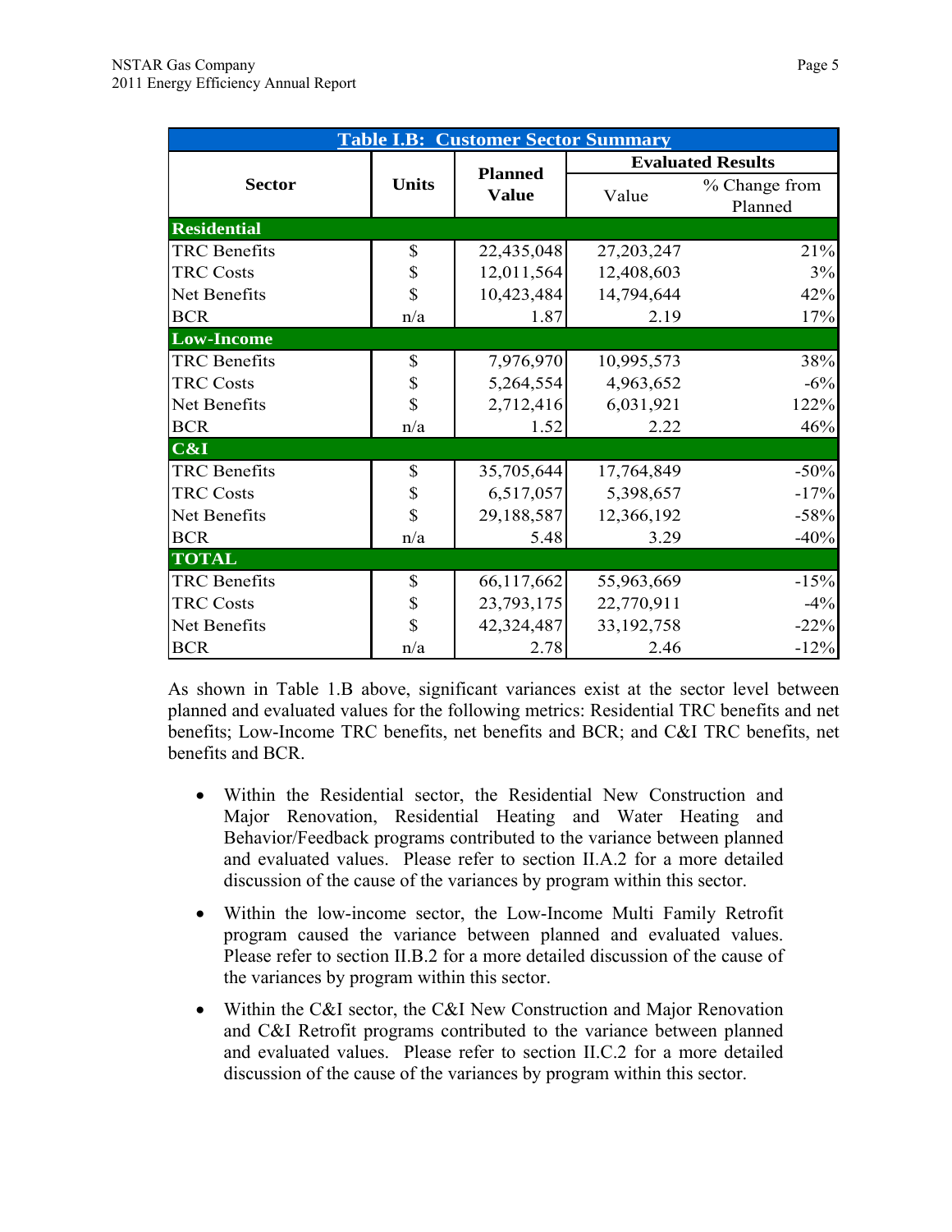**Table I.B: Customer Sector Summary**

| Sector | Units | Planned Value | Evaluated Results | |
|---|---|---|---|---|
| | | | Value | % Change from Planned |
| **Residential** | | | | |
| TRC Benefits | $ | 22,435,048 | 27,203,247 | 21% |
| TRC Costs | $ | 12,011,564 | 12,408,603 | 3% |
| Net Benefits | $ | 10,423,484 | 14,794,644 | 42% |
| BCR | n/a | 1.87 | 2.19 | 17% |
| **Low-Income** | | | | |
| TRC Benefits | $ | 7,976,970 | 10,995,573 | 38% |
| TRC Costs | $ | 5,264,554 | 4,963,652 | -6% |
| Net Benefits | $ | 2,712,416 | 6,031,921 | 122% |
| BCR | n/a | 1.52 | 2.22 | 46% |
| **C&I** | | | | |
| TRC Benefits | $ | 35,705,644 | 17,764,849 | -50% |
| TRC Costs | $ | 6,517,057 | 5,398,657 | -17% |
| Net Benefits | $ | 29,188,587 | 12,366,192 | -58% |
| BCR | n/a | 5.48 | 3.29 | -40% |
| **TOTAL** | | | | |
| TRC Benefits | $ | 66,117,662 | 55,963,669 | -15% |
| TRC Costs | $ | 23,793,175 | 22,770,911 | -4% |
| Net Benefits | $ | 42,324,487 | 33,192,758 | -22% |
| BCR | n/a | 2.78 | 2.46 | -12% |

As shown in Table 1.B above, significant variances exist at the sector level between planned and evaluated values for the following metrics: Residential TRC benefits and net benefits; Low-Income TRC benefits, net benefits and BCR; and C&I TRC benefits, net benefits and BCR.

- Within the Residential sector, the Residential New Construction and Major Renovation, Residential Heating and Water Heating and Behavior/Feedback programs contributed to the variance between planned and evaluated values. Please refer to section II.A.2 for a more detailed discussion of the cause of the variances by program within this sector.
- Within the low-income sector, the Low-Income Multi Family Retrofit program caused the variance between planned and evaluated values. Please refer to section II.B.2 for a more detailed discussion of the cause of the variances by program within this sector.
- Within the C&I sector, the C&I New Construction and Major Renovation and C&I Retrofit programs contributed to the variance between planned and evaluated values. Please refer to section II.C.2 for a more detailed discussion of the cause of the variances by program within this sector.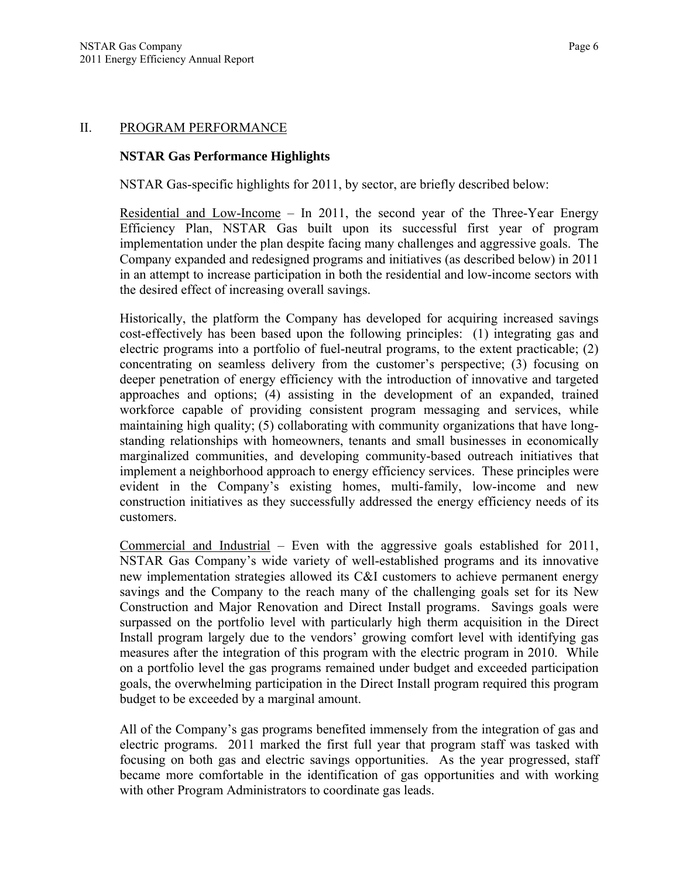## II. PROGRAM PERFORMANCE

### NSTAR Gas Performance Highlights

NSTAR Gas-specific highlights for 2011, by sector, are briefly described below:

Residential and Low-Income – In 2011, the second year of the Three-Year Energy Efficiency Plan, NSTAR Gas built upon its successful first year of program implementation under the plan despite facing many challenges and aggressive goals. The Company expanded and redesigned programs and initiatives (as described below) in 2011 in an attempt to increase participation in both the residential and low-income sectors with the desired effect of increasing overall savings.

Historically, the platform the Company has developed for acquiring increased savings cost-effectively has been based upon the following principles: (1) integrating gas and electric programs into a portfolio of fuel-neutral programs, to the extent practicable; (2) concentrating on seamless delivery from the customer's perspective; (3) focusing on deeper penetration of energy efficiency with the introduction of innovative and targeted approaches and options; (4) assisting in the development of an expanded, trained workforce capable of providing consistent program messaging and services, while maintaining high quality; (5) collaborating with community organizations that have long-standing relationships with homeowners, tenants and small businesses in economically marginalized communities, and developing community-based outreach initiatives that implement a neighborhood approach to energy efficiency services. These principles were evident in the Company's existing homes, multi-family, low-income and new construction initiatives as they successfully addressed the energy efficiency needs of its customers.

Commercial and Industrial – Even with the aggressive goals established for 2011, NSTAR Gas Company's wide variety of well-established programs and its innovative new implementation strategies allowed its C&I customers to achieve permanent energy savings and the Company to the reach many of the challenging goals set for its New Construction and Major Renovation and Direct Install programs. Savings goals were surpassed on the portfolio level with particularly high therm acquisition in the Direct Install program largely due to the vendors' growing comfort level with identifying gas measures after the integration of this program with the electric program in 2010. While on a portfolio level the gas programs remained under budget and exceeded participation goals, the overwhelming participation in the Direct Install program required this program budget to be exceeded by a marginal amount.

All of the Company's gas programs benefited immensely from the integration of gas and electric programs. 2011 marked the first full year that program staff was tasked with focusing on both gas and electric savings opportunities. As the year progressed, staff became more comfortable in the identification of gas opportunities and with working with other Program Administrators to coordinate gas leads.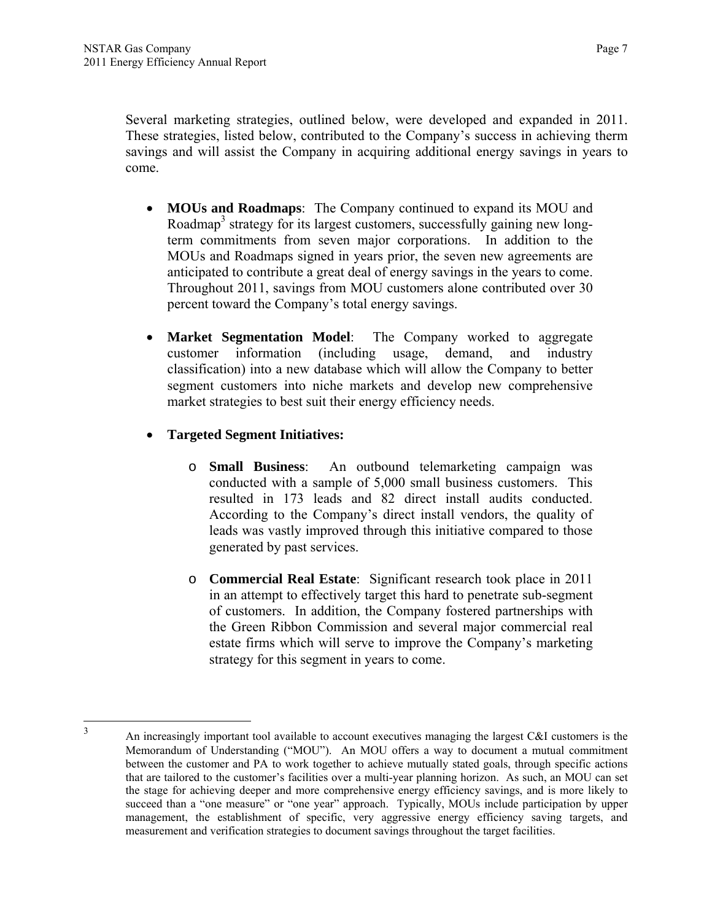Several marketing strategies, outlined below, were developed and expanded in 2011. These strategies, listed below, contributed to the Company's success in achieving therm savings and will assist the Company in acquiring additional energy savings in years to come.

- **MOUs and Roadmaps**: The Company continued to expand its MOU and Roadmap[3] strategy for its largest customers, successfully gaining new long-term commitments from seven major corporations. In addition to the MOUs and Roadmaps signed in years prior, the seven new agreements are anticipated to contribute a great deal of energy savings in the years to come. Throughout 2011, savings from MOU customers alone contributed over 30 percent toward the Company's total energy savings.

- **Market Segmentation Model**: The Company worked to aggregate customer information (including usage, demand, and industry classification) into a new database which will allow the Company to better segment customers into niche markets and develop new comprehensive market strategies to best suit their energy efficiency needs.

- **Targeted Segment Initiatives:**

  - **Small Business**: An outbound telemarketing campaign was conducted with a sample of 5,000 small business customers. This resulted in 173 leads and 82 direct install audits conducted. According to the Company's direct install vendors, the quality of leads was vastly improved through this initiative compared to those generated by past services.

  - **Commercial Real Estate**: Significant research took place in 2011 in an attempt to effectively target this hard to penetrate sub-segment of customers. In addition, the Company fostered partnerships with the Green Ribbon Commission and several major commercial real estate firms which will serve to improve the Company's marketing strategy for this segment in years to come.

---

[3] An increasingly important tool available to account executives managing the largest C&I customers is the Memorandum of Understanding ("MOU"). An MOU offers a way to document a mutual commitment between the customer and PA to work together to achieve mutually stated goals, through specific actions that are tailored to the customer's facilities over a multi-year planning horizon. As such, an MOU can set the stage for achieving deeper and more comprehensive energy efficiency savings, and is more likely to succeed than a "one measure" or "one year" approach. Typically, MOUs include participation by upper management, the establishment of specific, very aggressive energy efficiency saving targets, and measurement and verification strategies to document savings throughout the target facilities.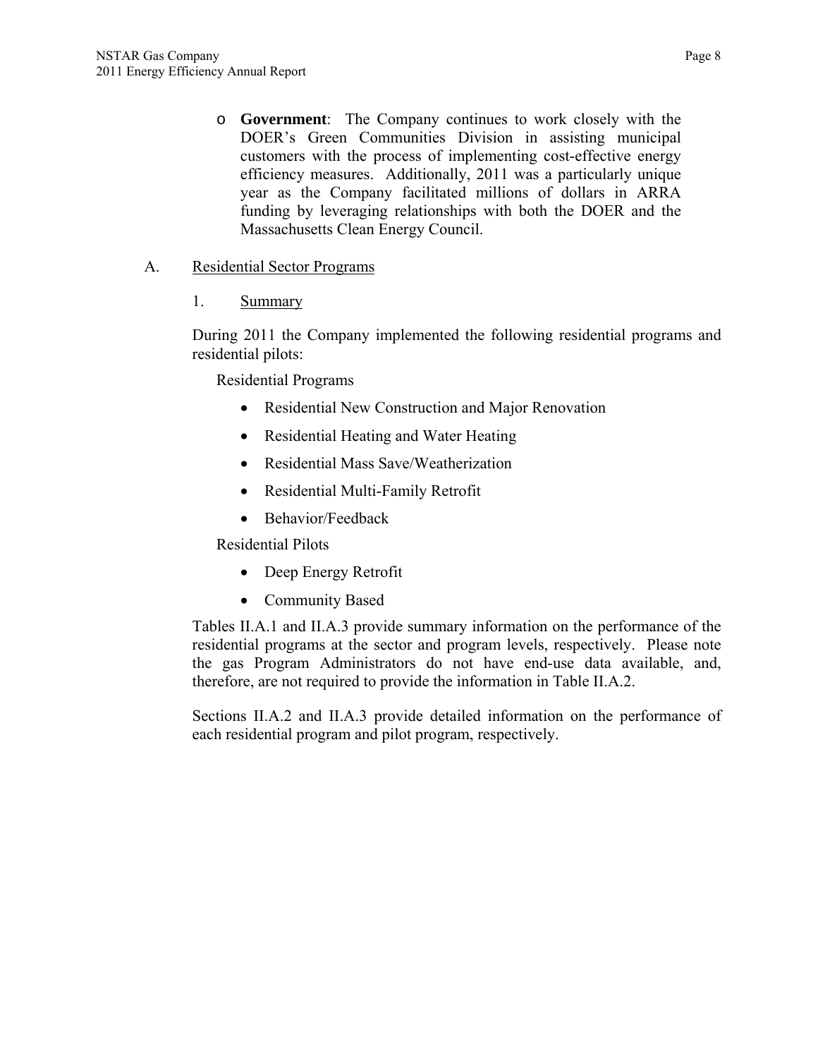- **Government**: The Company continues to work closely with the DOER's Green Communities Division in assisting municipal customers with the process of implementing cost-effective energy efficiency measures. Additionally, 2011 was a particularly unique year as the Company facilitated millions of dollars in ARRA funding by leveraging relationships with both the DOER and the Massachusetts Clean Energy Council.

## A. Residential Sector Programs

### 1. Summary

During 2011 the Company implemented the following residential programs and residential pilots:

Residential Programs

- Residential New Construction and Major Renovation
- Residential Heating and Water Heating
- Residential Mass Save/Weatherization
- Residential Multi-Family Retrofit
- Behavior/Feedback

Residential Pilots

- Deep Energy Retrofit
- Community Based

Tables II.A.1 and II.A.3 provide summary information on the performance of the residential programs at the sector and program levels, respectively. Please note the gas Program Administrators do not have end-use data available, and, therefore, are not required to provide the information in Table II.A.2.

Sections II.A.2 and II.A.3 provide detailed information on the performance of each residential program and pilot program, respectively.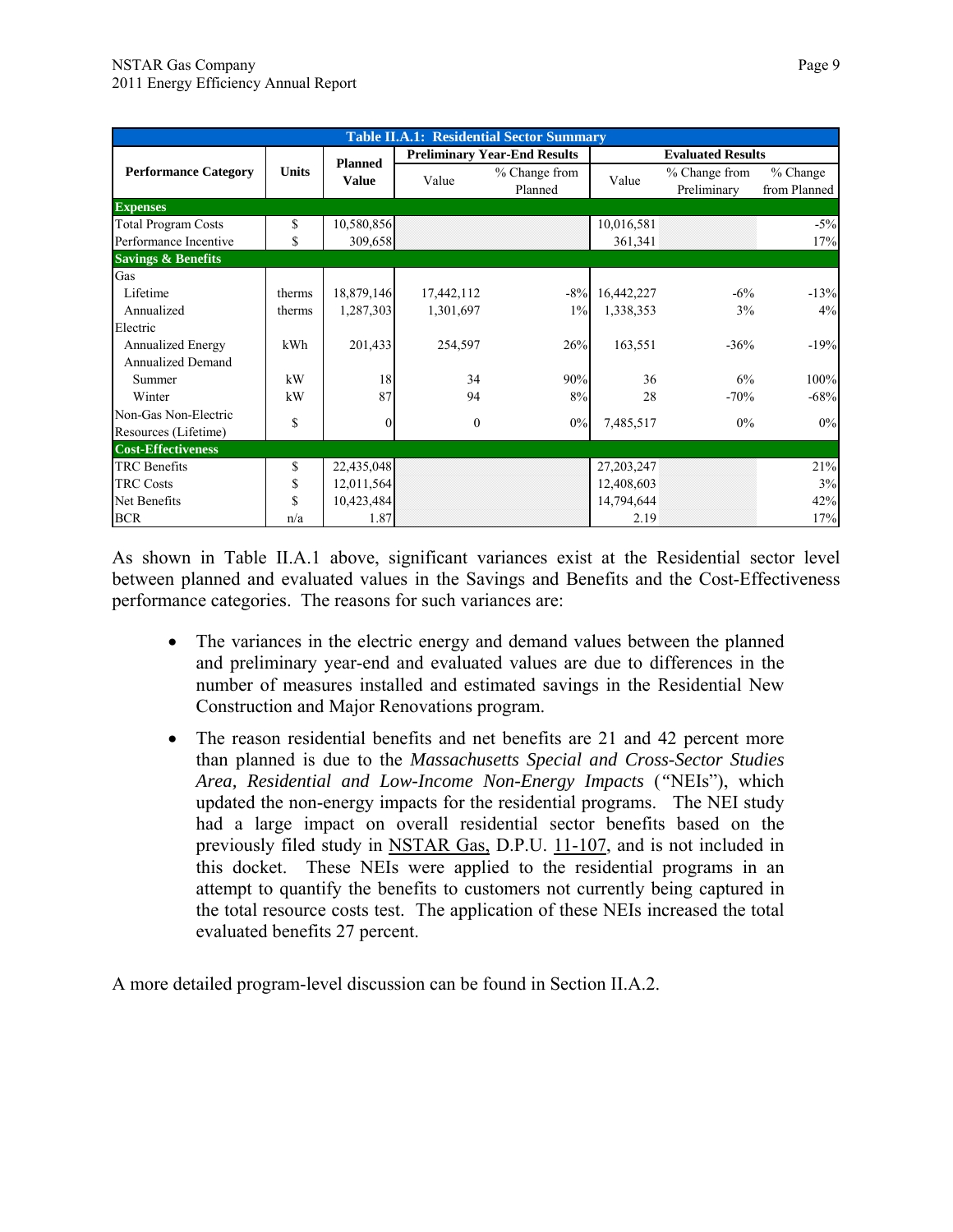| Table II.A.1: Residential Sector Summary | | | | | | | |
|---|---|---|---|---|---|---|---|
| Performance Category | Units | Planned Value | Preliminary Year-End Results | | Evaluated Results | | |
| | | | Value | % Change from Planned | Value | % Change from Preliminary | % Change from Planned |
| **Expenses** | | | | | | | |
| Total Program Costs | $ | 10,580,856 | | | 10,016,581 | | -5% |
| Performance Incentive | $ | 309,658 | | | 361,341 | | 17% |
| **Savings & Benefits** | | | | | | | |
| Gas | | | | | | | |
| Lifetime | therms | 18,879,146 | 17,442,112 | -8% | 16,442,227 | -6% | -13% |
| Annualized | therms | 1,287,303 | 1,301,697 | 1% | 1,338,353 | 3% | 4% |
| Electric | | | | | | | |
| Annualized Energy | kWh | 201,433 | 254,597 | 26% | 163,551 | -36% | -19% |
| Annualized Demand | | | | | | | |
| Summer | kW | 18 | 34 | 90% | 36 | 6% | 100% |
| Winter | kW | 87 | 94 | 8% | 28 | -70% | -68% |
| Non-Gas Non-Electric Resources (Lifetime) | $ | 0 | 0 | 0% | 7,485,517 | 0% | 0% |
| **Cost-Effectiveness** | | | | | | | |
| TRC Benefits | $ | 22,435,048 | | | 27,203,247 | | 21% |
| TRC Costs | $ | 12,011,564 | | | 12,408,603 | | 3% |
| Net Benefits | $ | 10,423,484 | | | 14,794,644 | | 42% |
| BCR | n/a | 1.87 | | | 2.19 | | 17% |

As shown in Table II.A.1 above, significant variances exist at the Residential sector level between planned and evaluated values in the Savings and Benefits and the Cost-Effectiveness performance categories. The reasons for such variances are:

- The variances in the electric energy and demand values between the planned and preliminary year-end and evaluated values are due to differences in the number of measures installed and estimated savings in the Residential New Construction and Major Renovations program.
- The reason residential benefits and net benefits are 21 and 42 percent more than planned is due to the *Massachusetts Special and Cross-Sector Studies Area, Residential and Low-Income Non-Energy Impacts* ("NEIs"), which updated the non-energy impacts for the residential programs. The NEI study had a large impact on overall residential sector benefits based on the previously filed study in NSTAR Gas, D.P.U. 11-107, and is not included in this docket. These NEIs were applied to the residential programs in an attempt to quantify the benefits to customers not currently being captured in the total resource costs test. The application of these NEIs increased the total evaluated benefits 27 percent.

A more detailed program-level discussion can be found in Section II.A.2.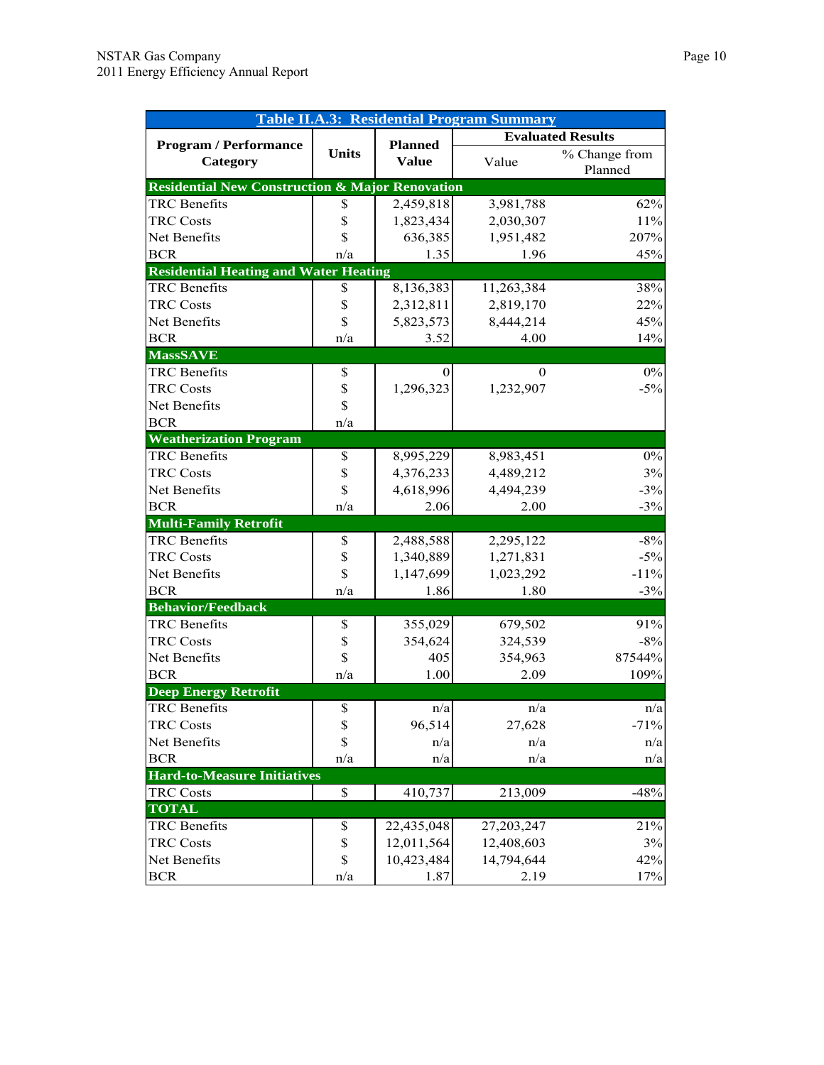| Table II.A.3: Residential Program Summary | | | | |
|---|---|---|---|---|
| Program / Performance Category | Units | Planned Value | Evaluated Results | |
| | | | Value | % Change from Planned |
| **Residential New Construction & Major Renovation** | | | | |
| TRC Benefits | $ | 2,459,818 | 3,981,788 | 62% |
| TRC Costs | $ | 1,823,434 | 2,030,307 | 11% |
| Net Benefits | $ | 636,385 | 1,951,482 | 207% |
| BCR | n/a | 1.35 | 1.96 | 45% |
| **Residential Heating and Water Heating** | | | | |
| TRC Benefits | $ | 8,136,383 | 11,263,384 | 38% |
| TRC Costs | $ | 2,312,811 | 2,819,170 | 22% |
| Net Benefits | $ | 5,823,573 | 8,444,214 | 45% |
| BCR | n/a | 3.52 | 4.00 | 14% |
| **MassSAVE** | | | | |
| TRC Benefits | $ | 0 | 0 | 0% |
| TRC Costs | $ | 1,296,323 | 1,232,907 | -5% |
| Net Benefits | $ | | | |
| BCR | n/a | | | |
| **Weatherization Program** | | | | |
| TRC Benefits | $ | 8,995,229 | 8,983,451 | 0% |
| TRC Costs | $ | 4,376,233 | 4,489,212 | 3% |
| Net Benefits | $ | 4,618,996 | 4,494,239 | -3% |
| BCR | n/a | 2.06 | 2.00 | -3% |
| **Multi-Family Retrofit** | | | | |
| TRC Benefits | $ | 2,488,588 | 2,295,122 | -8% |
| TRC Costs | $ | 1,340,889 | 1,271,831 | -5% |
| Net Benefits | $ | 1,147,699 | 1,023,292 | -11% |
| BCR | n/a | 1.86 | 1.80 | -3% |
| **Behavior/Feedback** | | | | |
| TRC Benefits | $ | 355,029 | 679,502 | 91% |
| TRC Costs | $ | 354,624 | 324,539 | -8% |
| Net Benefits | $ | 405 | 354,963 | 87544% |
| BCR | n/a | 1.00 | 2.09 | 109% |
| **Deep Energy Retrofit** | | | | |
| TRC Benefits | $ | n/a | n/a | n/a |
| TRC Costs | $ | 96,514 | 27,628 | -71% |
| Net Benefits | $ | n/a | n/a | n/a |
| BCR | n/a | n/a | n/a | n/a |
| **Hard-to-Measure Initiatives** | | | | |
| TRC Costs | $ | 410,737 | 213,009 | -48% |
| **TOTAL** | | | | |
| TRC Benefits | $ | 22,435,048 | 27,203,247 | 21% |
| TRC Costs | $ | 12,011,564 | 12,408,603 | 3% |
| Net Benefits | $ | 10,423,484 | 14,794,644 | 42% |
| BCR | n/a | 1.87 | 2.19 | 17% |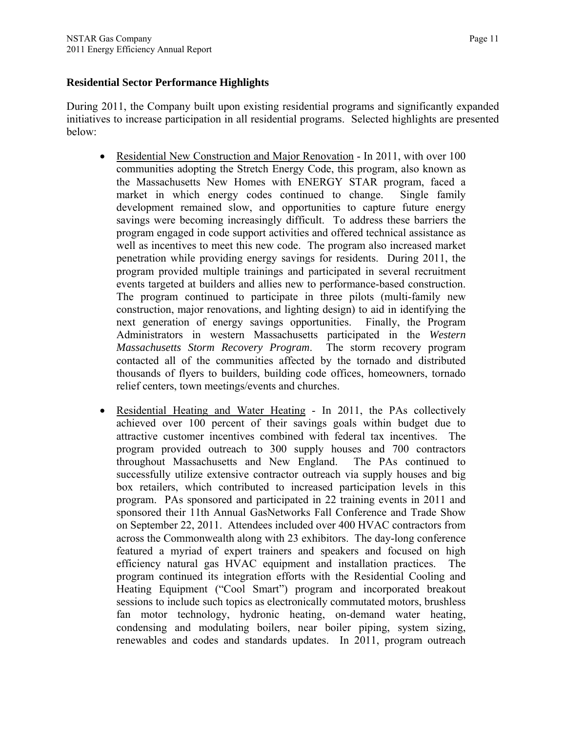**Residential Sector Performance Highlights**

During 2011, the Company built upon existing residential programs and significantly expanded initiatives to increase participation in all residential programs. Selected highlights are presented below:

- Residential New Construction and Major Renovation - In 2011, with over 100 communities adopting the Stretch Energy Code, this program, also known as the Massachusetts New Homes with ENERGY STAR program, faced a market in which energy codes continued to change. Single family development remained slow, and opportunities to capture future energy savings were becoming increasingly difficult. To address these barriers the program engaged in code support activities and offered technical assistance as well as incentives to meet this new code. The program also increased market penetration while providing energy savings for residents. During 2011, the program provided multiple trainings and participated in several recruitment events targeted at builders and allies new to performance-based construction. The program continued to participate in three pilots (multi-family new construction, major renovations, and lighting design) to aid in identifying the next generation of energy savings opportunities. Finally, the Program Administrators in western Massachusetts participated in the *Western Massachusetts Storm Recovery Program*. The storm recovery program contacted all of the communities affected by the tornado and distributed thousands of flyers to builders, building code offices, homeowners, tornado relief centers, town meetings/events and churches.

- Residential Heating and Water Heating - In 2011, the PAs collectively achieved over 100 percent of their savings goals within budget due to attractive customer incentives combined with federal tax incentives. The program provided outreach to 300 supply houses and 700 contractors throughout Massachusetts and New England. The PAs continued to successfully utilize extensive contractor outreach via supply houses and big box retailers, which contributed to increased participation levels in this program. PAs sponsored and participated in 22 training events in 2011 and sponsored their 11th Annual GasNetworks Fall Conference and Trade Show on September 22, 2011. Attendees included over 400 HVAC contractors from across the Commonwealth along with 23 exhibitors. The day-long conference featured a myriad of expert trainers and speakers and focused on high efficiency natural gas HVAC equipment and installation practices. The program continued its integration efforts with the Residential Cooling and Heating Equipment ("Cool Smart") program and incorporated breakout sessions to include such topics as electronically commutated motors, brushless fan motor technology, hydronic heating, on-demand water heating, condensing and modulating boilers, near boiler piping, system sizing, renewables and codes and standards updates. In 2011, program outreach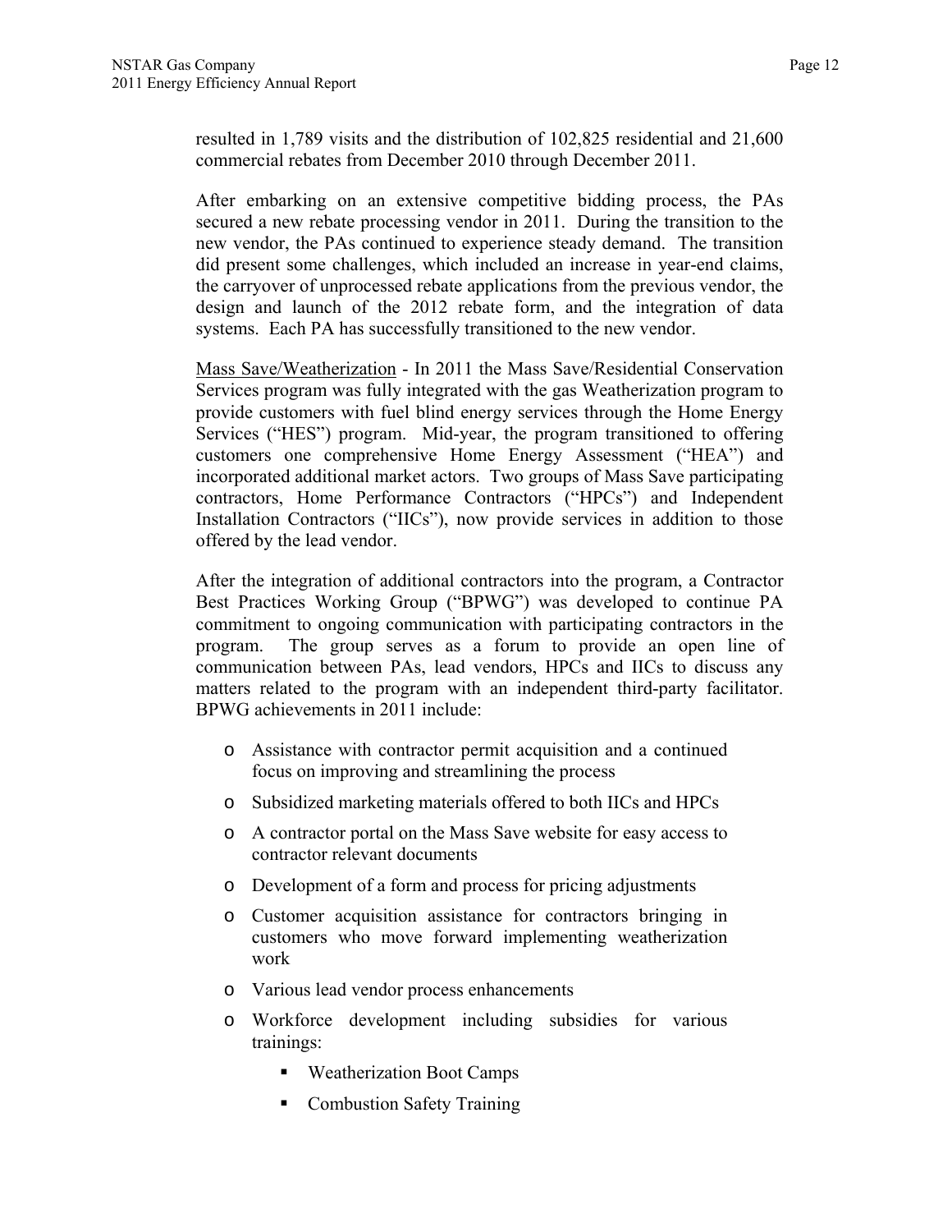resulted in 1,789 visits and the distribution of 102,825 residential and 21,600 commercial rebates from December 2010 through December 2011.

After embarking on an extensive competitive bidding process, the PAs secured a new rebate processing vendor in 2011. During the transition to the new vendor, the PAs continued to experience steady demand. The transition did present some challenges, which included an increase in year-end claims, the carryover of unprocessed rebate applications from the previous vendor, the design and launch of the 2012 rebate form, and the integration of data systems. Each PA has successfully transitioned to the new vendor.

Mass Save/Weatherization - In 2011 the Mass Save/Residential Conservation Services program was fully integrated with the gas Weatherization program to provide customers with fuel blind energy services through the Home Energy Services ("HES") program. Mid-year, the program transitioned to offering customers one comprehensive Home Energy Assessment ("HEA") and incorporated additional market actors. Two groups of Mass Save participating contractors, Home Performance Contractors ("HPCs") and Independent Installation Contractors ("IICs"), now provide services in addition to those offered by the lead vendor.

After the integration of additional contractors into the program, a Contractor Best Practices Working Group ("BPWG") was developed to continue PA commitment to ongoing communication with participating contractors in the program. The group serves as a forum to provide an open line of communication between PAs, lead vendors, HPCs and IICs to discuss any matters related to the program with an independent third-party facilitator. BPWG achievements in 2011 include:

- Assistance with contractor permit acquisition and a continued focus on improving and streamlining the process
- Subsidized marketing materials offered to both IICs and HPCs
- A contractor portal on the Mass Save website for easy access to contractor relevant documents
- Development of a form and process for pricing adjustments
- Customer acquisition assistance for contractors bringing in customers who move forward implementing weatherization work
- Various lead vendor process enhancements
- Workforce development including subsidies for various trainings:
  - Weatherization Boot Camps
  - Combustion Safety Training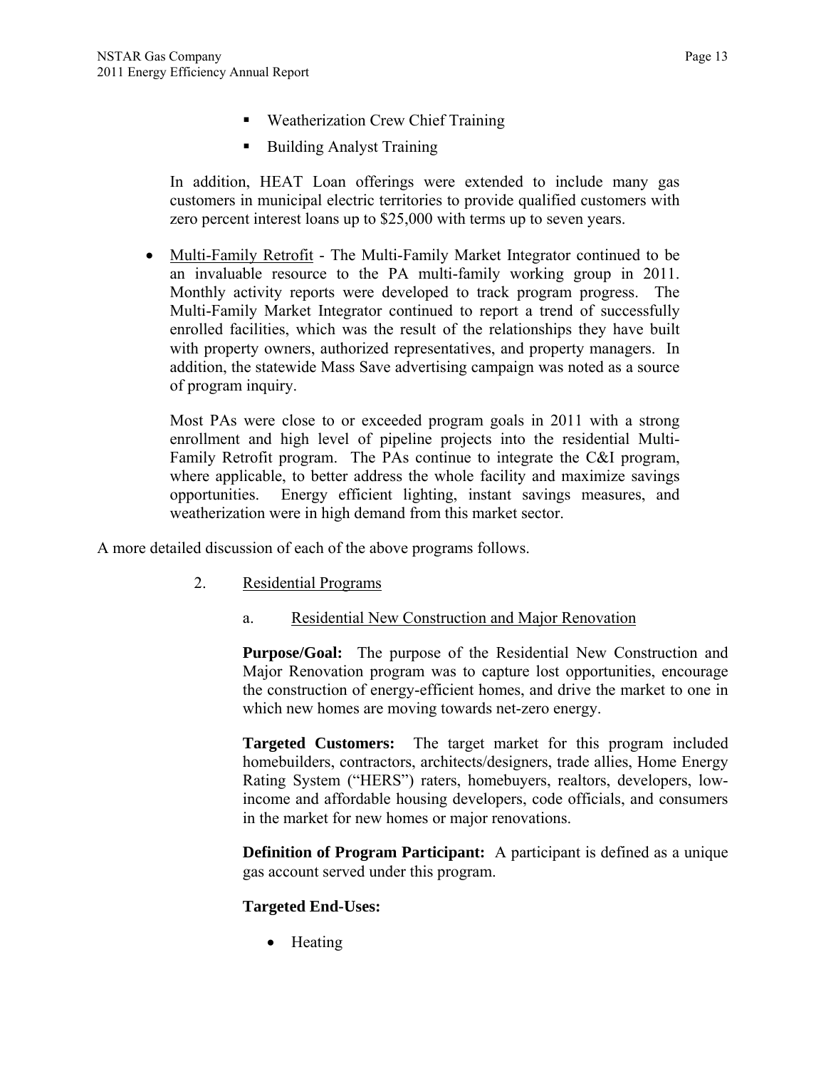- Weatherization Crew Chief Training
- Building Analyst Training

In addition, HEAT Loan offerings were extended to include many gas customers in municipal electric territories to provide qualified customers with zero percent interest loans up to $25,000 with terms up to seven years.

- Multi-Family Retrofit - The Multi-Family Market Integrator continued to be an invaluable resource to the PA multi-family working group in 2011. Monthly activity reports were developed to track program progress. The Multi-Family Market Integrator continued to report a trend of successfully enrolled facilities, which was the result of the relationships they have built with property owners, authorized representatives, and property managers. In addition, the statewide Mass Save advertising campaign was noted as a source of program inquiry.

  Most PAs were close to or exceeded program goals in 2011 with a strong enrollment and high level of pipeline projects into the residential Multi-Family Retrofit program. The PAs continue to integrate the C&I program, where applicable, to better address the whole facility and maximize savings opportunities. Energy efficient lighting, instant savings measures, and weatherization were in high demand from this market sector.

A more detailed discussion of each of the above programs follows.

## 2. Residential Programs

### a. Residential New Construction and Major Renovation

**Purpose/Goal:** The purpose of the Residential New Construction and Major Renovation program was to capture lost opportunities, encourage the construction of energy-efficient homes, and drive the market to one in which new homes are moving towards net-zero energy.

**Targeted Customers:** The target market for this program included homebuilders, contractors, architects/designers, trade allies, Home Energy Rating System ("HERS") raters, homebuyers, realtors, developers, low-income and affordable housing developers, code officials, and consumers in the market for new homes or major renovations.

**Definition of Program Participant:** A participant is defined as a unique gas account served under this program.

**Targeted End-Uses:**

- Heating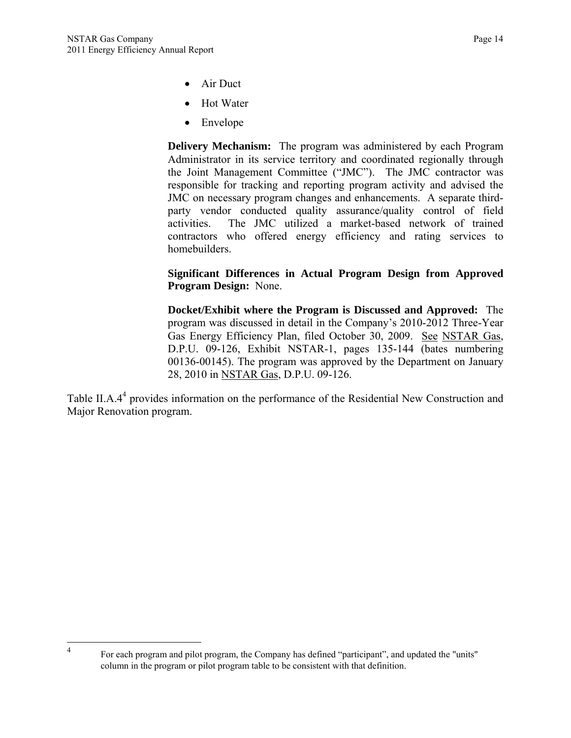- Air Duct
- Hot Water
- Envelope

**Delivery Mechanism:** The program was administered by each Program Administrator in its service territory and coordinated regionally through the Joint Management Committee ("JMC"). The JMC contractor was responsible for tracking and reporting program activity and advised the JMC on necessary program changes and enhancements. A separate third-party vendor conducted quality assurance/quality control of field activities. The JMC utilized a market-based network of trained contractors who offered energy efficiency and rating services to homebuilders.

**Significant Differences in Actual Program Design from Approved Program Design:** None.

**Docket/Exhibit where the Program is Discussed and Approved:** The program was discussed in detail in the Company's 2010-2012 Three-Year Gas Energy Efficiency Plan, filed October 30, 2009. See NSTAR Gas, D.P.U. 09-126, Exhibit NSTAR-1, pages 135-144 (bates numbering 00136-00145). The program was approved by the Department on January 28, 2010 in NSTAR Gas, D.P.U. 09-126.

Table II.A.4[4] provides information on the performance of the Residential New Construction and Major Renovation program.

---

[4] For each program and pilot program, the Company has defined "participant", and updated the "units" column in the program or pilot program table to be consistent with that definition.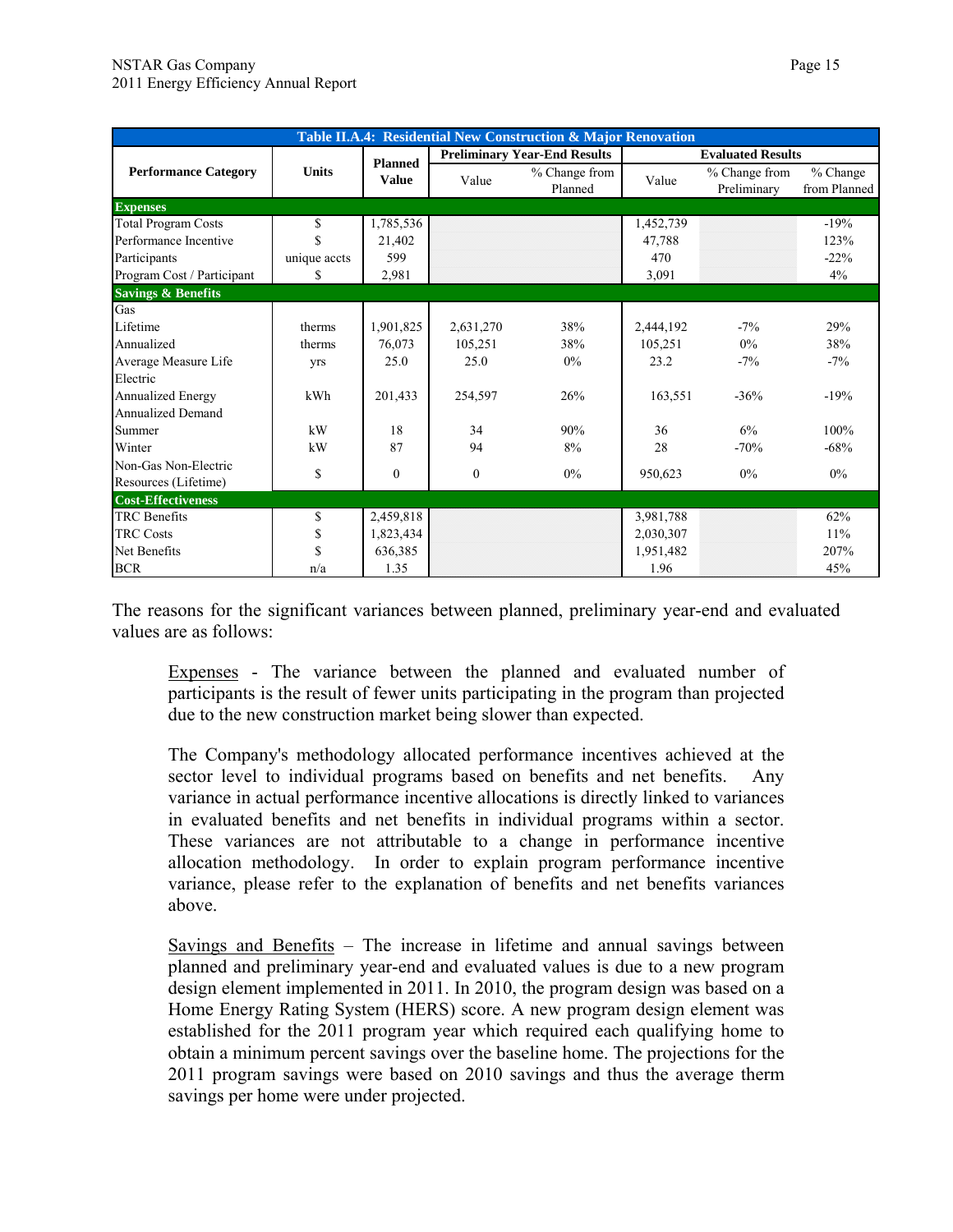| Table II.A.4: Residential New Construction & Major Renovation | | | | | | | |
|---|---|---|---|---|---|---|---|
| Performance Category | Units | Planned Value | Preliminary Year-End Results | | Evaluated Results | | |
| | | | Value | % Change from Planned | Value | % Change from Preliminary | % Change from Planned |
| **Expenses** | | | | | | | |
| Total Program Costs | $ | 1,785,536 | | | 1,452,739 | | -19% |
| Performance Incentive | $ | 21,402 | | | 47,788 | | 123% |
| Participants | unique accts | 599 | | | 470 | | -22% |
| Program Cost / Participant | $ | 2,981 | | | 3,091 | | 4% |
| **Savings & Benefits** | | | | | | | |
| Gas | | | | | | | |
| Lifetime | therms | 1,901,825 | 2,631,270 | 38% | 2,444,192 | -7% | 29% |
| Annualized | therms | 76,073 | 105,251 | 38% | 105,251 | 0% | 38% |
| Average Measure Life | yrs | 25.0 | 25.0 | 0% | 23.2 | -7% | -7% |
| Electric | | | | | | | |
| Annualized Energy | kWh | 201,433 | 254,597 | 26% | 163,551 | -36% | -19% |
| Annualized Demand | | | | | | | |
| Summer | kW | 18 | 34 | 90% | 36 | 6% | 100% |
| Winter | kW | 87 | 94 | 8% | 28 | -70% | -68% |
| Non-Gas Non-Electric Resources (Lifetime) | $ | 0 | 0 | 0% | 950,623 | 0% | 0% |
| **Cost-Effectiveness** | | | | | | | |
| TRC Benefits | $ | 2,459,818 | | | 3,981,788 | | 62% |
| TRC Costs | $ | 1,823,434 | | | 2,030,307 | | 11% |
| Net Benefits | $ | 636,385 | | | 1,951,482 | | 207% |
| BCR | n/a | 1.35 | | | 1.96 | | 45% |

The reasons for the significant variances between planned, preliminary year-end and evaluated values are as follows:

Expenses - The variance between the planned and evaluated number of participants is the result of fewer units participating in the program than projected due to the new construction market being slower than expected.

The Company's methodology allocated performance incentives achieved at the sector level to individual programs based on benefits and net benefits. Any variance in actual performance incentive allocations is directly linked to variances in evaluated benefits and net benefits in individual programs within a sector. These variances are not attributable to a change in performance incentive allocation methodology. In order to explain program performance incentive variance, please refer to the explanation of benefits and net benefits variances above.

Savings and Benefits – The increase in lifetime and annual savings between planned and preliminary year-end and evaluated values is due to a new program design element implemented in 2011. In 2010, the program design was based on a Home Energy Rating System (HERS) score. A new program design element was established for the 2011 program year which required each qualifying home to obtain a minimum percent savings over the baseline home. The projections for the 2011 program savings were based on 2010 savings and thus the average therm savings per home were under projected.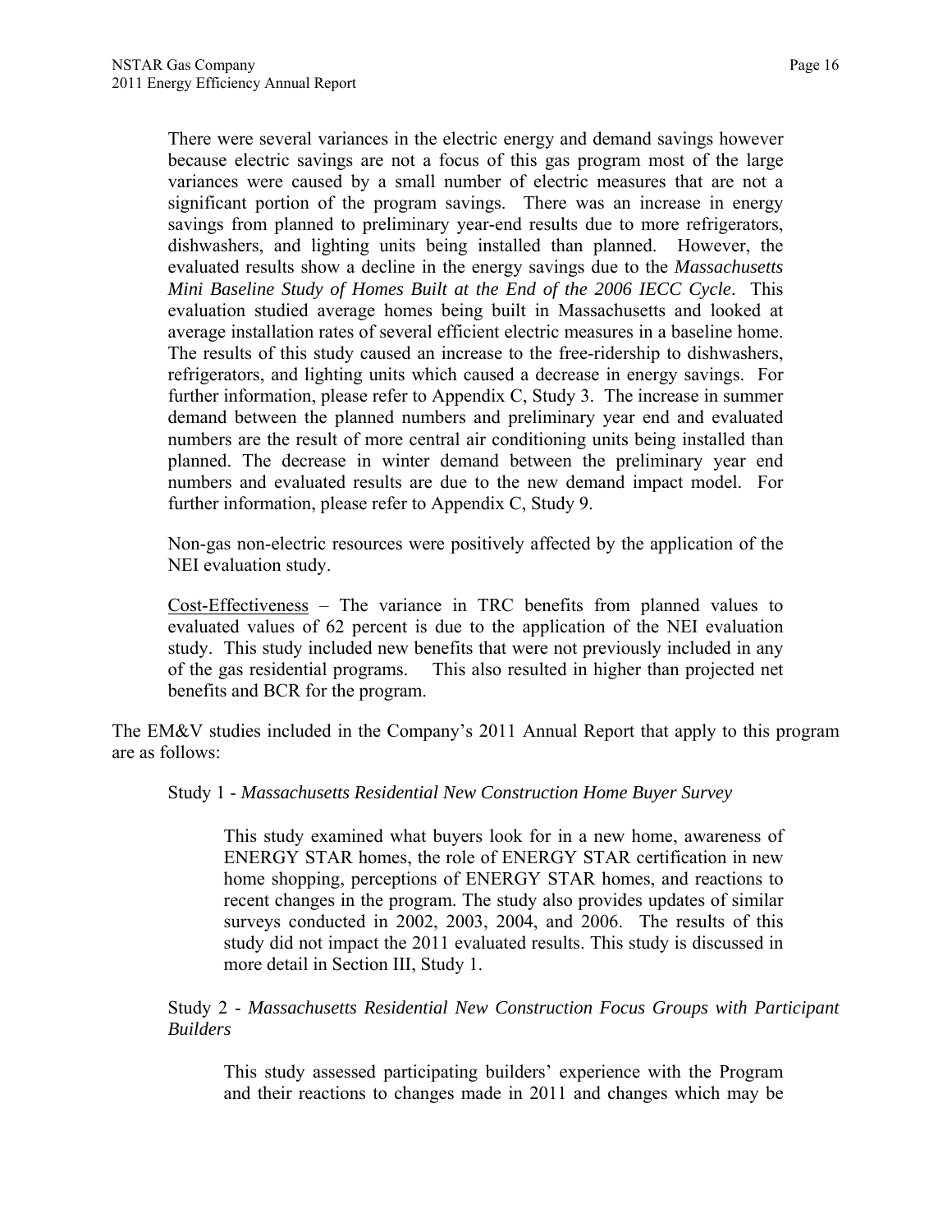There were several variances in the electric energy and demand savings however because electric savings are not a focus of this gas program most of the large variances were caused by a small number of electric measures that are not a significant portion of the program savings. There was an increase in energy savings from planned to preliminary year-end results due to more refrigerators, dishwashers, and lighting units being installed than planned. However, the evaluated results show a decline in the energy savings due to the *Massachusetts Mini Baseline Study of Homes Built at the End of the 2006 IECC Cycle*. This evaluation studied average homes being built in Massachusetts and looked at average installation rates of several efficient electric measures in a baseline home. The results of this study caused an increase to the free-ridership to dishwashers, refrigerators, and lighting units which caused a decrease in energy savings. For further information, please refer to Appendix C, Study 3. The increase in summer demand between the planned numbers and preliminary year end and evaluated numbers are the result of more central air conditioning units being installed than planned. The decrease in winter demand between the preliminary year end numbers and evaluated results are due to the new demand impact model. For further information, please refer to Appendix C, Study 9.

Non-gas non-electric resources were positively affected by the application of the NEI evaluation study.

Cost-Effectiveness – The variance in TRC benefits from planned values to evaluated values of 62 percent is due to the application of the NEI evaluation study. This study included new benefits that were not previously included in any of the gas residential programs. This also resulted in higher than projected net benefits and BCR for the program.

The EM&V studies included in the Company's 2011 Annual Report that apply to this program are as follows:

Study 1 - *Massachusetts Residential New Construction Home Buyer Survey*

This study examined what buyers look for in a new home, awareness of ENERGY STAR homes, the role of ENERGY STAR certification in new home shopping, perceptions of ENERGY STAR homes, and reactions to recent changes in the program. The study also provides updates of similar surveys conducted in 2002, 2003, 2004, and 2006. The results of this study did not impact the 2011 evaluated results. This study is discussed in more detail in Section III, Study 1.

Study 2 - *Massachusetts Residential New Construction Focus Groups with Participant Builders*

This study assessed participating builders' experience with the Program and their reactions to changes made in 2011 and changes which may be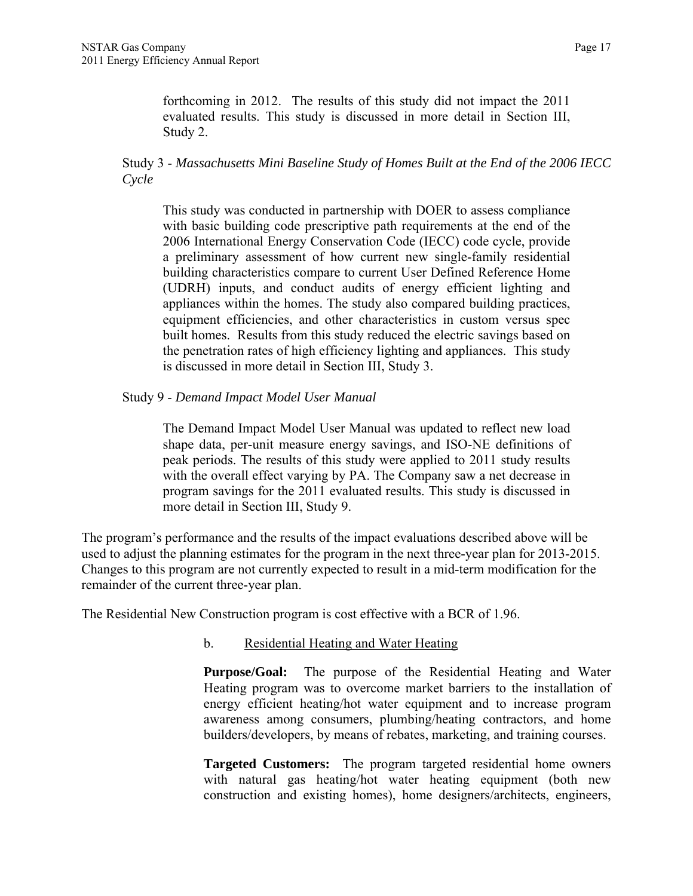forthcoming in 2012. The results of this study did not impact the 2011 evaluated results. This study is discussed in more detail in Section III, Study 2.

Study 3 - *Massachusetts Mini Baseline Study of Homes Built at the End of the 2006 IECC Cycle*

This study was conducted in partnership with DOER to assess compliance with basic building code prescriptive path requirements at the end of the 2006 International Energy Conservation Code (IECC) code cycle, provide a preliminary assessment of how current new single-family residential building characteristics compare to current User Defined Reference Home (UDRH) inputs, and conduct audits of energy efficient lighting and appliances within the homes. The study also compared building practices, equipment efficiencies, and other characteristics in custom versus spec built homes. Results from this study reduced the electric savings based on the penetration rates of high efficiency lighting and appliances. This study is discussed in more detail in Section III, Study 3.

Study 9 - *Demand Impact Model User Manual*

The Demand Impact Model User Manual was updated to reflect new load shape data, per-unit measure energy savings, and ISO-NE definitions of peak periods. The results of this study were applied to 2011 study results with the overall effect varying by PA. The Company saw a net decrease in program savings for the 2011 evaluated results. This study is discussed in more detail in Section III, Study 9.

The program's performance and the results of the impact evaluations described above will be used to adjust the planning estimates for the program in the next three-year plan for 2013-2015. Changes to this program are not currently expected to result in a mid-term modification for the remainder of the current three-year plan.

The Residential New Construction program is cost effective with a BCR of 1.96.

b. Residential Heating and Water Heating

**Purpose/Goal:** The purpose of the Residential Heating and Water Heating program was to overcome market barriers to the installation of energy efficient heating/hot water equipment and to increase program awareness among consumers, plumbing/heating contractors, and home builders/developers, by means of rebates, marketing, and training courses.

**Targeted Customers:** The program targeted residential home owners with natural gas heating/hot water heating equipment (both new construction and existing homes), home designers/architects, engineers,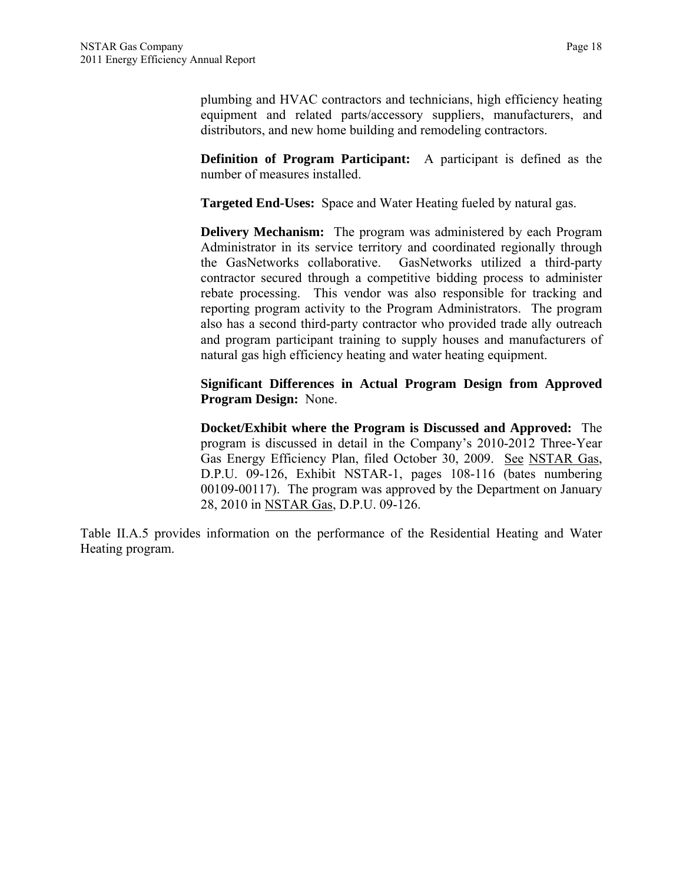plumbing and HVAC contractors and technicians, high efficiency heating equipment and related parts/accessory suppliers, manufacturers, and distributors, and new home building and remodeling contractors.

**Definition of Program Participant:** A participant is defined as the number of measures installed.

**Targeted End-Uses:** Space and Water Heating fueled by natural gas.

**Delivery Mechanism:** The program was administered by each Program Administrator in its service territory and coordinated regionally through the GasNetworks collaborative. GasNetworks utilized a third-party contractor secured through a competitive bidding process to administer rebate processing. This vendor was also responsible for tracking and reporting program activity to the Program Administrators. The program also has a second third-party contractor who provided trade ally outreach and program participant training to supply houses and manufacturers of natural gas high efficiency heating and water heating equipment.

**Significant Differences in Actual Program Design from Approved Program Design:** None.

**Docket/Exhibit where the Program is Discussed and Approved:** The program is discussed in detail in the Company's 2010-2012 Three-Year Gas Energy Efficiency Plan, filed October 30, 2009. See NSTAR Gas, D.P.U. 09-126, Exhibit NSTAR-1, pages 108-116 (bates numbering 00109-00117). The program was approved by the Department on January 28, 2010 in NSTAR Gas, D.P.U. 09-126.

Table II.A.5 provides information on the performance of the Residential Heating and Water Heating program.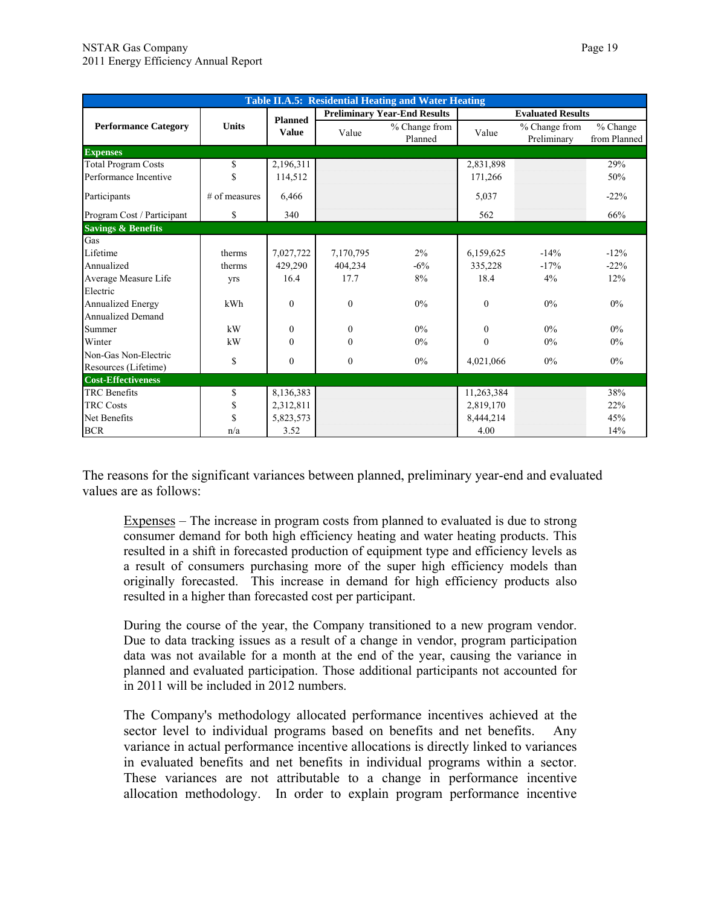| Table II.A.5: Residential Heating and Water Heating | | | | | | | |
|---|---|---|---|---|---|---|---|
| Performance Category | Units | Planned Value | Preliminary Year-End Results | | Evaluated Results | | |
| | | | Value | % Change from Planned | Value | % Change from Preliminary | % Change from Planned |
| **Expenses** | | | | | | | |
| Total Program Costs | $ | 2,196,311 | | | 2,831,898 | | 29% |
| Performance Incentive | $ | 114,512 | | | 171,266 | | 50% |
| Participants | # of measures | 6,466 | | | 5,037 | | -22% |
| Program Cost / Participant | $ | 340 | | | 562 | | 66% |
| **Savings & Benefits** | | | | | | | |
| Gas | | | | | | | |
| Lifetime | therms | 7,027,722 | 7,170,795 | 2% | 6,159,625 | -14% | -12% |
| Annualized | therms | 429,290 | 404,234 | -6% | 335,228 | -17% | -22% |
| Average Measure Life | yrs | 16.4 | 17.7 | 8% | 18.4 | 4% | 12% |
| Electric | | | | | | | |
| Annualized Energy | kWh | 0 | 0 | 0% | 0 | 0% | 0% |
| Annualized Demand | | | | | | | |
| Summer | kW | 0 | 0 | 0% | 0 | 0% | 0% |
| Winter | kW | 0 | 0 | 0% | 0 | 0% | 0% |
| Non-Gas Non-Electric Resources (Lifetime) | $ | 0 | 0 | 0% | 4,021,066 | 0% | 0% |
| **Cost-Effectiveness** | | | | | | | |
| TRC Benefits | $ | 8,136,383 | | | 11,263,384 | | 38% |
| TRC Costs | $ | 2,312,811 | | | 2,819,170 | | 22% |
| Net Benefits | $ | 5,823,573 | | | 8,444,214 | | 45% |
| BCR | n/a | 3.52 | | | 4.00 | | 14% |

The reasons for the significant variances between planned, preliminary year-end and evaluated values are as follows:

> Expenses – The increase in program costs from planned to evaluated is due to strong consumer demand for both high efficiency heating and water heating products. This resulted in a shift in forecasted production of equipment type and efficiency levels as a result of consumers purchasing more of the super high efficiency models than originally forecasted. This increase in demand for high efficiency products also resulted in a higher than forecasted cost per participant.
>
> During the course of the year, the Company transitioned to a new program vendor. Due to data tracking issues as a result of a change in vendor, program participation data was not available for a month at the end of the year, causing the variance in planned and evaluated participation. Those additional participants not accounted for in 2011 will be included in 2012 numbers.
>
> The Company's methodology allocated performance incentives achieved at the sector level to individual programs based on benefits and net benefits. Any variance in actual performance incentive allocations is directly linked to variances in evaluated benefits and net benefits in individual programs within a sector. These variances are not attributable to a change in performance incentive allocation methodology. In order to explain program performance incentive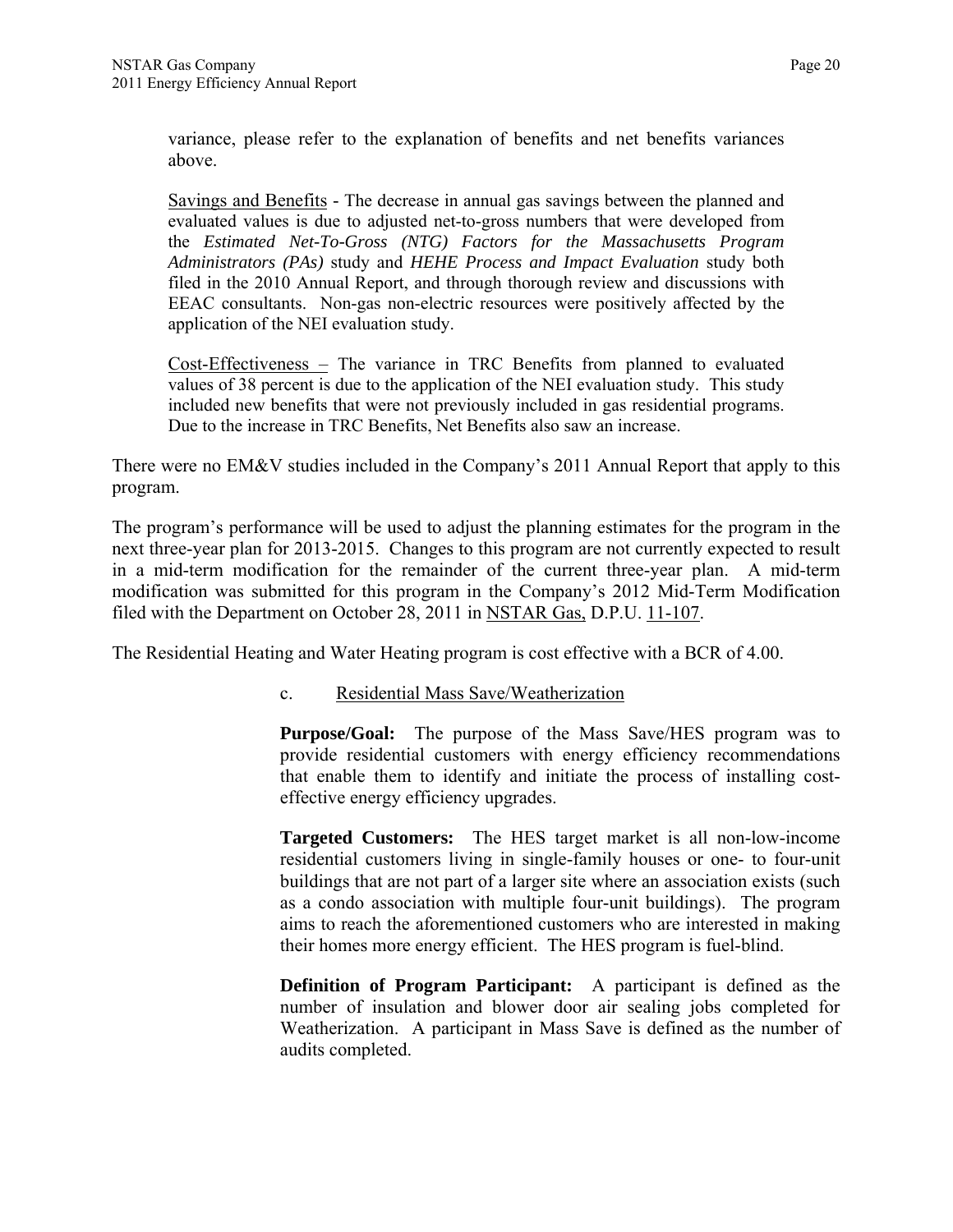variance, please refer to the explanation of benefits and net benefits variances above.

Savings and Benefits - The decrease in annual gas savings between the planned and evaluated values is due to adjusted net-to-gross numbers that were developed from the *Estimated Net-To-Gross (NTG) Factors for the Massachusetts Program Administrators (PAs)* study and *HEHE Process and Impact Evaluation* study both filed in the 2010 Annual Report, and through thorough review and discussions with EEAC consultants. Non-gas non-electric resources were positively affected by the application of the NEI evaluation study.

Cost-Effectiveness – The variance in TRC Benefits from planned to evaluated values of 38 percent is due to the application of the NEI evaluation study. This study included new benefits that were not previously included in gas residential programs. Due to the increase in TRC Benefits, Net Benefits also saw an increase.

There were no EM&V studies included in the Company's 2011 Annual Report that apply to this program.

The program's performance will be used to adjust the planning estimates for the program in the next three-year plan for 2013-2015. Changes to this program are not currently expected to result in a mid-term modification for the remainder of the current three-year plan. A mid-term modification was submitted for this program in the Company's 2012 Mid-Term Modification filed with the Department on October 28, 2011 in NSTAR Gas, D.P.U. 11-107.

The Residential Heating and Water Heating program is cost effective with a BCR of 4.00.

### c. Residential Mass Save/Weatherization

**Purpose/Goal:** The purpose of the Mass Save/HES program was to provide residential customers with energy efficiency recommendations that enable them to identify and initiate the process of installing cost-effective energy efficiency upgrades.

**Targeted Customers:** The HES target market is all non-low-income residential customers living in single-family houses or one- to four-unit buildings that are not part of a larger site where an association exists (such as a condo association with multiple four-unit buildings). The program aims to reach the aforementioned customers who are interested in making their homes more energy efficient. The HES program is fuel-blind.

**Definition of Program Participant:** A participant is defined as the number of insulation and blower door air sealing jobs completed for Weatherization. A participant in Mass Save is defined as the number of audits completed.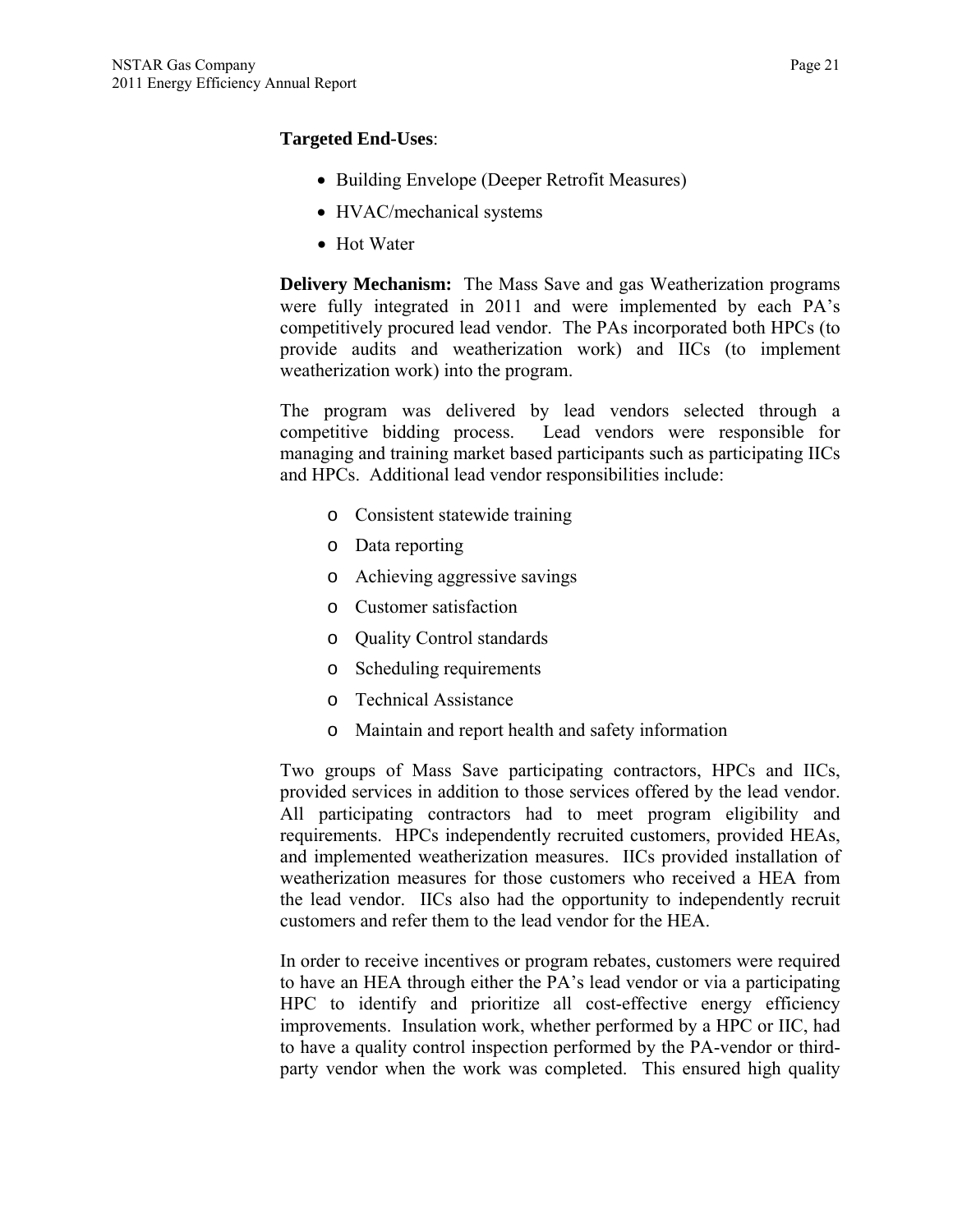**Targeted End-Uses**:

- Building Envelope (Deeper Retrofit Measures)
- HVAC/mechanical systems
- Hot Water

**Delivery Mechanism:** The Mass Save and gas Weatherization programs were fully integrated in 2011 and were implemented by each PA's competitively procured lead vendor. The PAs incorporated both HPCs (to provide audits and weatherization work) and IICs (to implement weatherization work) into the program.

The program was delivered by lead vendors selected through a competitive bidding process. Lead vendors were responsible for managing and training market based participants such as participating IICs and HPCs. Additional lead vendor responsibilities include:

- Consistent statewide training
- Data reporting
- Achieving aggressive savings
- Customer satisfaction
- Quality Control standards
- Scheduling requirements
- Technical Assistance
- Maintain and report health and safety information

Two groups of Mass Save participating contractors, HPCs and IICs, provided services in addition to those services offered by the lead vendor. All participating contractors had to meet program eligibility and requirements. HPCs independently recruited customers, provided HEAs, and implemented weatherization measures. IICs provided installation of weatherization measures for those customers who received a HEA from the lead vendor. IICs also had the opportunity to independently recruit customers and refer them to the lead vendor for the HEA.

In order to receive incentives or program rebates, customers were required to have an HEA through either the PA's lead vendor or via a participating HPC to identify and prioritize all cost-effective energy efficiency improvements. Insulation work, whether performed by a HPC or IIC, had to have a quality control inspection performed by the PA-vendor or third-party vendor when the work was completed. This ensured high quality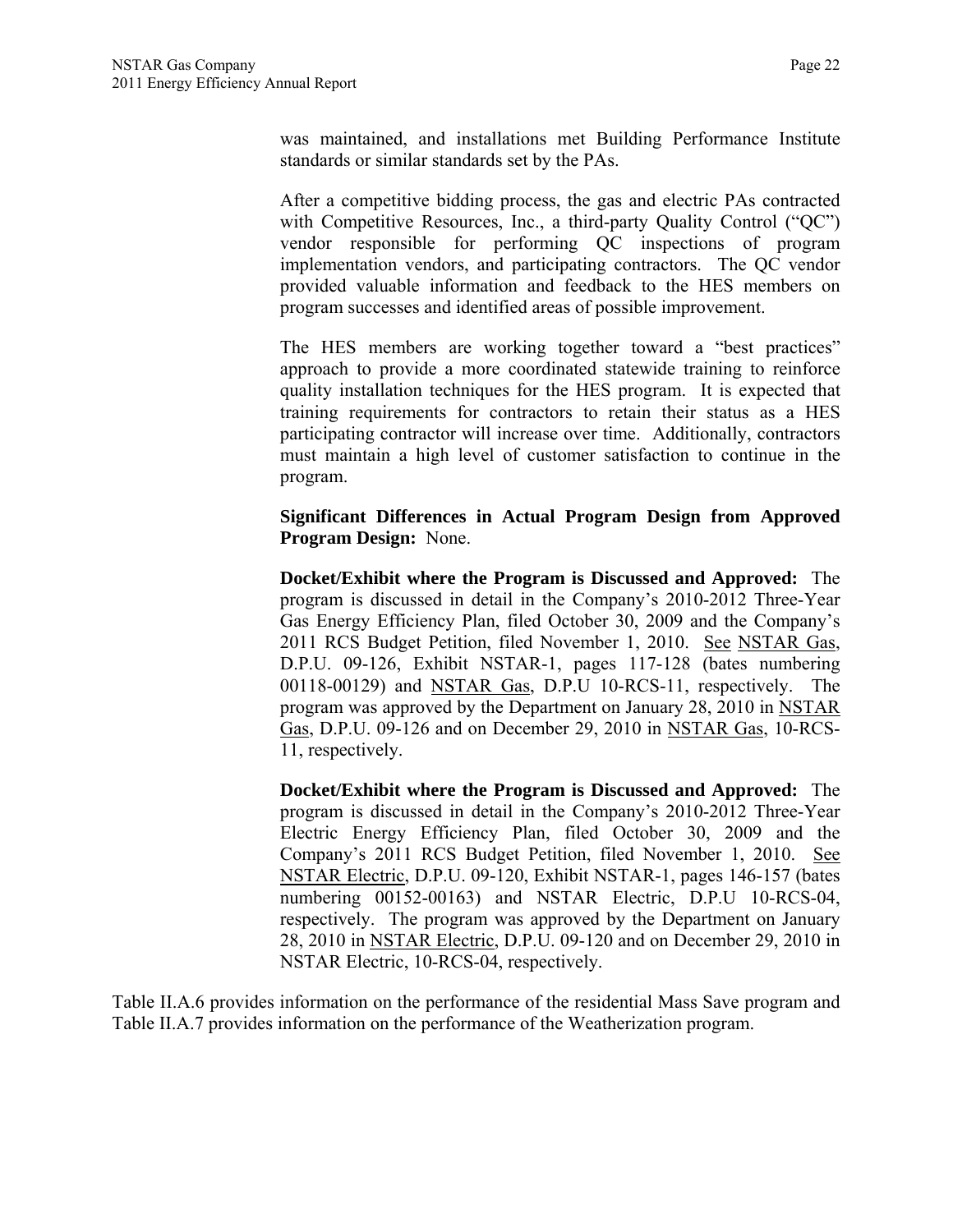was maintained, and installations met Building Performance Institute standards or similar standards set by the PAs.

After a competitive bidding process, the gas and electric PAs contracted with Competitive Resources, Inc., a third-party Quality Control ("QC") vendor responsible for performing QC inspections of program implementation vendors, and participating contractors. The QC vendor provided valuable information and feedback to the HES members on program successes and identified areas of possible improvement.

The HES members are working together toward a "best practices" approach to provide a more coordinated statewide training to reinforce quality installation techniques for the HES program. It is expected that training requirements for contractors to retain their status as a HES participating contractor will increase over time. Additionally, contractors must maintain a high level of customer satisfaction to continue in the program.

**Significant Differences in Actual Program Design from Approved Program Design:** None.

**Docket/Exhibit where the Program is Discussed and Approved:** The program is discussed in detail in the Company's 2010-2012 Three-Year Gas Energy Efficiency Plan, filed October 30, 2009 and the Company's 2011 RCS Budget Petition, filed November 1, 2010. See NSTAR Gas, D.P.U. 09-126, Exhibit NSTAR-1, pages 117-128 (bates numbering 00118-00129) and NSTAR Gas, D.P.U 10-RCS-11, respectively. The program was approved by the Department on January 28, 2010 in NSTAR Gas, D.P.U. 09-126 and on December 29, 2010 in NSTAR Gas, 10-RCS-11, respectively.

**Docket/Exhibit where the Program is Discussed and Approved:** The program is discussed in detail in the Company's 2010-2012 Three-Year Electric Energy Efficiency Plan, filed October 30, 2009 and the Company's 2011 RCS Budget Petition, filed November 1, 2010. See NSTAR Electric, D.P.U. 09-120, Exhibit NSTAR-1, pages 146-157 (bates numbering 00152-00163) and NSTAR Electric, D.P.U 10-RCS-04, respectively. The program was approved by the Department on January 28, 2010 in NSTAR Electric, D.P.U. 09-120 and on December 29, 2010 in NSTAR Electric, 10-RCS-04, respectively.

Table II.A.6 provides information on the performance of the residential Mass Save program and Table II.A.7 provides information on the performance of the Weatherization program.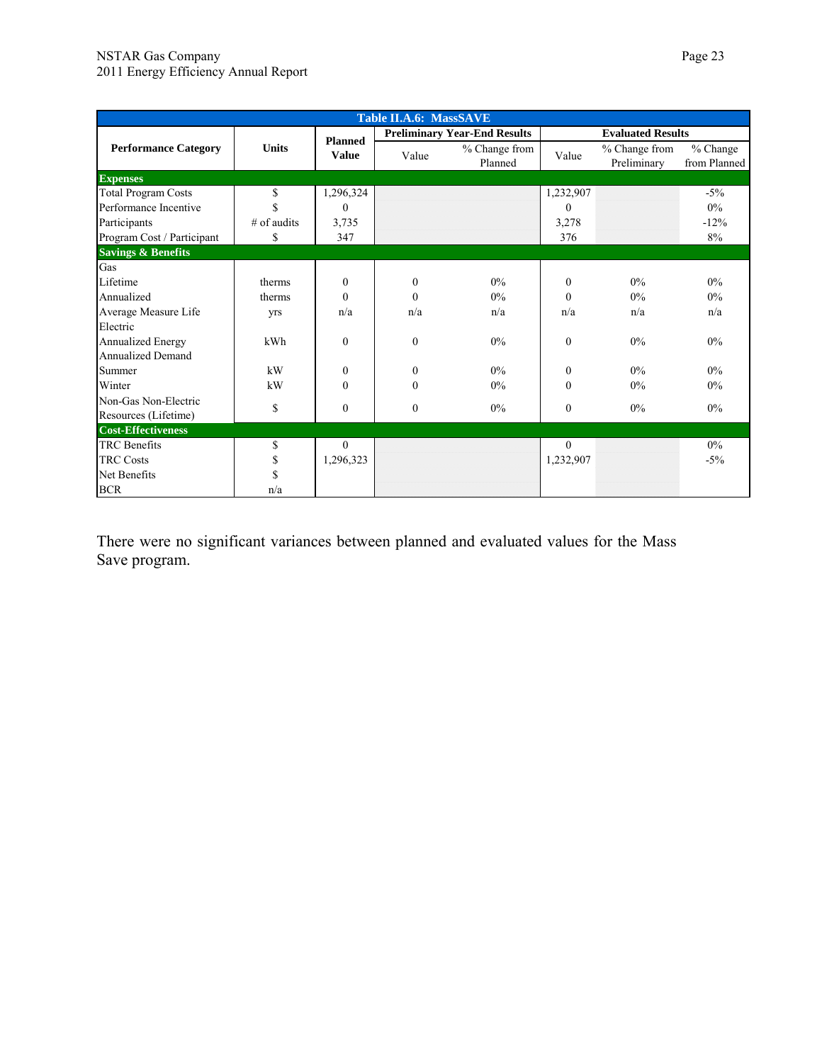| Table II.A.6: MassSAVE | | | | | | | |
|---|---|---|---|---|---|---|---|
| **Performance Category** | **Units** | **Planned Value** | **Preliminary Year-End Results** | | **Evaluated Results** | | |
| | | | Value | % Change from Planned | Value | % Change from Preliminary | % Change from Planned |
| **Expenses** | | | | | | | |
| Total Program Costs | $ | 1,296,324 | | | 1,232,907 | | -5% |
| Performance Incentive | $ | 0 | | | 0 | | 0% |
| Participants | # of audits | 3,735 | | | 3,278 | | -12% |
| Program Cost / Participant | $ | 347 | | | 376 | | 8% |
| **Savings & Benefits** | | | | | | | |
| Gas | | | | | | | |
| Lifetime | therms | 0 | 0 | 0% | 0 | 0% | 0% |
| Annualized | therms | 0 | 0 | 0% | 0 | 0% | 0% |
| Average Measure Life | yrs | n/a | n/a | n/a | n/a | n/a | n/a |
| Electric | | | | | | | |
| Annualized Energy | kWh | 0 | 0 | 0% | 0 | 0% | 0% |
| Annualized Demand | | | | | | | |
| Summer | kW | 0 | 0 | 0% | 0 | 0% | 0% |
| Winter | kW | 0 | 0 | 0% | 0 | 0% | 0% |
| Non-Gas Non-Electric Resources (Lifetime) | $ | 0 | 0 | 0% | 0 | 0% | 0% |
| **Cost-Effectiveness** | | | | | | | |
| TRC Benefits | $ | 0 | | | 0 | | 0% |
| TRC Costs | $ | 1,296,323 | | | 1,232,907 | | -5% |
| Net Benefits | $ | | | | | | |
| BCR | n/a | | | | | | |

There were no significant variances between planned and evaluated values for the Mass Save program.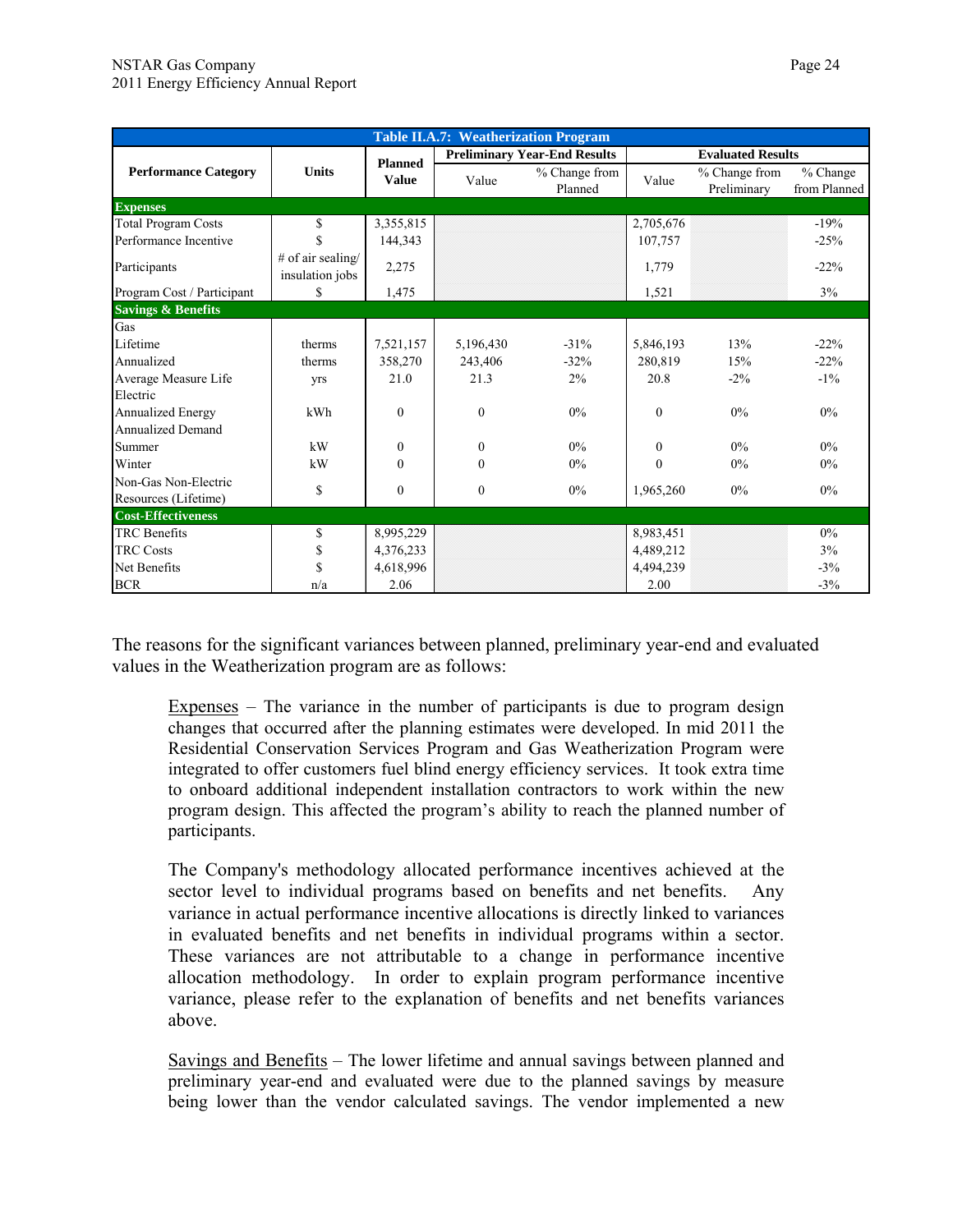| Table II.A.7: Weatherization Program | | | | | | | |
|---|---|---|---|---|---|---|---|
| **Performance Category** | **Units** | **Planned Value** | **Preliminary Year-End Results** | | **Evaluated Results** | | |
| | | | Value | % Change from Planned | Value | % Change from Preliminary | % Change from Planned |
| **Expenses** | | | | | | | |
| Total Program Costs | $ | 3,355,815 | | | 2,705,676 | | -19% |
| Performance Incentive | $ | 144,343 | | | 107,757 | | -25% |
| Participants | # of air sealing/ insulation jobs | 2,275 | | | 1,779 | | -22% |
| Program Cost / Participant | $ | 1,475 | | | 1,521 | | 3% |
| **Savings & Benefits** | | | | | | | |
| Gas | | | | | | | |
| Lifetime | therms | 7,521,157 | 5,196,430 | -31% | 5,846,193 | 13% | -22% |
| Annualized | therms | 358,270 | 243,406 | -32% | 280,819 | 15% | -22% |
| Average Measure Life | yrs | 21.0 | 21.3 | 2% | 20.8 | -2% | -1% |
| Electric | | | | | | | |
| Annualized Energy | kWh | 0 | 0 | 0% | 0 | 0% | 0% |
| Annualized Demand | | | | | | | |
| Summer | kW | 0 | 0 | 0% | 0 | 0% | 0% |
| Winter | kW | 0 | 0 | 0% | 0 | 0% | 0% |
| Non-Gas Non-Electric Resources (Lifetime) | $ | 0 | 0 | 0% | 1,965,260 | 0% | 0% |
| **Cost-Effectiveness** | | | | | | | |
| TRC Benefits | $ | 8,995,229 | | | 8,983,451 | | 0% |
| TRC Costs | $ | 4,376,233 | | | 4,489,212 | | 3% |
| Net Benefits | $ | 4,618,996 | | | 4,494,239 | | -3% |
| BCR | n/a | 2.06 | | | 2.00 | | -3% |

The reasons for the significant variances between planned, preliminary year-end and evaluated values in the Weatherization program are as follows:

Expenses – The variance in the number of participants is due to program design changes that occurred after the planning estimates were developed. In mid 2011 the Residential Conservation Services Program and Gas Weatherization Program were integrated to offer customers fuel blind energy efficiency services. It took extra time to onboard additional independent installation contractors to work within the new program design. This affected the program's ability to reach the planned number of participants.

The Company's methodology allocated performance incentives achieved at the sector level to individual programs based on benefits and net benefits. Any variance in actual performance incentive allocations is directly linked to variances in evaluated benefits and net benefits in individual programs within a sector. These variances are not attributable to a change in performance incentive allocation methodology. In order to explain program performance incentive variance, please refer to the explanation of benefits and net benefits variances above.

Savings and Benefits – The lower lifetime and annual savings between planned and preliminary year-end and evaluated were due to the planned savings by measure being lower than the vendor calculated savings. The vendor implemented a new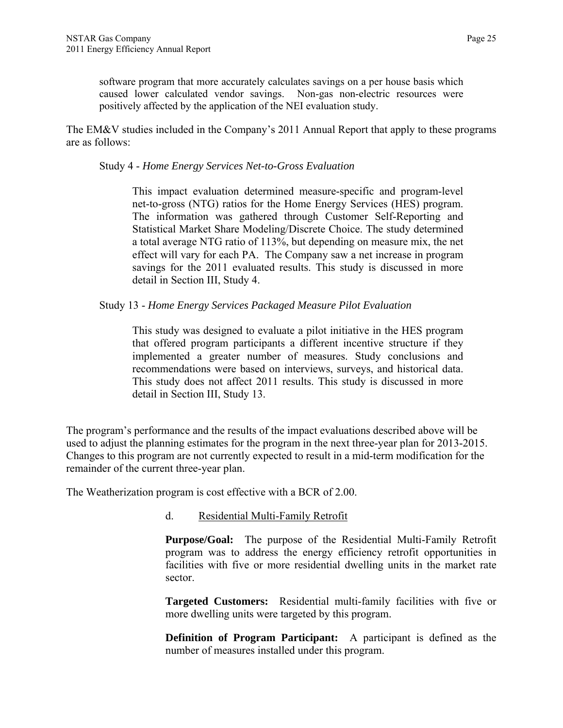software program that more accurately calculates savings on a per house basis which caused lower calculated vendor savings. Non-gas non-electric resources were positively affected by the application of the NEI evaluation study.

The EM&V studies included in the Company's 2011 Annual Report that apply to these programs are as follows:

Study 4 - *Home Energy Services Net-to-Gross Evaluation*

> This impact evaluation determined measure-specific and program-level net-to-gross (NTG) ratios for the Home Energy Services (HES) program. The information was gathered through Customer Self-Reporting and Statistical Market Share Modeling/Discrete Choice. The study determined a total average NTG ratio of 113%, but depending on measure mix, the net effect will vary for each PA. The Company saw a net increase in program savings for the 2011 evaluated results. This study is discussed in more detail in Section III, Study 4.

Study 13 - *Home Energy Services Packaged Measure Pilot Evaluation*

> This study was designed to evaluate a pilot initiative in the HES program that offered program participants a different incentive structure if they implemented a greater number of measures. Study conclusions and recommendations were based on interviews, surveys, and historical data. This study does not affect 2011 results. This study is discussed in more detail in Section III, Study 13.

The program's performance and the results of the impact evaluations described above will be used to adjust the planning estimates for the program in the next three-year plan for 2013-2015. Changes to this program are not currently expected to result in a mid-term modification for the remainder of the current three-year plan.

The Weatherization program is cost effective with a BCR of 2.00.

d. Residential Multi-Family Retrofit

**Purpose/Goal:** The purpose of the Residential Multi-Family Retrofit program was to address the energy efficiency retrofit opportunities in facilities with five or more residential dwelling units in the market rate sector.

**Targeted Customers:** Residential multi-family facilities with five or more dwelling units were targeted by this program.

**Definition of Program Participant:** A participant is defined as the number of measures installed under this program.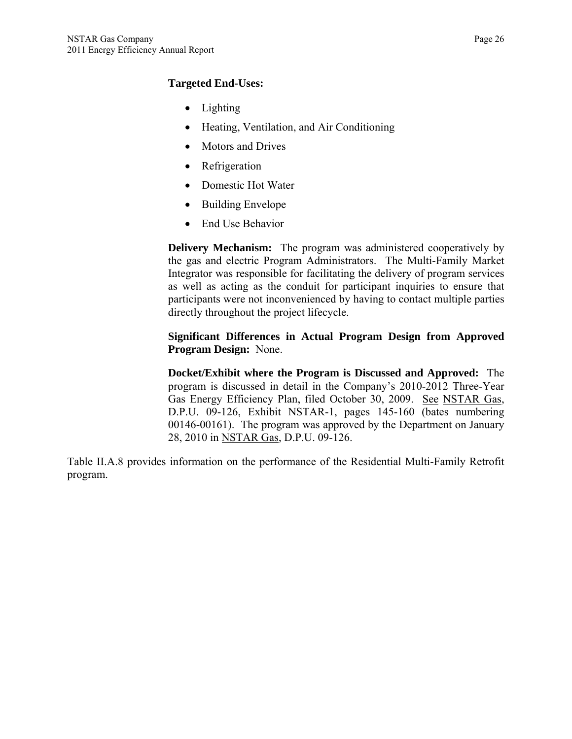**Targeted End-Uses:**

- Lighting
- Heating, Ventilation, and Air Conditioning
- Motors and Drives
- Refrigeration
- Domestic Hot Water
- Building Envelope
- End Use Behavior

**Delivery Mechanism:** The program was administered cooperatively by the gas and electric Program Administrators. The Multi-Family Market Integrator was responsible for facilitating the delivery of program services as well as acting as the conduit for participant inquiries to ensure that participants were not inconvenienced by having to contact multiple parties directly throughout the project lifecycle.

**Significant Differences in Actual Program Design from Approved Program Design:** None.

**Docket/Exhibit where the Program is Discussed and Approved:** The program is discussed in detail in the Company's 2010-2012 Three-Year Gas Energy Efficiency Plan, filed October 30, 2009. See NSTAR Gas, D.P.U. 09-126, Exhibit NSTAR-1, pages 145-160 (bates numbering 00146-00161). The program was approved by the Department on January 28, 2010 in NSTAR Gas, D.P.U. 09-126.

Table II.A.8 provides information on the performance of the Residential Multi-Family Retrofit program.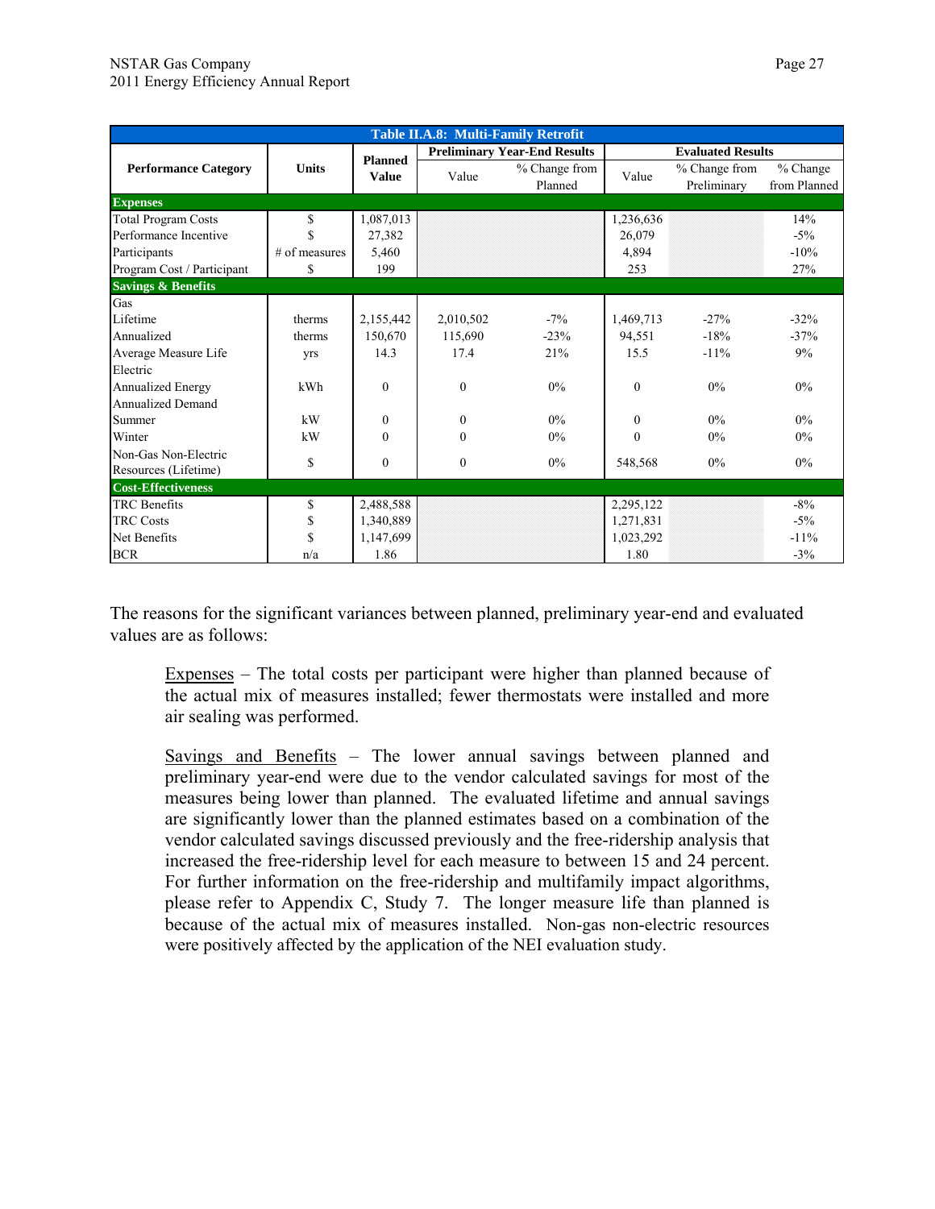| Table II.A.8: Multi-Family Retrofit | | | | | | | |
|---|---|---|---|---|---|---|---|
| Performance Category | Units | Planned Value | Preliminary Year-End Results | | Evaluated Results | | |
| | | | Value | % Change from Planned | Value | % Change from Preliminary | % Change from Planned |
| **Expenses** | | | | | | | |
| Total Program Costs | $ | 1,087,013 | | | 1,236,636 | | 14% |
| Performance Incentive | $ | 27,382 | | | 26,079 | | -5% |
| Participants | # of measures | 5,460 | | | 4,894 | | -10% |
| Program Cost / Participant | $ | 199 | | | 253 | | 27% |
| **Savings & Benefits** | | | | | | | |
| Gas | | | | | | | |
| Lifetime | therms | 2,155,442 | 2,010,502 | -7% | 1,469,713 | -27% | -32% |
| Annualized | therms | 150,670 | 115,690 | -23% | 94,551 | -18% | -37% |
| Average Measure Life | yrs | 14.3 | 17.4 | 21% | 15.5 | -11% | 9% |
| Electric | | | | | | | |
| Annualized Energy | kWh | 0 | 0 | 0% | 0 | 0% | 0% |
| Annualized Demand | | | | | | | |
| Summer | kW | 0 | 0 | 0% | 0 | 0% | 0% |
| Winter | kW | 0 | 0 | 0% | 0 | 0% | 0% |
| Non-Gas Non-Electric Resources (Lifetime) | $ | 0 | 0 | 0% | 548,568 | 0% | 0% |
| **Cost-Effectiveness** | | | | | | | |
| TRC Benefits | $ | 2,488,588 | | | 2,295,122 | | -8% |
| TRC Costs | $ | 1,340,889 | | | 1,271,831 | | -5% |
| Net Benefits | $ | 1,147,699 | | | 1,023,292 | | -11% |
| BCR | n/a | 1.86 | | | 1.80 | | -3% |

The reasons for the significant variances between planned, preliminary year-end and evaluated values are as follows:

Expenses – The total costs per participant were higher than planned because of the actual mix of measures installed; fewer thermostats were installed and more air sealing was performed.

Savings and Benefits – The lower annual savings between planned and preliminary year-end were due to the vendor calculated savings for most of the measures being lower than planned. The evaluated lifetime and annual savings are significantly lower than the planned estimates based on a combination of the vendor calculated savings discussed previously and the free-ridership analysis that increased the free-ridership level for each measure to between 15 and 24 percent. For further information on the free-ridership and multifamily impact algorithms, please refer to Appendix C, Study 7. The longer measure life than planned is because of the actual mix of measures installed. Non-gas non-electric resources were positively affected by the application of the NEI evaluation study.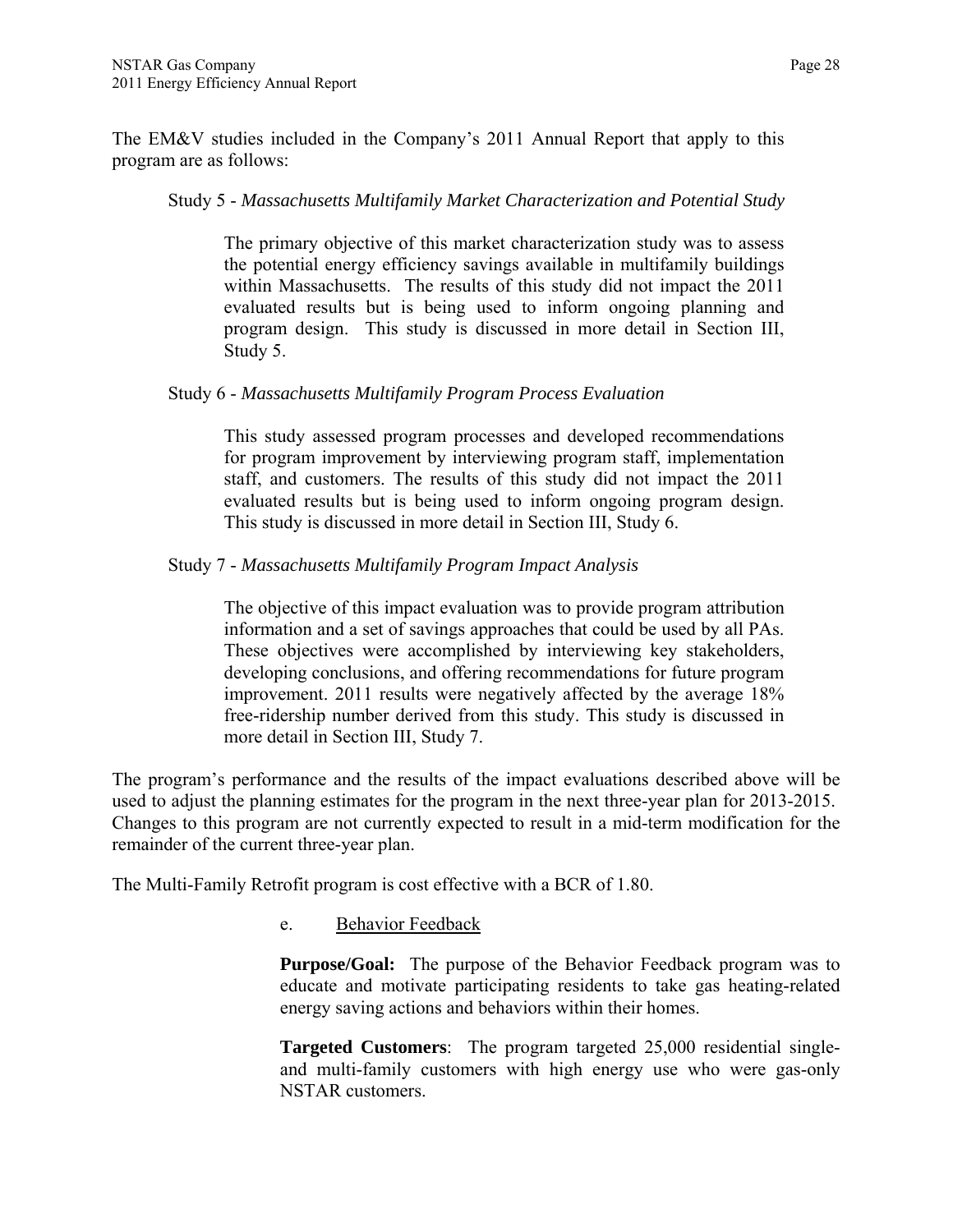The EM&V studies included in the Company's 2011 Annual Report that apply to this program are as follows:

Study 5 - *Massachusetts Multifamily Market Characterization and Potential Study*

> The primary objective of this market characterization study was to assess the potential energy efficiency savings available in multifamily buildings within Massachusetts. The results of this study did not impact the 2011 evaluated results but is being used to inform ongoing planning and program design. This study is discussed in more detail in Section III, Study 5.

Study 6 - *Massachusetts Multifamily Program Process Evaluation*

> This study assessed program processes and developed recommendations for program improvement by interviewing program staff, implementation staff, and customers. The results of this study did not impact the 2011 evaluated results but is being used to inform ongoing program design. This study is discussed in more detail in Section III, Study 6.

Study 7 - *Massachusetts Multifamily Program Impact Analysis*

> The objective of this impact evaluation was to provide program attribution information and a set of savings approaches that could be used by all PAs. These objectives were accomplished by interviewing key stakeholders, developing conclusions, and offering recommendations for future program improvement. 2011 results were negatively affected by the average 18% free-ridership number derived from this study. This study is discussed in more detail in Section III, Study 7.

The program's performance and the results of the impact evaluations described above will be used to adjust the planning estimates for the program in the next three-year plan for 2013-2015. Changes to this program are not currently expected to result in a mid-term modification for the remainder of the current three-year plan.

The Multi-Family Retrofit program is cost effective with a BCR of 1.80.

e. Behavior Feedback

**Purpose/Goal:** The purpose of the Behavior Feedback program was to educate and motivate participating residents to take gas heating-related energy saving actions and behaviors within their homes.

**Targeted Customers**: The program targeted 25,000 residential single- and multi-family customers with high energy use who were gas-only NSTAR customers.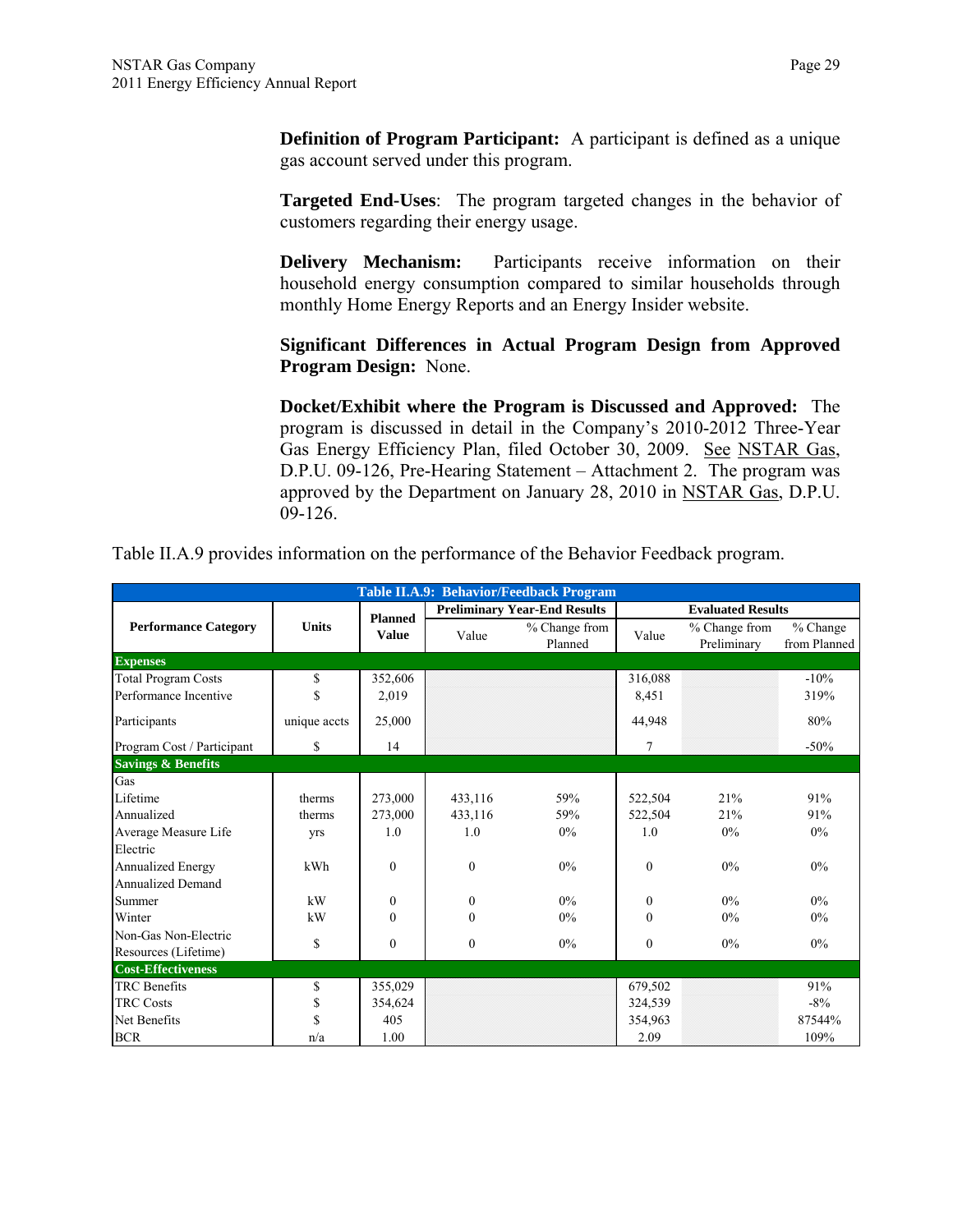**Definition of Program Participant:** A participant is defined as a unique gas account served under this program.

**Targeted End-Uses**: The program targeted changes in the behavior of customers regarding their energy usage.

**Delivery Mechanism:** Participants receive information on their household energy consumption compared to similar households through monthly Home Energy Reports and an Energy Insider website.

**Significant Differences in Actual Program Design from Approved Program Design:** None.

**Docket/Exhibit where the Program is Discussed and Approved:** The program is discussed in detail in the Company's 2010-2012 Three-Year Gas Energy Efficiency Plan, filed October 30, 2009. See NSTAR Gas, D.P.U. 09-126, Pre-Hearing Statement – Attachment 2. The program was approved by the Department on January 28, 2010 in NSTAR Gas, D.P.U. 09-126.

Table II.A.9 provides information on the performance of the Behavior Feedback program.

| Table II.A.9: Behavior/Feedback Program | | | | | | | |
|---|---|---|---|---|---|---|---|
| Performance Category | Units | Planned Value | Preliminary Year-End Results | | Evaluated Results | | |
| | | | Value | % Change from Planned | Value | % Change from Preliminary | % Change from Planned |
| **Expenses** | | | | | | | |
| Total Program Costs | $ | 352,606 | | | 316,088 | | -10% |
| Performance Incentive | $ | 2,019 | | | 8,451 | | 319% |
| Participants | unique accts | 25,000 | | | 44,948 | | 80% |
| Program Cost / Participant | $ | 14 | | | 7 | | -50% |
| **Savings & Benefits** | | | | | | | |
| Gas | | | | | | | |
| Lifetime | therms | 273,000 | 433,116 | 59% | 522,504 | 21% | 91% |
| Annualized | therms | 273,000 | 433,116 | 59% | 522,504 | 21% | 91% |
| Average Measure Life | yrs | 1.0 | 1.0 | 0% | 1.0 | 0% | 0% |
| Electric | | | | | | | |
| Annualized Energy | kWh | 0 | 0 | 0% | 0 | 0% | 0% |
| Annualized Demand | | | | | | | |
| Summer | kW | 0 | 0 | 0% | 0 | 0% | 0% |
| Winter | kW | 0 | 0 | 0% | 0 | 0% | 0% |
| Non-Gas Non-Electric Resources (Lifetime) | $ | 0 | 0 | 0% | 0 | 0% | 0% |
| **Cost-Effectiveness** | | | | | | | |
| TRC Benefits | $ | 355,029 | | | 679,502 | | 91% |
| TRC Costs | $ | 354,624 | | | 324,539 | | -8% |
| Net Benefits | $ | 405 | | | 354,963 | | 87544% |
| BCR | n/a | 1.00 | | | 2.09 | | 109% |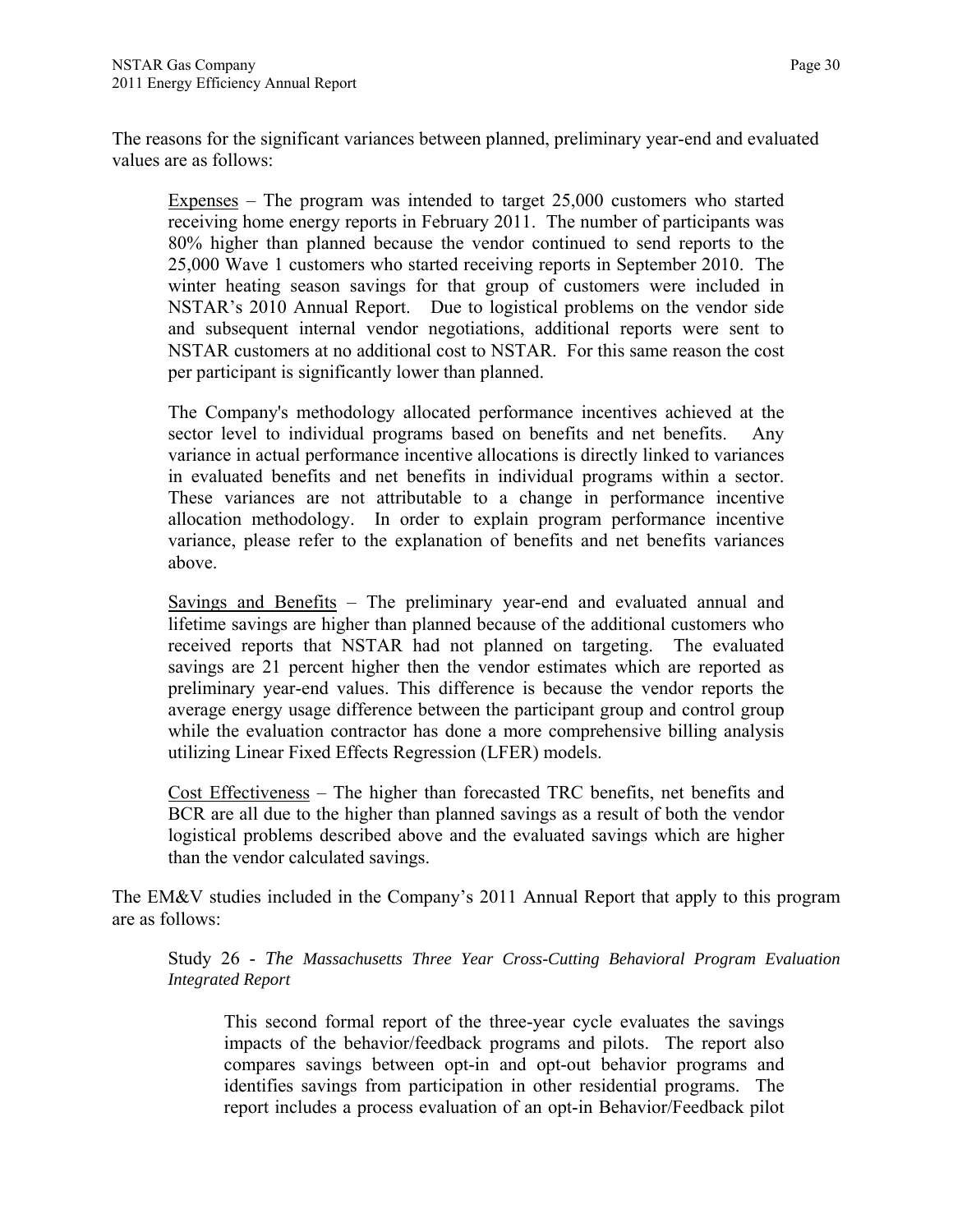The reasons for the significant variances between planned, preliminary year-end and evaluated values are as follows:

> Expenses – The program was intended to target 25,000 customers who started receiving home energy reports in February 2011. The number of participants was 80% higher than planned because the vendor continued to send reports to the 25,000 Wave 1 customers who started receiving reports in September 2010. The winter heating season savings for that group of customers were included in NSTAR's 2010 Annual Report. Due to logistical problems on the vendor side and subsequent internal vendor negotiations, additional reports were sent to NSTAR customers at no additional cost to NSTAR. For this same reason the cost per participant is significantly lower than planned.
>
> The Company's methodology allocated performance incentives achieved at the sector level to individual programs based on benefits and net benefits. Any variance in actual performance incentive allocations is directly linked to variances in evaluated benefits and net benefits in individual programs within a sector. These variances are not attributable to a change in performance incentive allocation methodology. In order to explain program performance incentive variance, please refer to the explanation of benefits and net benefits variances above.
>
> Savings and Benefits – The preliminary year-end and evaluated annual and lifetime savings are higher than planned because of the additional customers who received reports that NSTAR had not planned on targeting. The evaluated savings are 21 percent higher then the vendor estimates which are reported as preliminary year-end values. This difference is because the vendor reports the average energy usage difference between the participant group and control group while the evaluation contractor has done a more comprehensive billing analysis utilizing Linear Fixed Effects Regression (LFER) models.
>
> Cost Effectiveness – The higher than forecasted TRC benefits, net benefits and BCR are all due to the higher than planned savings as a result of both the vendor logistical problems described above and the evaluated savings which are higher than the vendor calculated savings.

The EM&V studies included in the Company's 2011 Annual Report that apply to this program are as follows:

> Study 26 - *The Massachusetts Three Year Cross-Cutting Behavioral Program Evaluation Integrated Report*
>
> > This second formal report of the three-year cycle evaluates the savings impacts of the behavior/feedback programs and pilots. The report also compares savings between opt-in and opt-out behavior programs and identifies savings from participation in other residential programs. The report includes a process evaluation of an opt-in Behavior/Feedback pilot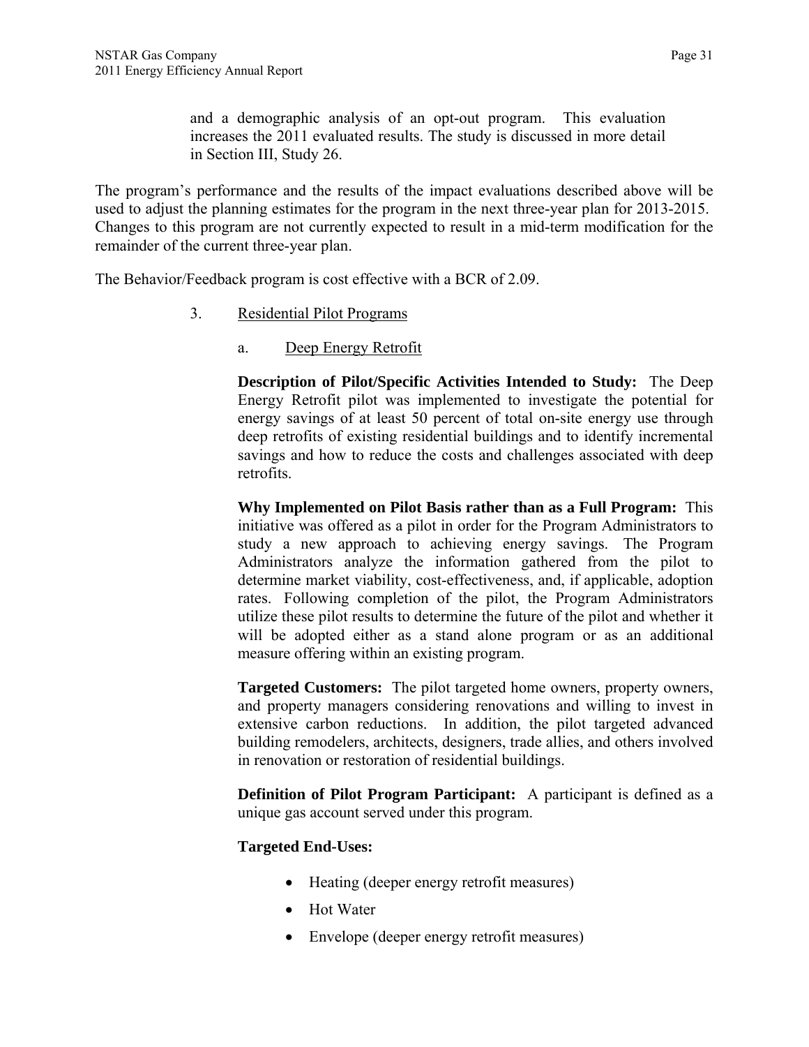and a demographic analysis of an opt-out program. This evaluation increases the 2011 evaluated results. The study is discussed in more detail in Section III, Study 26.

The program's performance and the results of the impact evaluations described above will be used to adjust the planning estimates for the program in the next three-year plan for 2013-2015. Changes to this program are not currently expected to result in a mid-term modification for the remainder of the current three-year plan.

The Behavior/Feedback program is cost effective with a BCR of 2.09.

3. Residential Pilot Programs

a. Deep Energy Retrofit

**Description of Pilot/Specific Activities Intended to Study:** The Deep Energy Retrofit pilot was implemented to investigate the potential for energy savings of at least 50 percent of total on-site energy use through deep retrofits of existing residential buildings and to identify incremental savings and how to reduce the costs and challenges associated with deep retrofits.

**Why Implemented on Pilot Basis rather than as a Full Program:** This initiative was offered as a pilot in order for the Program Administrators to study a new approach to achieving energy savings. The Program Administrators analyze the information gathered from the pilot to determine market viability, cost-effectiveness, and, if applicable, adoption rates. Following completion of the pilot, the Program Administrators utilize these pilot results to determine the future of the pilot and whether it will be adopted either as a stand alone program or as an additional measure offering within an existing program.

**Targeted Customers:** The pilot targeted home owners, property owners, and property managers considering renovations and willing to invest in extensive carbon reductions. In addition, the pilot targeted advanced building remodelers, architects, designers, trade allies, and others involved in renovation or restoration of residential buildings.

**Definition of Pilot Program Participant:** A participant is defined as a unique gas account served under this program.

**Targeted End-Uses:**

- Heating (deeper energy retrofit measures)
- Hot Water
- Envelope (deeper energy retrofit measures)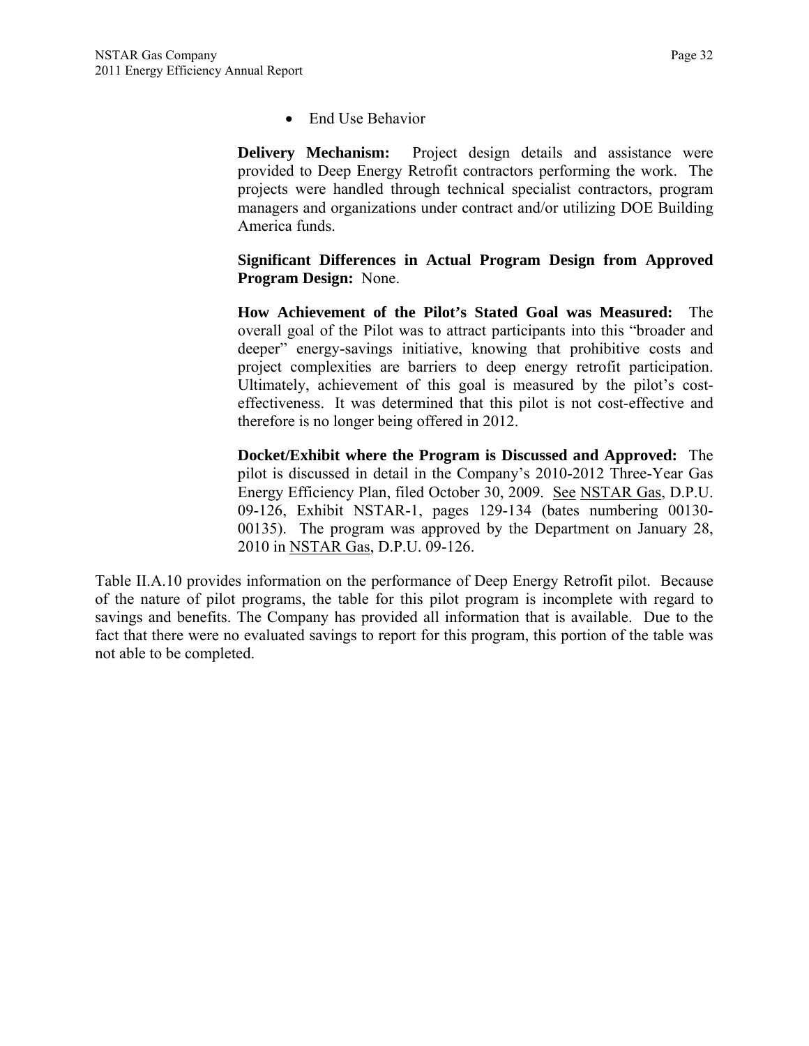- End Use Behavior

**Delivery Mechanism:** Project design details and assistance were provided to Deep Energy Retrofit contractors performing the work. The projects were handled through technical specialist contractors, program managers and organizations under contract and/or utilizing DOE Building America funds.

**Significant Differences in Actual Program Design from Approved Program Design:** None.

**How Achievement of the Pilot's Stated Goal was Measured:** The overall goal of the Pilot was to attract participants into this "broader and deeper" energy-savings initiative, knowing that prohibitive costs and project complexities are barriers to deep energy retrofit participation. Ultimately, achievement of this goal is measured by the pilot's cost-effectiveness. It was determined that this pilot is not cost-effective and therefore is no longer being offered in 2012.

**Docket/Exhibit where the Program is Discussed and Approved:** The pilot is discussed in detail in the Company's 2010-2012 Three-Year Gas Energy Efficiency Plan, filed October 30, 2009. See NSTAR Gas, D.P.U. 09-126, Exhibit NSTAR-1, pages 129-134 (bates numbering 00130-00135). The program was approved by the Department on January 28, 2010 in NSTAR Gas, D.P.U. 09-126.

Table II.A.10 provides information on the performance of Deep Energy Retrofit pilot. Because of the nature of pilot programs, the table for this pilot program is incomplete with regard to savings and benefits. The Company has provided all information that is available. Due to the fact that there were no evaluated savings to report for this program, this portion of the table was not able to be completed.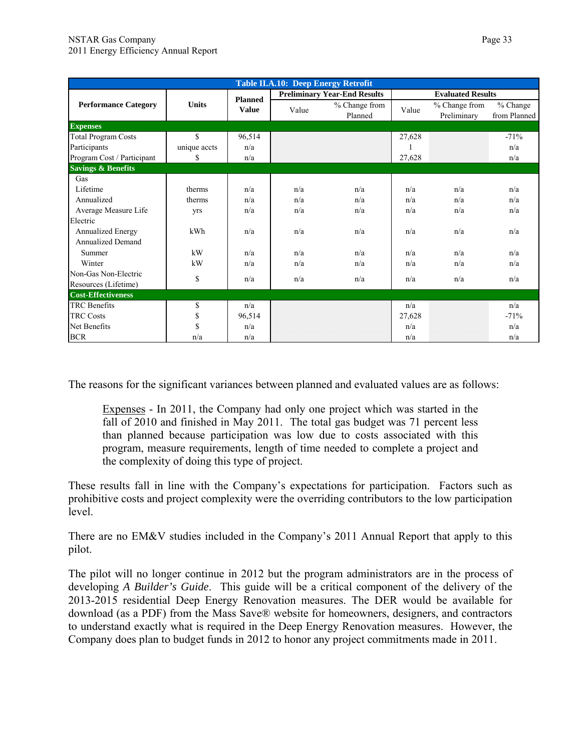| Table II.A.10: Deep Energy Retrofit | | | | | | | |
|---|---|---|---|---|---|---|---|
| Performance Category | Units | Planned Value | Preliminary Year-End Results | | Evaluated Results | | |
| | | | Value | % Change from Planned | Value | % Change from Preliminary | % Change from Planned |
| **Expenses** | | | | | | | |
| Total Program Costs | $ | 96,514 | | | 27,628 | | -71% |
| Participants | unique accts | n/a | | | 1 | | n/a |
| Program Cost / Participant | $ | n/a | | | 27,628 | | n/a |
| **Savings & Benefits** | | | | | | | |
| Gas | | | | | | | |
| Lifetime | therms | n/a | n/a | n/a | n/a | n/a | n/a |
| Annualized | therms | n/a | n/a | n/a | n/a | n/a | n/a |
| Average Measure Life | yrs | n/a | n/a | n/a | n/a | n/a | n/a |
| Electric | | | | | | | |
| Annualized Energy | kWh | n/a | n/a | n/a | n/a | n/a | n/a |
| Annualized Demand | | | | | | | |
| Summer | kW | n/a | n/a | n/a | n/a | n/a | n/a |
| Winter | kW | n/a | n/a | n/a | n/a | n/a | n/a |
| Non-Gas Non-Electric Resources (Lifetime) | $ | n/a | n/a | n/a | n/a | n/a | n/a |
| **Cost-Effectiveness** | | | | | | | |
| TRC Benefits | $ | n/a | | | n/a | | n/a |
| TRC Costs | $ | 96,514 | | | 27,628 | | -71% |
| Net Benefits | $ | n/a | | | n/a | | n/a |
| BCR | n/a | n/a | | | n/a | | n/a |

The reasons for the significant variances between planned and evaluated values are as follows:

> Expenses - In 2011, the Company had only one project which was started in the fall of 2010 and finished in May 2011. The total gas budget was 71 percent less than planned because participation was low due to costs associated with this program, measure requirements, length of time needed to complete a project and the complexity of doing this type of project.

These results fall in line with the Company's expectations for participation. Factors such as prohibitive costs and project complexity were the overriding contributors to the low participation level.

There are no EM&V studies included in the Company's 2011 Annual Report that apply to this pilot.

The pilot will no longer continue in 2012 but the program administrators are in the process of developing *A Builder's Guide*. This guide will be a critical component of the delivery of the 2013-2015 residential Deep Energy Renovation measures. The DER would be available for download (as a PDF) from the Mass Save® website for homeowners, designers, and contractors to understand exactly what is required in the Deep Energy Renovation measures. However, the Company does plan to budget funds in 2012 to honor any project commitments made in 2011.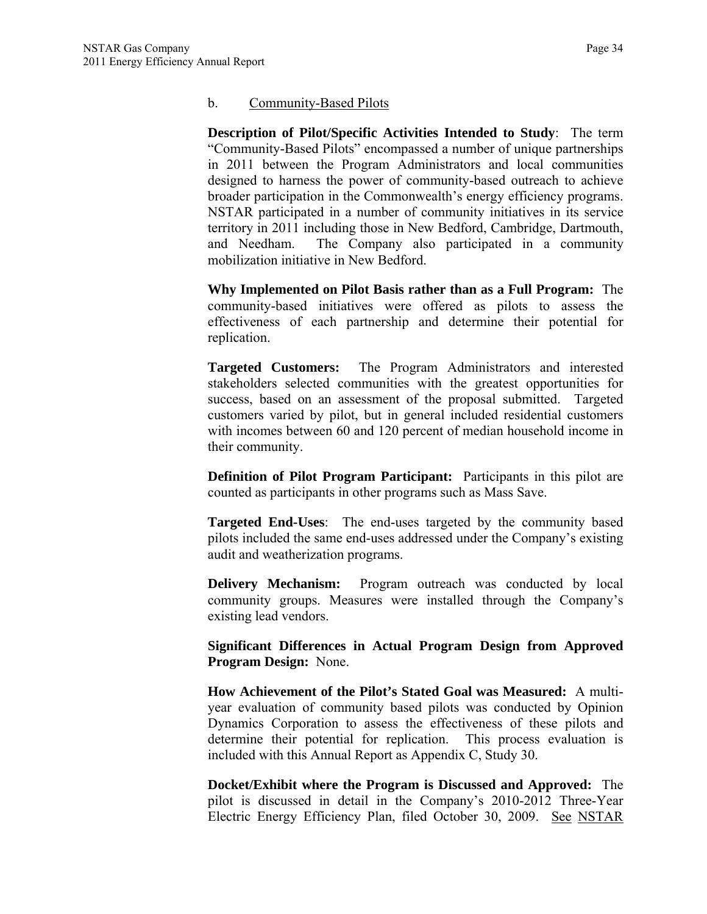b. Community-Based Pilots

**Description of Pilot/Specific Activities Intended to Study**: The term "Community-Based Pilots" encompassed a number of unique partnerships in 2011 between the Program Administrators and local communities designed to harness the power of community-based outreach to achieve broader participation in the Commonwealth's energy efficiency programs. NSTAR participated in a number of community initiatives in its service territory in 2011 including those in New Bedford, Cambridge, Dartmouth, and Needham. The Company also participated in a community mobilization initiative in New Bedford.

**Why Implemented on Pilot Basis rather than as a Full Program:** The community-based initiatives were offered as pilots to assess the effectiveness of each partnership and determine their potential for replication.

**Targeted Customers:** The Program Administrators and interested stakeholders selected communities with the greatest opportunities for success, based on an assessment of the proposal submitted. Targeted customers varied by pilot, but in general included residential customers with incomes between 60 and 120 percent of median household income in their community.

**Definition of Pilot Program Participant:** Participants in this pilot are counted as participants in other programs such as Mass Save.

**Targeted End-Uses**: The end-uses targeted by the community based pilots included the same end-uses addressed under the Company's existing audit and weatherization programs.

**Delivery Mechanism:** Program outreach was conducted by local community groups. Measures were installed through the Company's existing lead vendors.

**Significant Differences in Actual Program Design from Approved Program Design:** None.

**How Achievement of the Pilot's Stated Goal was Measured:** A multi-year evaluation of community based pilots was conducted by Opinion Dynamics Corporation to assess the effectiveness of these pilots and determine their potential for replication. This process evaluation is included with this Annual Report as Appendix C, Study 30.

**Docket/Exhibit where the Program is Discussed and Approved:** The pilot is discussed in detail in the Company's 2010-2012 Three-Year Electric Energy Efficiency Plan, filed October 30, 2009. See NSTAR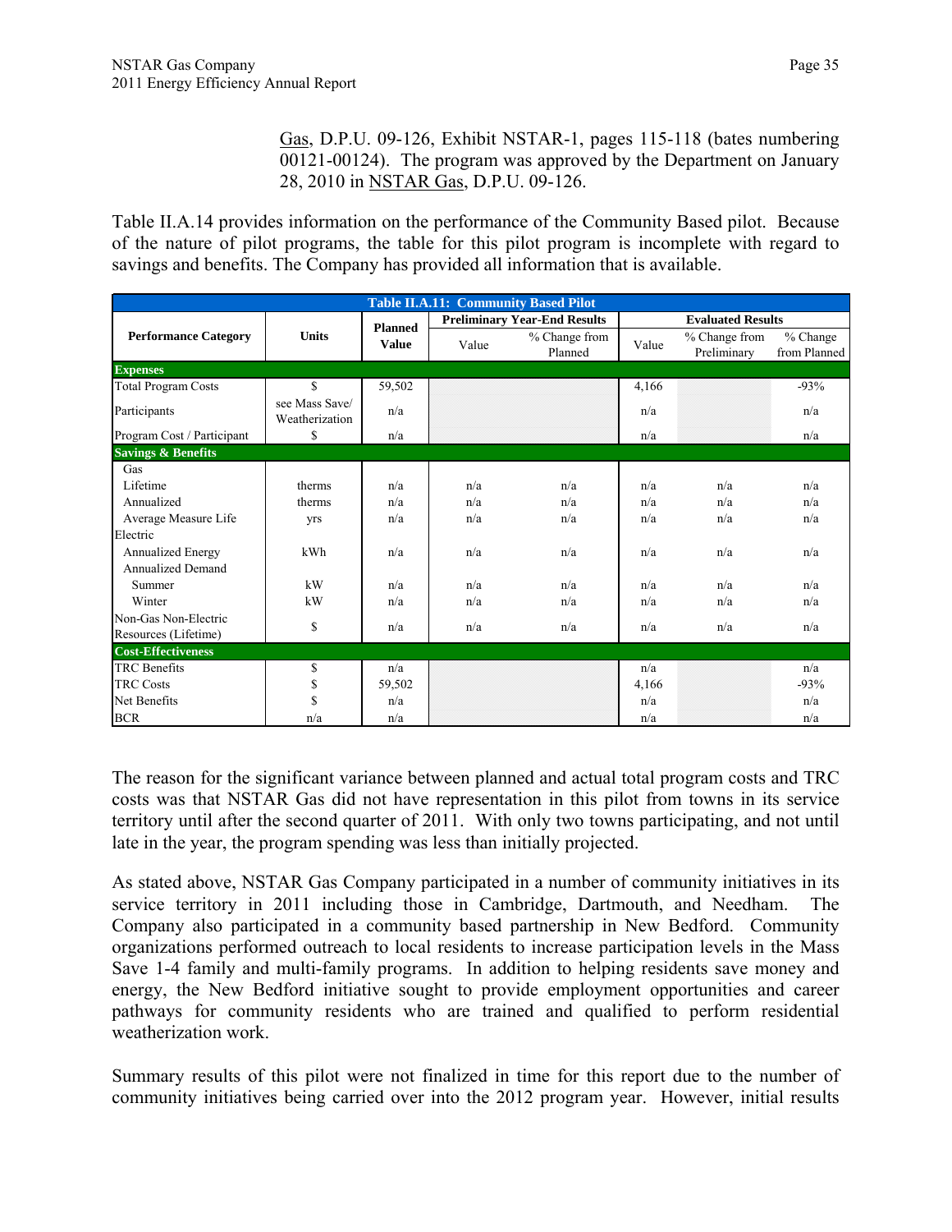Gas, D.P.U. 09-126, Exhibit NSTAR-1, pages 115-118 (bates numbering 00121-00124). The program was approved by the Department on January 28, 2010 in NSTAR Gas, D.P.U. 09-126.

Table II.A.14 provides information on the performance of the Community Based pilot. Because of the nature of pilot programs, the table for this pilot program is incomplete with regard to savings and benefits. The Company has provided all information that is available.

| Table II.A.11: Community Based Pilot | | | | | | | |
|---|---|---|---|---|---|---|---|
| Performance Category | Units | Planned Value | Preliminary Year-End Results | | Evaluated Results | | |
| | | | Value | % Change from Planned | Value | % Change from Preliminary | % Change from Planned |
| **Expenses** | | | | | | | |
| Total Program Costs | $ | 59,502 | | | 4,166 | | -93% |
| Participants | see Mass Save/ Weatherization | n/a | | | n/a | | n/a |
| Program Cost / Participant | $ | n/a | | | n/a | | n/a |
| **Savings & Benefits** | | | | | | | |
| Gas | | | | | | | |
| Lifetime | therms | n/a | n/a | n/a | n/a | n/a | n/a |
| Annualized | therms | n/a | n/a | n/a | n/a | n/a | n/a |
| Average Measure Life | yrs | n/a | n/a | n/a | n/a | n/a | n/a |
| Electric | | | | | | | |
| Annualized Energy | kWh | n/a | n/a | n/a | n/a | n/a | n/a |
| Annualized Demand | | | | | | | |
| Summer | kW | n/a | n/a | n/a | n/a | n/a | n/a |
| Winter | kW | n/a | n/a | n/a | n/a | n/a | n/a |
| Non-Gas Non-Electric Resources (Lifetime) | $ | n/a | n/a | n/a | n/a | n/a | n/a |
| **Cost-Effectiveness** | | | | | | | |
| TRC Benefits | $ | n/a | | | n/a | | n/a |
| TRC Costs | $ | 59,502 | | | 4,166 | | -93% |
| Net Benefits | $ | n/a | | | n/a | | n/a |
| BCR | n/a | n/a | | | n/a | | n/a |

The reason for the significant variance between planned and actual total program costs and TRC costs was that NSTAR Gas did not have representation in this pilot from towns in its service territory until after the second quarter of 2011. With only two towns participating, and not until late in the year, the program spending was less than initially projected.

As stated above, NSTAR Gas Company participated in a number of community initiatives in its service territory in 2011 including those in Cambridge, Dartmouth, and Needham. The Company also participated in a community based partnership in New Bedford. Community organizations performed outreach to local residents to increase participation levels in the Mass Save 1-4 family and multi-family programs. In addition to helping residents save money and energy, the New Bedford initiative sought to provide employment opportunities and career pathways for community residents who are trained and qualified to perform residential weatherization work.

Summary results of this pilot were not finalized in time for this report due to the number of community initiatives being carried over into the 2012 program year. However, initial results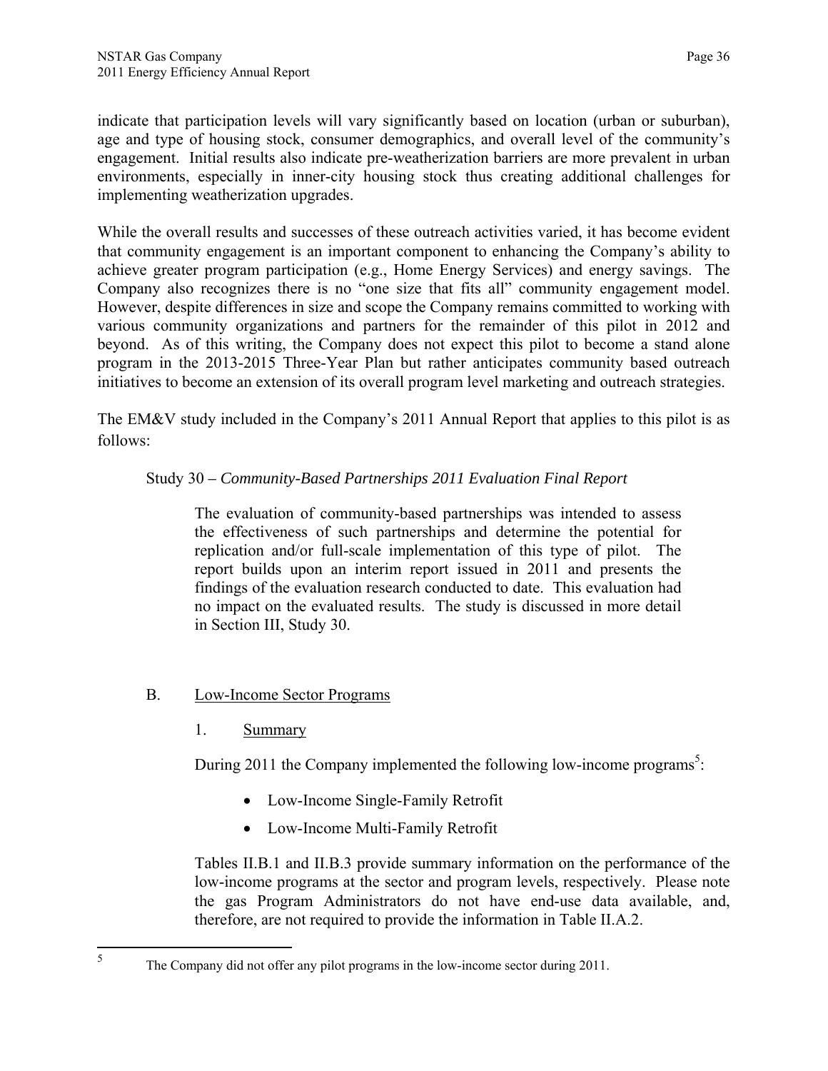indicate that participation levels will vary significantly based on location (urban or suburban), age and type of housing stock, consumer demographics, and overall level of the community's engagement. Initial results also indicate pre-weatherization barriers are more prevalent in urban environments, especially in inner-city housing stock thus creating additional challenges for implementing weatherization upgrades.

While the overall results and successes of these outreach activities varied, it has become evident that community engagement is an important component to enhancing the Company's ability to achieve greater program participation (e.g., Home Energy Services) and energy savings. The Company also recognizes there is no "one size that fits all" community engagement model. However, despite differences in size and scope the Company remains committed to working with various community organizations and partners for the remainder of this pilot in 2012 and beyond. As of this writing, the Company does not expect this pilot to become a stand alone program in the 2013-2015 Three-Year Plan but rather anticipates community based outreach initiatives to become an extension of its overall program level marketing and outreach strategies.

The EM&V study included in the Company's 2011 Annual Report that applies to this pilot is as follows:

Study 30 – *Community-Based Partnerships 2011 Evaluation Final Report*

> The evaluation of community-based partnerships was intended to assess the effectiveness of such partnerships and determine the potential for replication and/or full-scale implementation of this type of pilot. The report builds upon an interim report issued in 2011 and presents the findings of the evaluation research conducted to date. This evaluation had no impact on the evaluated results. The study is discussed in more detail in Section III, Study 30.

## B. Low-Income Sector Programs

### 1. Summary

During 2011 the Company implemented the following low-income programs[5]:

- Low-Income Single-Family Retrofit
- Low-Income Multi-Family Retrofit

Tables II.B.1 and II.B.3 provide summary information on the performance of the low-income programs at the sector and program levels, respectively. Please note the gas Program Administrators do not have end-use data available, and, therefore, are not required to provide the information in Table II.A.2.

---

[5] The Company did not offer any pilot programs in the low-income sector during 2011.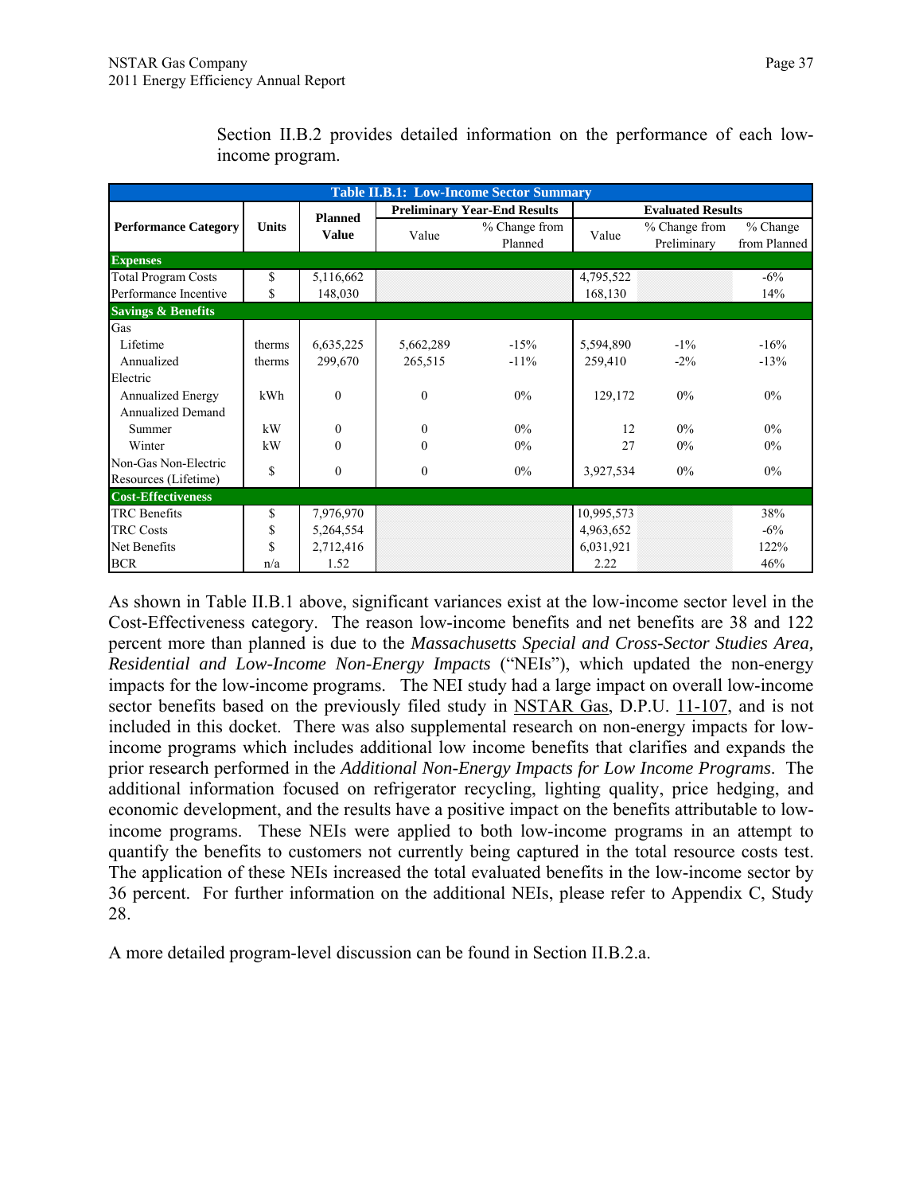Section II.B.2 provides detailed information on the performance of each low-income program.

| Table II.B.1: Low-Income Sector Summary | | | | | | | |
|---|---|---|---|---|---|---|---|
| Performance Category | Units | Planned Value | Preliminary Year-End Results | | Evaluated Results | | |
| | | | Value | % Change from Planned | Value | % Change from Preliminary | % Change from Planned |
| **Expenses** | | | | | | | |
| Total Program Costs | $ | 5,116,662 | | | 4,795,522 | | -6% |
| Performance Incentive | $ | 148,030 | | | 168,130 | | 14% |
| **Savings & Benefits** | | | | | | | |
| Gas | | | | | | | |
| Lifetime | therms | 6,635,225 | 5,662,289 | -15% | 5,594,890 | -1% | -16% |
| Annualized | therms | 299,670 | 265,515 | -11% | 259,410 | -2% | -13% |
| Electric | | | | | | | |
| Annualized Energy | kWh | 0 | 0 | 0% | 129,172 | 0% | 0% |
| Annualized Demand | | | | | | | |
| Summer | kW | 0 | 0 | 0% | 12 | 0% | 0% |
| Winter | kW | 0 | 0 | 0% | 27 | 0% | 0% |
| Non-Gas Non-Electric Resources (Lifetime) | $ | 0 | 0 | 0% | 3,927,534 | 0% | 0% |
| **Cost-Effectiveness** | | | | | | | |
| TRC Benefits | $ | 7,976,970 | | | 10,995,573 | | 38% |
| TRC Costs | $ | 5,264,554 | | | 4,963,652 | | -6% |
| Net Benefits | $ | 2,712,416 | | | 6,031,921 | | 122% |
| BCR | n/a | 1.52 | | | 2.22 | | 46% |

As shown in Table II.B.1 above, significant variances exist at the low-income sector level in the Cost-Effectiveness category. The reason low-income benefits and net benefits are 38 and 122 percent more than planned is due to the *Massachusetts Special and Cross-Sector Studies Area, Residential and Low-Income Non-Energy Impacts* ("NEIs"), which updated the non-energy impacts for the low-income programs. The NEI study had a large impact on overall low-income sector benefits based on the previously filed study in NSTAR Gas, D.P.U. 11-107, and is not included in this docket. There was also supplemental research on non-energy impacts for low-income programs which includes additional low income benefits that clarifies and expands the prior research performed in the *Additional Non-Energy Impacts for Low Income Programs*. The additional information focused on refrigerator recycling, lighting quality, price hedging, and economic development, and the results have a positive impact on the benefits attributable to low-income programs. These NEIs were applied to both low-income programs in an attempt to quantify the benefits to customers not currently being captured in the total resource costs test. The application of these NEIs increased the total evaluated benefits in the low-income sector by 36 percent. For further information on the additional NEIs, please refer to Appendix C, Study 28.

A more detailed program-level discussion can be found in Section II.B.2.a.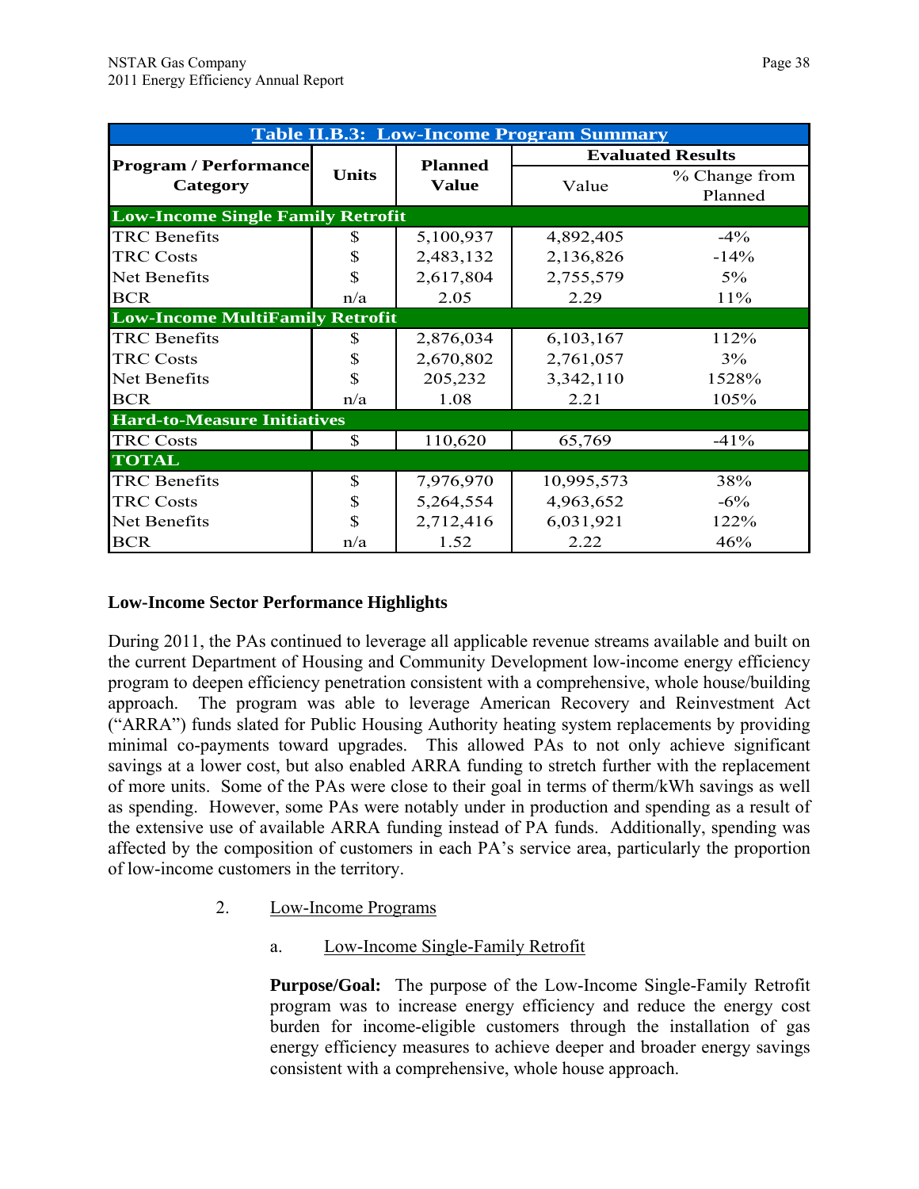| Table II.B.3: Low-Income Program Summary | | | | |
|---|---|---|---|---|
| Program / Performance Category | Units | Planned Value | Evaluated Results | |
| | | | Value | % Change from Planned |
| **Low-Income Single Family Retrofit** | | | | |
| TRC Benefits | $ | 5,100,937 | 4,892,405 | -4% |
| TRC Costs | $ | 2,483,132 | 2,136,826 | -14% |
| Net Benefits | $ | 2,617,804 | 2,755,579 | 5% |
| BCR | n/a | 2.05 | 2.29 | 11% |
| **Low-Income MultiFamily Retrofit** | | | | |
| TRC Benefits | $ | 2,876,034 | 6,103,167 | 112% |
| TRC Costs | $ | 2,670,802 | 2,761,057 | 3% |
| Net Benefits | $ | 205,232 | 3,342,110 | 1528% |
| BCR | n/a | 1.08 | 2.21 | 105% |
| **Hard-to-Measure Initiatives** | | | | |
| TRC Costs | $ | 110,620 | 65,769 | -41% |
| **TOTAL** | | | | |
| TRC Benefits | $ | 7,976,970 | 10,995,573 | 38% |
| TRC Costs | $ | 5,264,554 | 4,963,652 | -6% |
| Net Benefits | $ | 2,712,416 | 6,031,921 | 122% |
| BCR | n/a | 1.52 | 2.22 | 46% |

**Low-Income Sector Performance Highlights**

During 2011, the PAs continued to leverage all applicable revenue streams available and built on the current Department of Housing and Community Development low-income energy efficiency program to deepen efficiency penetration consistent with a comprehensive, whole house/building approach. The program was able to leverage American Recovery and Reinvestment Act ("ARRA") funds slated for Public Housing Authority heating system replacements by providing minimal co-payments toward upgrades. This allowed PAs to not only achieve significant savings at a lower cost, but also enabled ARRA funding to stretch further with the replacement of more units. Some of the PAs were close to their goal in terms of therm/kWh savings as well as spending. However, some PAs were notably under in production and spending as a result of the extensive use of available ARRA funding instead of PA funds. Additionally, spending was affected by the composition of customers in each PA's service area, particularly the proportion of low-income customers in the territory.

2. Low-Income Programs

a. Low-Income Single-Family Retrofit

**Purpose/Goal:** The purpose of the Low-Income Single-Family Retrofit program was to increase energy efficiency and reduce the energy cost burden for income-eligible customers through the installation of gas energy efficiency measures to achieve deeper and broader energy savings consistent with a comprehensive, whole house approach.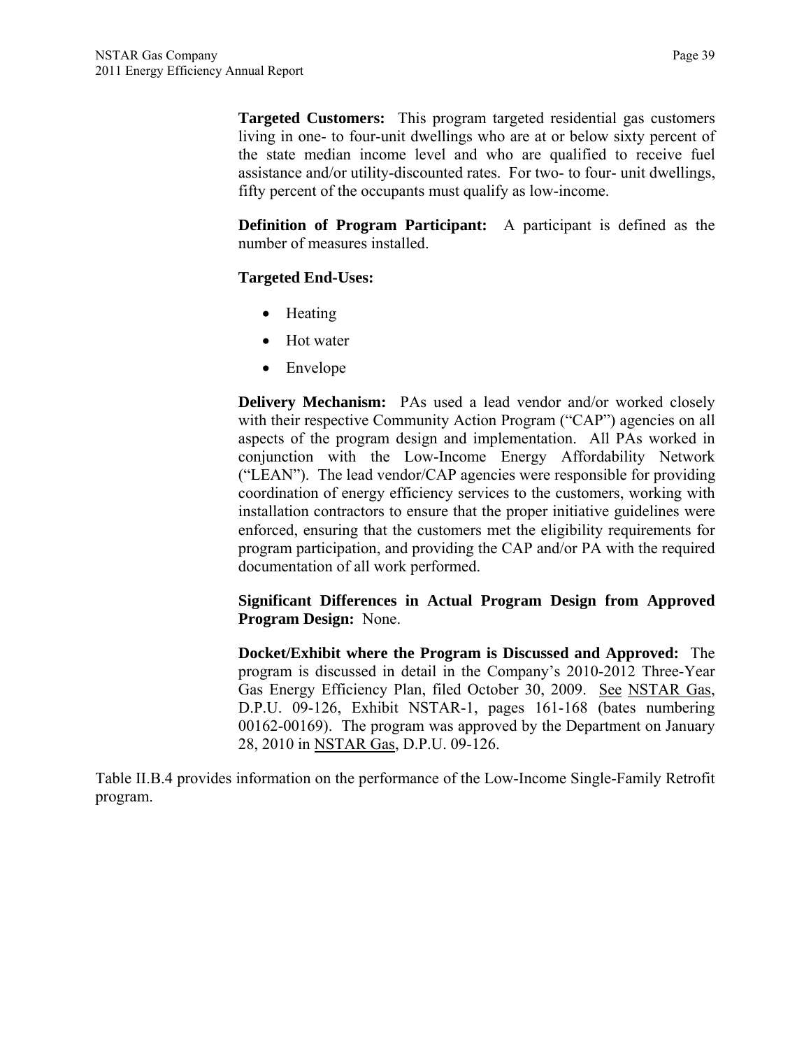**Targeted Customers:** This program targeted residential gas customers living in one- to four-unit dwellings who are at or below sixty percent of the state median income level and who are qualified to receive fuel assistance and/or utility-discounted rates. For two- to four- unit dwellings, fifty percent of the occupants must qualify as low-income.

**Definition of Program Participant:** A participant is defined as the number of measures installed.

**Targeted End-Uses:**

- Heating
- Hot water
- Envelope

**Delivery Mechanism:** PAs used a lead vendor and/or worked closely with their respective Community Action Program ("CAP") agencies on all aspects of the program design and implementation. All PAs worked in conjunction with the Low-Income Energy Affordability Network ("LEAN"). The lead vendor/CAP agencies were responsible for providing coordination of energy efficiency services to the customers, working with installation contractors to ensure that the proper initiative guidelines were enforced, ensuring that the customers met the eligibility requirements for program participation, and providing the CAP and/or PA with the required documentation of all work performed.

**Significant Differences in Actual Program Design from Approved Program Design:** None.

**Docket/Exhibit where the Program is Discussed and Approved:** The program is discussed in detail in the Company's 2010-2012 Three-Year Gas Energy Efficiency Plan, filed October 30, 2009. See NSTAR Gas, D.P.U. 09-126, Exhibit NSTAR-1, pages 161-168 (bates numbering 00162-00169). The program was approved by the Department on January 28, 2010 in NSTAR Gas, D.P.U. 09-126.

Table II.B.4 provides information on the performance of the Low-Income Single-Family Retrofit program.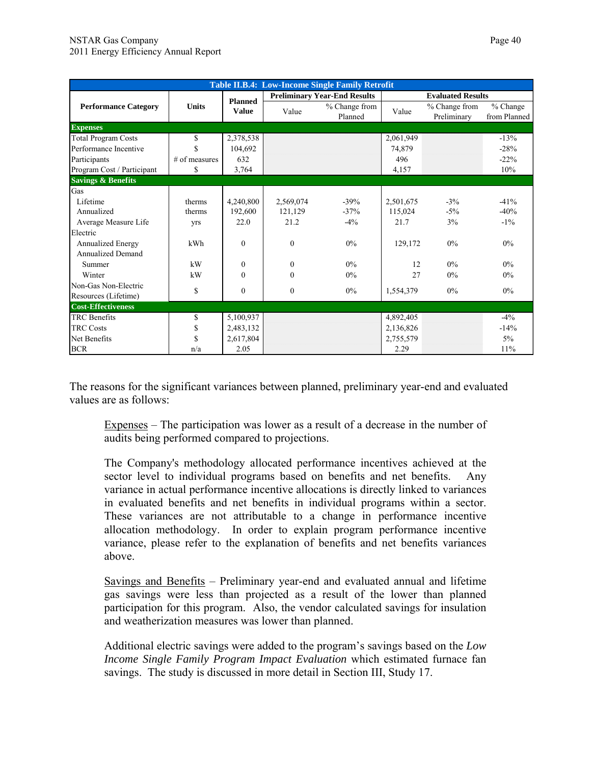| Table II.B.4: Low-Income Single Family Retrofit | | | | | | | |
|---|---|---|---|---|---|---|---|
| Performance Category | Units | Planned Value | Preliminary Year-End Results | | Evaluated Results | | |
| | | | Value | % Change from Planned | Value | % Change from Preliminary | % Change from Planned |
| **Expenses** | | | | | | | |
| Total Program Costs | $ | 2,378,538 | | | 2,061,949 | | -13% |
| Performance Incentive | $ | 104,692 | | | 74,879 | | -28% |
| Participants | # of measures | 632 | | | 496 | | -22% |
| Program Cost / Participant | $ | 3,764 | | | 4,157 | | 10% |
| **Savings & Benefits** | | | | | | | |
| Gas | | | | | | | |
| Lifetime | therms | 4,240,800 | 2,569,074 | -39% | 2,501,675 | -3% | -41% |
| Annualized | therms | 192,600 | 121,129 | -37% | 115,024 | -5% | -40% |
| Average Measure Life | yrs | 22.0 | 21.2 | -4% | 21.7 | 3% | -1% |
| Electric | | | | | | | |
| Annualized Energy | kWh | 0 | 0 | 0% | 129,172 | 0% | 0% |
| Annualized Demand | | | | | | | |
| Summer | kW | 0 | 0 | 0% | 12 | 0% | 0% |
| Winter | kW | 0 | 0 | 0% | 27 | 0% | 0% |
| Non-Gas Non-Electric Resources (Lifetime) | $ | 0 | 0 | 0% | 1,554,379 | 0% | 0% |
| **Cost-Effectiveness** | | | | | | | |
| TRC Benefits | $ | 5,100,937 | | | 4,892,405 | | -4% |
| TRC Costs | $ | 2,483,132 | | | 2,136,826 | | -14% |
| Net Benefits | $ | 2,617,804 | | | 2,755,579 | | 5% |
| BCR | n/a | 2.05 | | | 2.29 | | 11% |

The reasons for the significant variances between planned, preliminary year-end and evaluated values are as follows:

Expenses – The participation was lower as a result of a decrease in the number of audits being performed compared to projections.

The Company's methodology allocated performance incentives achieved at the sector level to individual programs based on benefits and net benefits. Any variance in actual performance incentive allocations is directly linked to variances in evaluated benefits and net benefits in individual programs within a sector. These variances are not attributable to a change in performance incentive allocation methodology. In order to explain program performance incentive variance, please refer to the explanation of benefits and net benefits variances above.

Savings and Benefits – Preliminary year-end and evaluated annual and lifetime gas savings were less than projected as a result of the lower than planned participation for this program. Also, the vendor calculated savings for insulation and weatherization measures was lower than planned.

Additional electric savings were added to the program's savings based on the *Low Income Single Family Program Impact Evaluation* which estimated furnace fan savings. The study is discussed in more detail in Section III, Study 17.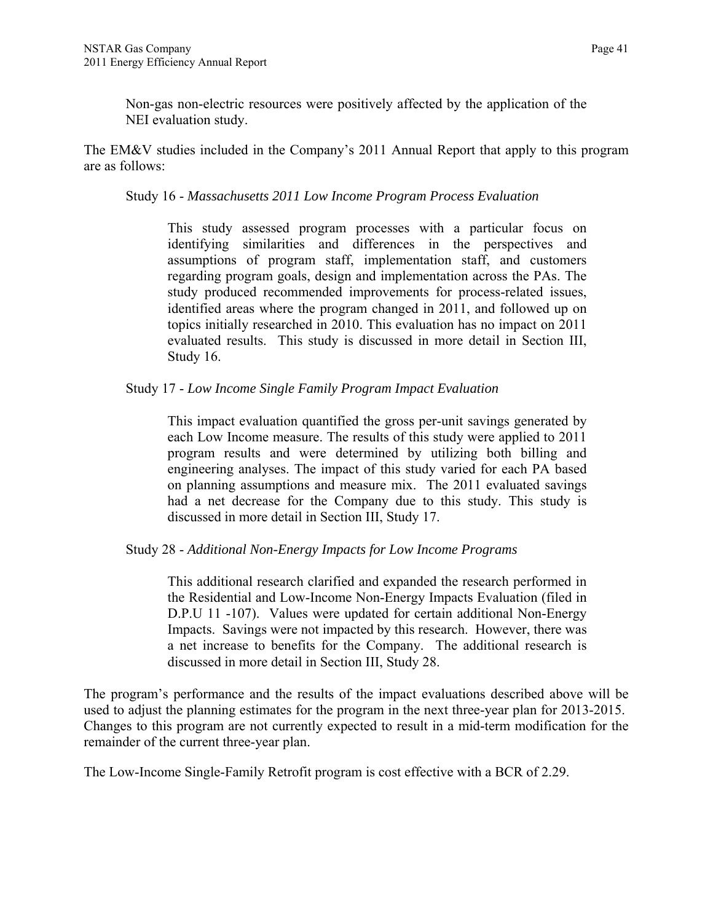Non-gas non-electric resources were positively affected by the application of the NEI evaluation study.

The EM&V studies included in the Company's 2011 Annual Report that apply to this program are as follows:

Study 16 - *Massachusetts 2011 Low Income Program Process Evaluation*

This study assessed program processes with a particular focus on identifying similarities and differences in the perspectives and assumptions of program staff, implementation staff, and customers regarding program goals, design and implementation across the PAs. The study produced recommended improvements for process-related issues, identified areas where the program changed in 2011, and followed up on topics initially researched in 2010. This evaluation has no impact on 2011 evaluated results. This study is discussed in more detail in Section III, Study 16.

Study 17 - *Low Income Single Family Program Impact Evaluation*

This impact evaluation quantified the gross per-unit savings generated by each Low Income measure. The results of this study were applied to 2011 program results and were determined by utilizing both billing and engineering analyses. The impact of this study varied for each PA based on planning assumptions and measure mix. The 2011 evaluated savings had a net decrease for the Company due to this study. This study is discussed in more detail in Section III, Study 17.

Study 28 - *Additional Non-Energy Impacts for Low Income Programs*

This additional research clarified and expanded the research performed in the Residential and Low-Income Non-Energy Impacts Evaluation (filed in D.P.U 11 -107). Values were updated for certain additional Non-Energy Impacts. Savings were not impacted by this research. However, there was a net increase to benefits for the Company. The additional research is discussed in more detail in Section III, Study 28.

The program's performance and the results of the impact evaluations described above will be used to adjust the planning estimates for the program in the next three-year plan for 2013-2015. Changes to this program are not currently expected to result in a mid-term modification for the remainder of the current three-year plan.

The Low-Income Single-Family Retrofit program is cost effective with a BCR of 2.29.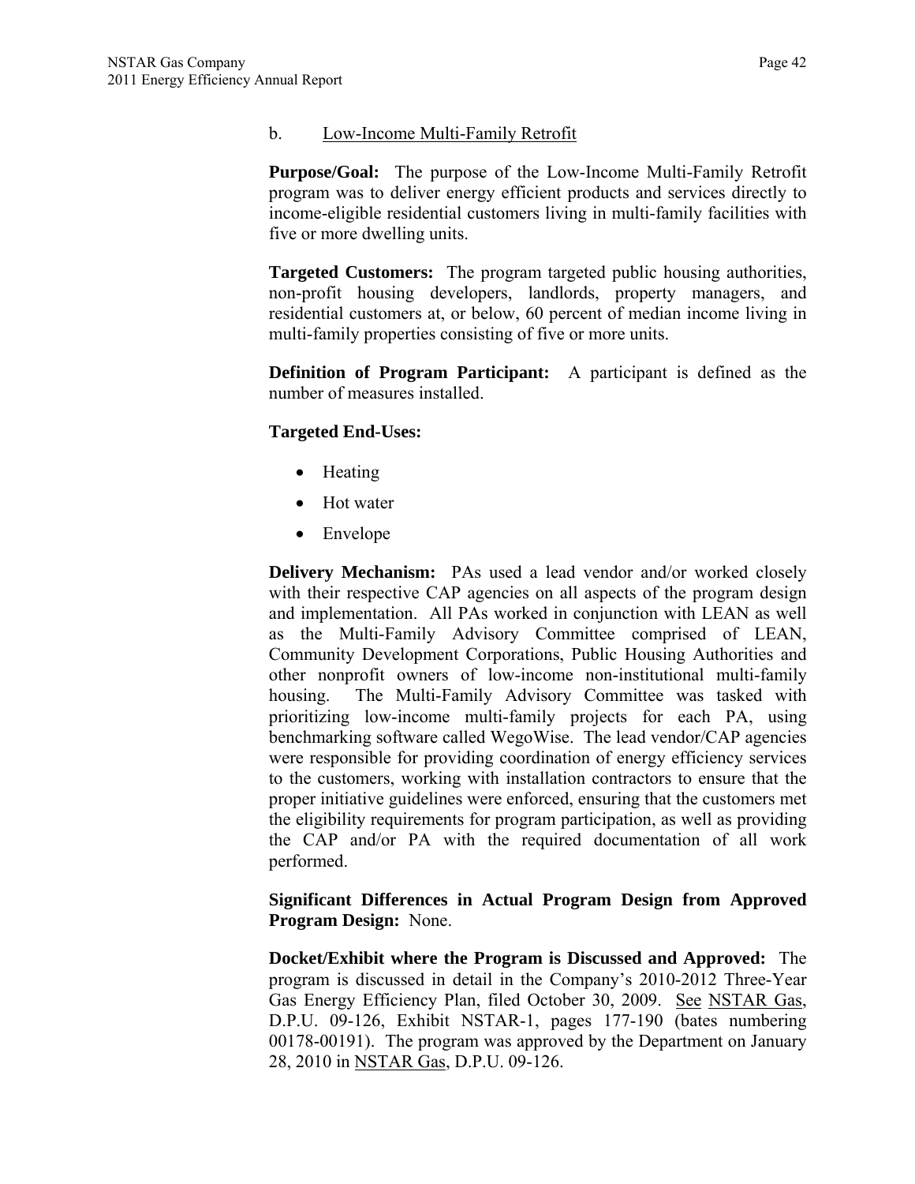b. Low-Income Multi-Family Retrofit

**Purpose/Goal:** The purpose of the Low-Income Multi-Family Retrofit program was to deliver energy efficient products and services directly to income-eligible residential customers living in multi-family facilities with five or more dwelling units.

**Targeted Customers:** The program targeted public housing authorities, non-profit housing developers, landlords, property managers, and residential customers at, or below, 60 percent of median income living in multi-family properties consisting of five or more units.

**Definition of Program Participant:** A participant is defined as the number of measures installed.

**Targeted End-Uses:**

- Heating
- Hot water
- Envelope

**Delivery Mechanism:** PAs used a lead vendor and/or worked closely with their respective CAP agencies on all aspects of the program design and implementation. All PAs worked in conjunction with LEAN as well as the Multi-Family Advisory Committee comprised of LEAN, Community Development Corporations, Public Housing Authorities and other nonprofit owners of low-income non-institutional multi-family housing. The Multi-Family Advisory Committee was tasked with prioritizing low-income multi-family projects for each PA, using benchmarking software called WegoWise. The lead vendor/CAP agencies were responsible for providing coordination of energy efficiency services to the customers, working with installation contractors to ensure that the proper initiative guidelines were enforced, ensuring that the customers met the eligibility requirements for program participation, as well as providing the CAP and/or PA with the required documentation of all work performed.

**Significant Differences in Actual Program Design from Approved Program Design:** None.

**Docket/Exhibit where the Program is Discussed and Approved:** The program is discussed in detail in the Company's 2010-2012 Three-Year Gas Energy Efficiency Plan, filed October 30, 2009. See NSTAR Gas, D.P.U. 09-126, Exhibit NSTAR-1, pages 177-190 (bates numbering 00178-00191). The program was approved by the Department on January 28, 2010 in NSTAR Gas, D.P.U. 09-126.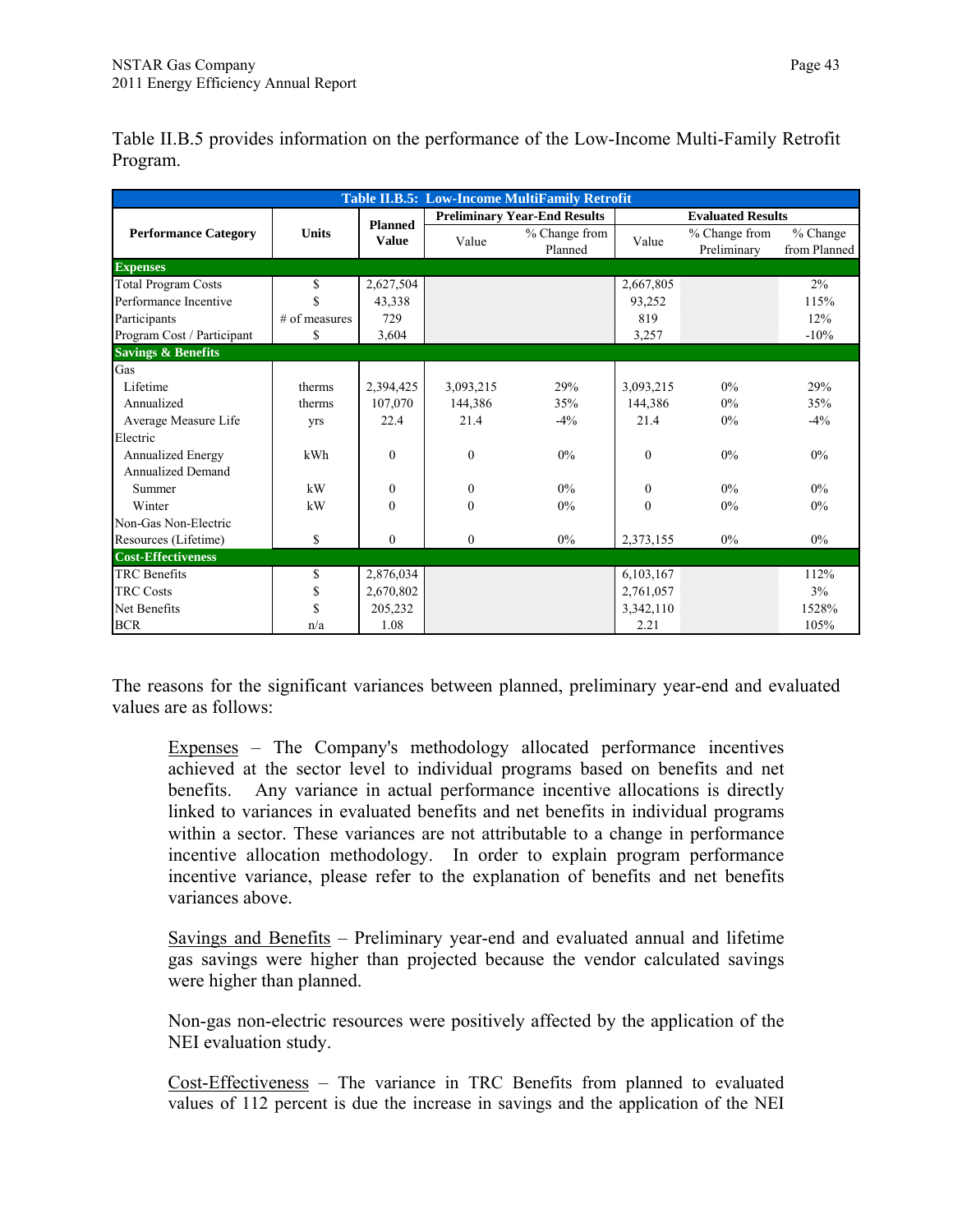Table II.B.5 provides information on the performance of the Low-Income Multi-Family Retrofit Program.

| **Table II.B.5: Low-Income MultiFamily Retrofit** | | | | | | | |
|---|---|---|---|---|---|---|---|
| **Performance Category** | **Units** | **Planned Value** | **Preliminary Year-End Results** | | **Evaluated Results** | | |
| | | | Value | % Change from Planned | Value | % Change from Preliminary | % Change from Planned |
| **Expenses** | | | | | | | |
| Total Program Costs | $ | 2,627,504 | | | 2,667,805 | | 2% |
| Performance Incentive | $ | 43,338 | | | 93,252 | | 115% |
| Participants | # of measures | 729 | | | 819 | | 12% |
| Program Cost / Participant | $ | 3,604 | | | 3,257 | | -10% |
| **Savings & Benefits** | | | | | | | |
| Gas | | | | | | | |
| Lifetime | therms | 2,394,425 | 3,093,215 | 29% | 3,093,215 | 0% | 29% |
| Annualized | therms | 107,070 | 144,386 | 35% | 144,386 | 0% | 35% |
| Average Measure Life | yrs | 22.4 | 21.4 | -4% | 21.4 | 0% | -4% |
| Electric | | | | | | | |
| Annualized Energy | kWh | 0 | 0 | 0% | 0 | 0% | 0% |
| Annualized Demand | | | | | | | |
| Summer | kW | 0 | 0 | 0% | 0 | 0% | 0% |
| Winter | kW | 0 | 0 | 0% | 0 | 0% | 0% |
| Non-Gas Non-Electric Resources (Lifetime) | $ | 0 | 0 | 0% | 2,373,155 | 0% | 0% |
| **Cost-Effectiveness** | | | | | | | |
| TRC Benefits | $ | 2,876,034 | | | 6,103,167 | | 112% |
| TRC Costs | $ | 2,670,802 | | | 2,761,057 | | 3% |
| Net Benefits | $ | 205,232 | | | 3,342,110 | | 1528% |
| BCR | n/a | 1.08 | | | 2.21 | | 105% |

The reasons for the significant variances between planned, preliminary year-end and evaluated values are as follows:

Expenses – The Company's methodology allocated performance incentives achieved at the sector level to individual programs based on benefits and net benefits. Any variance in actual performance incentive allocations is directly linked to variances in evaluated benefits and net benefits in individual programs within a sector. These variances are not attributable to a change in performance incentive allocation methodology. In order to explain program performance incentive variance, please refer to the explanation of benefits and net benefits variances above.

Savings and Benefits – Preliminary year-end and evaluated annual and lifetime gas savings were higher than projected because the vendor calculated savings were higher than planned.

Non-gas non-electric resources were positively affected by the application of the NEI evaluation study.

Cost-Effectiveness – The variance in TRC Benefits from planned to evaluated values of 112 percent is due the increase in savings and the application of the NEI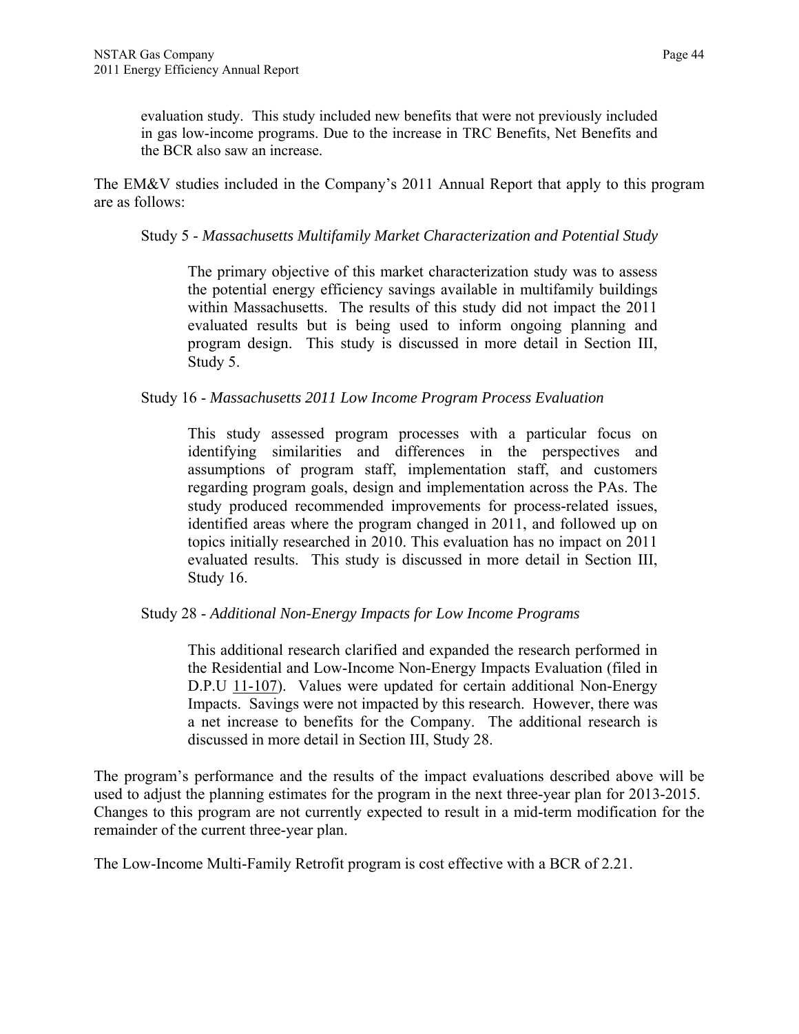evaluation study. This study included new benefits that were not previously included in gas low-income programs. Due to the increase in TRC Benefits, Net Benefits and the BCR also saw an increase.

The EM&V studies included in the Company's 2011 Annual Report that apply to this program are as follows:

Study 5 - *Massachusetts Multifamily Market Characterization and Potential Study*

The primary objective of this market characterization study was to assess the potential energy efficiency savings available in multifamily buildings within Massachusetts. The results of this study did not impact the 2011 evaluated results but is being used to inform ongoing planning and program design. This study is discussed in more detail in Section III, Study 5.

Study 16 - *Massachusetts 2011 Low Income Program Process Evaluation*

This study assessed program processes with a particular focus on identifying similarities and differences in the perspectives and assumptions of program staff, implementation staff, and customers regarding program goals, design and implementation across the PAs. The study produced recommended improvements for process-related issues, identified areas where the program changed in 2011, and followed up on topics initially researched in 2010. This evaluation has no impact on 2011 evaluated results. This study is discussed in more detail in Section III, Study 16.

Study 28 - *Additional Non-Energy Impacts for Low Income Programs*

This additional research clarified and expanded the research performed in the Residential and Low-Income Non-Energy Impacts Evaluation (filed in D.P.U 11-107). Values were updated for certain additional Non-Energy Impacts. Savings were not impacted by this research. However, there was a net increase to benefits for the Company. The additional research is discussed in more detail in Section III, Study 28.

The program's performance and the results of the impact evaluations described above will be used to adjust the planning estimates for the program in the next three-year plan for 2013-2015. Changes to this program are not currently expected to result in a mid-term modification for the remainder of the current three-year plan.

The Low-Income Multi-Family Retrofit program is cost effective with a BCR of 2.21.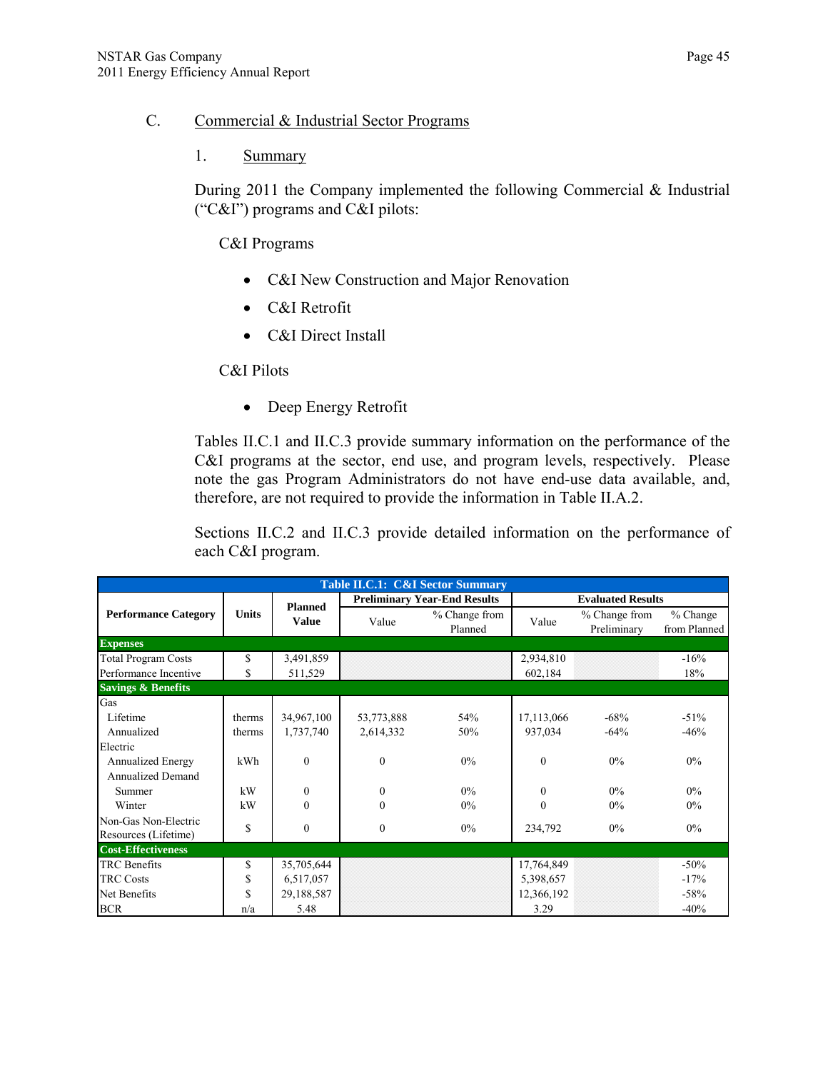## C. Commercial & Industrial Sector Programs

### 1. Summary

During 2011 the Company implemented the following Commercial & Industrial ("C&I") programs and C&I pilots:

C&I Programs

- C&I New Construction and Major Renovation
- C&I Retrofit
- C&I Direct Install

C&I Pilots

- Deep Energy Retrofit

Tables II.C.1 and II.C.3 provide summary information on the performance of the C&I programs at the sector, end use, and program levels, respectively. Please note the gas Program Administrators do not have end-use data available, and, therefore, are not required to provide the information in Table II.A.2.

Sections II.C.2 and II.C.3 provide detailed information on the performance of each C&I program.

**Table II.C.1: C&I Sector Summary**

| Performance Category | Units | Planned Value | Preliminary Year-End Results | | Evaluated Results | | |
|---|---|---|---|---|---|---|---|
| | | | Value | % Change from Planned | Value | % Change from Preliminary | % Change from Planned |
| **Expenses** | | | | | | | |
| Total Program Costs | $ | 3,491,859 | | | 2,934,810 | | -16% |
| Performance Incentive | $ | 511,529 | | | 602,184 | | 18% |
| **Savings & Benefits** | | | | | | | |
| Gas | | | | | | | |
| Lifetime | therms | 34,967,100 | 53,773,888 | 54% | 17,113,066 | -68% | -51% |
| Annualized | therms | 1,737,740 | 2,614,332 | 50% | 937,034 | -64% | -46% |
| Electric | | | | | | | |
| Annualized Energy | kWh | 0 | 0 | 0% | 0 | 0% | 0% |
| Annualized Demand | | | | | | | |
| Summer | kW | 0 | 0 | 0% | 0 | 0% | 0% |
| Winter | kW | 0 | 0 | 0% | 0 | 0% | 0% |
| Non-Gas Non-Electric Resources (Lifetime) | $ | 0 | 0 | 0% | 234,792 | 0% | 0% |
| **Cost-Effectiveness** | | | | | | | |
| TRC Benefits | $ | 35,705,644 | | | 17,764,849 | | -50% |
| TRC Costs | $ | 6,517,057 | | | 5,398,657 | | -17% |
| Net Benefits | $ | 29,188,587 | | | 12,366,192 | | -58% |
| BCR | n/a | 5.48 | | | 3.29 | | -40% |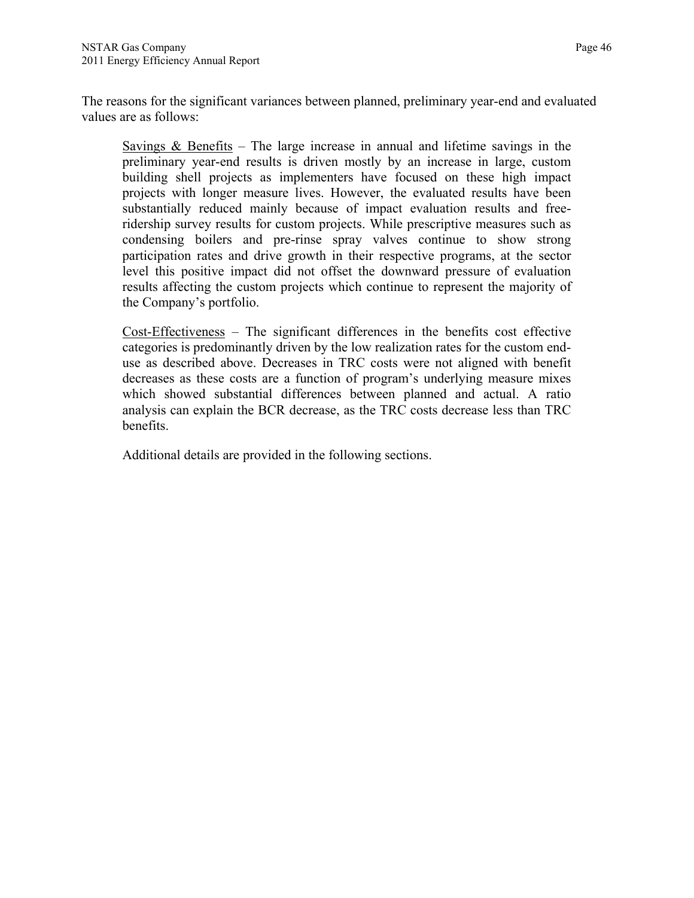The reasons for the significant variances between planned, preliminary year-end and evaluated values are as follows:

Savings & Benefits – The large increase in annual and lifetime savings in the preliminary year-end results is driven mostly by an increase in large, custom building shell projects as implementers have focused on these high impact projects with longer measure lives. However, the evaluated results have been substantially reduced mainly because of impact evaluation results and free-ridership survey results for custom projects. While prescriptive measures such as condensing boilers and pre-rinse spray valves continue to show strong participation rates and drive growth in their respective programs, at the sector level this positive impact did not offset the downward pressure of evaluation results affecting the custom projects which continue to represent the majority of the Company's portfolio.

Cost-Effectiveness – The significant differences in the benefits cost effective categories is predominantly driven by the low realization rates for the custom end-use as described above. Decreases in TRC costs were not aligned with benefit decreases as these costs are a function of program's underlying measure mixes which showed substantial differences between planned and actual. A ratio analysis can explain the BCR decrease, as the TRC costs decrease less than TRC benefits.

Additional details are provided in the following sections.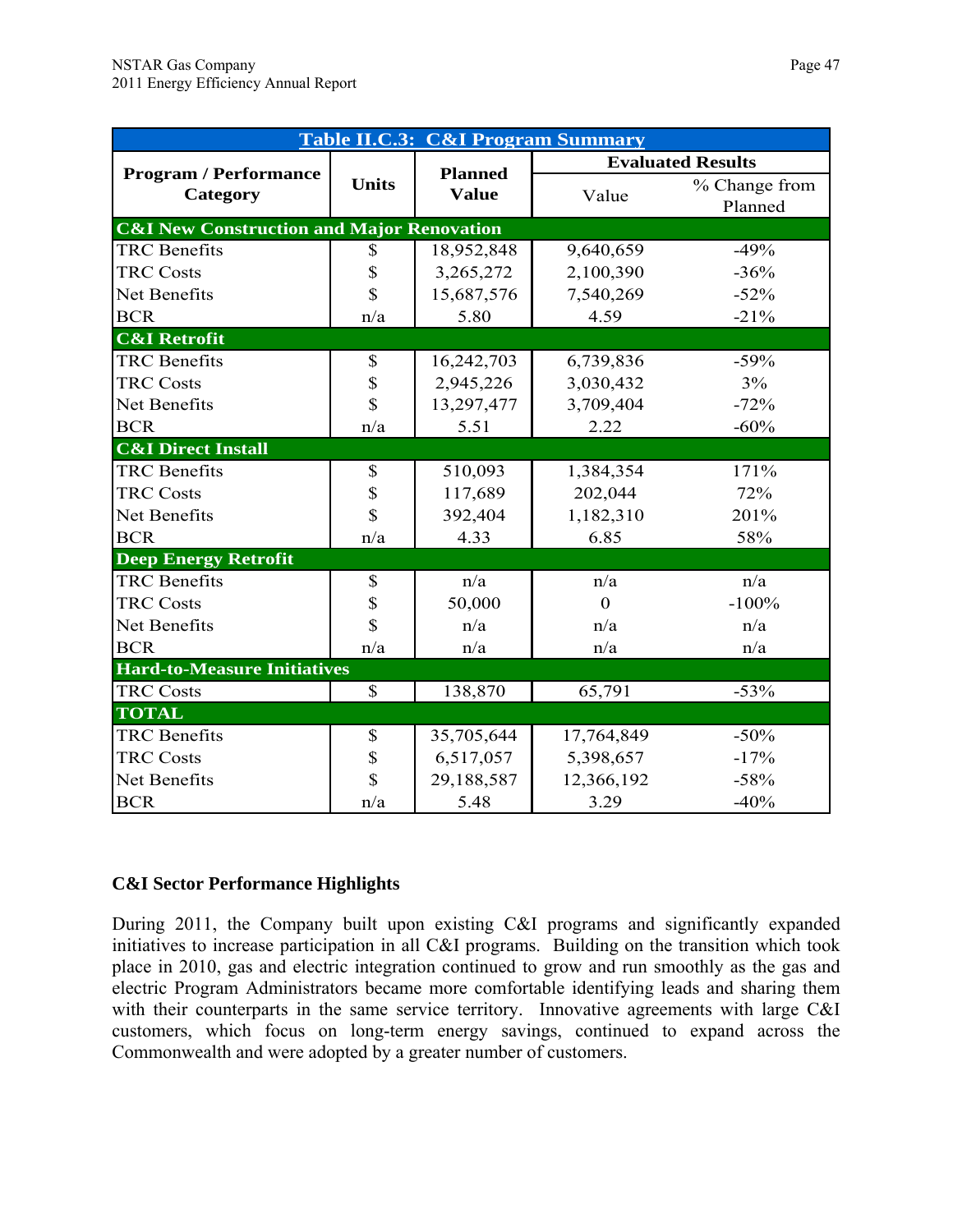| Table II.C.3: C&I Program Summary | | | | |
|---|---|---|---|---|
| **Program / Performance Category** | **Units** | **Planned Value** | **Evaluated Results** | |
| | | | Value | % Change from Planned |
| **C&I New Construction and Major Renovation** | | | | |
| TRC Benefits | $ | 18,952,848 | 9,640,659 | -49% |
| TRC Costs | $ | 3,265,272 | 2,100,390 | -36% |
| Net Benefits | $ | 15,687,576 | 7,540,269 | -52% |
| BCR | n/a | 5.80 | 4.59 | -21% |
| **C&I Retrofit** | | | | |
| TRC Benefits | $ | 16,242,703 | 6,739,836 | -59% |
| TRC Costs | $ | 2,945,226 | 3,030,432 | 3% |
| Net Benefits | $ | 13,297,477 | 3,709,404 | -72% |
| BCR | n/a | 5.51 | 2.22 | -60% |
| **C&I Direct Install** | | | | |
| TRC Benefits | $ | 510,093 | 1,384,354 | 171% |
| TRC Costs | $ | 117,689 | 202,044 | 72% |
| Net Benefits | $ | 392,404 | 1,182,310 | 201% |
| BCR | n/a | 4.33 | 6.85 | 58% |
| **Deep Energy Retrofit** | | | | |
| TRC Benefits | $ | n/a | n/a | n/a |
| TRC Costs | $ | 50,000 | 0 | -100% |
| Net Benefits | $ | n/a | n/a | n/a |
| BCR | n/a | n/a | n/a | n/a |
| **Hard-to-Measure Initiatives** | | | | |
| TRC Costs | $ | 138,870 | 65,791 | -53% |
| **TOTAL** | | | | |
| TRC Benefits | $ | 35,705,644 | 17,764,849 | -50% |
| TRC Costs | $ | 6,517,057 | 5,398,657 | -17% |
| Net Benefits | $ | 29,188,587 | 12,366,192 | -58% |
| BCR | n/a | 5.48 | 3.29 | -40% |

## C&I Sector Performance Highlights

During 2011, the Company built upon existing C&I programs and significantly expanded initiatives to increase participation in all C&I programs. Building on the transition which took place in 2010, gas and electric integration continued to grow and run smoothly as the gas and electric Program Administrators became more comfortable identifying leads and sharing them with their counterparts in the same service territory. Innovative agreements with large C&I customers, which focus on long-term energy savings, continued to expand across the Commonwealth and were adopted by a greater number of customers.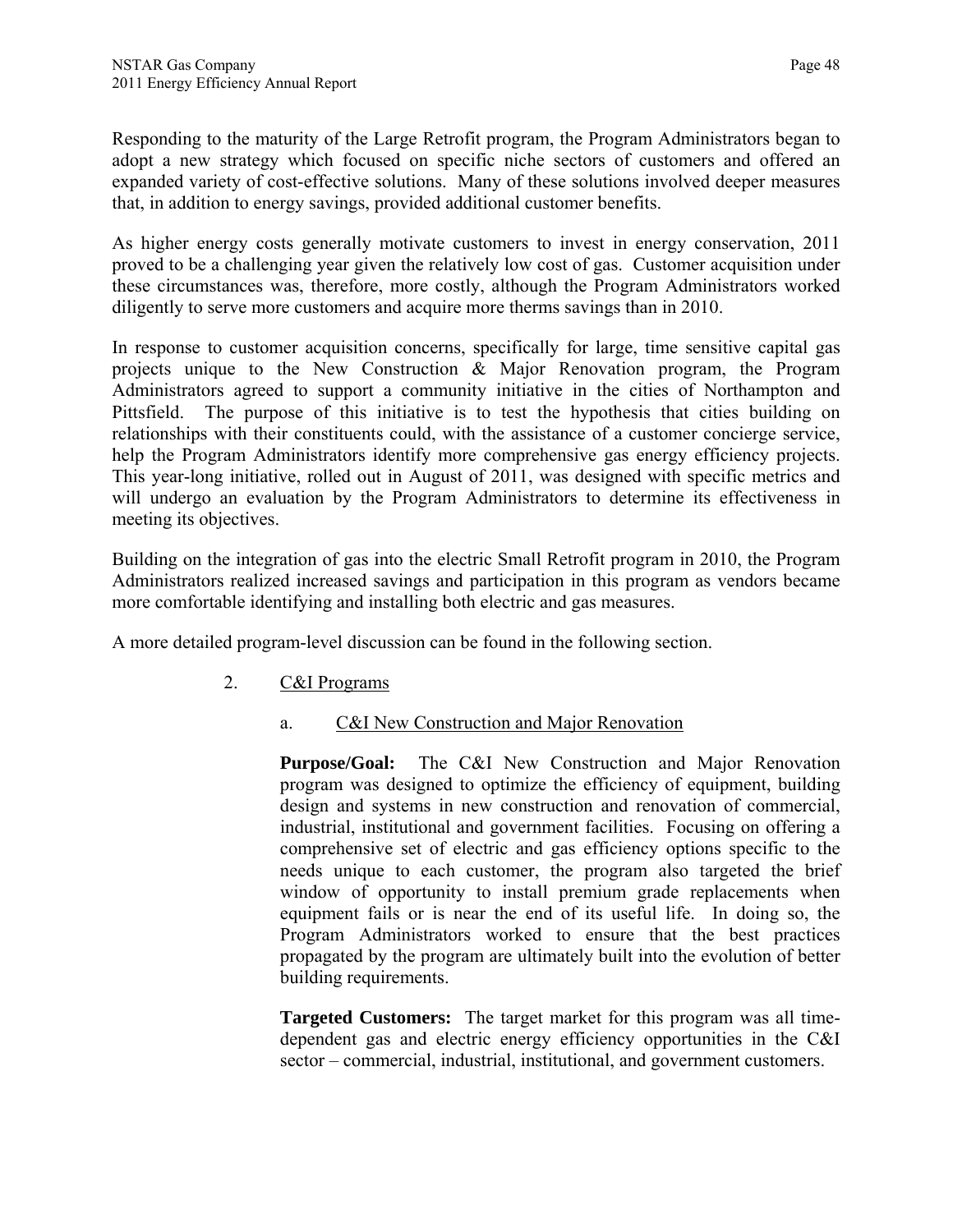Responding to the maturity of the Large Retrofit program, the Program Administrators began to adopt a new strategy which focused on specific niche sectors of customers and offered an expanded variety of cost-effective solutions. Many of these solutions involved deeper measures that, in addition to energy savings, provided additional customer benefits.

As higher energy costs generally motivate customers to invest in energy conservation, 2011 proved to be a challenging year given the relatively low cost of gas. Customer acquisition under these circumstances was, therefore, more costly, although the Program Administrators worked diligently to serve more customers and acquire more therms savings than in 2010.

In response to customer acquisition concerns, specifically for large, time sensitive capital gas projects unique to the New Construction & Major Renovation program, the Program Administrators agreed to support a community initiative in the cities of Northampton and Pittsfield. The purpose of this initiative is to test the hypothesis that cities building on relationships with their constituents could, with the assistance of a customer concierge service, help the Program Administrators identify more comprehensive gas energy efficiency projects. This year-long initiative, rolled out in August of 2011, was designed with specific metrics and will undergo an evaluation by the Program Administrators to determine its effectiveness in meeting its objectives.

Building on the integration of gas into the electric Small Retrofit program in 2010, the Program Administrators realized increased savings and participation in this program as vendors became more comfortable identifying and installing both electric and gas measures.

A more detailed program-level discussion can be found in the following section.

## 2. C&I Programs

### a. C&I New Construction and Major Renovation

**Purpose/Goal:** The C&I New Construction and Major Renovation program was designed to optimize the efficiency of equipment, building design and systems in new construction and renovation of commercial, industrial, institutional and government facilities. Focusing on offering a comprehensive set of electric and gas efficiency options specific to the needs unique to each customer, the program also targeted the brief window of opportunity to install premium grade replacements when equipment fails or is near the end of its useful life. In doing so, the Program Administrators worked to ensure that the best practices propagated by the program are ultimately built into the evolution of better building requirements.

**Targeted Customers:** The target market for this program was all time-dependent gas and electric energy efficiency opportunities in the C&I sector – commercial, industrial, institutional, and government customers.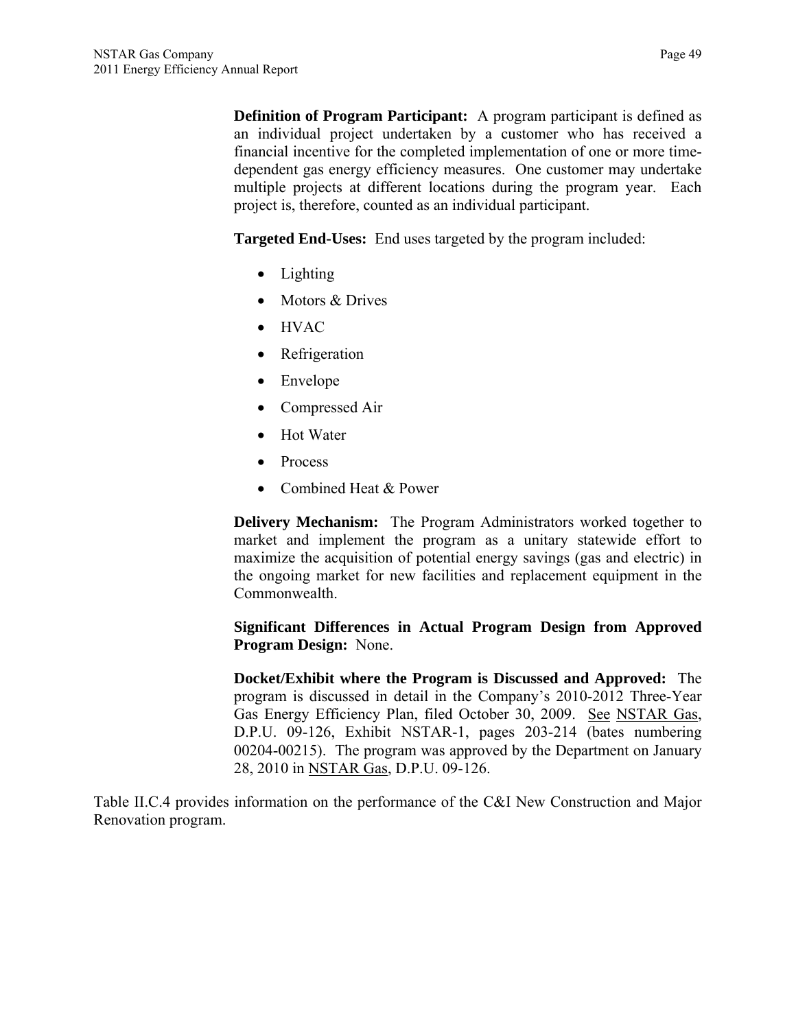**Definition of Program Participant:** A program participant is defined as an individual project undertaken by a customer who has received a financial incentive for the completed implementation of one or more time-dependent gas energy efficiency measures. One customer may undertake multiple projects at different locations during the program year. Each project is, therefore, counted as an individual participant.

**Targeted End-Uses:** End uses targeted by the program included:

- Lighting
- Motors & Drives
- HVAC
- Refrigeration
- Envelope
- Compressed Air
- Hot Water
- Process
- Combined Heat & Power

**Delivery Mechanism:** The Program Administrators worked together to market and implement the program as a unitary statewide effort to maximize the acquisition of potential energy savings (gas and electric) in the ongoing market for new facilities and replacement equipment in the Commonwealth.

**Significant Differences in Actual Program Design from Approved Program Design:** None.

**Docket/Exhibit where the Program is Discussed and Approved:** The program is discussed in detail in the Company's 2010-2012 Three-Year Gas Energy Efficiency Plan, filed October 30, 2009. See NSTAR Gas, D.P.U. 09-126, Exhibit NSTAR-1, pages 203-214 (bates numbering 00204-00215). The program was approved by the Department on January 28, 2010 in NSTAR Gas, D.P.U. 09-126.

Table II.C.4 provides information on the performance of the C&I New Construction and Major Renovation program.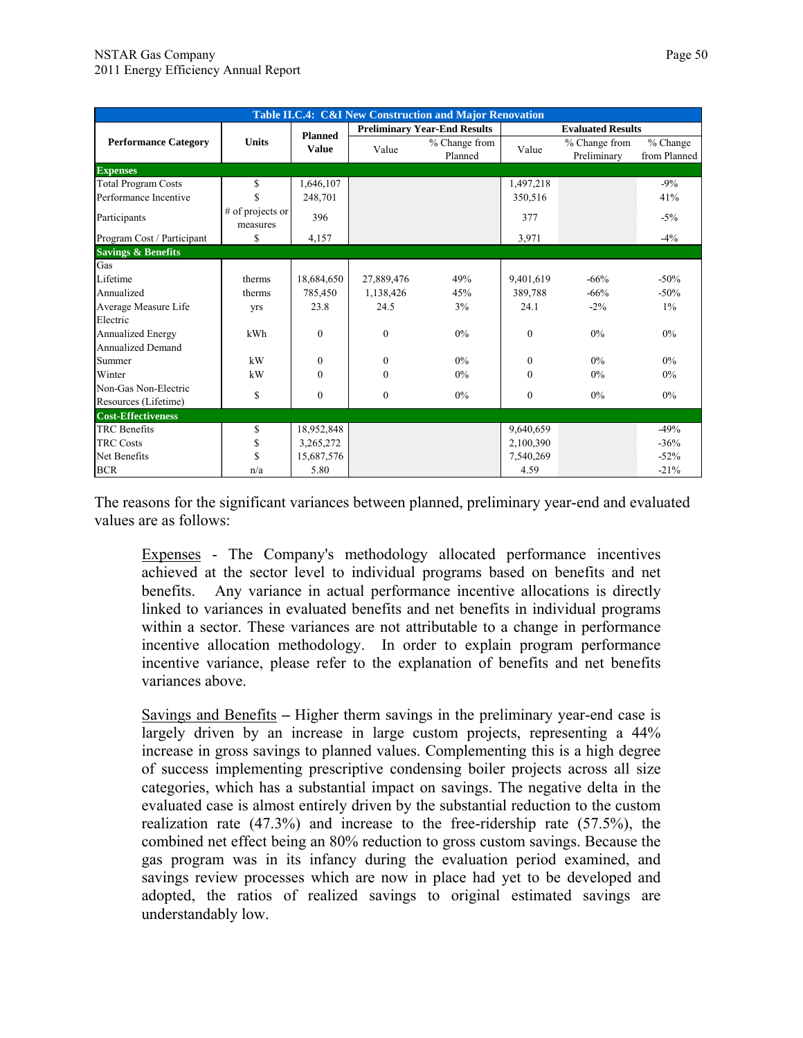| Table II.C.4: C&I New Construction and Major Renovation | | | | | | | |
|---|---|---|---|---|---|---|---|
| Performance Category | Units | Planned Value | Preliminary Year-End Results | | Evaluated Results | | |
| | | | Value | % Change from Planned | Value | % Change from Preliminary | % Change from Planned |
| **Expenses** | | | | | | | |
| Total Program Costs | $ | 1,646,107 | | | 1,497,218 | | -9% |
| Performance Incentive | $ | 248,701 | | | 350,516 | | 41% |
| Participants | # of projects or measures | 396 | | | 377 | | -5% |
| Program Cost / Participant | $ | 4,157 | | | 3,971 | | -4% |
| **Savings & Benefits** | | | | | | | |
| Gas | | | | | | | |
| Lifetime | therms | 18,684,650 | 27,889,476 | 49% | 9,401,619 | -66% | -50% |
| Annualized | therms | 785,450 | 1,138,426 | 45% | 389,788 | -66% | -50% |
| Average Measure Life | yrs | 23.8 | 24.5 | 3% | 24.1 | -2% | 1% |
| Electric | | | | | | | |
| Annualized Energy | kWh | 0 | 0 | 0% | 0 | 0% | 0% |
| Annualized Demand | | | | | | | |
| Summer | kW | 0 | 0 | 0% | 0 | 0% | 0% |
| Winter | kW | 0 | 0 | 0% | 0 | 0% | 0% |
| Non-Gas Non-Electric Resources (Lifetime) | $ | 0 | 0 | 0% | 0 | 0% | 0% |
| **Cost-Effectiveness** | | | | | | | |
| TRC Benefits | $ | 18,952,848 | | | 9,640,659 | | -49% |
| TRC Costs | $ | 3,265,272 | | | 2,100,390 | | -36% |
| Net Benefits | $ | 15,687,576 | | | 7,540,269 | | -52% |
| BCR | n/a | 5.80 | | | 4.59 | | -21% |

The reasons for the significant variances between planned, preliminary year-end and evaluated values are as follows:

Expenses - The Company's methodology allocated performance incentives achieved at the sector level to individual programs based on benefits and net benefits. Any variance in actual performance incentive allocations is directly linked to variances in evaluated benefits and net benefits in individual programs within a sector. These variances are not attributable to a change in performance incentive allocation methodology. In order to explain program performance incentive variance, please refer to the explanation of benefits and net benefits variances above.

Savings and Benefits – Higher therm savings in the preliminary year-end case is largely driven by an increase in large custom projects, representing a 44% increase in gross savings to planned values. Complementing this is a high degree of success implementing prescriptive condensing boiler projects across all size categories, which has a substantial impact on savings. The negative delta in the evaluated case is almost entirely driven by the substantial reduction to the custom realization rate (47.3%) and increase to the free-ridership rate (57.5%), the combined net effect being an 80% reduction to gross custom savings. Because the gas program was in its infancy during the evaluation period examined, and savings review processes which are now in place had yet to be developed and adopted, the ratios of realized savings to original estimated savings are understandably low.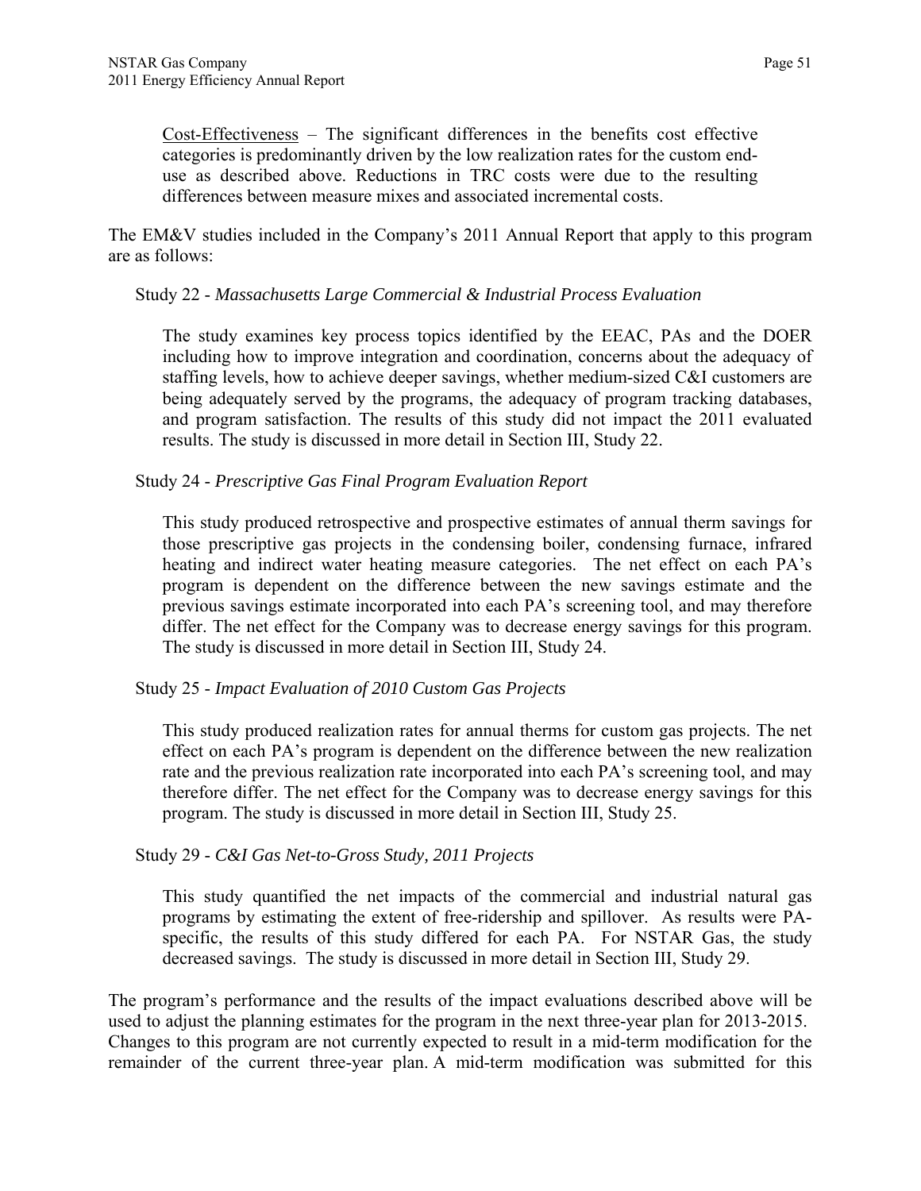Cost-Effectiveness – The significant differences in the benefits cost effective categories is predominantly driven by the low realization rates for the custom end-use as described above. Reductions in TRC costs were due to the resulting differences between measure mixes and associated incremental costs.

The EM&V studies included in the Company's 2011 Annual Report that apply to this program are as follows:

Study 22 - *Massachusetts Large Commercial & Industrial Process Evaluation*

The study examines key process topics identified by the EEAC, PAs and the DOER including how to improve integration and coordination, concerns about the adequacy of staffing levels, how to achieve deeper savings, whether medium-sized C&I customers are being adequately served by the programs, the adequacy of program tracking databases, and program satisfaction. The results of this study did not impact the 2011 evaluated results. The study is discussed in more detail in Section III, Study 22.

Study 24 - *Prescriptive Gas Final Program Evaluation Report*

This study produced retrospective and prospective estimates of annual therm savings for those prescriptive gas projects in the condensing boiler, condensing furnace, infrared heating and indirect water heating measure categories. The net effect on each PA's program is dependent on the difference between the new savings estimate and the previous savings estimate incorporated into each PA's screening tool, and may therefore differ. The net effect for the Company was to decrease energy savings for this program. The study is discussed in more detail in Section III, Study 24.

Study 25 - *Impact Evaluation of 2010 Custom Gas Projects*

This study produced realization rates for annual therms for custom gas projects. The net effect on each PA's program is dependent on the difference between the new realization rate and the previous realization rate incorporated into each PA's screening tool, and may therefore differ. The net effect for the Company was to decrease energy savings for this program. The study is discussed in more detail in Section III, Study 25.

Study 29 - *C&I Gas Net-to-Gross Study, 2011 Projects*

This study quantified the net impacts of the commercial and industrial natural gas programs by estimating the extent of free-ridership and spillover. As results were PA-specific, the results of this study differed for each PA. For NSTAR Gas, the study decreased savings. The study is discussed in more detail in Section III, Study 29.

The program's performance and the results of the impact evaluations described above will be used to adjust the planning estimates for the program in the next three-year plan for 2013-2015. Changes to this program are not currently expected to result in a mid-term modification for the remainder of the current three-year plan. A mid-term modification was submitted for this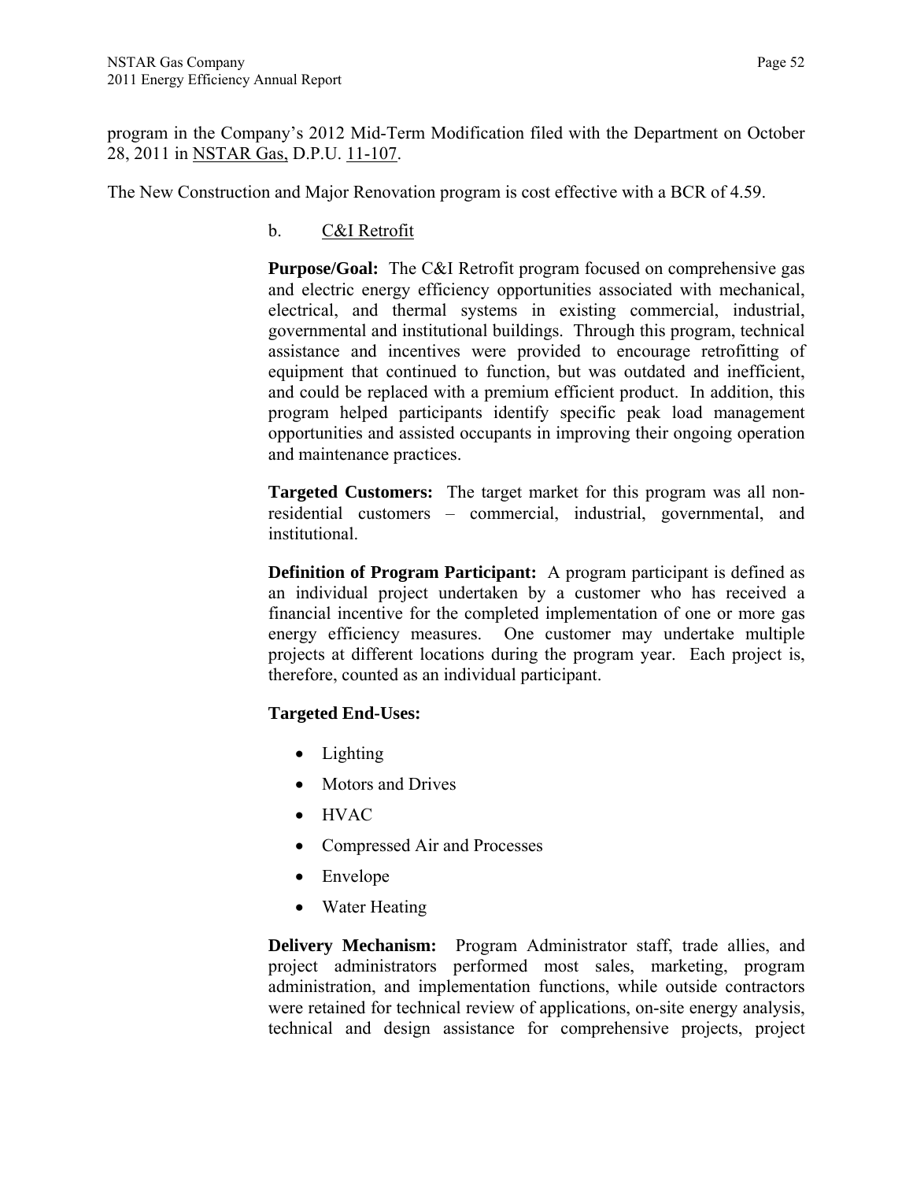program in the Company's 2012 Mid-Term Modification filed with the Department on October 28, 2011 in NSTAR Gas, D.P.U. 11-107.

The New Construction and Major Renovation program is cost effective with a BCR of 4.59.

b. C&I Retrofit

**Purpose/Goal:** The C&I Retrofit program focused on comprehensive gas and electric energy efficiency opportunities associated with mechanical, electrical, and thermal systems in existing commercial, industrial, governmental and institutional buildings. Through this program, technical assistance and incentives were provided to encourage retrofitting of equipment that continued to function, but was outdated and inefficient, and could be replaced with a premium efficient product. In addition, this program helped participants identify specific peak load management opportunities and assisted occupants in improving their ongoing operation and maintenance practices.

**Targeted Customers:** The target market for this program was all non-residential customers – commercial, industrial, governmental, and institutional.

**Definition of Program Participant:** A program participant is defined as an individual project undertaken by a customer who has received a financial incentive for the completed implementation of one or more gas energy efficiency measures. One customer may undertake multiple projects at different locations during the program year. Each project is, therefore, counted as an individual participant.

**Targeted End-Uses:**

- Lighting
- Motors and Drives
- HVAC
- Compressed Air and Processes
- Envelope
- Water Heating

**Delivery Mechanism:** Program Administrator staff, trade allies, and project administrators performed most sales, marketing, program administration, and implementation functions, while outside contractors were retained for technical review of applications, on-site energy analysis, technical and design assistance for comprehensive projects, project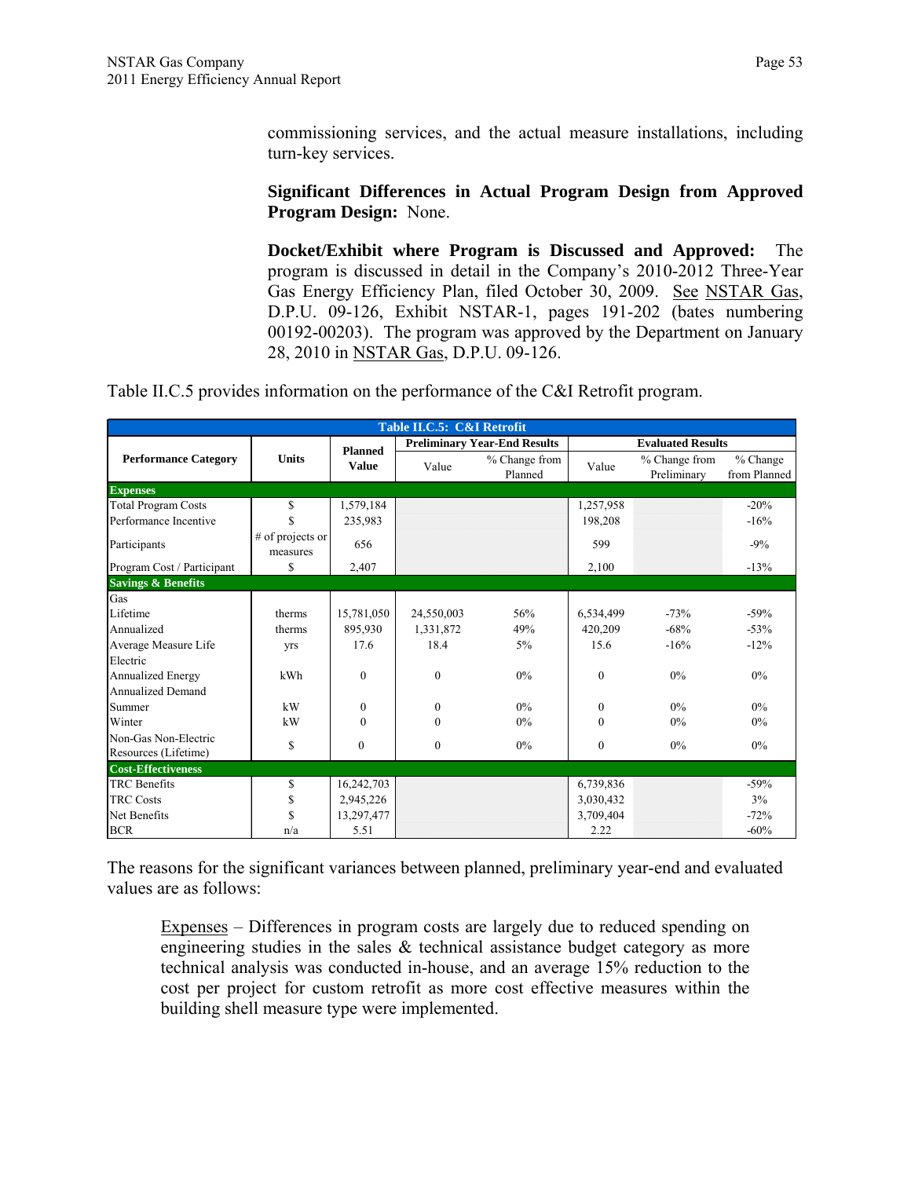commissioning services, and the actual measure installations, including turn-key services.

**Significant Differences in Actual Program Design from Approved Program Design:** None.

**Docket/Exhibit where Program is Discussed and Approved:** The program is discussed in detail in the Company's 2010-2012 Three-Year Gas Energy Efficiency Plan, filed October 30, 2009. See NSTAR Gas, D.P.U. 09-126, Exhibit NSTAR-1, pages 191-202 (bates numbering 00192-00203). The program was approved by the Department on January 28, 2010 in NSTAR Gas, D.P.U. 09-126.

Table II.C.5 provides information on the performance of the C&I Retrofit program.

| Table II.C.5: C&I Retrofit | | | | | | | |
|---|---|---|---|---|---|---|---|
| Performance Category | Units | Planned Value | Preliminary Year-End Results | | Evaluated Results | | |
| | | | Value | % Change from Planned | Value | % Change from Preliminary | % Change from Planned |
| **Expenses** | | | | | | | |
| Total Program Costs | $ | 1,579,184 | | | 1,257,958 | | -20% |
| Performance Incentive | $ | 235,983 | | | 198,208 | | -16% |
| Participants | # of projects or measures | 656 | | | 599 | | -9% |
| Program Cost / Participant | $ | 2,407 | | | 2,100 | | -13% |
| **Savings & Benefits** | | | | | | | |
| Gas | | | | | | | |
| Lifetime | therms | 15,781,050 | 24,550,003 | 56% | 6,534,499 | -73% | -59% |
| Annualized | therms | 895,930 | 1,331,872 | 49% | 420,209 | -68% | -53% |
| Average Measure Life | yrs | 17.6 | 18.4 | 5% | 15.6 | -16% | -12% |
| Electric | | | | | | | |
| Annualized Energy | kWh | 0 | 0 | 0% | 0 | 0% | 0% |
| Annualized Demand | | | | | | | |
| Summer | kW | 0 | 0 | 0% | 0 | 0% | 0% |
| Winter | kW | 0 | 0 | 0% | 0 | 0% | 0% |
| Non-Gas Non-Electric Resources (Lifetime) | $ | 0 | 0 | 0% | 0 | 0% | 0% |
| **Cost-Effectiveness** | | | | | | | |
| TRC Benefits | $ | 16,242,703 | | | 6,739,836 | | -59% |
| TRC Costs | $ | 2,945,226 | | | 3,030,432 | | 3% |
| Net Benefits | $ | 13,297,477 | | | 3,709,404 | | -72% |
| BCR | n/a | 5.51 | | | 2.22 | | -60% |

The reasons for the significant variances between planned, preliminary year-end and evaluated values are as follows:

Expenses – Differences in program costs are largely due to reduced spending on engineering studies in the sales & technical assistance budget category as more technical analysis was conducted in-house, and an average 15% reduction to the cost per project for custom retrofit as more cost effective measures within the building shell measure type were implemented.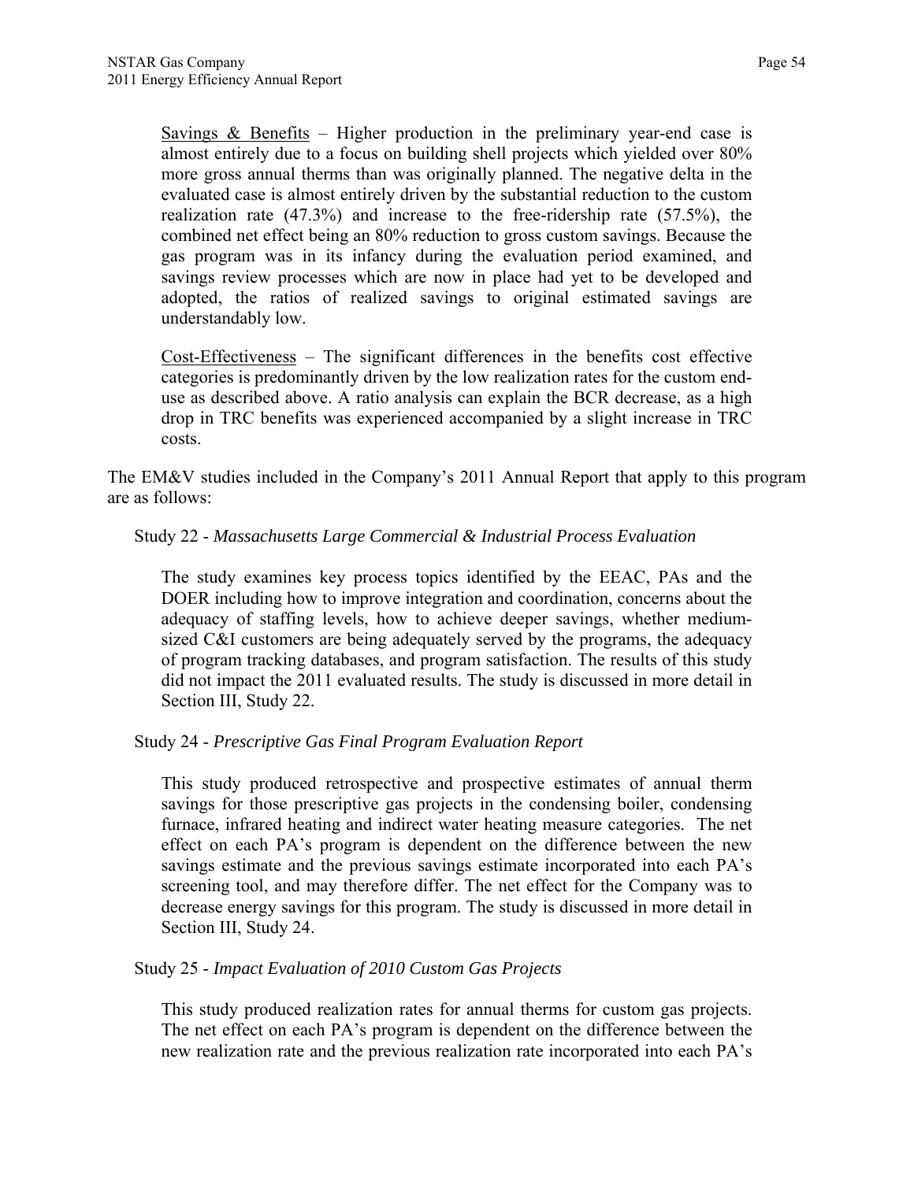Savings & Benefits – Higher production in the preliminary year-end case is almost entirely due to a focus on building shell projects which yielded over 80% more gross annual therms than was originally planned. The negative delta in the evaluated case is almost entirely driven by the substantial reduction to the custom realization rate (47.3%) and increase to the free-ridership rate (57.5%), the combined net effect being an 80% reduction to gross custom savings. Because the gas program was in its infancy during the evaluation period examined, and savings review processes which are now in place had yet to be developed and adopted, the ratios of realized savings to original estimated savings are understandably low.

Cost-Effectiveness – The significant differences in the benefits cost effective categories is predominantly driven by the low realization rates for the custom end-use as described above. A ratio analysis can explain the BCR decrease, as a high drop in TRC benefits was experienced accompanied by a slight increase in TRC costs.

The EM&V studies included in the Company's 2011 Annual Report that apply to this program are as follows:

Study 22 - *Massachusetts Large Commercial & Industrial Process Evaluation*

The study examines key process topics identified by the EEAC, PAs and the DOER including how to improve integration and coordination, concerns about the adequacy of staffing levels, how to achieve deeper savings, whether medium-sized C&I customers are being adequately served by the programs, the adequacy of program tracking databases, and program satisfaction. The results of this study did not impact the 2011 evaluated results. The study is discussed in more detail in Section III, Study 22.

Study 24 - *Prescriptive Gas Final Program Evaluation Report*

This study produced retrospective and prospective estimates of annual therm savings for those prescriptive gas projects in the condensing boiler, condensing furnace, infrared heating and indirect water heating measure categories. The net effect on each PA's program is dependent on the difference between the new savings estimate and the previous savings estimate incorporated into each PA's screening tool, and may therefore differ. The net effect for the Company was to decrease energy savings for this program. The study is discussed in more detail in Section III, Study 24.

Study 25 - *Impact Evaluation of 2010 Custom Gas Projects*

This study produced realization rates for annual therms for custom gas projects. The net effect on each PA's program is dependent on the difference between the new realization rate and the previous realization rate incorporated into each PA's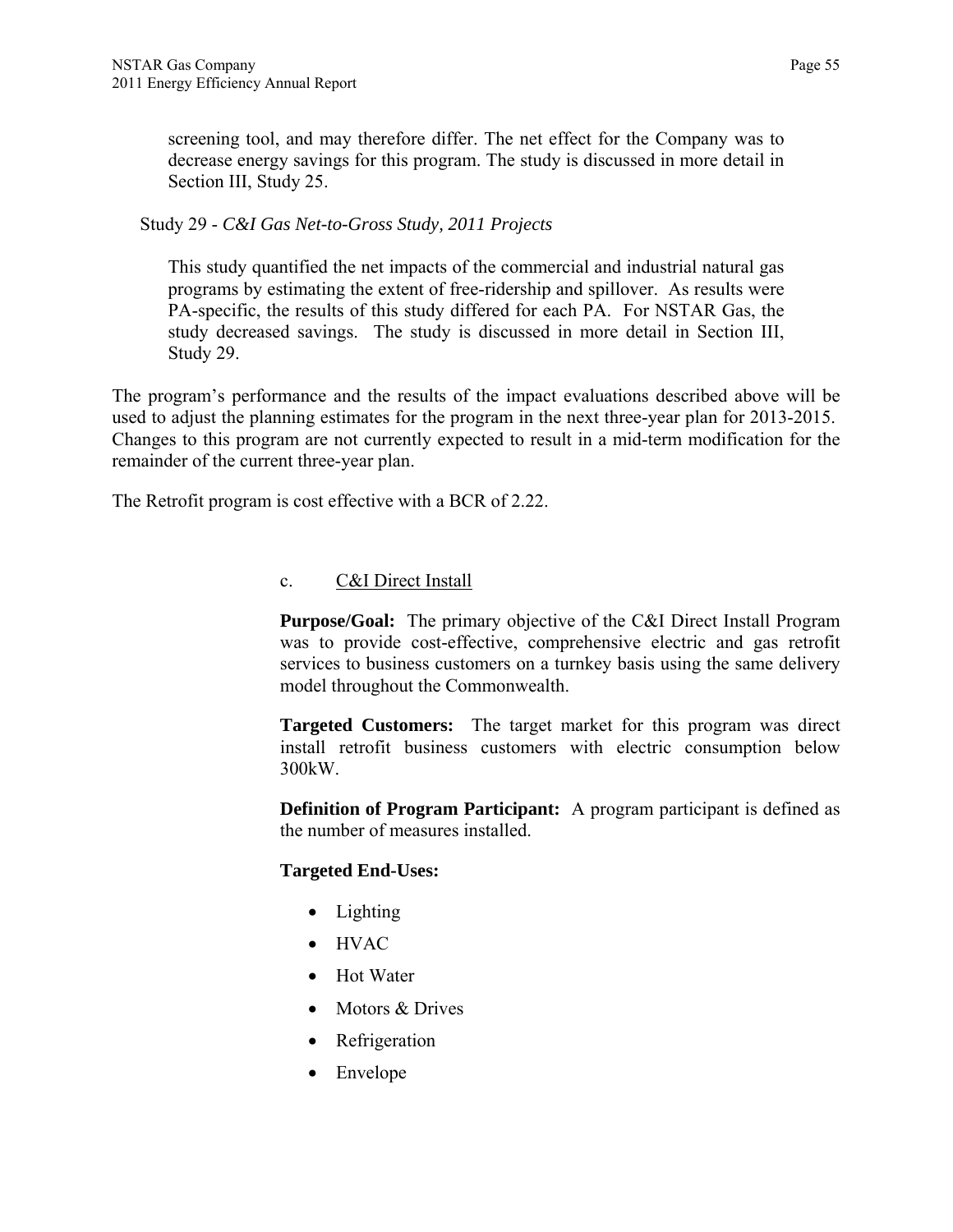screening tool, and may therefore differ. The net effect for the Company was to decrease energy savings for this program. The study is discussed in more detail in Section III, Study 25.

Study 29 - *C&I Gas Net-to-Gross Study, 2011 Projects*

This study quantified the net impacts of the commercial and industrial natural gas programs by estimating the extent of free-ridership and spillover. As results were PA-specific, the results of this study differed for each PA. For NSTAR Gas, the study decreased savings. The study is discussed in more detail in Section III, Study 29.

The program's performance and the results of the impact evaluations described above will be used to adjust the planning estimates for the program in the next three-year plan for 2013-2015. Changes to this program are not currently expected to result in a mid-term modification for the remainder of the current three-year plan.

The Retrofit program is cost effective with a BCR of 2.22.

c. C&I Direct Install

**Purpose/Goal:** The primary objective of the C&I Direct Install Program was to provide cost-effective, comprehensive electric and gas retrofit services to business customers on a turnkey basis using the same delivery model throughout the Commonwealth.

**Targeted Customers:** The target market for this program was direct install retrofit business customers with electric consumption below 300kW.

**Definition of Program Participant:** A program participant is defined as the number of measures installed.

**Targeted End-Uses:**

- Lighting
- HVAC
- Hot Water
- Motors & Drives
- Refrigeration
- Envelope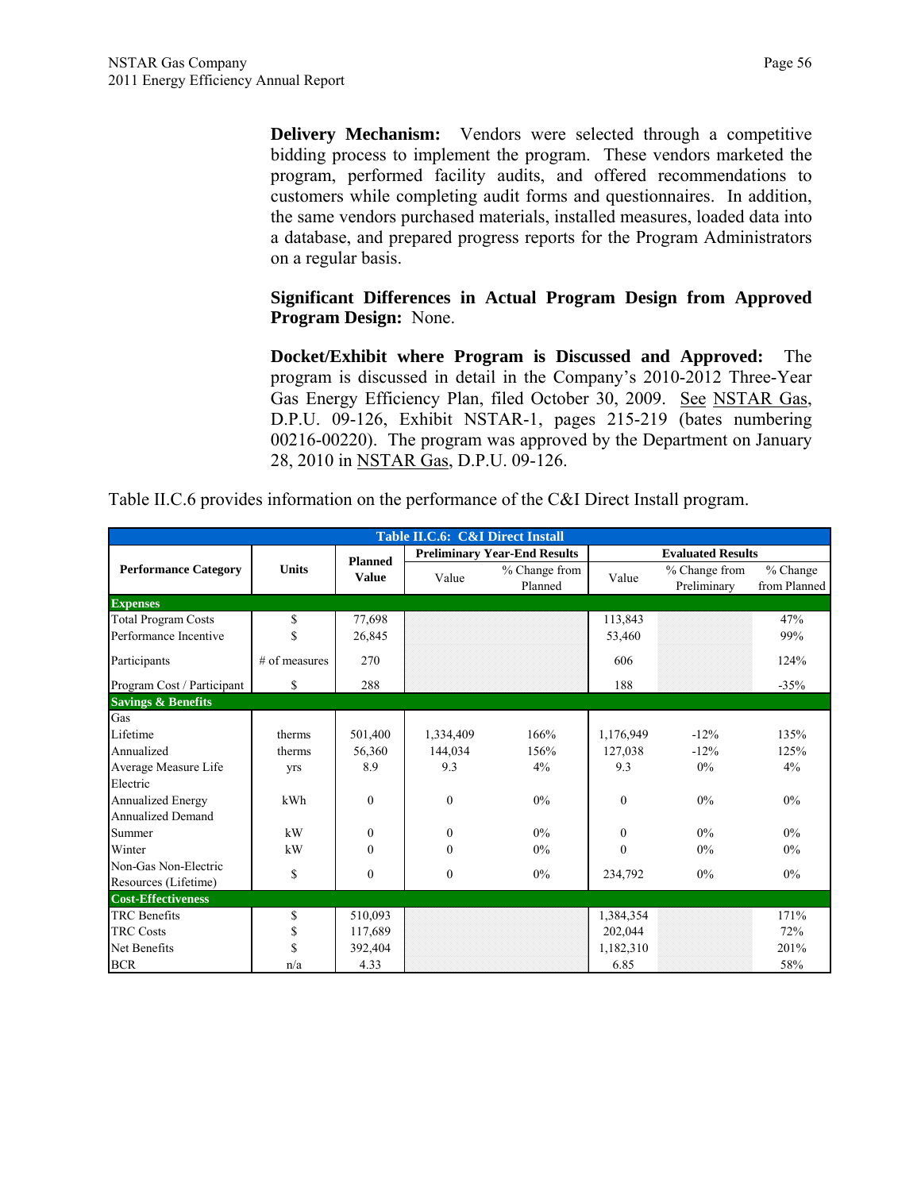**Delivery Mechanism:** Vendors were selected through a competitive bidding process to implement the program. These vendors marketed the program, performed facility audits, and offered recommendations to customers while completing audit forms and questionnaires. In addition, the same vendors purchased materials, installed measures, loaded data into a database, and prepared progress reports for the Program Administrators on a regular basis.

**Significant Differences in Actual Program Design from Approved Program Design:** None.

**Docket/Exhibit where Program is Discussed and Approved:** The program is discussed in detail in the Company's 2010-2012 Three-Year Gas Energy Efficiency Plan, filed October 30, 2009. See NSTAR Gas, D.P.U. 09-126, Exhibit NSTAR-1, pages 215-219 (bates numbering 00216-00220). The program was approved by the Department on January 28, 2010 in NSTAR Gas, D.P.U. 09-126.

Table II.C.6 provides information on the performance of the C&I Direct Install program.

**Table II.C.6: C&I Direct Install**

| Performance Category | Units | Planned Value | Preliminary Year-End Results | | Evaluated Results | | |
|---|---|---|---|---|---|---|---|
| | | | Value | % Change from Planned | Value | % Change from Preliminary | % Change from Planned |
| **Expenses** | | | | | | | |
| Total Program Costs | $ | 77,698 | | | 113,843 | | 47% |
| Performance Incentive | $ | 26,845 | | | 53,460 | | 99% |
| Participants | # of measures | 270 | | | 606 | | 124% |
| Program Cost / Participant | $ | 288 | | | 188 | | -35% |
| **Savings & Benefits** | | | | | | | |
| Gas | | | | | | | |
| Lifetime | therms | 501,400 | 1,334,409 | 166% | 1,176,949 | -12% | 135% |
| Annualized | therms | 56,360 | 144,034 | 156% | 127,038 | -12% | 125% |
| Average Measure Life | yrs | 8.9 | 9.3 | 4% | 9.3 | 0% | 4% |
| Electric | | | | | | | |
| Annualized Energy | kWh | 0 | 0 | 0% | 0 | 0% | 0% |
| Annualized Demand | | | | | | | |
| Summer | kW | 0 | 0 | 0% | 0 | 0% | 0% |
| Winter | kW | 0 | 0 | 0% | 0 | 0% | 0% |
| Non-Gas Non-Electric Resources (Lifetime) | $ | 0 | 0 | 0% | 234,792 | 0% | 0% |
| **Cost-Effectiveness** | | | | | | | |
| TRC Benefits | $ | 510,093 | | | 1,384,354 | | 171% |
| TRC Costs | $ | 117,689 | | | 202,044 | | 72% |
| Net Benefits | $ | 392,404 | | | 1,182,310 | | 201% |
| BCR | n/a | 4.33 | | | 6.85 | | 58% |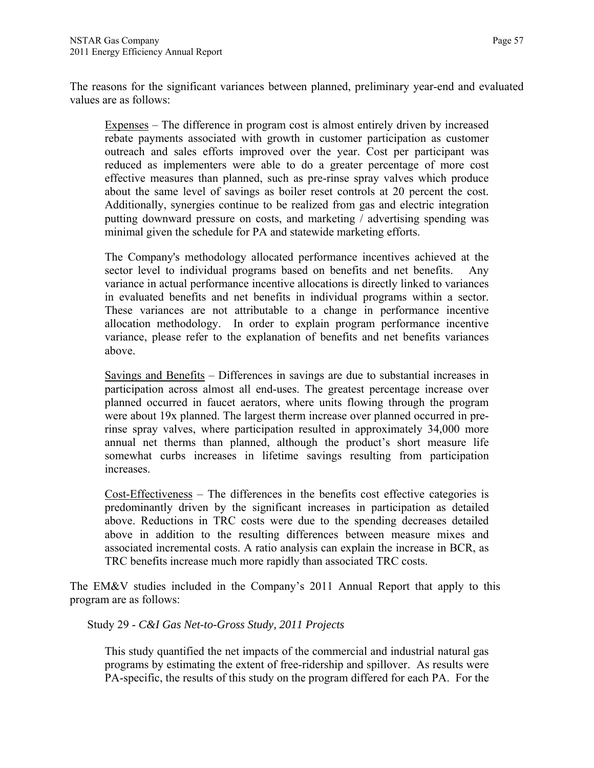The reasons for the significant variances between planned, preliminary year-end and evaluated values are as follows:

> Expenses – The difference in program cost is almost entirely driven by increased rebate payments associated with growth in customer participation as customer outreach and sales efforts improved over the year. Cost per participant was reduced as implementers were able to do a greater percentage of more cost effective measures than planned, such as pre-rinse spray valves which produce about the same level of savings as boiler reset controls at 20 percent the cost. Additionally, synergies continue to be realized from gas and electric integration putting downward pressure on costs, and marketing / advertising spending was minimal given the schedule for PA and statewide marketing efforts.
>
> The Company's methodology allocated performance incentives achieved at the sector level to individual programs based on benefits and net benefits. Any variance in actual performance incentive allocations is directly linked to variances in evaluated benefits and net benefits in individual programs within a sector. These variances are not attributable to a change in performance incentive allocation methodology. In order to explain program performance incentive variance, please refer to the explanation of benefits and net benefits variances above.
>
> Savings and Benefits – Differences in savings are due to substantial increases in participation across almost all end-uses. The greatest percentage increase over planned occurred in faucet aerators, where units flowing through the program were about 19x planned. The largest therm increase over planned occurred in pre-rinse spray valves, where participation resulted in approximately 34,000 more annual net therms than planned, although the product's short measure life somewhat curbs increases in lifetime savings resulting from participation increases.
>
> Cost-Effectiveness – The differences in the benefits cost effective categories is predominantly driven by the significant increases in participation as detailed above. Reductions in TRC costs were due to the spending decreases detailed above in addition to the resulting differences between measure mixes and associated incremental costs. A ratio analysis can explain the increase in BCR, as TRC benefits increase much more rapidly than associated TRC costs.

The EM&V studies included in the Company's 2011 Annual Report that apply to this program are as follows:

Study 29 - *C&I Gas Net-to-Gross Study, 2011 Projects*

> This study quantified the net impacts of the commercial and industrial natural gas programs by estimating the extent of free-ridership and spillover. As results were PA-specific, the results of this study on the program differed for each PA. For the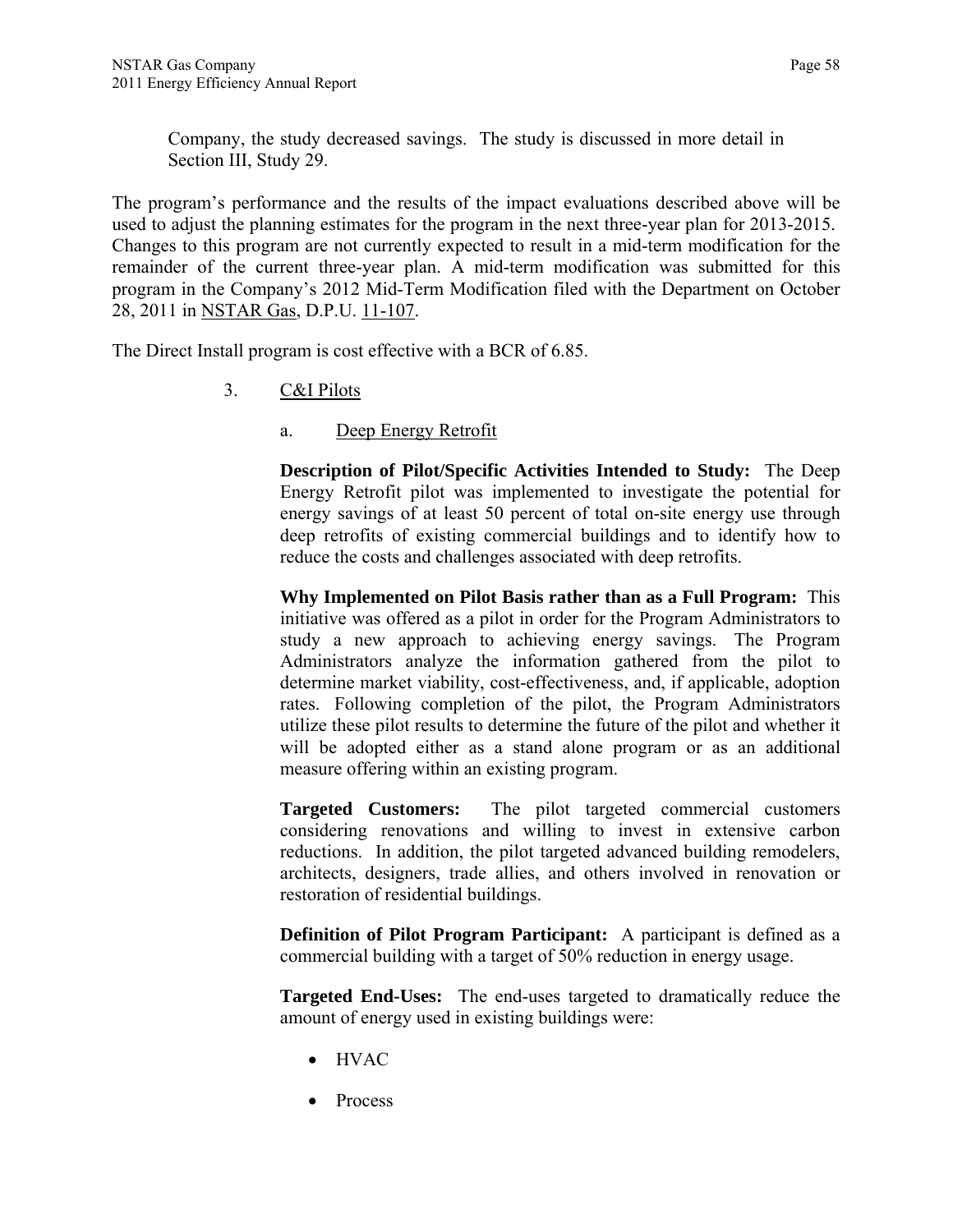Company, the study decreased savings. The study is discussed in more detail in Section III, Study 29.

The program's performance and the results of the impact evaluations described above will be used to adjust the planning estimates for the program in the next three-year plan for 2013-2015. Changes to this program are not currently expected to result in a mid-term modification for the remainder of the current three-year plan. A mid-term modification was submitted for this program in the Company's 2012 Mid-Term Modification filed with the Department on October 28, 2011 in NSTAR Gas, D.P.U. 11-107.

The Direct Install program is cost effective with a BCR of 6.85.

3. C&I Pilots

a. Deep Energy Retrofit

**Description of Pilot/Specific Activities Intended to Study:** The Deep Energy Retrofit pilot was implemented to investigate the potential for energy savings of at least 50 percent of total on-site energy use through deep retrofits of existing commercial buildings and to identify how to reduce the costs and challenges associated with deep retrofits.

**Why Implemented on Pilot Basis rather than as a Full Program:** This initiative was offered as a pilot in order for the Program Administrators to study a new approach to achieving energy savings. The Program Administrators analyze the information gathered from the pilot to determine market viability, cost-effectiveness, and, if applicable, adoption rates. Following completion of the pilot, the Program Administrators utilize these pilot results to determine the future of the pilot and whether it will be adopted either as a stand alone program or as an additional measure offering within an existing program.

**Targeted Customers:** The pilot targeted commercial customers considering renovations and willing to invest in extensive carbon reductions. In addition, the pilot targeted advanced building remodelers, architects, designers, trade allies, and others involved in renovation or restoration of residential buildings.

**Definition of Pilot Program Participant:** A participant is defined as a commercial building with a target of 50% reduction in energy usage.

**Targeted End-Uses:** The end-uses targeted to dramatically reduce the amount of energy used in existing buildings were:

- HVAC
- Process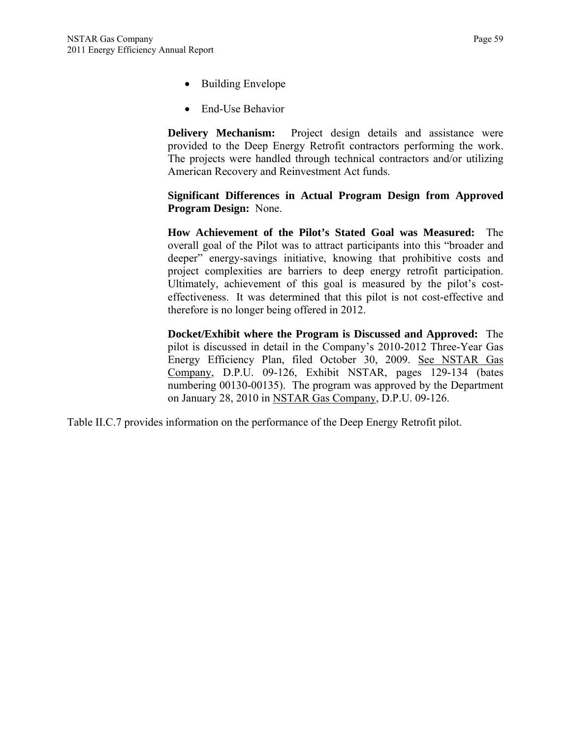- Building Envelope
- End-Use Behavior

**Delivery Mechanism:** Project design details and assistance were provided to the Deep Energy Retrofit contractors performing the work. The projects were handled through technical contractors and/or utilizing American Recovery and Reinvestment Act funds.

**Significant Differences in Actual Program Design from Approved Program Design:** None.

**How Achievement of the Pilot's Stated Goal was Measured:** The overall goal of the Pilot was to attract participants into this "broader and deeper" energy-savings initiative, knowing that prohibitive costs and project complexities are barriers to deep energy retrofit participation. Ultimately, achievement of this goal is measured by the pilot's cost-effectiveness. It was determined that this pilot is not cost-effective and therefore is no longer being offered in 2012.

**Docket/Exhibit where the Program is Discussed and Approved:** The pilot is discussed in detail in the Company's 2010-2012 Three-Year Gas Energy Efficiency Plan, filed October 30, 2009. See NSTAR Gas Company, D.P.U. 09-126, Exhibit NSTAR, pages 129-134 (bates numbering 00130-00135). The program was approved by the Department on January 28, 2010 in NSTAR Gas Company, D.P.U. 09-126.

Table II.C.7 provides information on the performance of the Deep Energy Retrofit pilot.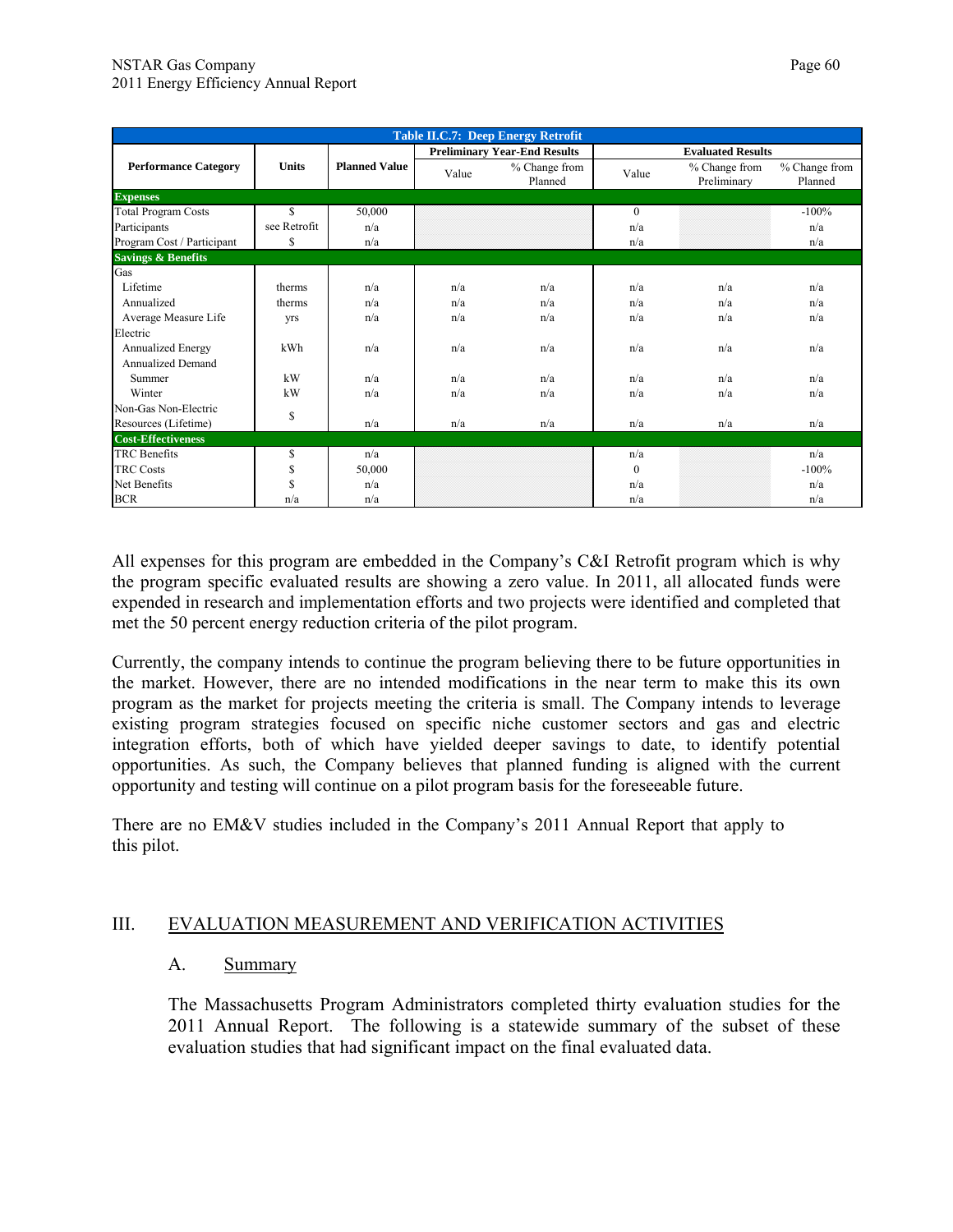| Table II.C.7: Deep Energy Retrofit | | | | | | | |
|---|---|---|---|---|---|---|---|
| Performance Category | Units | Planned Value | Preliminary Year-End Results | | Evaluated Results | | |
| | | | Value | % Change from Planned | Value | % Change from Preliminary | % Change from Planned |
| **Expenses** | | | | | | | |
| Total Program Costs | $ | 50,000 | | | 0 | | -100% |
| Participants | see Retrofit | n/a | | | n/a | | n/a |
| Program Cost / Participant | $ | n/a | | | n/a | | n/a |
| **Savings & Benefits** | | | | | | | |
| Gas | | | | | | | |
| Lifetime | therms | n/a | n/a | n/a | n/a | n/a | n/a |
| Annualized | therms | n/a | n/a | n/a | n/a | n/a | n/a |
| Average Measure Life | yrs | n/a | n/a | n/a | n/a | n/a | n/a |
| Electric | | | | | | | |
| Annualized Energy | kWh | n/a | n/a | n/a | n/a | n/a | n/a |
| Annualized Demand | | | | | | | |
| Summer | kW | n/a | n/a | n/a | n/a | n/a | n/a |
| Winter | kW | n/a | n/a | n/a | n/a | n/a | n/a |
| Non-Gas Non-Electric Resources (Lifetime) | $ | n/a | n/a | n/a | n/a | n/a | n/a |
| **Cost-Effectiveness** | | | | | | | |
| TRC Benefits | $ | n/a | | | n/a | | n/a |
| TRC Costs | $ | 50,000 | | | 0 | | -100% |
| Net Benefits | $ | n/a | | | n/a | | n/a |
| BCR | n/a | n/a | | | n/a | | n/a |

All expenses for this program are embedded in the Company's C&I Retrofit program which is why the program specific evaluated results are showing a zero value. In 2011, all allocated funds were expended in research and implementation efforts and two projects were identified and completed that met the 50 percent energy reduction criteria of the pilot program.

Currently, the company intends to continue the program believing there to be future opportunities in the market. However, there are no intended modifications in the near term to make this its own program as the market for projects meeting the criteria is small. The Company intends to leverage existing program strategies focused on specific niche customer sectors and gas and electric integration efforts, both of which have yielded deeper savings to date, to identify potential opportunities. As such, the Company believes that planned funding is aligned with the current opportunity and testing will continue on a pilot program basis for the foreseeable future.

There are no EM&V studies included in the Company's 2011 Annual Report that apply to this pilot.

## III. EVALUATION MEASUREMENT AND VERIFICATION ACTIVITIES

### A. Summary

The Massachusetts Program Administrators completed thirty evaluation studies for the 2011 Annual Report. The following is a statewide summary of the subset of these evaluation studies that had significant impact on the final evaluated data.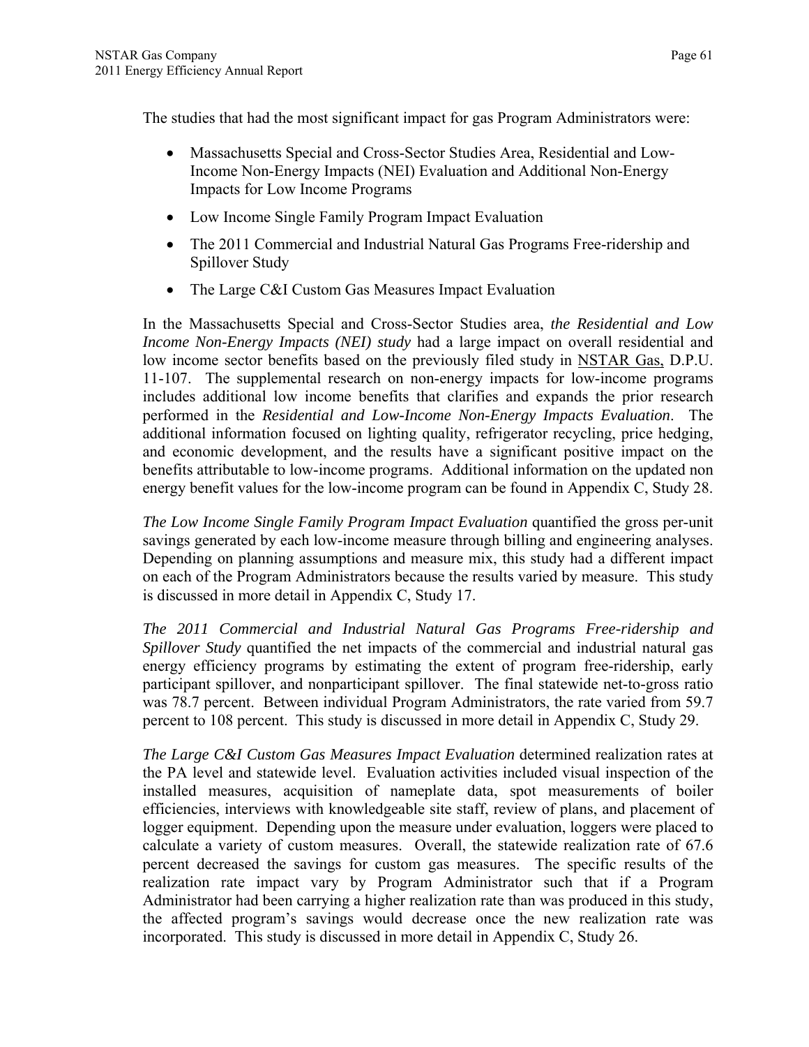The studies that had the most significant impact for gas Program Administrators were:

- Massachusetts Special and Cross-Sector Studies Area, Residential and Low-Income Non-Energy Impacts (NEI) Evaluation and Additional Non-Energy Impacts for Low Income Programs
- Low Income Single Family Program Impact Evaluation
- The 2011 Commercial and Industrial Natural Gas Programs Free-ridership and Spillover Study
- The Large C&I Custom Gas Measures Impact Evaluation

In the Massachusetts Special and Cross-Sector Studies area, *the Residential and Low Income Non-Energy Impacts (NEI) study* had a large impact on overall residential and low income sector benefits based on the previously filed study in NSTAR Gas, D.P.U. 11-107. The supplemental research on non-energy impacts for low-income programs includes additional low income benefits that clarifies and expands the prior research performed in the *Residential and Low-Income Non-Energy Impacts Evaluation*. The additional information focused on lighting quality, refrigerator recycling, price hedging, and economic development, and the results have a significant positive impact on the benefits attributable to low-income programs. Additional information on the updated non energy benefit values for the low-income program can be found in Appendix C, Study 28.

*The Low Income Single Family Program Impact Evaluation* quantified the gross per-unit savings generated by each low-income measure through billing and engineering analyses. Depending on planning assumptions and measure mix, this study had a different impact on each of the Program Administrators because the results varied by measure. This study is discussed in more detail in Appendix C, Study 17.

*The 2011 Commercial and Industrial Natural Gas Programs Free-ridership and Spillover Study* quantified the net impacts of the commercial and industrial natural gas energy efficiency programs by estimating the extent of program free-ridership, early participant spillover, and nonparticipant spillover. The final statewide net-to-gross ratio was 78.7 percent. Between individual Program Administrators, the rate varied from 59.7 percent to 108 percent. This study is discussed in more detail in Appendix C, Study 29.

*The Large C&I Custom Gas Measures Impact Evaluation* determined realization rates at the PA level and statewide level. Evaluation activities included visual inspection of the installed measures, acquisition of nameplate data, spot measurements of boiler efficiencies, interviews with knowledgeable site staff, review of plans, and placement of logger equipment. Depending upon the measure under evaluation, loggers were placed to calculate a variety of custom measures. Overall, the statewide realization rate of 67.6 percent decreased the savings for custom gas measures. The specific results of the realization rate impact vary by Program Administrator such that if a Program Administrator had been carrying a higher realization rate than was produced in this study, the affected program's savings would decrease once the new realization rate was incorporated. This study is discussed in more detail in Appendix C, Study 26.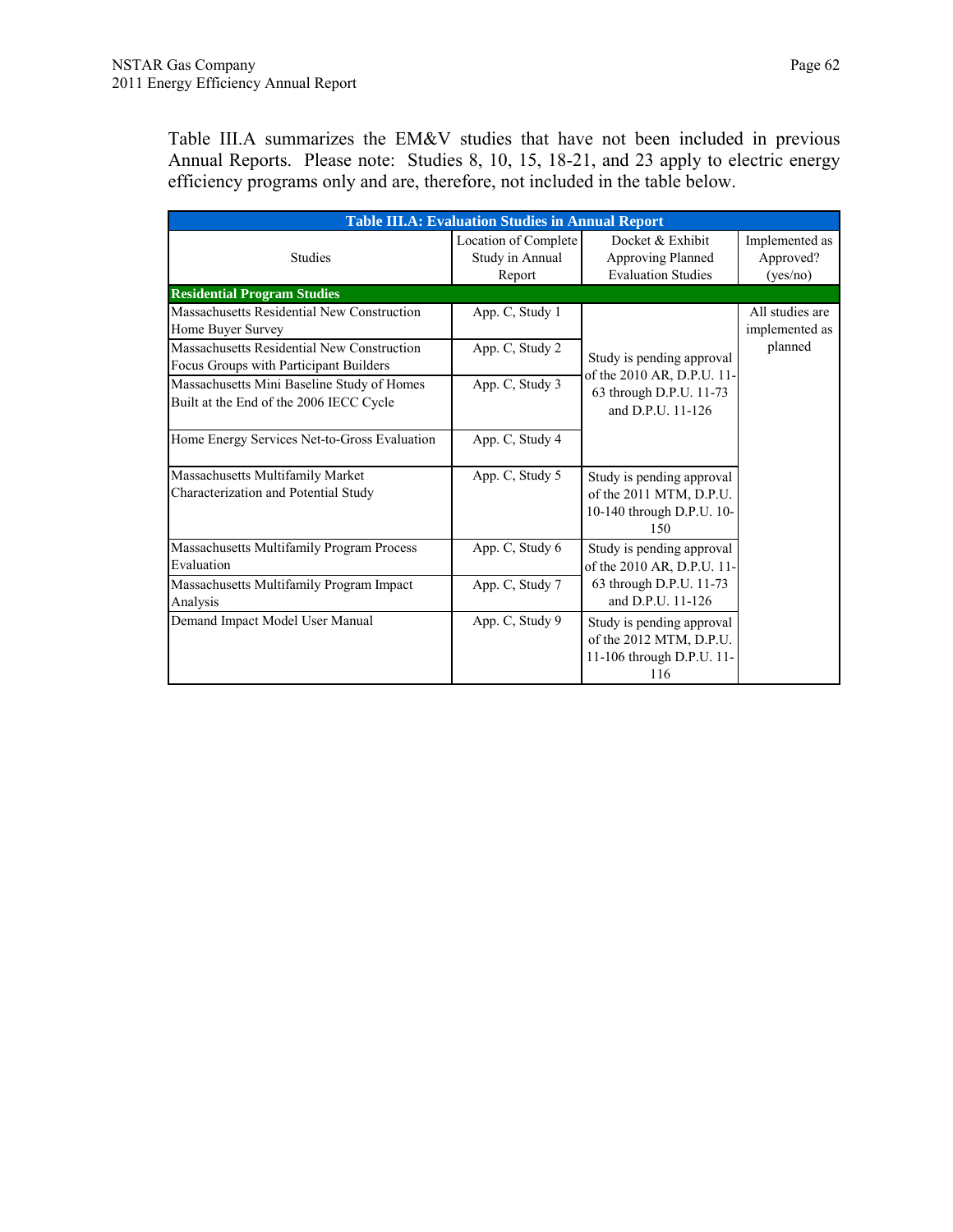Table III.A summarizes the EM&V studies that have not been included in previous Annual Reports. Please note: Studies 8, 10, 15, 18-21, and 23 apply to electric energy efficiency programs only and are, therefore, not included in the table below.

| Table III.A: Evaluation Studies in Annual Report | | | |
|---|---|---|---|
| Studies | Location of Complete Study in Annual Report | Docket & Exhibit Approving Planned Evaluation Studies | Implemented as Approved? (yes/no) |
| **Residential Program Studies** | | | |
| Massachusetts Residential New Construction Home Buyer Survey | App. C, Study 1 | Study is pending approval of the 2010 AR, D.P.U. 11-63 through D.P.U. 11-73 and D.P.U. 11-126 | All studies are implemented as planned |
| Massachusetts Residential New Construction Focus Groups with Participant Builders | App. C, Study 2 | | |
| Massachusetts Mini Baseline Study of Homes Built at the End of the 2006 IECC Cycle | App. C, Study 3 | | |
| Home Energy Services Net-to-Gross Evaluation | App. C, Study 4 | | |
| Massachusetts Multifamily Market Characterization and Potential Study | App. C, Study 5 | Study is pending approval of the 2011 MTM, D.P.U. 10-140 through D.P.U. 10-150 | |
| Massachusetts Multifamily Program Process Evaluation | App. C, Study 6 | Study is pending approval of the 2010 AR, D.P.U. 11-63 through D.P.U. 11-73 and D.P.U. 11-126 | |
| Massachusetts Multifamily Program Impact Analysis | App. C, Study 7 | | |
| Demand Impact Model User Manual | App. C, Study 9 | Study is pending approval of the 2012 MTM, D.P.U. 11-106 through D.P.U. 11-116 | |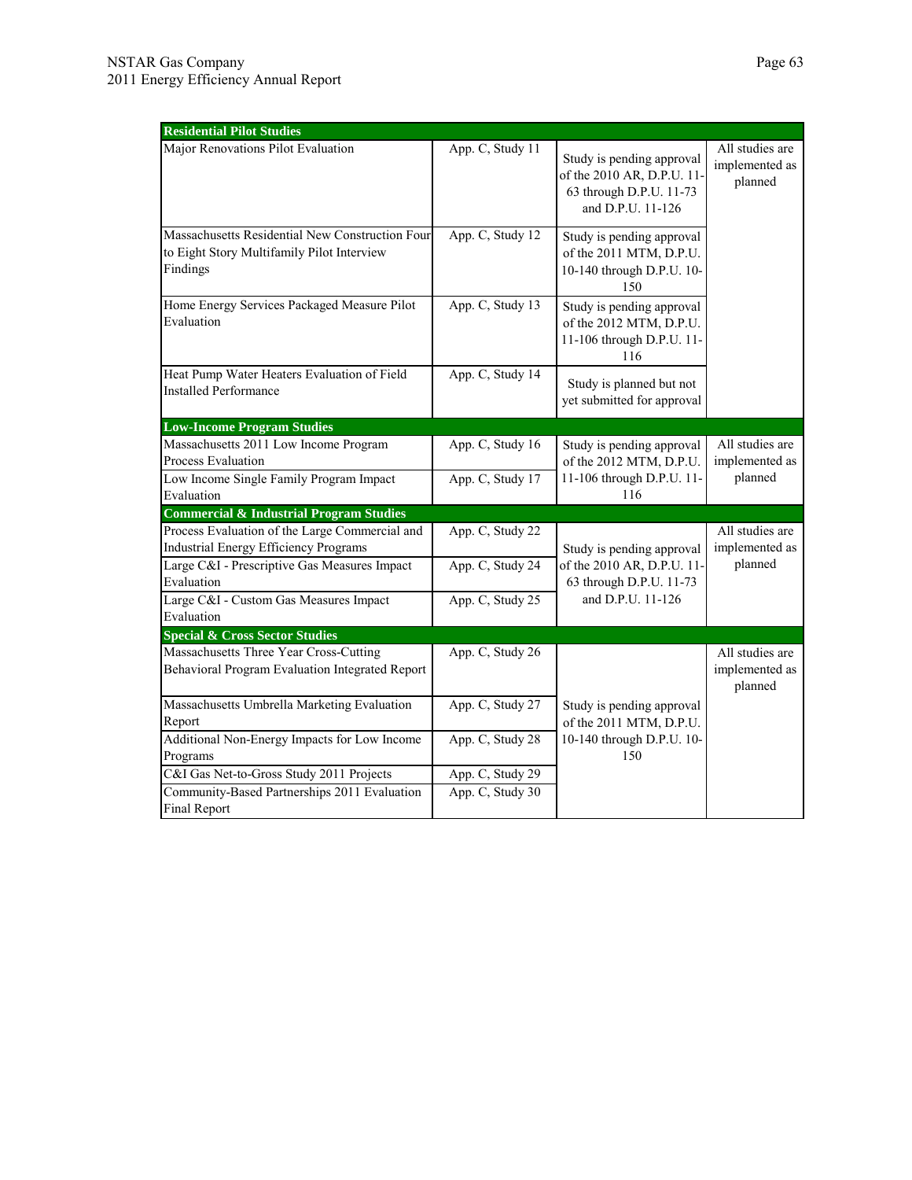| Residential Pilot Studies | | | |
|---|---|---|---|
| Major Renovations Pilot Evaluation | App. C, Study 11 | Study is pending approval of the 2010 AR, D.P.U. 11-63 through D.P.U. 11-73 and D.P.U. 11-126 | All studies are implemented as planned |
| Massachusetts Residential New Construction Four to Eight Story Multifamily Pilot Interview Findings | App. C, Study 12 | Study is pending approval of the 2011 MTM, D.P.U. 10-140 through D.P.U. 10-150 | |
| Home Energy Services Packaged Measure Pilot Evaluation | App. C, Study 13 | Study is pending approval of the 2012 MTM, D.P.U. 11-106 through D.P.U. 11-116 | |
| Heat Pump Water Heaters Evaluation of Field Installed Performance | App. C, Study 14 | Study is planned but not yet submitted for approval | |
| **Low-Income Program Studies** | | | |
| Massachusetts 2011 Low Income Program Process Evaluation | App. C, Study 16 | Study is pending approval of the 2012 MTM, D.P.U. 11-106 through D.P.U. 11-116 | All studies are implemented as planned |
| Low Income Single Family Program Impact Evaluation | App. C, Study 17 | | |
| **Commercial & Industrial Program Studies** | | | |
| Process Evaluation of the Large Commercial and Industrial Energy Efficiency Programs | App. C, Study 22 | Study is pending approval of the 2010 AR, D.P.U. 11-63 through D.P.U. 11-73 and D.P.U. 11-126 | All studies are implemented as planned |
| Large C&I - Prescriptive Gas Measures Impact Evaluation | App. C, Study 24 | | |
| Large C&I - Custom Gas Measures Impact Evaluation | App. C, Study 25 | | |
| **Special & Cross Sector Studies** | | | |
| Massachusetts Three Year Cross-Cutting Behavioral Program Evaluation Integrated Report | App. C, Study 26 | Study is pending approval of the 2011 MTM, D.P.U. 10-140 through D.P.U. 10-150 | All studies are implemented as planned |
| Massachusetts Umbrella Marketing Evaluation Report | App. C, Study 27 | | |
| Additional Non-Energy Impacts for Low Income Programs | App. C, Study 28 | | |
| C&I Gas Net-to-Gross Study 2011 Projects | App. C, Study 29 | | |
| Community-Based Partnerships 2011 Evaluation Final Report | App. C, Study 30 | | |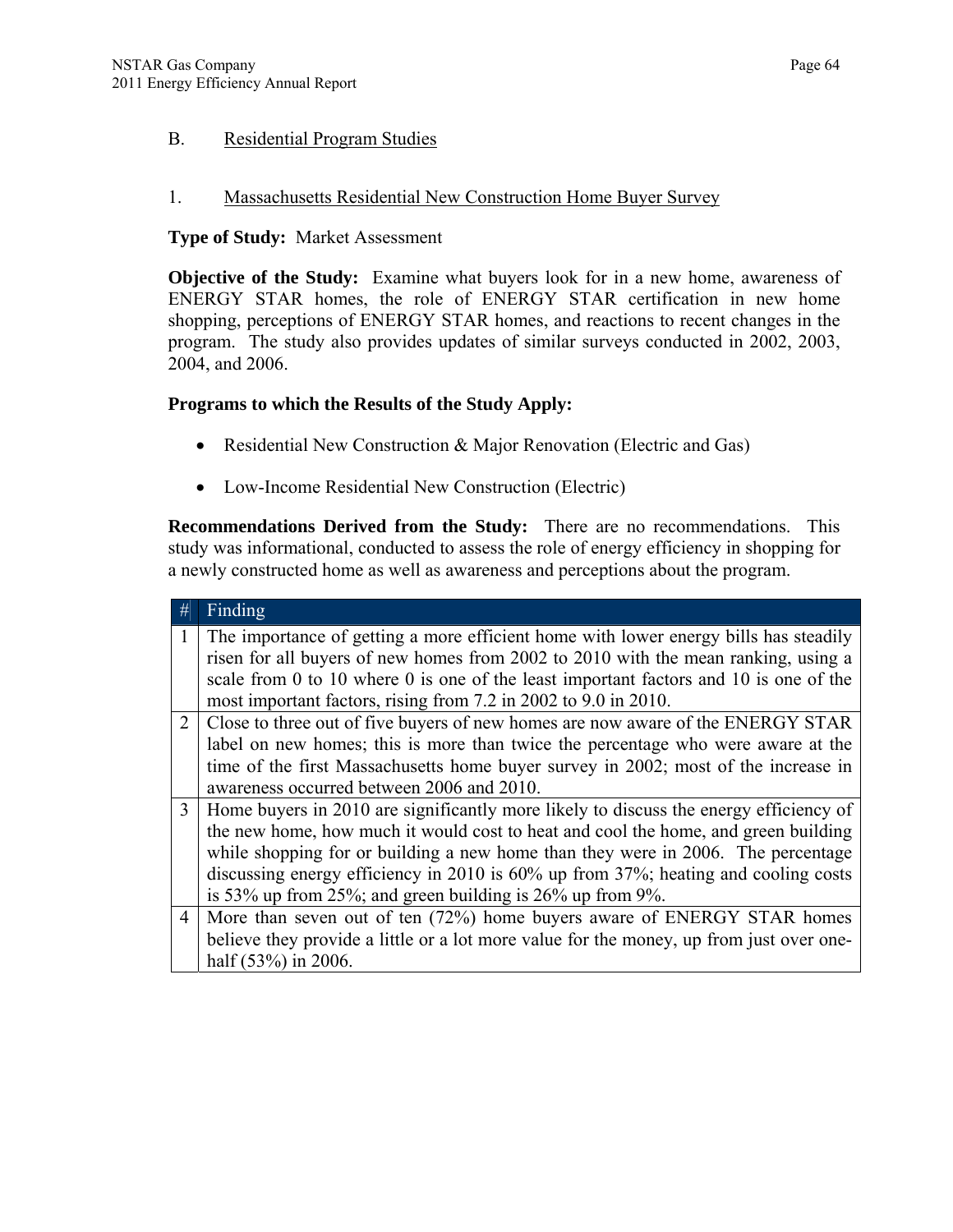### B. Residential Program Studies

#### 1. Massachusetts Residential New Construction Home Buyer Survey

**Type of Study:** Market Assessment

**Objective of the Study:** Examine what buyers look for in a new home, awareness of ENERGY STAR homes, the role of ENERGY STAR certification in new home shopping, perceptions of ENERGY STAR homes, and reactions to recent changes in the program. The study also provides updates of similar surveys conducted in 2002, 2003, 2004, and 2006.

**Programs to which the Results of the Study Apply:**

- Residential New Construction & Major Renovation (Electric and Gas)
- Low-Income Residential New Construction (Electric)

**Recommendations Derived from the Study:** There are no recommendations. This study was informational, conducted to assess the role of energy efficiency in shopping for a newly constructed home as well as awareness and perceptions about the program.

| # | Finding |
|---|---|
| 1 | The importance of getting a more efficient home with lower energy bills has steadily risen for all buyers of new homes from 2002 to 2010 with the mean ranking, using a scale from 0 to 10 where 0 is one of the least important factors and 10 is one of the most important factors, rising from 7.2 in 2002 to 9.0 in 2010. |
| 2 | Close to three out of five buyers of new homes are now aware of the ENERGY STAR label on new homes; this is more than twice the percentage who were aware at the time of the first Massachusetts home buyer survey in 2002; most of the increase in awareness occurred between 2006 and 2010. |
| 3 | Home buyers in 2010 are significantly more likely to discuss the energy efficiency of the new home, how much it would cost to heat and cool the home, and green building while shopping for or building a new home than they were in 2006. The percentage discussing energy efficiency in 2010 is 60% up from 37%; heating and cooling costs is 53% up from 25%; and green building is 26% up from 9%. |
| 4 | More than seven out of ten (72%) home buyers aware of ENERGY STAR homes believe they provide a little or a lot more value for the money, up from just over one-half (53%) in 2006. |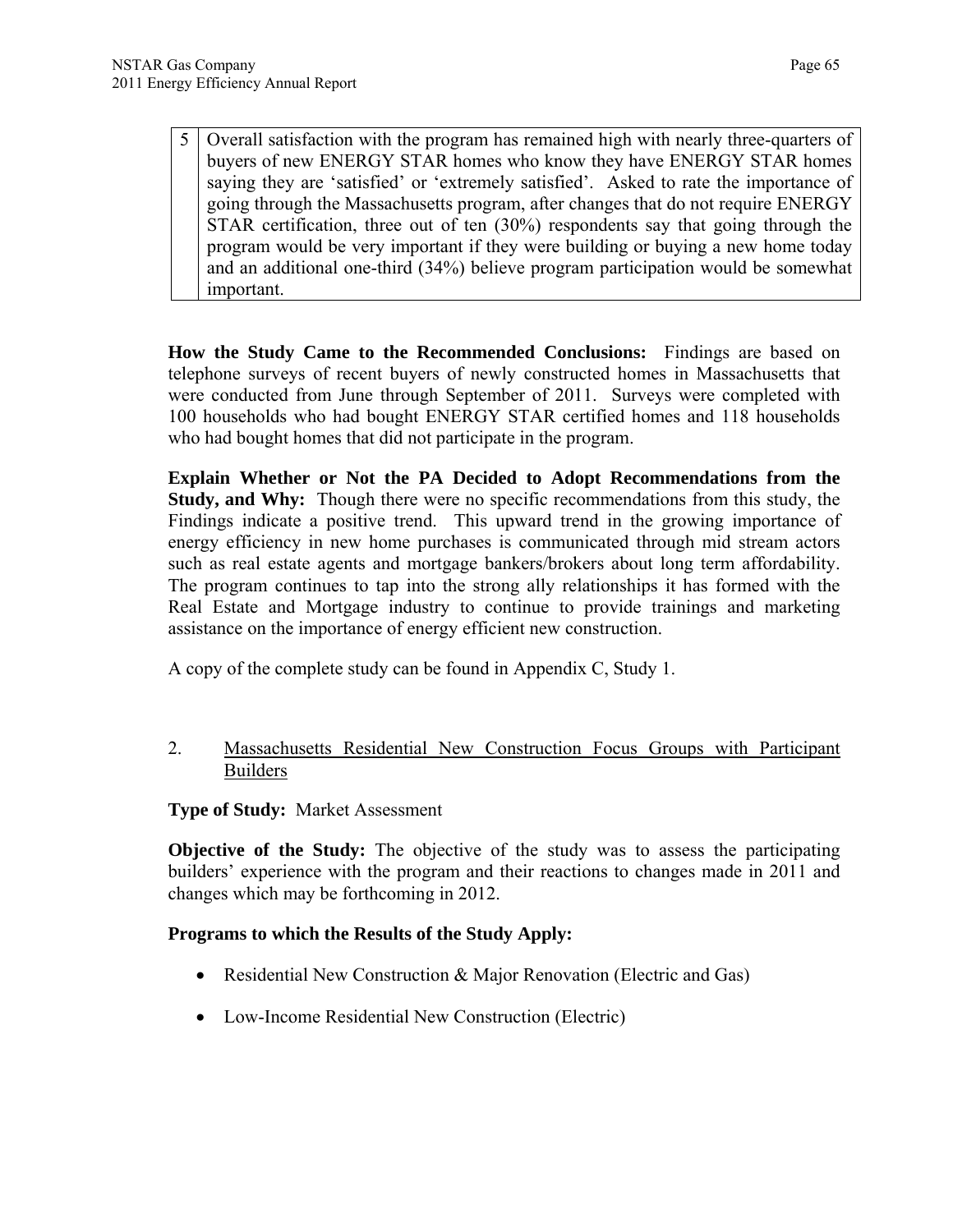| 5 | Overall satisfaction with the program has remained high with nearly three-quarters of buyers of new ENERGY STAR homes who know they have ENERGY STAR homes saying they are 'satisfied' or 'extremely satisfied'. Asked to rate the importance of going through the Massachusetts program, after changes that do not require ENERGY STAR certification, three out of ten (30%) respondents say that going through the program would be very important if they were building or buying a new home today and an additional one-third (34%) believe program participation would be somewhat important. |
|---|---|

**How the Study Came to the Recommended Conclusions:** Findings are based on telephone surveys of recent buyers of newly constructed homes in Massachusetts that were conducted from June through September of 2011. Surveys were completed with 100 households who had bought ENERGY STAR certified homes and 118 households who had bought homes that did not participate in the program.

**Explain Whether or Not the PA Decided to Adopt Recommendations from the Study, and Why:** Though there were no specific recommendations from this study, the Findings indicate a positive trend. This upward trend in the growing importance of energy efficiency in new home purchases is communicated through mid stream actors such as real estate agents and mortgage bankers/brokers about long term affordability. The program continues to tap into the strong ally relationships it has formed with the Real Estate and Mortgage industry to continue to provide trainings and marketing assistance on the importance of energy efficient new construction.

A copy of the complete study can be found in Appendix C, Study 1.

2. <u>Massachusetts Residential New Construction Focus Groups with Participant Builders</u>

**Type of Study:** Market Assessment

**Objective of the Study:** The objective of the study was to assess the participating builders' experience with the program and their reactions to changes made in 2011 and changes which may be forthcoming in 2012.

**Programs to which the Results of the Study Apply:**

- Residential New Construction & Major Renovation (Electric and Gas)
- Low-Income Residential New Construction (Electric)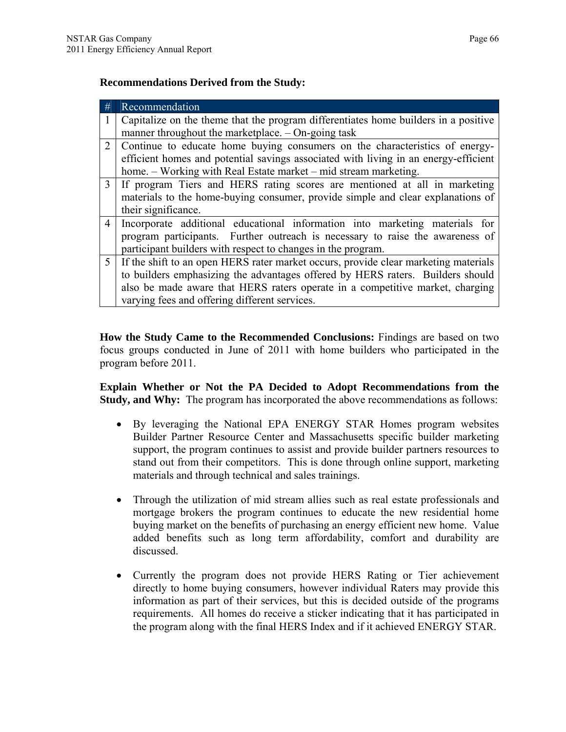**Recommendations Derived from the Study:**

| # | Recommendation |
|---|---|
| 1 | Capitalize on the theme that the program differentiates home builders in a positive manner throughout the marketplace. – On-going task |
| 2 | Continue to educate home buying consumers on the characteristics of energy-efficient homes and potential savings associated with living in an energy-efficient home. – Working with Real Estate market – mid stream marketing. |
| 3 | If program Tiers and HERS rating scores are mentioned at all in marketing materials to the home-buying consumer, provide simple and clear explanations of their significance. |
| 4 | Incorporate additional educational information into marketing materials for program participants. Further outreach is necessary to raise the awareness of participant builders with respect to changes in the program. |
| 5 | If the shift to an open HERS rater market occurs, provide clear marketing materials to builders emphasizing the advantages offered by HERS raters. Builders should also be made aware that HERS raters operate in a competitive market, charging varying fees and offering different services. |

**How the Study Came to the Recommended Conclusions:** Findings are based on two focus groups conducted in June of 2011 with home builders who participated in the program before 2011.

**Explain Whether or Not the PA Decided to Adopt Recommendations from the Study, and Why:** The program has incorporated the above recommendations as follows:

- By leveraging the National EPA ENERGY STAR Homes program websites Builder Partner Resource Center and Massachusetts specific builder marketing support, the program continues to assist and provide builder partners resources to stand out from their competitors. This is done through online support, marketing materials and through technical and sales trainings.

- Through the utilization of mid stream allies such as real estate professionals and mortgage brokers the program continues to educate the new residential home buying market on the benefits of purchasing an energy efficient new home. Value added benefits such as long term affordability, comfort and durability are discussed.

- Currently the program does not provide HERS Rating or Tier achievement directly to home buying consumers, however individual Raters may provide this information as part of their services, but this is decided outside of the programs requirements. All homes do receive a sticker indicating that it has participated in the program along with the final HERS Index and if it achieved ENERGY STAR.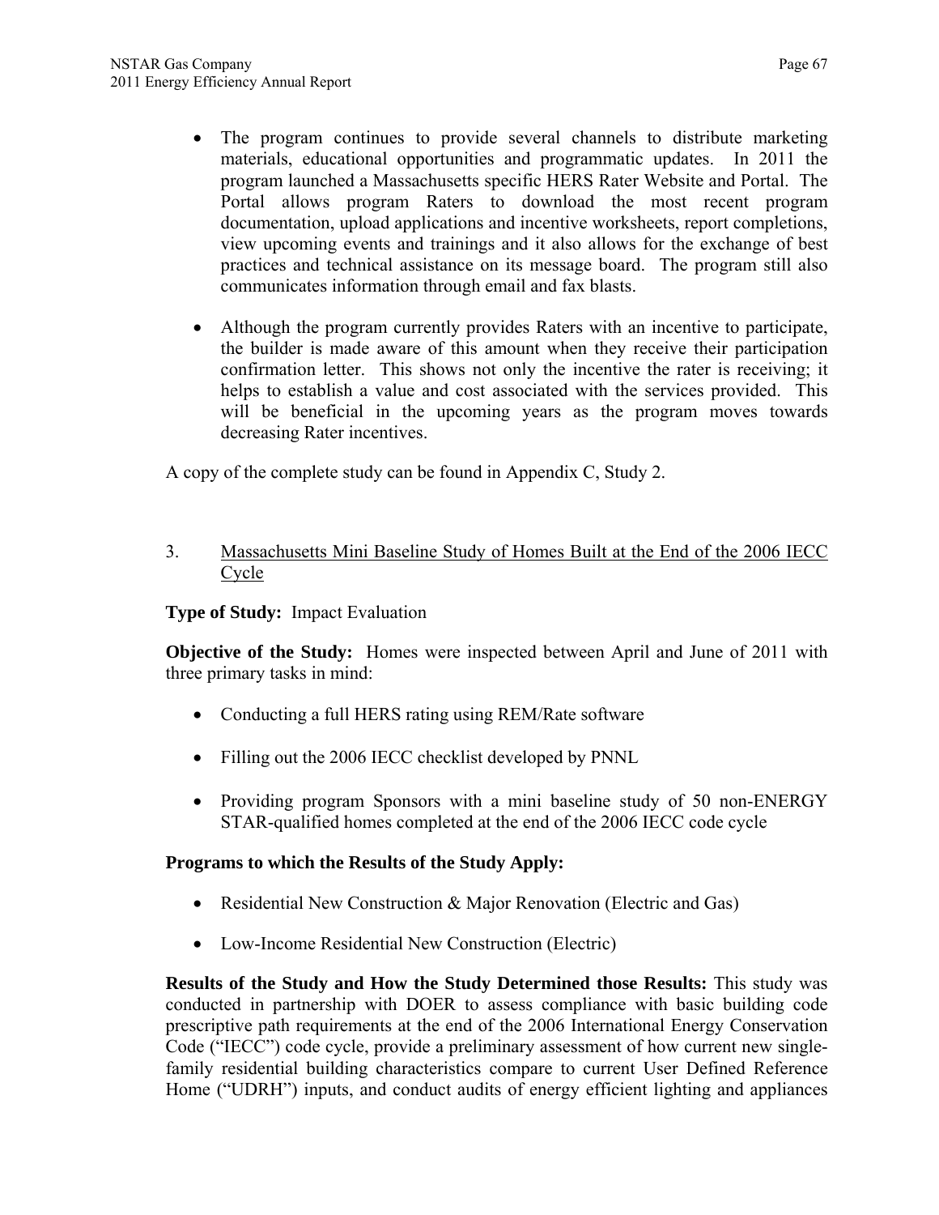- The program continues to provide several channels to distribute marketing materials, educational opportunities and programmatic updates. In 2011 the program launched a Massachusetts specific HERS Rater Website and Portal. The Portal allows program Raters to download the most recent program documentation, upload applications and incentive worksheets, report completions, view upcoming events and trainings and it also allows for the exchange of best practices and technical assistance on its message board. The program still also communicates information through email and fax blasts.

- Although the program currently provides Raters with an incentive to participate, the builder is made aware of this amount when they receive their participation confirmation letter. This shows not only the incentive the rater is receiving; it helps to establish a value and cost associated with the services provided. This will be beneficial in the upcoming years as the program moves towards decreasing Rater incentives.

A copy of the complete study can be found in Appendix C, Study 2.

3. Massachusetts Mini Baseline Study of Homes Built at the End of the 2006 IECC Cycle

**Type of Study:** Impact Evaluation

**Objective of the Study:** Homes were inspected between April and June of 2011 with three primary tasks in mind:

- Conducting a full HERS rating using REM/Rate software
- Filling out the 2006 IECC checklist developed by PNNL
- Providing program Sponsors with a mini baseline study of 50 non-ENERGY STAR-qualified homes completed at the end of the 2006 IECC code cycle

**Programs to which the Results of the Study Apply:**

- Residential New Construction & Major Renovation (Electric and Gas)
- Low-Income Residential New Construction (Electric)

**Results of the Study and How the Study Determined those Results:** This study was conducted in partnership with DOER to assess compliance with basic building code prescriptive path requirements at the end of the 2006 International Energy Conservation Code ("IECC") code cycle, provide a preliminary assessment of how current new single-family residential building characteristics compare to current User Defined Reference Home ("UDRH") inputs, and conduct audits of energy efficient lighting and appliances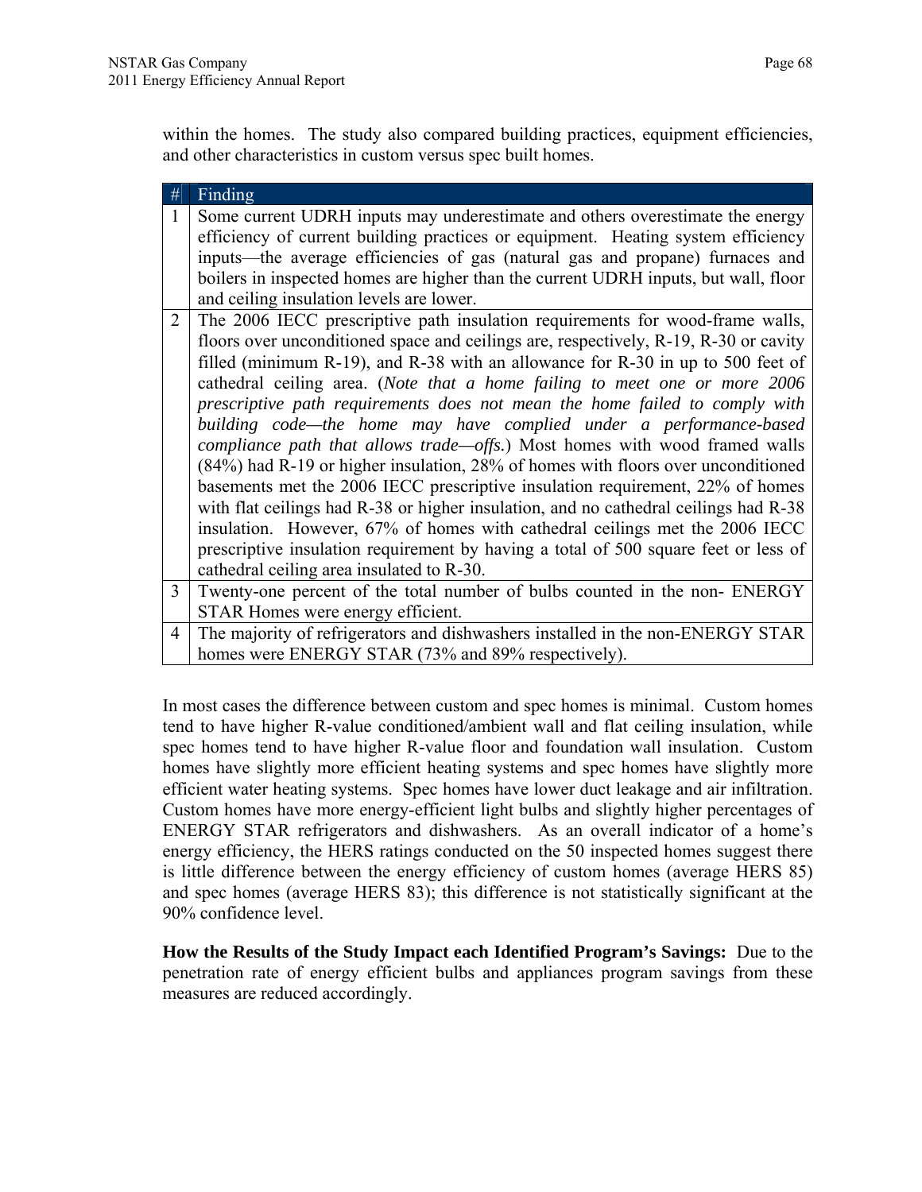within the homes. The study also compared building practices, equipment efficiencies, and other characteristics in custom versus spec built homes.

| # | Finding |
|---|---|
| 1 | Some current UDRH inputs may underestimate and others overestimate the energy efficiency of current building practices or equipment. Heating system efficiency inputs—the average efficiencies of gas (natural gas and propane) furnaces and boilers in inspected homes are higher than the current UDRH inputs, but wall, floor and ceiling insulation levels are lower. |
| 2 | The 2006 IECC prescriptive path insulation requirements for wood-frame walls, floors over unconditioned space and ceilings are, respectively, R-19, R-30 or cavity filled (minimum R-19), and R-38 with an allowance for R-30 in up to 500 feet of cathedral ceiling area. (*Note that a home failing to meet one or more 2006 prescriptive path requirements does not mean the home failed to comply with building code—the home may have complied under a performance-based compliance path that allows trade—offs.*) Most homes with wood framed walls (84%) had R-19 or higher insulation, 28% of homes with floors over unconditioned basements met the 2006 IECC prescriptive insulation requirement, 22% of homes with flat ceilings had R-38 or higher insulation, and no cathedral ceilings had R-38 insulation. However, 67% of homes with cathedral ceilings met the 2006 IECC prescriptive insulation requirement by having a total of 500 square feet or less of cathedral ceiling area insulated to R-30. |
| 3 | Twenty-one percent of the total number of bulbs counted in the non- ENERGY STAR Homes were energy efficient. |
| 4 | The majority of refrigerators and dishwashers installed in the non-ENERGY STAR homes were ENERGY STAR (73% and 89% respectively). |

In most cases the difference between custom and spec homes is minimal. Custom homes tend to have higher R-value conditioned/ambient wall and flat ceiling insulation, while spec homes tend to have higher R-value floor and foundation wall insulation. Custom homes have slightly more efficient heating systems and spec homes have slightly more efficient water heating systems. Spec homes have lower duct leakage and air infiltration. Custom homes have more energy-efficient light bulbs and slightly higher percentages of ENERGY STAR refrigerators and dishwashers. As an overall indicator of a home's energy efficiency, the HERS ratings conducted on the 50 inspected homes suggest there is little difference between the energy efficiency of custom homes (average HERS 85) and spec homes (average HERS 83); this difference is not statistically significant at the 90% confidence level.

**How the Results of the Study Impact each Identified Program's Savings:** Due to the penetration rate of energy efficient bulbs and appliances program savings from these measures are reduced accordingly.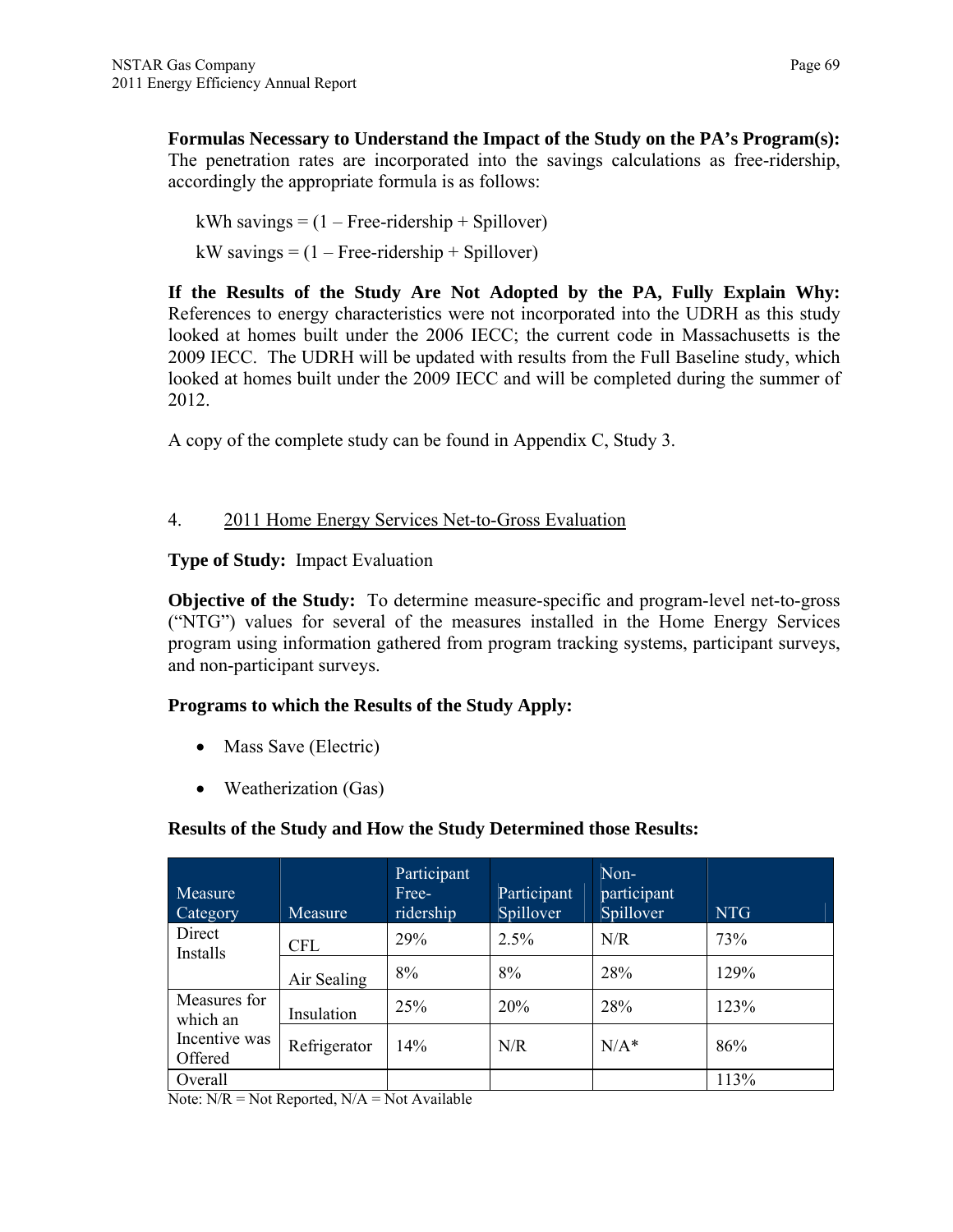**Formulas Necessary to Understand the Impact of the Study on the PA's Program(s):** The penetration rates are incorporated into the savings calculations as free-ridership, accordingly the appropriate formula is as follows:

kWh savings = (1 – Free-ridership + Spillover)

kW savings = (1 – Free-ridership + Spillover)

**If the Results of the Study Are Not Adopted by the PA, Fully Explain Why:** References to energy characteristics were not incorporated into the UDRH as this study looked at homes built under the 2006 IECC; the current code in Massachusetts is the 2009 IECC. The UDRH will be updated with results from the Full Baseline study, which looked at homes built under the 2009 IECC and will be completed during the summer of 2012.

A copy of the complete study can be found in Appendix C, Study 3.

4. 2011 Home Energy Services Net-to-Gross Evaluation

**Type of Study:** Impact Evaluation

**Objective of the Study:** To determine measure-specific and program-level net-to-gross ("NTG") values for several of the measures installed in the Home Energy Services program using information gathered from program tracking systems, participant surveys, and non-participant surveys.

**Programs to which the Results of the Study Apply:**

- Mass Save (Electric)
- Weatherization (Gas)

**Results of the Study and How the Study Determined those Results:**

| Measure Category | Measure | Participant Free-ridership | Participant Spillover | Non-participant Spillover | NTG |
|---|---|---|---|---|---|
| Direct Installs | CFL | 29% | 2.5% | N/R | 73% |
| | Air Sealing | 8% | 8% | 28% | 129% |
| Measures for which an Incentive was Offered | Insulation | 25% | 20% | 28% | 123% |
| | Refrigerator | 14% | N/R | N/A* | 86% |
| Overall | | | | | 113% |

Note: N/R = Not Reported, N/A = Not Available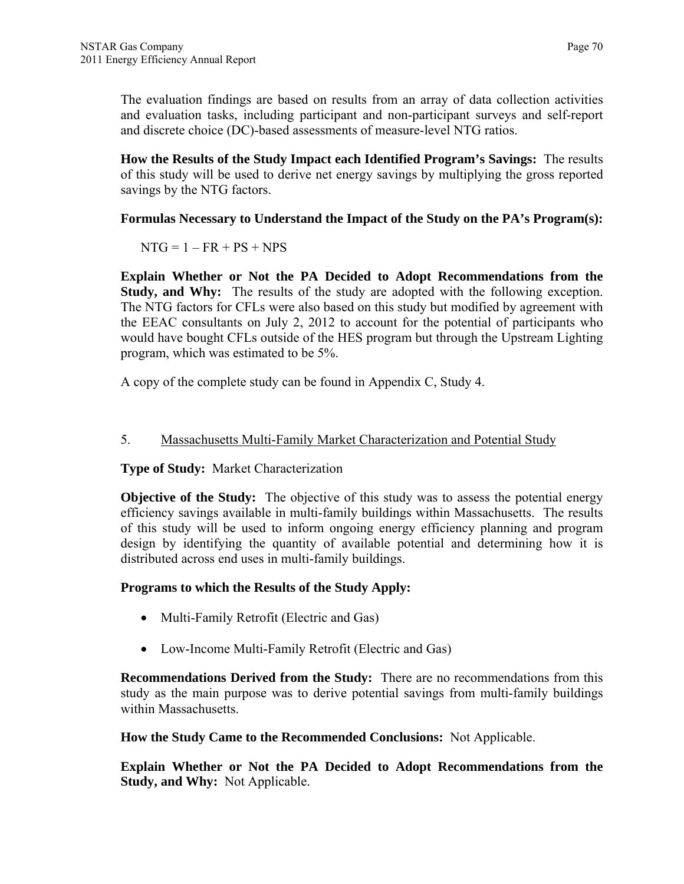The evaluation findings are based on results from an array of data collection activities and evaluation tasks, including participant and non-participant surveys and self-report and discrete choice (DC)-based assessments of measure-level NTG ratios.

**How the Results of the Study Impact each Identified Program's Savings:** The results of this study will be used to derive net energy savings by multiplying the gross reported savings by the NTG factors.

**Formulas Necessary to Understand the Impact of the Study on the PA's Program(s):**

$$NTG = 1 - FR + PS + NPS$$

**Explain Whether or Not the PA Decided to Adopt Recommendations from the Study, and Why:** The results of the study are adopted with the following exception. The NTG factors for CFLs were also based on this study but modified by agreement with the EEAC consultants on July 2, 2012 to account for the potential of participants who would have bought CFLs outside of the HES program but through the Upstream Lighting program, which was estimated to be 5%.

A copy of the complete study can be found in Appendix C, Study 4.

5. Massachusetts Multi-Family Market Characterization and Potential Study

**Type of Study:** Market Characterization

**Objective of the Study:** The objective of this study was to assess the potential energy efficiency savings available in multi-family buildings within Massachusetts. The results of this study will be used to inform ongoing energy efficiency planning and program design by identifying the quantity of available potential and determining how it is distributed across end uses in multi-family buildings.

**Programs to which the Results of the Study Apply:**

- Multi-Family Retrofit (Electric and Gas)
- Low-Income Multi-Family Retrofit (Electric and Gas)

**Recommendations Derived from the Study:** There are no recommendations from this study as the main purpose was to derive potential savings from multi-family buildings within Massachusetts.

**How the Study Came to the Recommended Conclusions:** Not Applicable.

**Explain Whether or Not the PA Decided to Adopt Recommendations from the Study, and Why:** Not Applicable.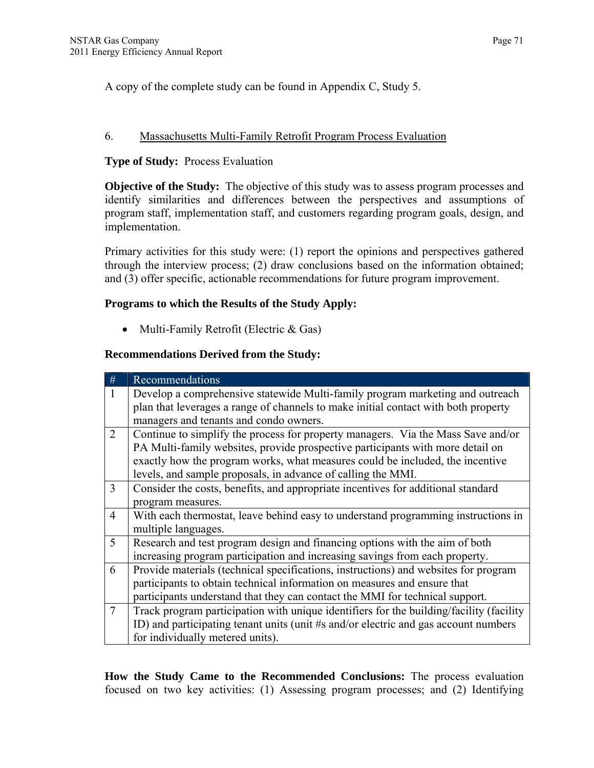A copy of the complete study can be found in Appendix C, Study 5.

6. Massachusetts Multi-Family Retrofit Program Process Evaluation

**Type of Study:** Process Evaluation

**Objective of the Study:** The objective of this study was to assess program processes and identify similarities and differences between the perspectives and assumptions of program staff, implementation staff, and customers regarding program goals, design, and implementation.

Primary activities for this study were: (1) report the opinions and perspectives gathered through the interview process; (2) draw conclusions based on the information obtained; and (3) offer specific, actionable recommendations for future program improvement.

**Programs to which the Results of the Study Apply:**

- Multi-Family Retrofit (Electric & Gas)

**Recommendations Derived from the Study:**

| # | Recommendations |
|---|---|
| 1 | Develop a comprehensive statewide Multi-family program marketing and outreach plan that leverages a range of channels to make initial contact with both property managers and tenants and condo owners. |
| 2 | Continue to simplify the process for property managers. Via the Mass Save and/or PA Multi-family websites, provide prospective participants with more detail on exactly how the program works, what measures could be included, the incentive levels, and sample proposals, in advance of calling the MMI. |
| 3 | Consider the costs, benefits, and appropriate incentives for additional standard program measures. |
| 4 | With each thermostat, leave behind easy to understand programming instructions in multiple languages. |
| 5 | Research and test program design and financing options with the aim of both increasing program participation and increasing savings from each property. |
| 6 | Provide materials (technical specifications, instructions) and websites for program participants to obtain technical information on measures and ensure that participants understand that they can contact the MMI for technical support. |
| 7 | Track program participation with unique identifiers for the building/facility (facility ID) and participating tenant units (unit #s and/or electric and gas account numbers for individually metered units). |

**How the Study Came to the Recommended Conclusions:** The process evaluation focused on two key activities: (1) Assessing program processes; and (2) Identifying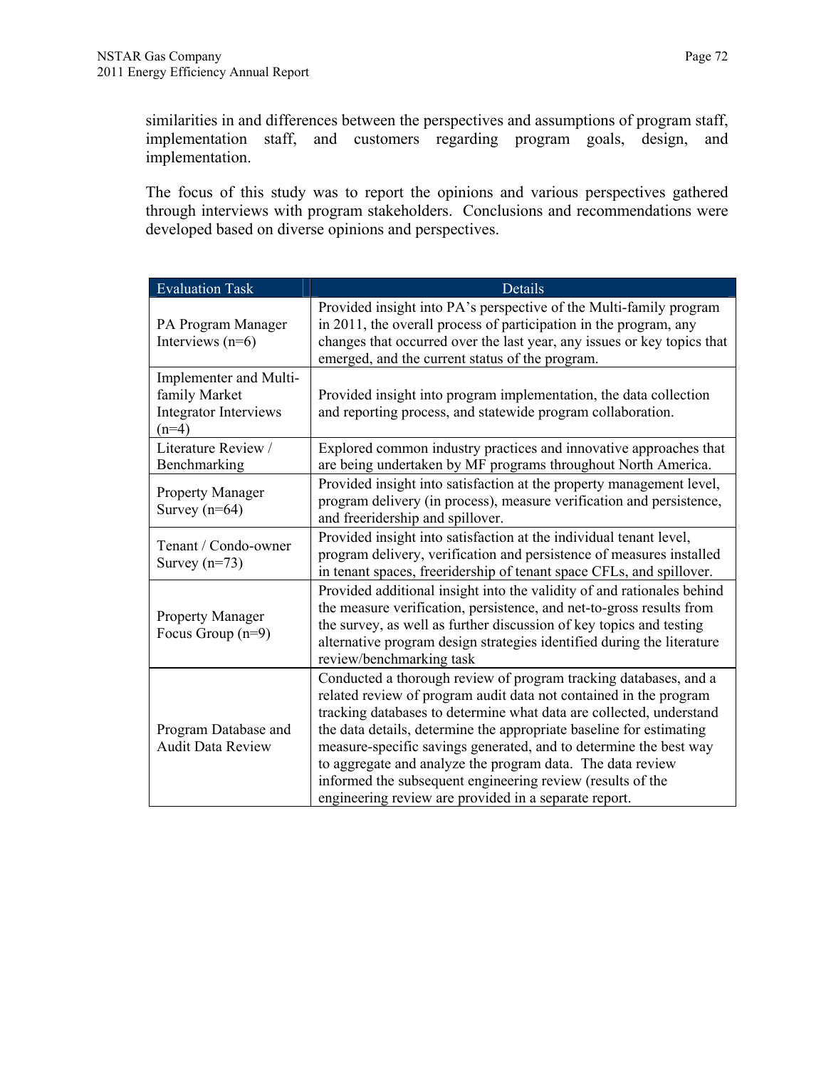similarities in and differences between the perspectives and assumptions of program staff, implementation staff, and customers regarding program goals, design, and implementation.

The focus of this study was to report the opinions and various perspectives gathered through interviews with program stakeholders. Conclusions and recommendations were developed based on diverse opinions and perspectives.

| Evaluation Task | Details |
| --- | --- |
| PA Program Manager Interviews (n=6) | Provided insight into PA's perspective of the Multi-family program in 2011, the overall process of participation in the program, any changes that occurred over the last year, any issues or key topics that emerged, and the current status of the program. |
| Implementer and Multi-family Market Integrator Interviews (n=4) | Provided insight into program implementation, the data collection and reporting process, and statewide program collaboration. |
| Literature Review / Benchmarking | Explored common industry practices and innovative approaches that are being undertaken by MF programs throughout North America. |
| Property Manager Survey (n=64) | Provided insight into satisfaction at the property management level, program delivery (in process), measure verification and persistence, and freeridership and spillover. |
| Tenant / Condo-owner Survey (n=73) | Provided insight into satisfaction at the individual tenant level, program delivery, verification and persistence of measures installed in tenant spaces, freeridership of tenant space CFLs, and spillover. |
| Property Manager Focus Group (n=9) | Provided additional insight into the validity of and rationales behind the measure verification, persistence, and net-to-gross results from the survey, as well as further discussion of key topics and testing alternative program design strategies identified during the literature review/benchmarking task |
| Program Database and Audit Data Review | Conducted a thorough review of program tracking databases, and a related review of program audit data not contained in the program tracking databases to determine what data are collected, understand the data details, determine the appropriate baseline for estimating measure-specific savings generated, and to determine the best way to aggregate and analyze the program data. The data review informed the subsequent engineering review (results of the engineering review are provided in a separate report. |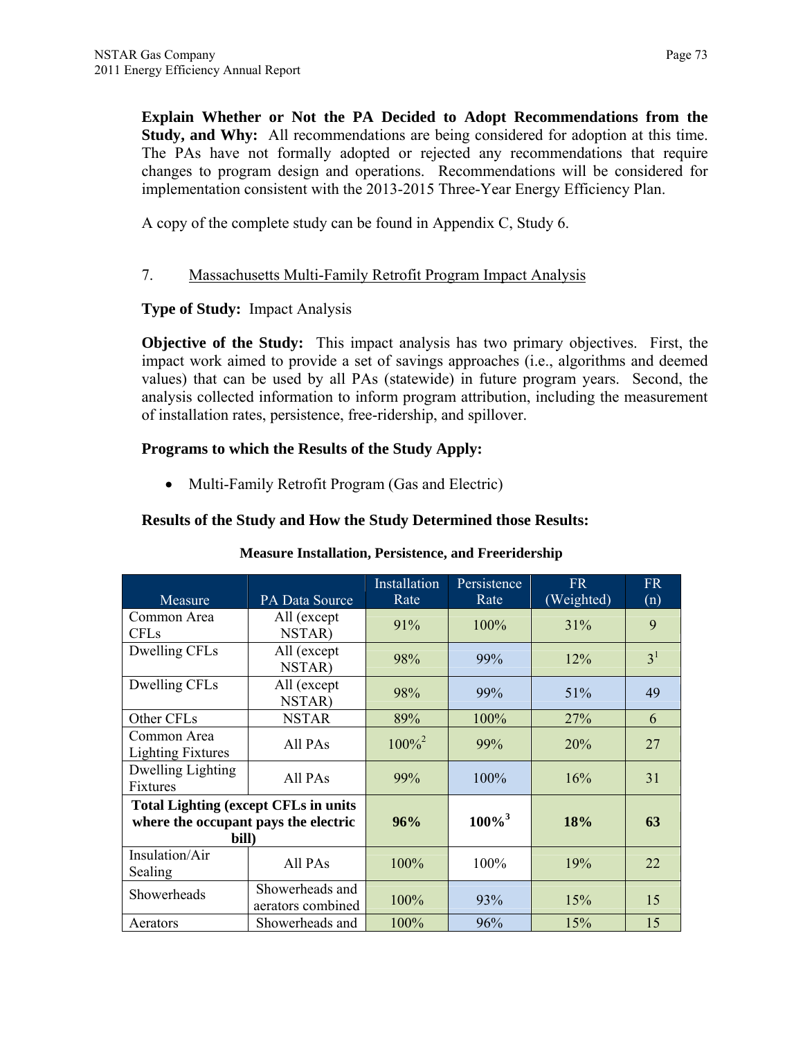**Explain Whether or Not the PA Decided to Adopt Recommendations from the Study, and Why:** All recommendations are being considered for adoption at this time. The PAs have not formally adopted or rejected any recommendations that require changes to program design and operations. Recommendations will be considered for implementation consistent with the 2013-2015 Three-Year Energy Efficiency Plan.

A copy of the complete study can be found in Appendix C, Study 6.

7. Massachusetts Multi-Family Retrofit Program Impact Analysis

**Type of Study:** Impact Analysis

**Objective of the Study:** This impact analysis has two primary objectives. First, the impact work aimed to provide a set of savings approaches (i.e., algorithms and deemed values) that can be used by all PAs (statewide) in future program years. Second, the analysis collected information to inform program attribution, including the measurement of installation rates, persistence, free-ridership, and spillover.

**Programs to which the Results of the Study Apply:**

- Multi-Family Retrofit Program (Gas and Electric)

**Results of the Study and How the Study Determined those Results:**

**Measure Installation, Persistence, and Freeridership**

| Measure | PA Data Source | Installation Rate | Persistence Rate | FR (Weighted) | FR (n) |
|---|---|---|---|---|---|
| Common Area CFLs | All (except NSTAR) | 91% | 100% | 31% | 9 |
| Dwelling CFLs | All (except NSTAR) | 98% | 99% | 12% | 3[1] |
| Dwelling CFLs | All (except NSTAR) | 98% | 99% | 51% | 49 |
| Other CFLs | NSTAR | 89% | 100% | 27% | 6 |
| Common Area Lighting Fixtures | All PAs | 100%[2] | 99% | 20% | 27 |
| Dwelling Lighting Fixtures | All PAs | 99% | 100% | 16% | 31 |
| **Total Lighting (except CFLs in units where the occupant pays the electric bill)** | | **96%** | **100%[3]** | **18%** | **63** |
| Insulation/Air Sealing | All PAs | 100% | 100% | 19% | 22 |
| Showerheads | Showerheads and aerators combined | 100% | 93% | 15% | 15 |
| Aerators | Showerheads and | 100% | 96% | 15% | 15 |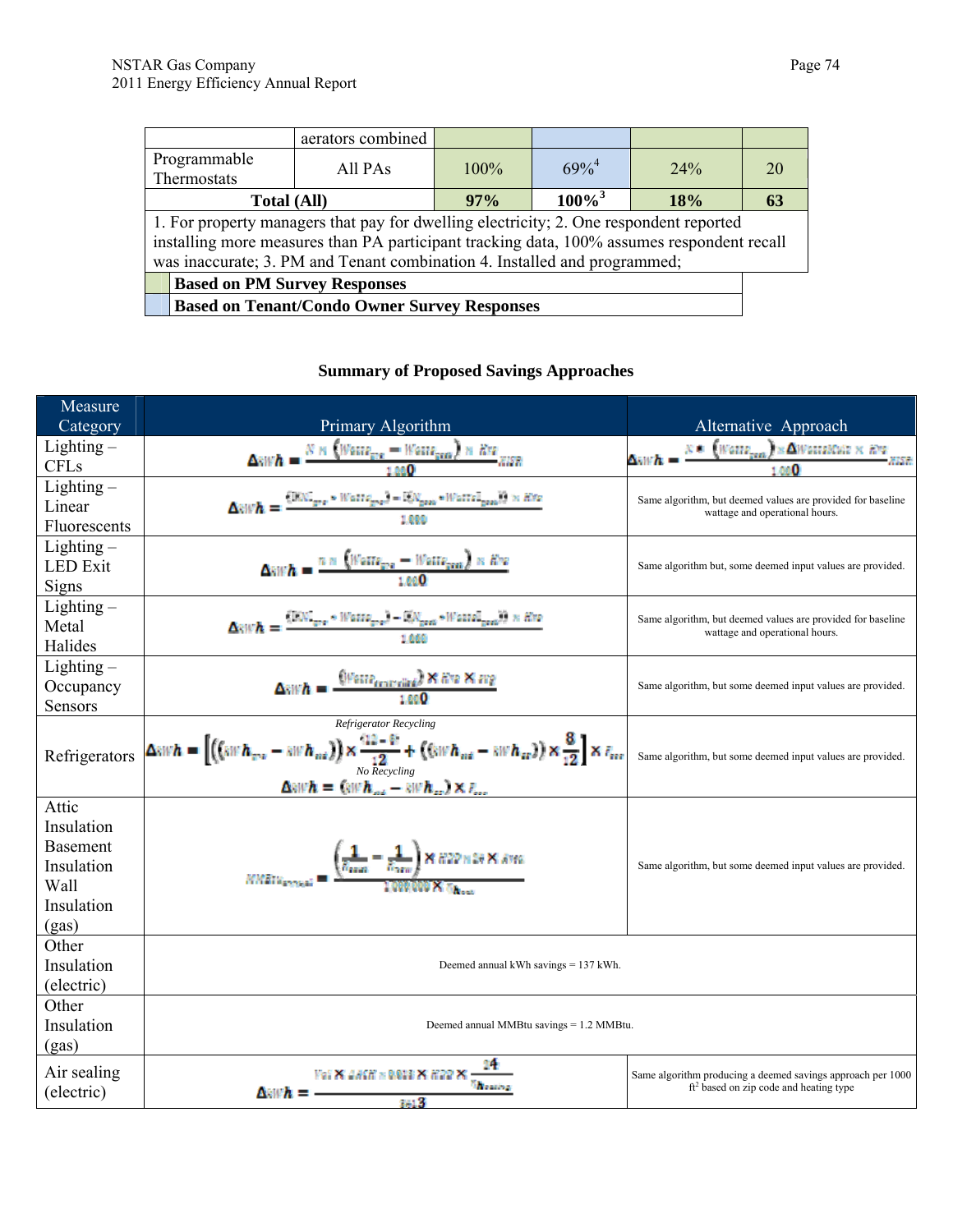| | aerators combined | | | | |
|---|---|---|---|---|---|
| Programmable Thermostats | All PAs | 100% | 69%[4] | 24% | 20 |
| **Total (All)** | | **97%** | **100%[3]** | **18%** | **63** |

1. For property managers that pay for dwelling electricity; 2. One respondent reported installing more measures than PA participant tracking data, 100% assumes respondent recall was inaccurate; 3. PM and Tenant combination 4. Installed and programmed;

| | |
|---|---|
| (green) | **Based on PM Survey Responses** |
| (blue) | **Based on Tenant/Condo Owner Survey Responses** |

### Summary of Proposed Savings Approaches

| Measure Category | Primary Algorithm | Alternative Approach |
|---|---|---|
| Lighting – CFLs | $\Delta kWh = \frac{N \times (Watts_{pre} - Watts_{post}) \times Hrs}{1{,}000} ISR$ | $\Delta kWh = \frac{N \times (Watts_{post}) \times \Delta WattsMult \times Hrs}{1{,}000} ISR$ |
| Lighting – Linear Fluorescents | $\Delta kWh = \frac{((N_{pre} \times Watts_{pre}) - (N_{post} \times Watts_{post})) \times Hrs}{1{,}000}$ | Same algorithm, but deemed values are provided for baseline wattage and operational hours. |
| Lighting – LED Exit Signs | $\Delta kWh = \frac{n \times (Watts_{pre} - Watts_{post}) \times Hrs}{1{,}000}$ | Same algorithm but, some deemed input values are provided. |
| Lighting – Metal Halides | $\Delta kWh = \frac{((N_{pre} \times Watts_{pre}) - (N_{post} \times Watts_{post})) \times Hrs}{1{,}000}$ | Same algorithm, but deemed values are provided for baseline wattage and operational hours. |
| Lighting – Occupancy Sensors | $\Delta kWh = \frac{(Watts_{controlled}) \times Hrs \times svg}{1{,}000}$ | Same algorithm, but some deemed input values are provided. |
| Refrigerators | *Refrigerator Recycling* $\Delta kWh = \left[\left((kWh_{pre} - kWh_{ee})\right) \times \frac{(12 - 8)}{12} + \left((kWh_{ee} - kWh_{es})\right) \times \frac{8}{12}\right] \times f_{ee}$ *No Recycling* $\Delta kWh = (kWh_{ee} - kWh_{es}) \times f_{ee}$ | Same algorithm, but some deemed input values are provided. |
| Attic Insulation Basement Insulation Wall Insulation (gas) | $MMBtu_{annual} = \frac{\left(\frac{1}{R_{exist}} - \frac{1}{R_{new}}\right) \times HDD \times 24 \times Area}{1{,}000{,}000 \times \eta_{heat}}$ | Same algorithm, but some deemed input values are provided. |
| Other Insulation (electric) | Deemed annual kWh savings = 137 kWh. | |
| Other Insulation (gas) | Deemed annual MMBtu savings = 1.2 MMBtu. | |
| Air sealing (electric) | $\Delta kWh = \frac{Vol \times \Delta ACH \times 0.018 \times HDD \times \frac{24}{\eta_{heating}}}{3413}$ | Same algorithm producing a deemed savings approach per 1000 $ft^2$ based on zip code and heating type |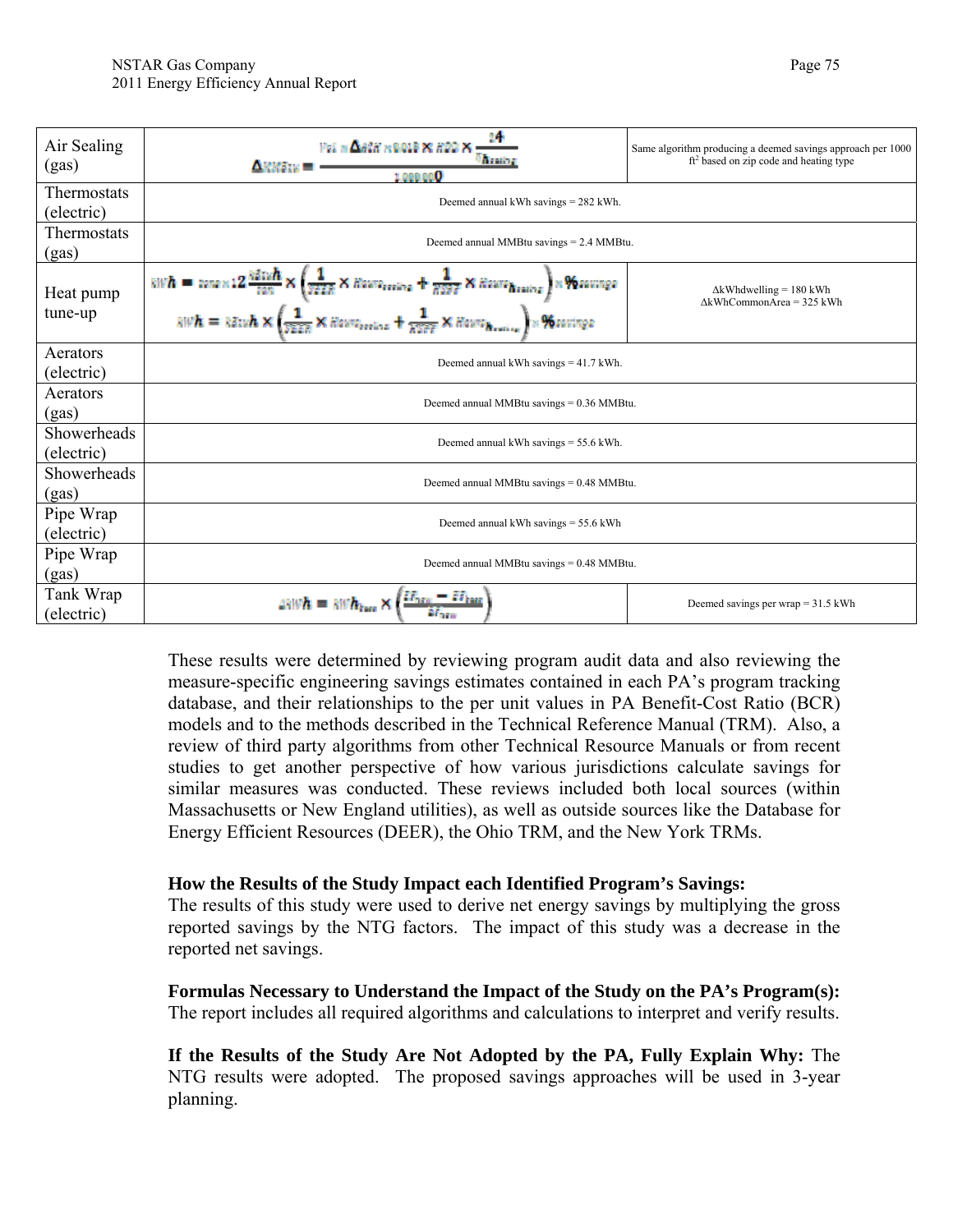| | | |
|---|---|---|
| Air Sealing (gas) | $\Delta MMBtu = \frac{Vol \times \Delta ACH \times 0.018 \times HDD \times \frac{24}{\eta_{heating}}}{1{,}000{,}000}$ | Same algorithm producing a deemed savings approach per 1000 ft[2] based on zip code and heating type |
| Thermostats (electric) | Deemed annual kWh savings = 282 kWh. | |
| Thermostats (gas) | Deemed annual MMBtu savings = 2.4 MMBtu. | |
| Heat pump tune-up | $kWh = tons \times 12 \frac{kBtuh}{ton} \times \left( \frac{1}{SEER} \times Hours_{cooling} + \frac{1}{HSPF} \times Hours_{heating} \right) \times \%savings$ $kWh = kBtuh \times \left( \frac{1}{SEER} \times Hours_{cooling} + \frac{1}{HSPF} \times Hours_{heating} \right) \times \%savings$ | ΔkWhdwelling = 180 kWh ΔkWhCommonArea = 325 kWh |
| Aerators (electric) | Deemed annual kWh savings = 41.7 kWh. | |
| Aerators (gas) | Deemed annual MMBtu savings = 0.36 MMBtu. | |
| Showerheads (electric) | Deemed annual kWh savings = 55.6 kWh. | |
| Showerheads (gas) | Deemed annual MMBtu savings = 0.48 MMBtu. | |
| Pipe Wrap (electric) | Deemed annual kWh savings = 55.6 kWh | |
| Pipe Wrap (gas) | Deemed annual MMBtu savings = 0.48 MMBtu. | |
| Tank Wrap (electric) | $\Delta kWh = kWh_{base} \times \left( \frac{EF_{new} - EF_{base}}{EF_{new}} \right)$ | Deemed savings per wrap = 31.5 kWh |

These results were determined by reviewing program audit data and also reviewing the measure-specific engineering savings estimates contained in each PA's program tracking database, and their relationships to the per unit values in PA Benefit-Cost Ratio (BCR) models and to the methods described in the Technical Reference Manual (TRM). Also, a review of third party algorithms from other Technical Resource Manuals or from recent studies to get another perspective of how various jurisdictions calculate savings for similar measures was conducted. These reviews included both local sources (within Massachusetts or New England utilities), as well as outside sources like the Database for Energy Efficient Resources (DEER), the Ohio TRM, and the New York TRMs.

**How the Results of the Study Impact each Identified Program's Savings:**
The results of this study were used to derive net energy savings by multiplying the gross reported savings by the NTG factors. The impact of this study was a decrease in the reported net savings.

**Formulas Necessary to Understand the Impact of the Study on the PA's Program(s):**
The report includes all required algorithms and calculations to interpret and verify results.

**If the Results of the Study Are Not Adopted by the PA, Fully Explain Why:** The NTG results were adopted. The proposed savings approaches will be used in 3-year planning.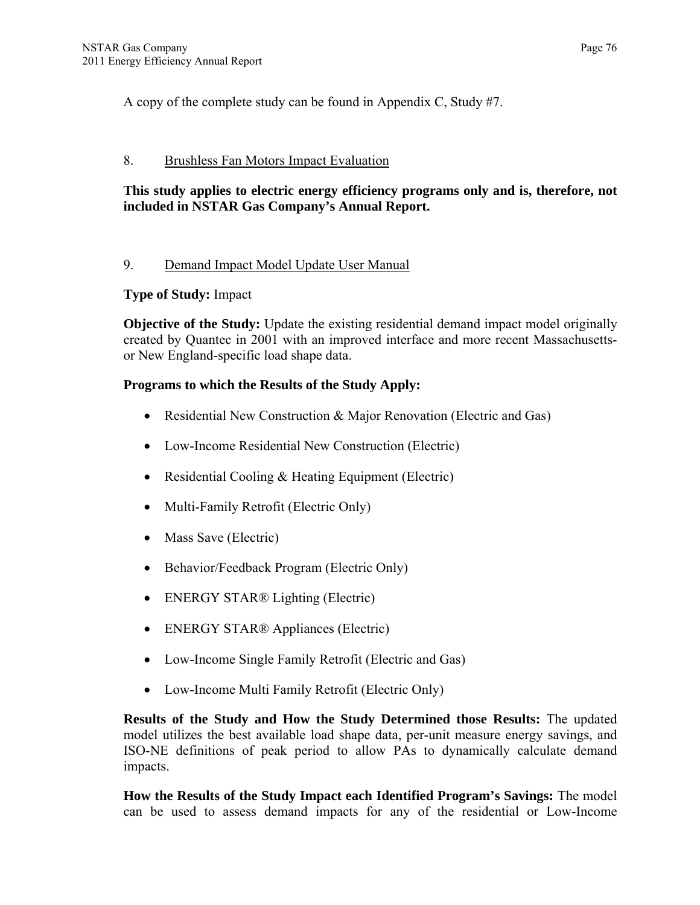A copy of the complete study can be found in Appendix C, Study #7.

8. Brushless Fan Motors Impact Evaluation

**This study applies to electric energy efficiency programs only and is, therefore, not included in NSTAR Gas Company's Annual Report.**

9. Demand Impact Model Update User Manual

**Type of Study:** Impact

**Objective of the Study:** Update the existing residential demand impact model originally created by Quantec in 2001 with an improved interface and more recent Massachusetts- or New England-specific load shape data.

**Programs to which the Results of the Study Apply:**

- Residential New Construction & Major Renovation (Electric and Gas)
- Low-Income Residential New Construction (Electric)
- Residential Cooling & Heating Equipment (Electric)
- Multi-Family Retrofit (Electric Only)
- Mass Save (Electric)
- Behavior/Feedback Program (Electric Only)
- ENERGY STAR® Lighting (Electric)
- ENERGY STAR® Appliances (Electric)
- Low-Income Single Family Retrofit (Electric and Gas)
- Low-Income Multi Family Retrofit (Electric Only)

**Results of the Study and How the Study Determined those Results:** The updated model utilizes the best available load shape data, per-unit measure energy savings, and ISO-NE definitions of peak period to allow PAs to dynamically calculate demand impacts.

**How the Results of the Study Impact each Identified Program's Savings:** The model can be used to assess demand impacts for any of the residential or Low-Income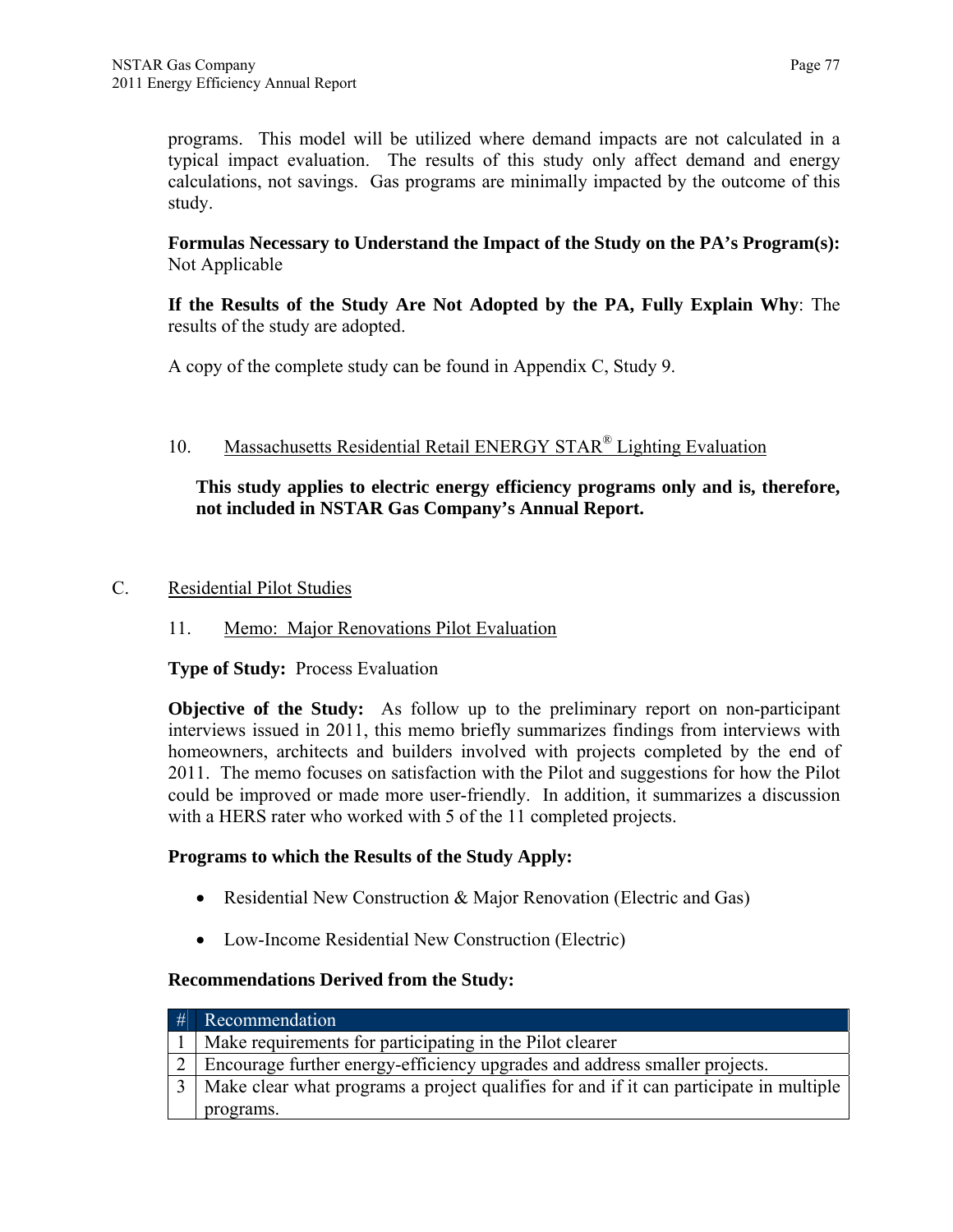programs. This model will be utilized where demand impacts are not calculated in a typical impact evaluation. The results of this study only affect demand and energy calculations, not savings. Gas programs are minimally impacted by the outcome of this study.

**Formulas Necessary to Understand the Impact of the Study on the PA's Program(s):** Not Applicable

**If the Results of the Study Are Not Adopted by the PA, Fully Explain Why**: The results of the study are adopted.

A copy of the complete study can be found in Appendix C, Study 9.

10. Massachusetts Residential Retail ENERGY STAR® Lighting Evaluation

**This study applies to electric energy efficiency programs only and is, therefore, not included in NSTAR Gas Company's Annual Report.**

## C. Residential Pilot Studies

11. Memo: Major Renovations Pilot Evaluation

**Type of Study:** Process Evaluation

**Objective of the Study:** As follow up to the preliminary report on non-participant interviews issued in 2011, this memo briefly summarizes findings from interviews with homeowners, architects and builders involved with projects completed by the end of 2011. The memo focuses on satisfaction with the Pilot and suggestions for how the Pilot could be improved or made more user-friendly. In addition, it summarizes a discussion with a HERS rater who worked with 5 of the 11 completed projects.

**Programs to which the Results of the Study Apply:**

- Residential New Construction & Major Renovation (Electric and Gas)
- Low-Income Residential New Construction (Electric)

**Recommendations Derived from the Study:**

| # | Recommendation |
|---|---|
| 1 | Make requirements for participating in the Pilot clearer |
| 2 | Encourage further energy-efficiency upgrades and address smaller projects. |
| 3 | Make clear what programs a project qualifies for and if it can participate in multiple programs. |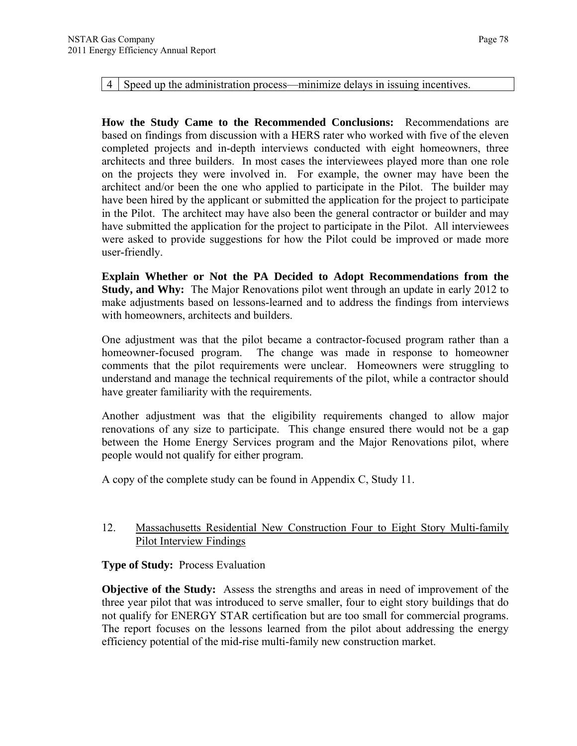| 4 | Speed up the administration process—minimize delays in issuing incentives. |
|---|---|

**How the Study Came to the Recommended Conclusions:** Recommendations are based on findings from discussion with a HERS rater who worked with five of the eleven completed projects and in-depth interviews conducted with eight homeowners, three architects and three builders. In most cases the interviewees played more than one role on the projects they were involved in. For example, the owner may have been the architect and/or been the one who applied to participate in the Pilot. The builder may have been hired by the applicant or submitted the application for the project to participate in the Pilot. The architect may have also been the general contractor or builder and may have submitted the application for the project to participate in the Pilot. All interviewees were asked to provide suggestions for how the Pilot could be improved or made more user-friendly.

**Explain Whether or Not the PA Decided to Adopt Recommendations from the Study, and Why:** The Major Renovations pilot went through an update in early 2012 to make adjustments based on lessons-learned and to address the findings from interviews with homeowners, architects and builders.

One adjustment was that the pilot became a contractor-focused program rather than a homeowner-focused program. The change was made in response to homeowner comments that the pilot requirements were unclear. Homeowners were struggling to understand and manage the technical requirements of the pilot, while a contractor should have greater familiarity with the requirements.

Another adjustment was that the eligibility requirements changed to allow major renovations of any size to participate. This change ensured there would not be a gap between the Home Energy Services program and the Major Renovations pilot, where people would not qualify for either program.

A copy of the complete study can be found in Appendix C, Study 11.

12. Massachusetts Residential New Construction Four to Eight Story Multi-family Pilot Interview Findings

**Type of Study:** Process Evaluation

**Objective of the Study:** Assess the strengths and areas in need of improvement of the three year pilot that was introduced to serve smaller, four to eight story buildings that do not qualify for ENERGY STAR certification but are too small for commercial programs. The report focuses on the lessons learned from the pilot about addressing the energy efficiency potential of the mid-rise multi-family new construction market.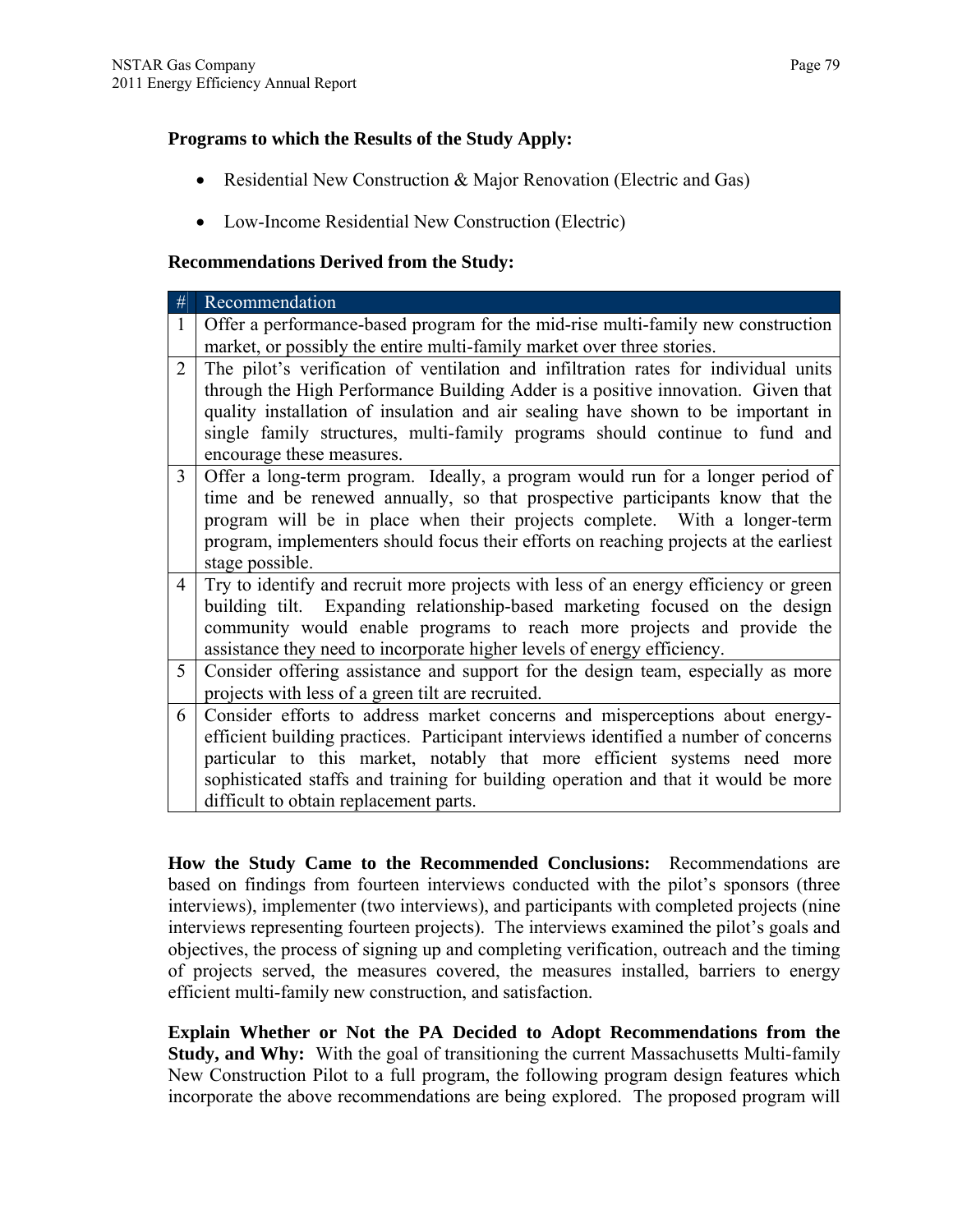**Programs to which the Results of the Study Apply:**

- Residential New Construction & Major Renovation (Electric and Gas)
- Low-Income Residential New Construction (Electric)

**Recommendations Derived from the Study:**

| # | Recommendation |
|---|---|
| 1 | Offer a performance-based program for the mid-rise multi-family new construction market, or possibly the entire multi-family market over three stories. |
| 2 | The pilot's verification of ventilation and infiltration rates for individual units through the High Performance Building Adder is a positive innovation. Given that quality installation of insulation and air sealing have shown to be important in single family structures, multi-family programs should continue to fund and encourage these measures. |
| 3 | Offer a long-term program. Ideally, a program would run for a longer period of time and be renewed annually, so that prospective participants know that the program will be in place when their projects complete. With a longer-term program, implementers should focus their efforts on reaching projects at the earliest stage possible. |
| 4 | Try to identify and recruit more projects with less of an energy efficiency or green building tilt. Expanding relationship-based marketing focused on the design community would enable programs to reach more projects and provide the assistance they need to incorporate higher levels of energy efficiency. |
| 5 | Consider offering assistance and support for the design team, especially as more projects with less of a green tilt are recruited. |
| 6 | Consider efforts to address market concerns and misperceptions about energy-efficient building practices. Participant interviews identified a number of concerns particular to this market, notably that more efficient systems need more sophisticated staffs and training for building operation and that it would be more difficult to obtain replacement parts. |

**How the Study Came to the Recommended Conclusions:** Recommendations are based on findings from fourteen interviews conducted with the pilot's sponsors (three interviews), implementer (two interviews), and participants with completed projects (nine interviews representing fourteen projects). The interviews examined the pilot's goals and objectives, the process of signing up and completing verification, outreach and the timing of projects served, the measures covered, the measures installed, barriers to energy efficient multi-family new construction, and satisfaction.

**Explain Whether or Not the PA Decided to Adopt Recommendations from the Study, and Why:** With the goal of transitioning the current Massachusetts Multi-family New Construction Pilot to a full program, the following program design features which incorporate the above recommendations are being explored. The proposed program will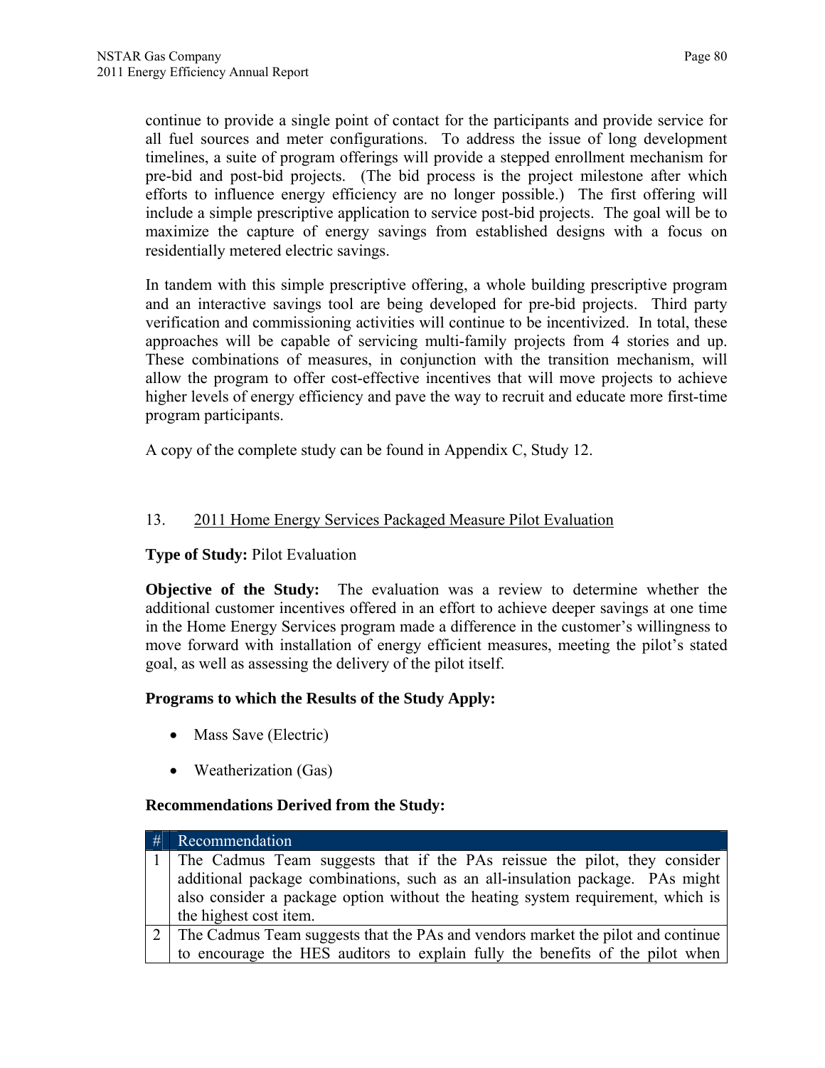continue to provide a single point of contact for the participants and provide service for all fuel sources and meter configurations. To address the issue of long development timelines, a suite of program offerings will provide a stepped enrollment mechanism for pre-bid and post-bid projects. (The bid process is the project milestone after which efforts to influence energy efficiency are no longer possible.) The first offering will include a simple prescriptive application to service post-bid projects. The goal will be to maximize the capture of energy savings from established designs with a focus on residentially metered electric savings.

In tandem with this simple prescriptive offering, a whole building prescriptive program and an interactive savings tool are being developed for pre-bid projects. Third party verification and commissioning activities will continue to be incentivized. In total, these approaches will be capable of servicing multi-family projects from 4 stories and up. These combinations of measures, in conjunction with the transition mechanism, will allow the program to offer cost-effective incentives that will move projects to achieve higher levels of energy efficiency and pave the way to recruit and educate more first-time program participants.

A copy of the complete study can be found in Appendix C, Study 12.

13. 2011 Home Energy Services Packaged Measure Pilot Evaluation

**Type of Study:** Pilot Evaluation

**Objective of the Study:** The evaluation was a review to determine whether the additional customer incentives offered in an effort to achieve deeper savings at one time in the Home Energy Services program made a difference in the customer's willingness to move forward with installation of energy efficient measures, meeting the pilot's stated goal, as well as assessing the delivery of the pilot itself.

**Programs to which the Results of the Study Apply:**

- Mass Save (Electric)
- Weatherization (Gas)

**Recommendations Derived from the Study:**

| # | Recommendation |
|---|---|
| 1 | The Cadmus Team suggests that if the PAs reissue the pilot, they consider additional package combinations, such as an all-insulation package. PAs might also consider a package option without the heating system requirement, which is the highest cost item. |
| 2 | The Cadmus Team suggests that the PAs and vendors market the pilot and continue to encourage the HES auditors to explain fully the benefits of the pilot when |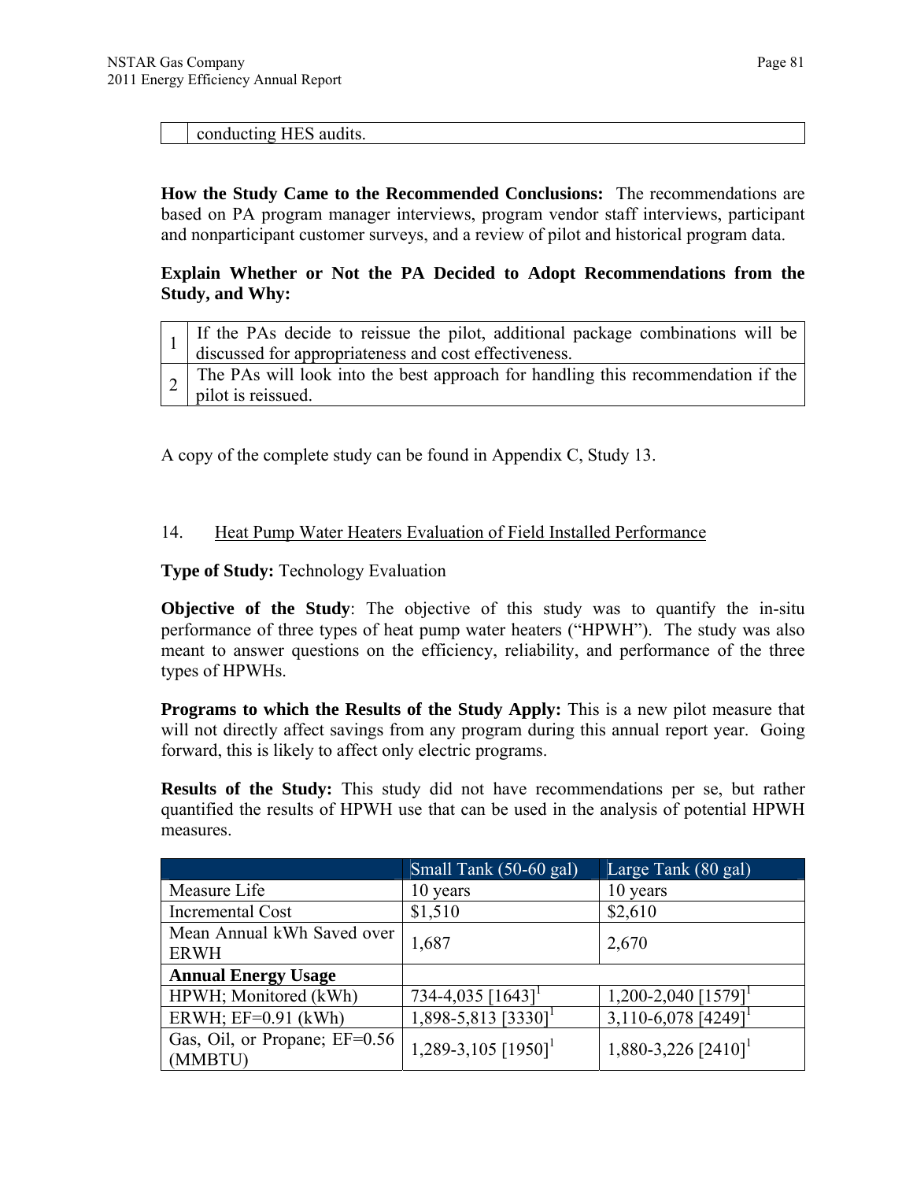|   | conducting HES audits. |
|---|---|

**How the Study Came to the Recommended Conclusions:** The recommendations are based on PA program manager interviews, program vendor staff interviews, participant and nonparticipant customer surveys, and a review of pilot and historical program data.

**Explain Whether or Not the PA Decided to Adopt Recommendations from the Study, and Why:**

| 1 | If the PAs decide to reissue the pilot, additional package combinations will be discussed for appropriateness and cost effectiveness. |
|---|---|
| 2 | The PAs will look into the best approach for handling this recommendation if the pilot is reissued. |

A copy of the complete study can be found in Appendix C, Study 13.

14. Heat Pump Water Heaters Evaluation of Field Installed Performance

**Type of Study:** Technology Evaluation

**Objective of the Study**: The objective of this study was to quantify the in-situ performance of three types of heat pump water heaters ("HPWH"). The study was also meant to answer questions on the efficiency, reliability, and performance of the three types of HPWHs.

**Programs to which the Results of the Study Apply:** This is a new pilot measure that will not directly affect savings from any program during this annual report year. Going forward, this is likely to affect only electric programs.

**Results of the Study:** This study did not have recommendations per se, but rather quantified the results of HPWH use that can be used in the analysis of potential HPWH measures.

|   | Small Tank (50-60 gal) | Large Tank (80 gal) |
|---|---|---|
| Measure Life | 10 years | 10 years |
| Incremental Cost | $1,510 | $2,610 |
| Mean Annual kWh Saved over ERWH | 1,687 | 2,670 |
| **Annual Energy Usage** | | |
| HPWH; Monitored (kWh) | 734-4,035 [1643][1] | 1,200-2,040 [1579][1] |
| ERWH; EF=0.91 (kWh) | 1,898-5,813 [3330][1] | 3,110-6,078 [4249][1] |
| Gas, Oil, or Propane; EF=0.56 (MMBTU) | 1,289-3,105 [1950][1] | 1,880-3,226 [2410][1] |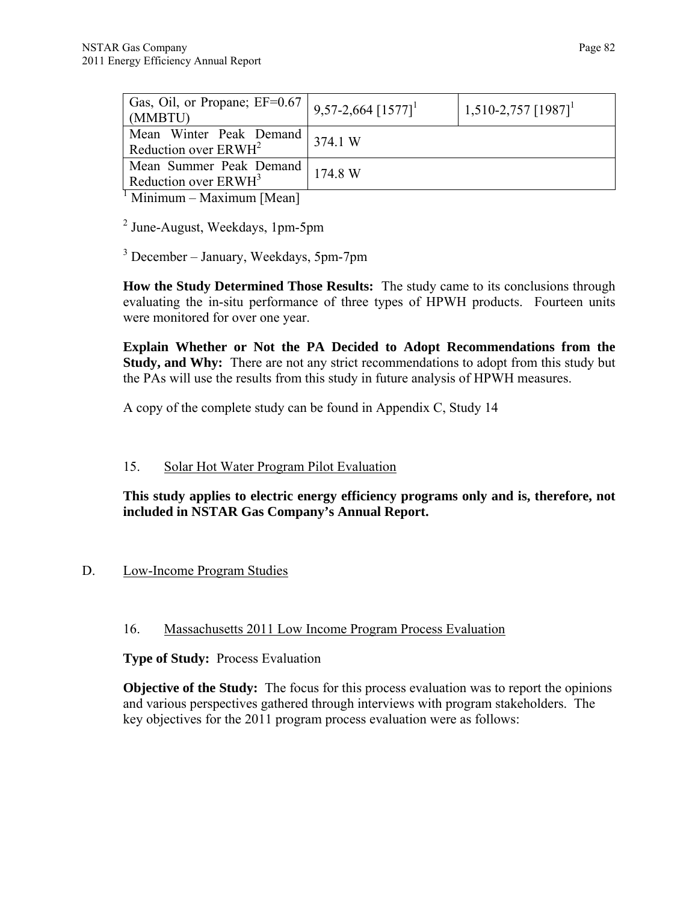| Gas, Oil, or Propane; EF=0.67 (MMBTU) | 9,57-2,664 [1577][1] | 1,510-2,757 [1987][1] |
|---|---|---|
| Mean Winter Peak Demand Reduction over ERWH[2] | 374.1 W | |
| Mean Summer Peak Demand Reduction over ERWH[3] | 174.8 W | |

[1] Minimum – Maximum [Mean]

[2] June-August, Weekdays, 1pm-5pm

[3] December – January, Weekdays, 5pm-7pm

**How the Study Determined Those Results:** The study came to its conclusions through evaluating the in-situ performance of three types of HPWH products. Fourteen units were monitored for over one year.

**Explain Whether or Not the PA Decided to Adopt Recommendations from the Study, and Why:** There are not any strict recommendations to adopt from this study but the PAs will use the results from this study in future analysis of HPWH measures.

A copy of the complete study can be found in Appendix C, Study 14

15. Solar Hot Water Program Pilot Evaluation

**This study applies to electric energy efficiency programs only and is, therefore, not included in NSTAR Gas Company's Annual Report.**

## D. Low-Income Program Studies

16. Massachusetts 2011 Low Income Program Process Evaluation

**Type of Study:** Process Evaluation

**Objective of the Study:** The focus for this process evaluation was to report the opinions and various perspectives gathered through interviews with program stakeholders. The key objectives for the 2011 program process evaluation were as follows: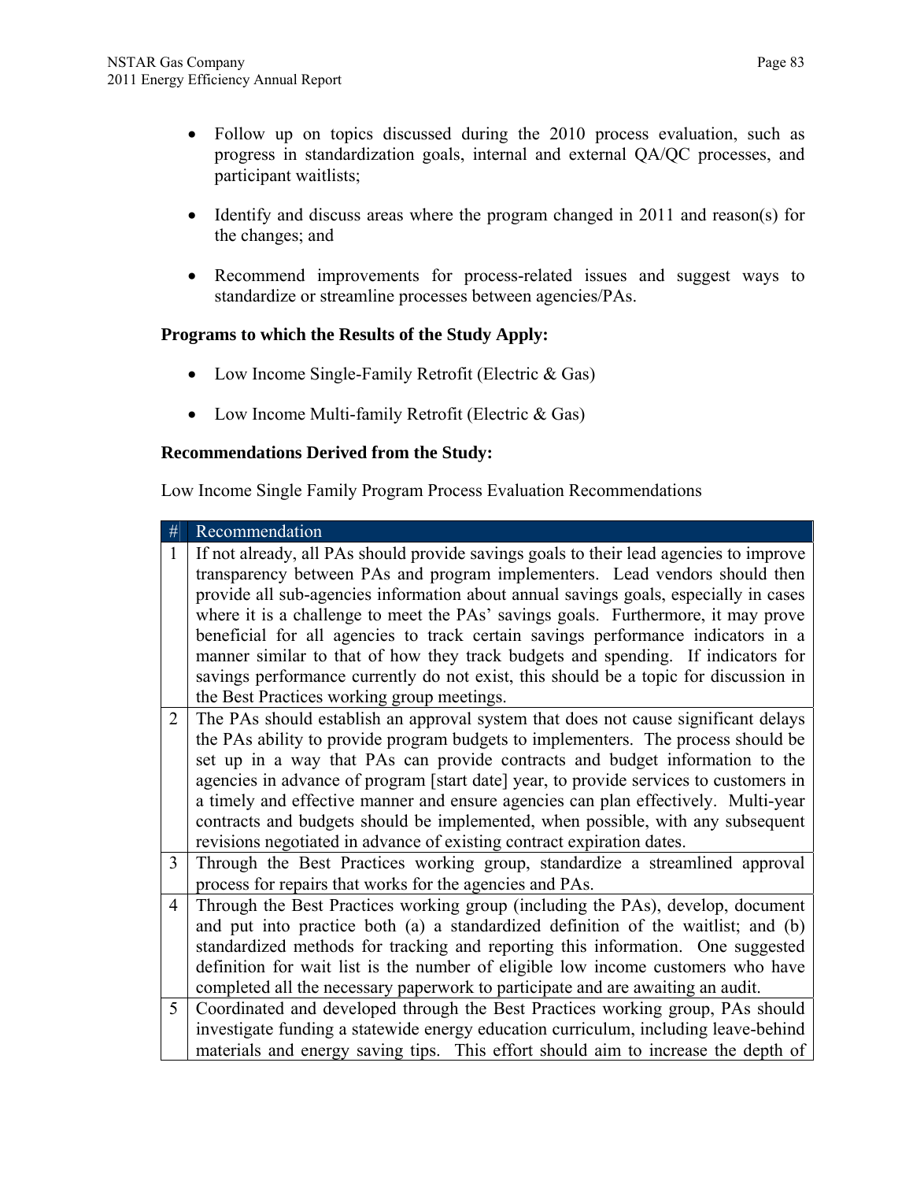- Follow up on topics discussed during the 2010 process evaluation, such as progress in standardization goals, internal and external QA/QC processes, and participant waitlists;
- Identify and discuss areas where the program changed in 2011 and reason(s) for the changes; and
- Recommend improvements for process-related issues and suggest ways to standardize or streamline processes between agencies/PAs.

**Programs to which the Results of the Study Apply:**

- Low Income Single-Family Retrofit (Electric & Gas)
- Low Income Multi-family Retrofit (Electric & Gas)

**Recommendations Derived from the Study:**

Low Income Single Family Program Process Evaluation Recommendations

| # | Recommendation |
|---|---|
| 1 | If not already, all PAs should provide savings goals to their lead agencies to improve transparency between PAs and program implementers. Lead vendors should then provide all sub-agencies information about annual savings goals, especially in cases where it is a challenge to meet the PAs' savings goals. Furthermore, it may prove beneficial for all agencies to track certain savings performance indicators in a manner similar to that of how they track budgets and spending. If indicators for savings performance currently do not exist, this should be a topic for discussion in the Best Practices working group meetings. |
| 2 | The PAs should establish an approval system that does not cause significant delays the PAs ability to provide program budgets to implementers. The process should be set up in a way that PAs can provide contracts and budget information to the agencies in advance of program [start date] year, to provide services to customers in a timely and effective manner and ensure agencies can plan effectively. Multi-year contracts and budgets should be implemented, when possible, with any subsequent revisions negotiated in advance of existing contract expiration dates. |
| 3 | Through the Best Practices working group, standardize a streamlined approval process for repairs that works for the agencies and PAs. |
| 4 | Through the Best Practices working group (including the PAs), develop, document and put into practice both (a) a standardized definition of the waitlist; and (b) standardized methods for tracking and reporting this information. One suggested definition for wait list is the number of eligible low income customers who have completed all the necessary paperwork to participate and are awaiting an audit. |
| 5 | Coordinated and developed through the Best Practices working group, PAs should investigate funding a statewide energy education curriculum, including leave-behind materials and energy saving tips. This effort should aim to increase the depth of |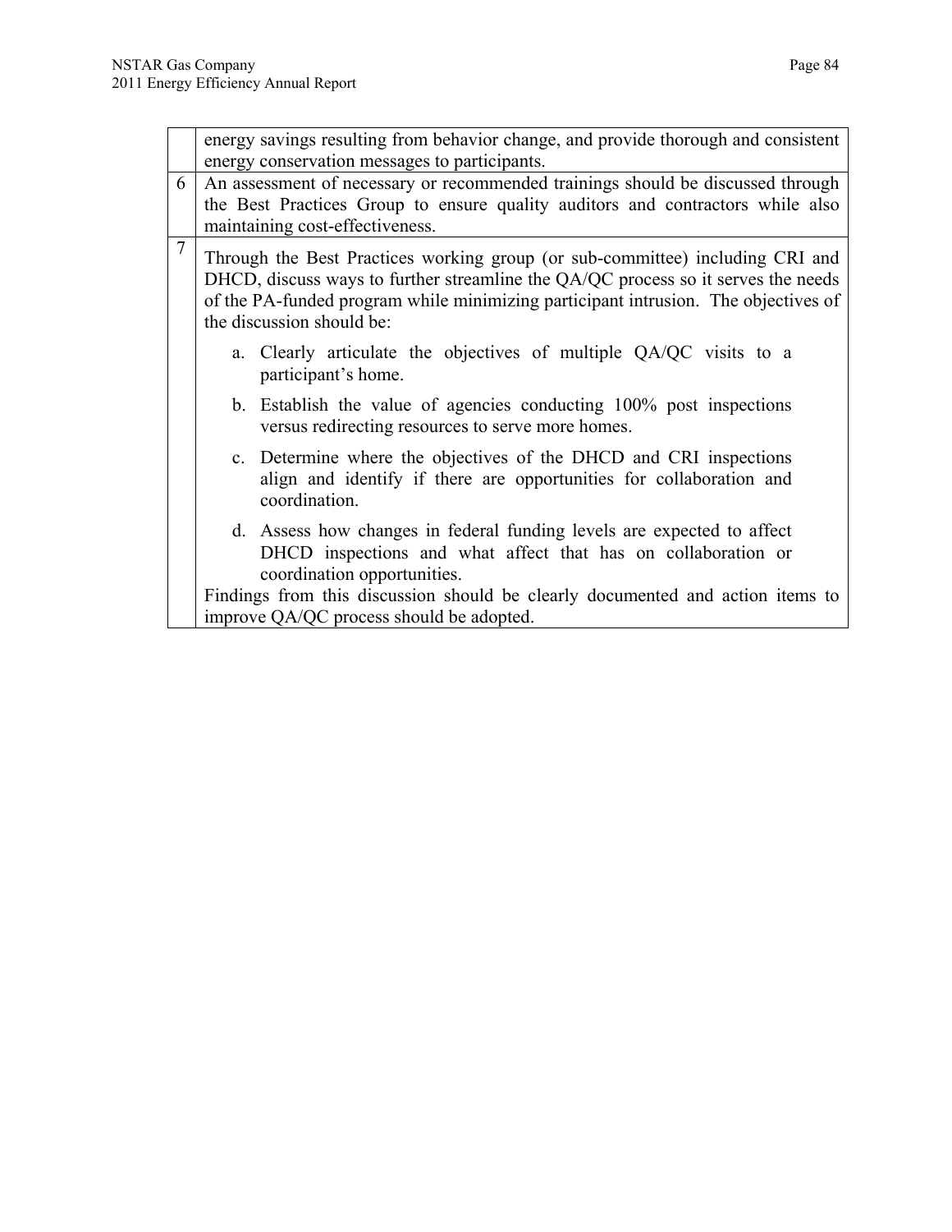| | |
|---|---|
| | energy savings resulting from behavior change, and provide thorough and consistent energy conservation messages to participants. |
| 6 | An assessment of necessary or recommended trainings should be discussed through the Best Practices Group to ensure quality auditors and contractors while also maintaining cost-effectiveness. |
| 7 | Through the Best Practices working group (or sub-committee) including CRI and DHCD, discuss ways to further streamline the QA/QC process so it serves the needs of the PA-funded program while minimizing participant intrusion. The objectives of the discussion should be:<br>a. Clearly articulate the objectives of multiple QA/QC visits to a participant's home.<br>b. Establish the value of agencies conducting 100% post inspections versus redirecting resources to serve more homes.<br>c. Determine where the objectives of the DHCD and CRI inspections align and identify if there are opportunities for collaboration and coordination.<br>d. Assess how changes in federal funding levels are expected to affect DHCD inspections and what affect that has on collaboration or coordination opportunities.<br>Findings from this discussion should be clearly documented and action items to improve QA/QC process should be adopted. |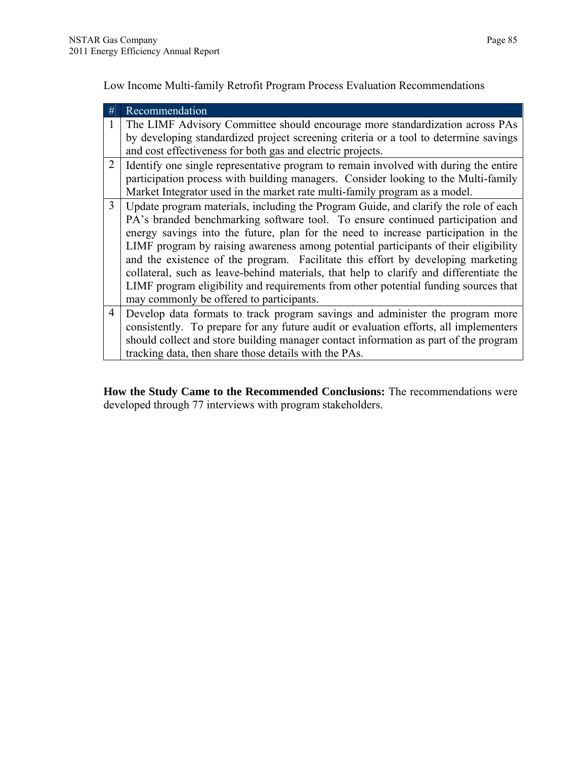Low Income Multi-family Retrofit Program Process Evaluation Recommendations

| # | Recommendation |
|---|---|
| 1 | The LIMF Advisory Committee should encourage more standardization across PAs by developing standardized project screening criteria or a tool to determine savings and cost effectiveness for both gas and electric projects. |
| 2 | Identify one single representative program to remain involved with during the entire participation process with building managers. Consider looking to the Multi-family Market Integrator used in the market rate multi-family program as a model. |
| 3 | Update program materials, including the Program Guide, and clarify the role of each PA's branded benchmarking software tool. To ensure continued participation and energy savings into the future, plan for the need to increase participation in the LIMF program by raising awareness among potential participants of their eligibility and the existence of the program. Facilitate this effort by developing marketing collateral, such as leave-behind materials, that help to clarify and differentiate the LIMF program eligibility and requirements from other potential funding sources that may commonly be offered to participants. |
| 4 | Develop data formats to track program savings and administer the program more consistently. To prepare for any future audit or evaluation efforts, all implementers should collect and store building manager contact information as part of the program tracking data, then share those details with the PAs. |

**How the Study Came to the Recommended Conclusions:** The recommendations were developed through 77 interviews with program stakeholders.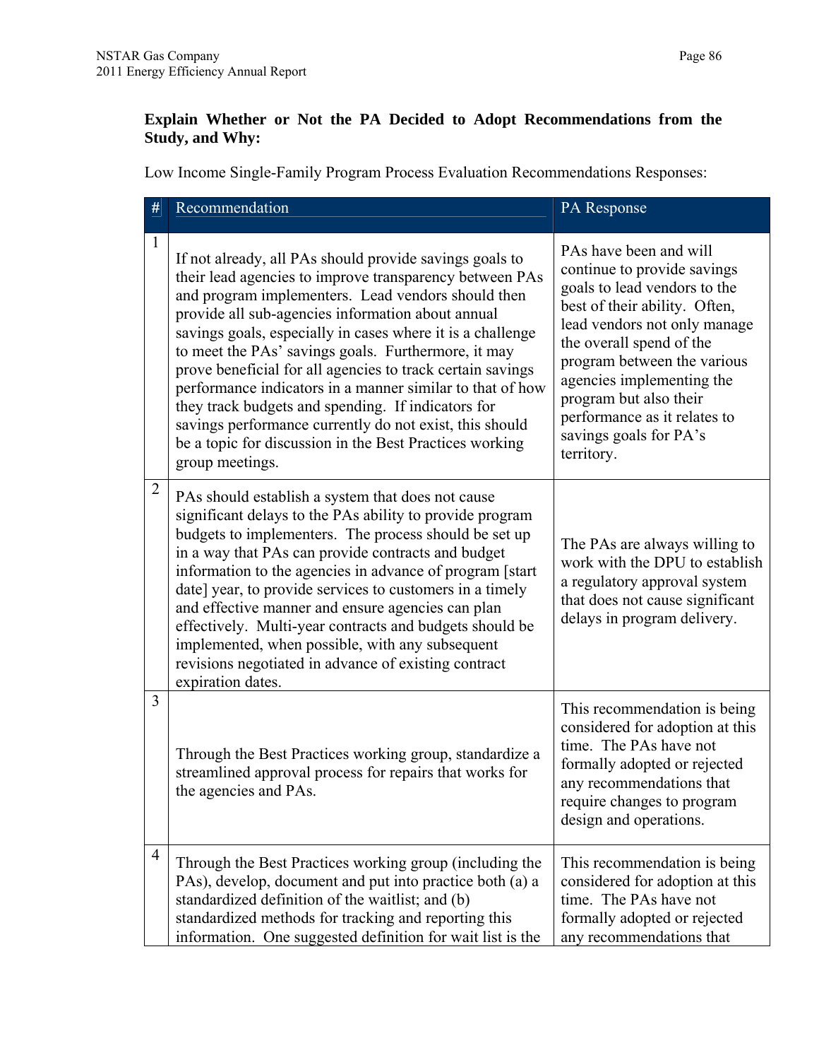**Explain Whether or Not the PA Decided to Adopt Recommendations from the Study, and Why:**

Low Income Single-Family Program Process Evaluation Recommendations Responses:

| # | Recommendation | PA Response |
|---|---|---|
| 1 | If not already, all PAs should provide savings goals to their lead agencies to improve transparency between PAs and program implementers. Lead vendors should then provide all sub-agencies information about annual savings goals, especially in cases where it is a challenge to meet the PAs' savings goals. Furthermore, it may prove beneficial for all agencies to track certain savings performance indicators in a manner similar to that of how they track budgets and spending. If indicators for savings performance currently do not exist, this should be a topic for discussion in the Best Practices working group meetings. | PAs have been and will continue to provide savings goals to lead vendors to the best of their ability. Often, lead vendors not only manage the overall spend of the program between the various agencies implementing the program but also their performance as it relates to savings goals for PA's territory. |
| 2 | PAs should establish a system that does not cause significant delays to the PAs ability to provide program budgets to implementers. The process should be set up in a way that PAs can provide contracts and budget information to the agencies in advance of program [start date] year, to provide services to customers in a timely and effective manner and ensure agencies can plan effectively. Multi-year contracts and budgets should be implemented, when possible, with any subsequent revisions negotiated in advance of existing contract expiration dates. | The PAs are always willing to work with the DPU to establish a regulatory approval system that does not cause significant delays in program delivery. |
| 3 | Through the Best Practices working group, standardize a streamlined approval process for repairs that works for the agencies and PAs. | This recommendation is being considered for adoption at this time. The PAs have not formally adopted or rejected any recommendations that require changes to program design and operations. |
| 4 | Through the Best Practices working group (including the PAs), develop, document and put into practice both (a) a standardized definition of the waitlist; and (b) standardized methods for tracking and reporting this information. One suggested definition for wait list is the | This recommendation is being considered for adoption at this time. The PAs have not formally adopted or rejected any recommendations that |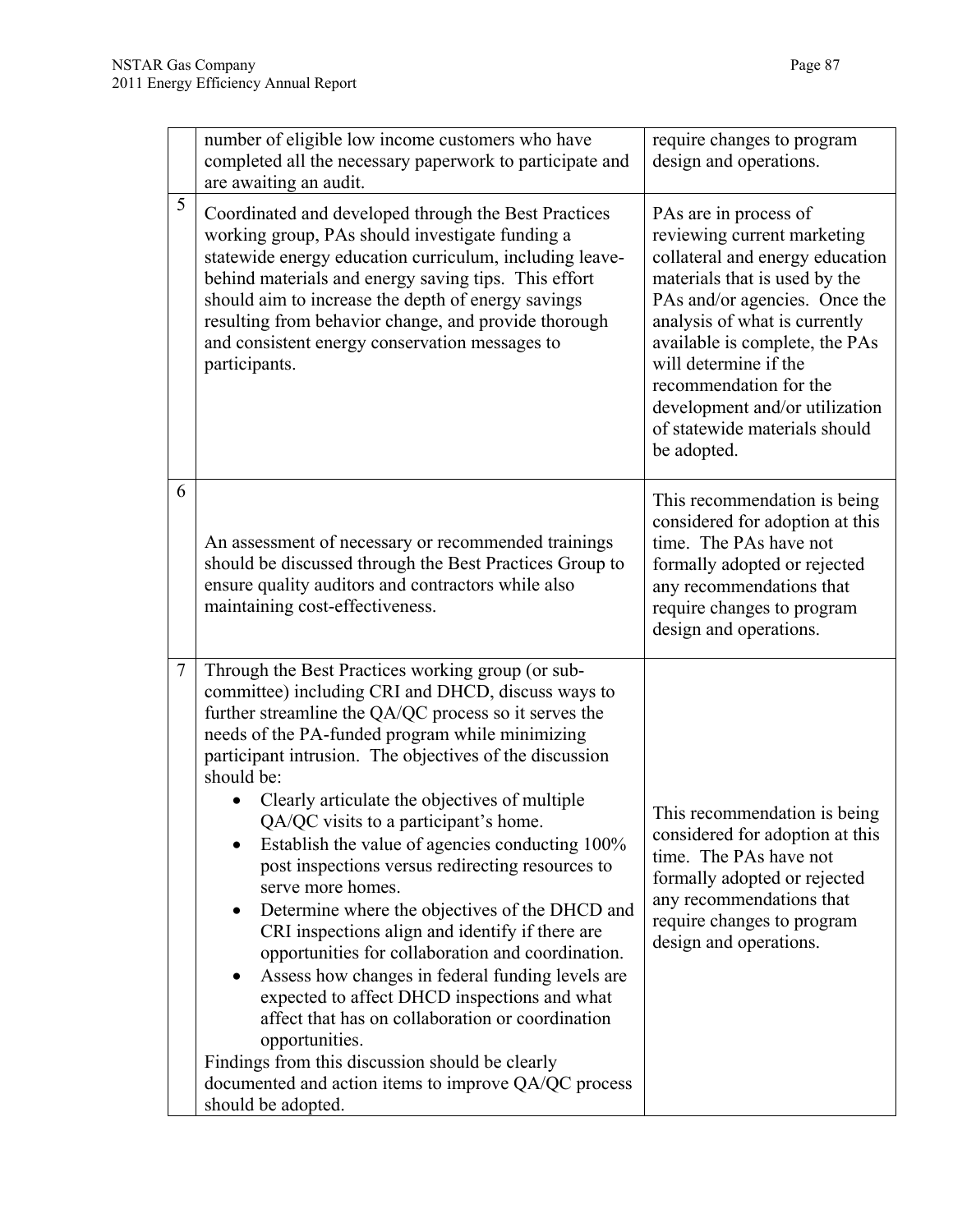| | | |
|---|---|---|
| | number of eligible low income customers who have completed all the necessary paperwork to participate and are awaiting an audit. | require changes to program design and operations. |
| 5 | Coordinated and developed through the Best Practices working group, PAs should investigate funding a statewide energy education curriculum, including leave-behind materials and energy saving tips. This effort should aim to increase the depth of energy savings resulting from behavior change, and provide thorough and consistent energy conservation messages to participants. | PAs are in process of reviewing current marketing collateral and energy education materials that is used by the PAs and/or agencies. Once the analysis of what is currently available is complete, the PAs will determine if the recommendation for the development and/or utilization of statewide materials should be adopted. |
| 6 | An assessment of necessary or recommended trainings should be discussed through the Best Practices Group to ensure quality auditors and contractors while also maintaining cost-effectiveness. | This recommendation is being considered for adoption at this time. The PAs have not formally adopted or rejected any recommendations that require changes to program design and operations. |
| 7 | Through the Best Practices working group (or sub-committee) including CRI and DHCD, discuss ways to further streamline the QA/QC process so it serves the needs of the PA-funded program while minimizing participant intrusion. The objectives of the discussion should be:<br>• Clearly articulate the objectives of multiple QA/QC visits to a participant's home.<br>• Establish the value of agencies conducting 100% post inspections versus redirecting resources to serve more homes.<br>• Determine where the objectives of the DHCD and CRI inspections align and identify if there are opportunities for collaboration and coordination.<br>• Assess how changes in federal funding levels are expected to affect DHCD inspections and what affect that has on collaboration or coordination opportunities.<br>Findings from this discussion should be clearly documented and action items to improve QA/QC process should be adopted. | This recommendation is being considered for adoption at this time. The PAs have not formally adopted or rejected any recommendations that require changes to program design and operations. |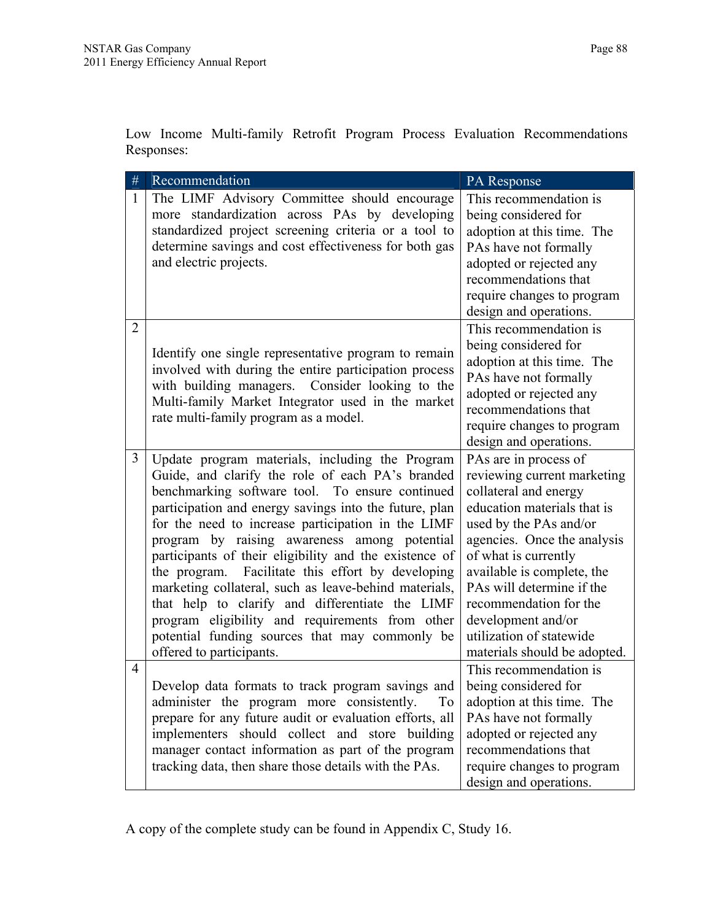Low Income Multi-family Retrofit Program Process Evaluation Recommendations Responses:

| # | Recommendation | PA Response |
|---|---|---|
| 1 | The LIMF Advisory Committee should encourage more standardization across PAs by developing standardized project screening criteria or a tool to determine savings and cost effectiveness for both gas and electric projects. | This recommendation is being considered for adoption at this time. The PAs have not formally adopted or rejected any recommendations that require changes to program design and operations. |
| 2 | Identify one single representative program to remain involved with during the entire participation process with building managers. Consider looking to the Multi-family Market Integrator used in the market rate multi-family program as a model. | This recommendation is being considered for adoption at this time. The PAs have not formally adopted or rejected any recommendations that require changes to program design and operations. |
| 3 | Update program materials, including the Program Guide, and clarify the role of each PA's branded benchmarking software tool. To ensure continued participation and energy savings into the future, plan for the need to increase participation in the LIMF program by raising awareness among potential participants of their eligibility and the existence of the program. Facilitate this effort by developing marketing collateral, such as leave-behind materials, that help to clarify and differentiate the LIMF program eligibility and requirements from other potential funding sources that may commonly be offered to participants. | PAs are in process of reviewing current marketing collateral and energy education materials that is used by the PAs and/or agencies. Once the analysis of what is currently available is complete, the PAs will determine if the recommendation for the development and/or utilization of statewide materials should be adopted. |
| 4 | Develop data formats to track program savings and administer the program more consistently. To prepare for any future audit or evaluation efforts, all implementers should collect and store building manager contact information as part of the program tracking data, then share those details with the PAs. | This recommendation is being considered for adoption at this time. The PAs have not formally adopted or rejected any recommendations that require changes to program design and operations. |

A copy of the complete study can be found in Appendix C, Study 16.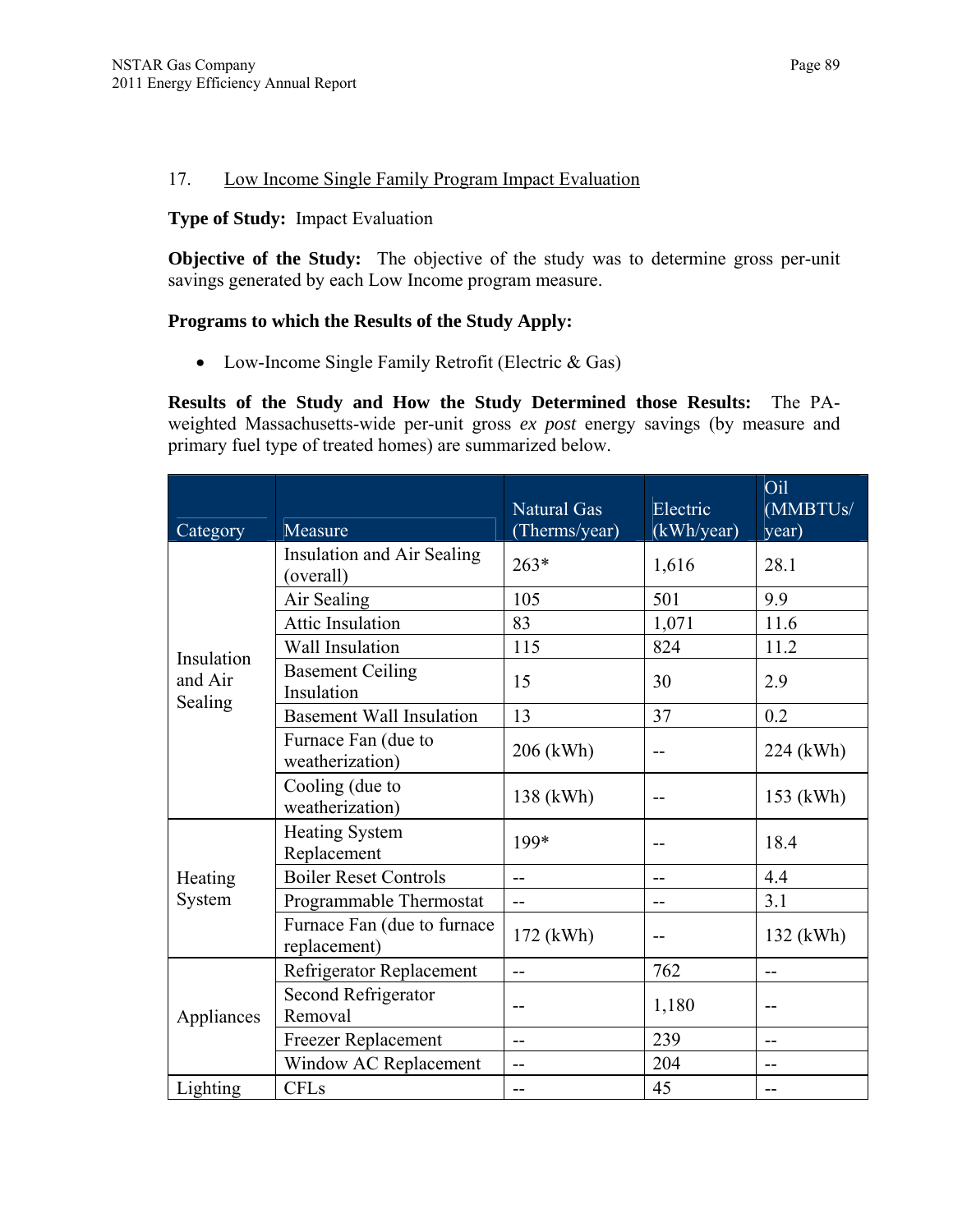17. Low Income Single Family Program Impact Evaluation

**Type of Study:** Impact Evaluation

**Objective of the Study:** The objective of the study was to determine gross per-unit savings generated by each Low Income program measure.

**Programs to which the Results of the Study Apply:**

- Low-Income Single Family Retrofit (Electric & Gas)

**Results of the Study and How the Study Determined those Results:** The PA-weighted Massachusetts-wide per-unit gross *ex post* energy savings (by measure and primary fuel type of treated homes) are summarized below.

| Category | Measure | Natural Gas (Therms/year) | Electric (kWh/year) | Oil (MMBTUs/ year) |
|---|---|---|---|---|
| Insulation and Air Sealing | Insulation and Air Sealing (overall) | 263* | 1,616 | 28.1 |
| | Air Sealing | 105 | 501 | 9.9 |
| | Attic Insulation | 83 | 1,071 | 11.6 |
| | Wall Insulation | 115 | 824 | 11.2 |
| | Basement Ceiling Insulation | 15 | 30 | 2.9 |
| | Basement Wall Insulation | 13 | 37 | 0.2 |
| | Furnace Fan (due to weatherization) | 206 (kWh) | -- | 224 (kWh) |
| | Cooling (due to weatherization) | 138 (kWh) | -- | 153 (kWh) |
| Heating System | Heating System Replacement | 199* | -- | 18.4 |
| | Boiler Reset Controls | -- | -- | 4.4 |
| | Programmable Thermostat | -- | -- | 3.1 |
| | Furnace Fan (due to furnace replacement) | 172 (kWh) | -- | 132 (kWh) |
| Appliances | Refrigerator Replacement | -- | 762 | -- |
| | Second Refrigerator Removal | -- | 1,180 | -- |
| | Freezer Replacement | -- | 239 | -- |
| | Window AC Replacement | -- | 204 | -- |
| Lighting | CFLs | -- | 45 | -- |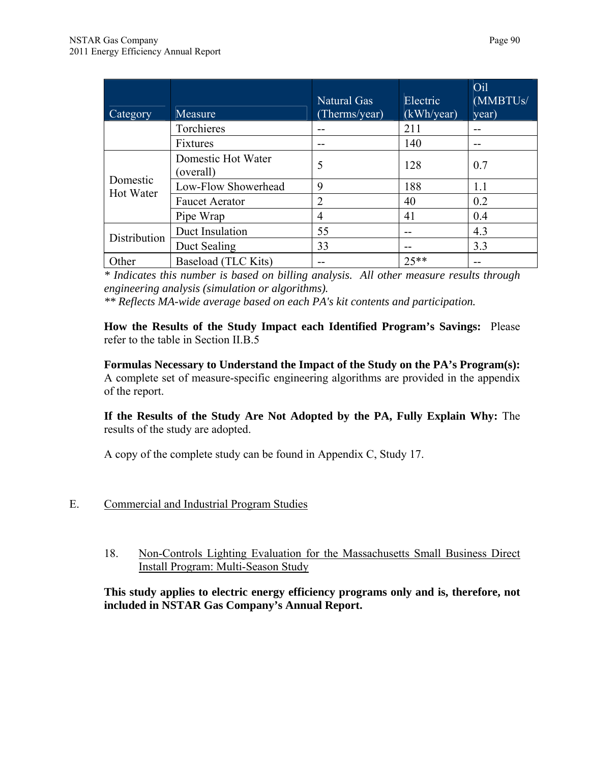| Category | Measure | Natural Gas (Therms/year) | Electric (kWh/year) | Oil (MMBTUs/ year) |
|---|---|---|---|---|
| | Torchieres | -- | 211 | -- |
| | Fixtures | -- | 140 | -- |
| Domestic Hot Water | Domestic Hot Water (overall) | 5 | 128 | 0.7 |
| | Low-Flow Showerhead | 9 | 188 | 1.1 |
| | Faucet Aerator | 2 | 40 | 0.2 |
| | Pipe Wrap | 4 | 41 | 0.4 |
| Distribution | Duct Insulation | 55 | -- | 4.3 |
| | Duct Sealing | 33 | -- | 3.3 |
| Other | Baseload (TLC Kits) | -- | 25** | -- |

*\* Indicates this number is based on billing analysis. All other measure results through engineering analysis (simulation or algorithms).*

*\*\* Reflects MA-wide average based on each PA's kit contents and participation.*

**How the Results of the Study Impact each Identified Program's Savings:** Please refer to the table in Section II.B.5

**Formulas Necessary to Understand the Impact of the Study on the PA's Program(s):** A complete set of measure-specific engineering algorithms are provided in the appendix of the report.

**If the Results of the Study Are Not Adopted by the PA, Fully Explain Why:** The results of the study are adopted.

A copy of the complete study can be found in Appendix C, Study 17.

## E. Commercial and Industrial Program Studies

### 18. Non-Controls Lighting Evaluation for the Massachusetts Small Business Direct Install Program: Multi-Season Study

**This study applies to electric energy efficiency programs only and is, therefore, not included in NSTAR Gas Company's Annual Report.**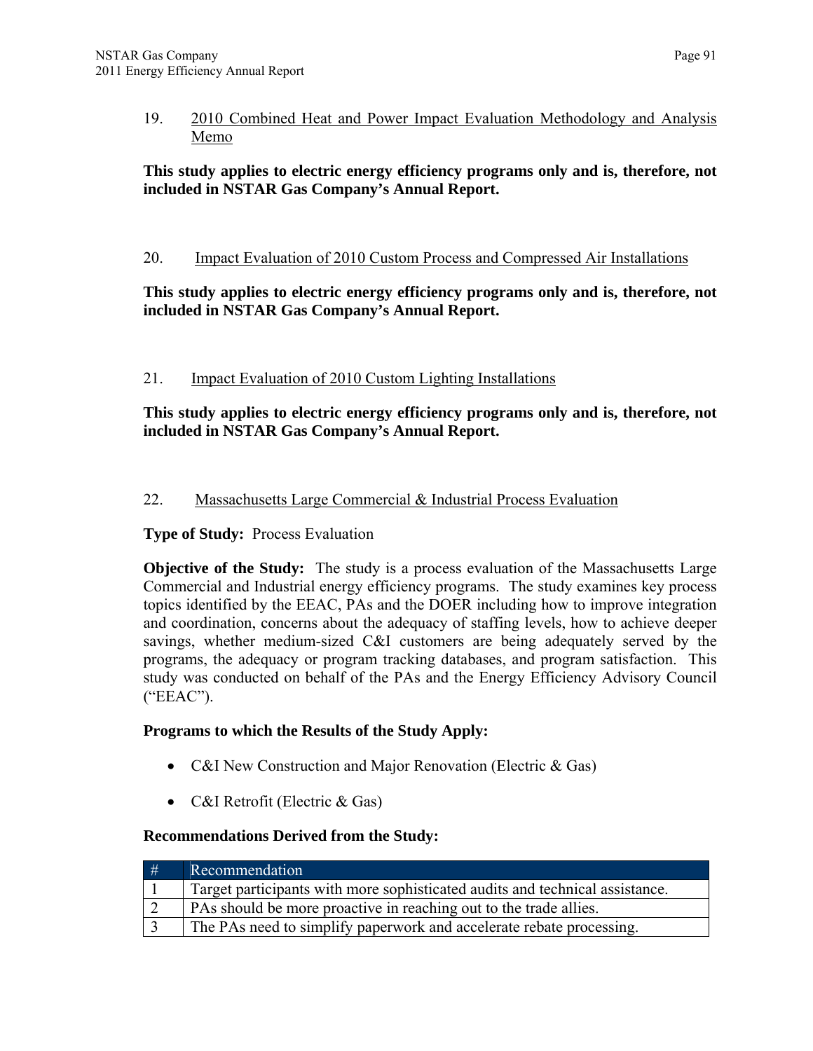19. <u>2010 Combined Heat and Power Impact Evaluation Methodology and Analysis Memo</u>

**This study applies to electric energy efficiency programs only and is, therefore, not included in NSTAR Gas Company's Annual Report.**

20. <u>Impact Evaluation of 2010 Custom Process and Compressed Air Installations</u>

**This study applies to electric energy efficiency programs only and is, therefore, not included in NSTAR Gas Company's Annual Report.**

21. <u>Impact Evaluation of 2010 Custom Lighting Installations</u>

**This study applies to electric energy efficiency programs only and is, therefore, not included in NSTAR Gas Company's Annual Report.**

22. <u>Massachusetts Large Commercial & Industrial Process Evaluation</u>

**Type of Study:** Process Evaluation

**Objective of the Study:** The study is a process evaluation of the Massachusetts Large Commercial and Industrial energy efficiency programs. The study examines key process topics identified by the EEAC, PAs and the DOER including how to improve integration and coordination, concerns about the adequacy of staffing levels, how to achieve deeper savings, whether medium-sized C&I customers are being adequately served by the programs, the adequacy or program tracking databases, and program satisfaction. This study was conducted on behalf of the PAs and the Energy Efficiency Advisory Council ("EEAC").

**Programs to which the Results of the Study Apply:**

- C&I New Construction and Major Renovation (Electric & Gas)
- C&I Retrofit (Electric & Gas)

**Recommendations Derived from the Study:**

| # | Recommendation |
|---|---|
| 1 | Target participants with more sophisticated audits and technical assistance. |
| 2 | PAs should be more proactive in reaching out to the trade allies. |
| 3 | The PAs need to simplify paperwork and accelerate rebate processing. |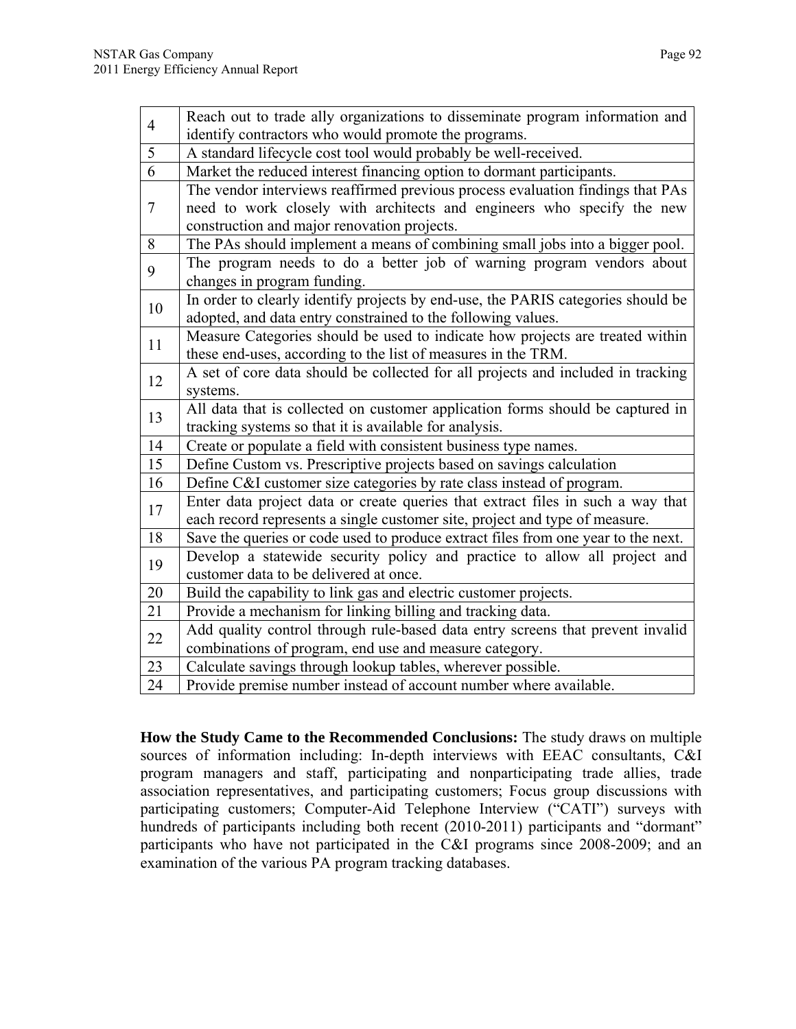| | |
|---|---|
| 4 | Reach out to trade ally organizations to disseminate program information and identify contractors who would promote the programs. |
| 5 | A standard lifecycle cost tool would probably be well-received. |
| 6 | Market the reduced interest financing option to dormant participants. |
| 7 | The vendor interviews reaffirmed previous process evaluation findings that PAs need to work closely with architects and engineers who specify the new construction and major renovation projects. |
| 8 | The PAs should implement a means of combining small jobs into a bigger pool. |
| 9 | The program needs to do a better job of warning program vendors about changes in program funding. |
| 10 | In order to clearly identify projects by end-use, the PARIS categories should be adopted, and data entry constrained to the following values. |
| 11 | Measure Categories should be used to indicate how projects are treated within these end-uses, according to the list of measures in the TRM. |
| 12 | A set of core data should be collected for all projects and included in tracking systems. |
| 13 | All data that is collected on customer application forms should be captured in tracking systems so that it is available for analysis. |
| 14 | Create or populate a field with consistent business type names. |
| 15 | Define Custom vs. Prescriptive projects based on savings calculation |
| 16 | Define C&I customer size categories by rate class instead of program. |
| 17 | Enter data project data or create queries that extract files in such a way that each record represents a single customer site, project and type of measure. |
| 18 | Save the queries or code used to produce extract files from one year to the next. |
| 19 | Develop a statewide security policy and practice to allow all project and customer data to be delivered at once. |
| 20 | Build the capability to link gas and electric customer projects. |
| 21 | Provide a mechanism for linking billing and tracking data. |
| 22 | Add quality control through rule-based data entry screens that prevent invalid combinations of program, end use and measure category. |
| 23 | Calculate savings through lookup tables, wherever possible. |
| 24 | Provide premise number instead of account number where available. |

**How the Study Came to the Recommended Conclusions:** The study draws on multiple sources of information including: In-depth interviews with EEAC consultants, C&I program managers and staff, participating and nonparticipating trade allies, trade association representatives, and participating customers; Focus group discussions with participating customers; Computer-Aid Telephone Interview ("CATI") surveys with hundreds of participants including both recent (2010-2011) participants and "dormant" participants who have not participated in the C&I programs since 2008-2009; and an examination of the various PA program tracking databases.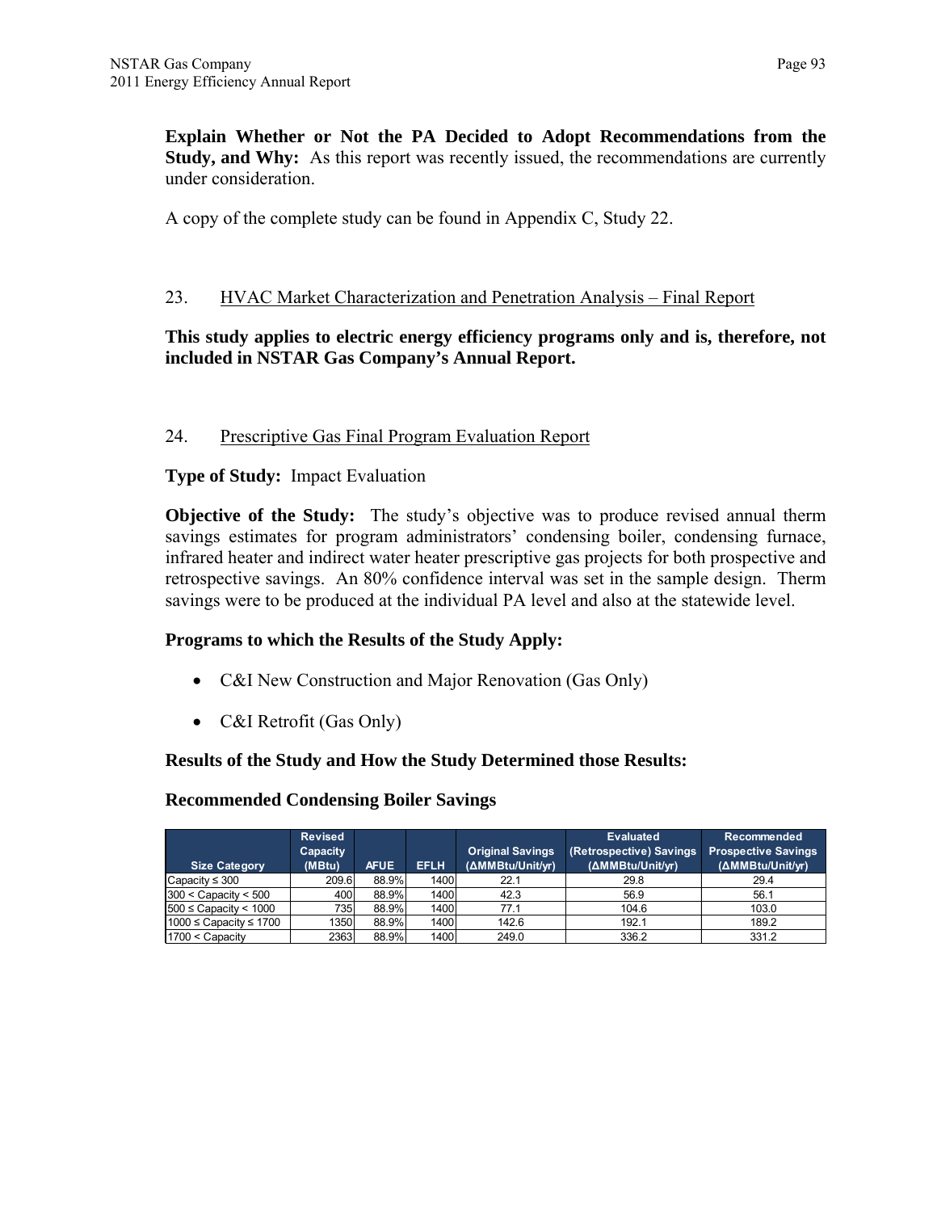**Explain Whether or Not the PA Decided to Adopt Recommendations from the Study, and Why:** As this report was recently issued, the recommendations are currently under consideration.

A copy of the complete study can be found in Appendix C, Study 22.

23. HVAC Market Characterization and Penetration Analysis – Final Report

**This study applies to electric energy efficiency programs only and is, therefore, not included in NSTAR Gas Company's Annual Report.**

24. Prescriptive Gas Final Program Evaluation Report

**Type of Study:** Impact Evaluation

**Objective of the Study:** The study's objective was to produce revised annual therm savings estimates for program administrators' condensing boiler, condensing furnace, infrared heater and indirect water heater prescriptive gas projects for both prospective and retrospective savings. An 80% confidence interval was set in the sample design. Therm savings were to be produced at the individual PA level and also at the statewide level.

**Programs to which the Results of the Study Apply:**

- C&I New Construction and Major Renovation (Gas Only)
- C&I Retrofit (Gas Only)

**Results of the Study and How the Study Determined those Results:**

**Recommended Condensing Boiler Savings**

| Size Category | Revised Capacity (MBtu) | AFUE | EFLH | Original Savings (ΔMMBtu/Unit/yr) | Evaluated (Retrospective) Savings (ΔMMBtu/Unit/yr) | Recommended Prospective Savings (ΔMMBtu/Unit/yr) |
|---|---|---|---|---|---|---|
| Capacity ≤ 300 | 209.6 | 88.9% | 1400 | 22.1 | 29.8 | 29.4 |
| 300 < Capacity < 500 | 400 | 88.9% | 1400 | 42.3 | 56.9 | 56.1 |
| 500 ≤ Capacity < 1000 | 735 | 88.9% | 1400 | 77.1 | 104.6 | 103.0 |
| 1000 ≤ Capacity ≤ 1700 | 1350 | 88.9% | 1400 | 142.6 | 192.1 | 189.2 |
| 1700 < Capacity | 2363 | 88.9% | 1400 | 249.0 | 336.2 | 331.2 |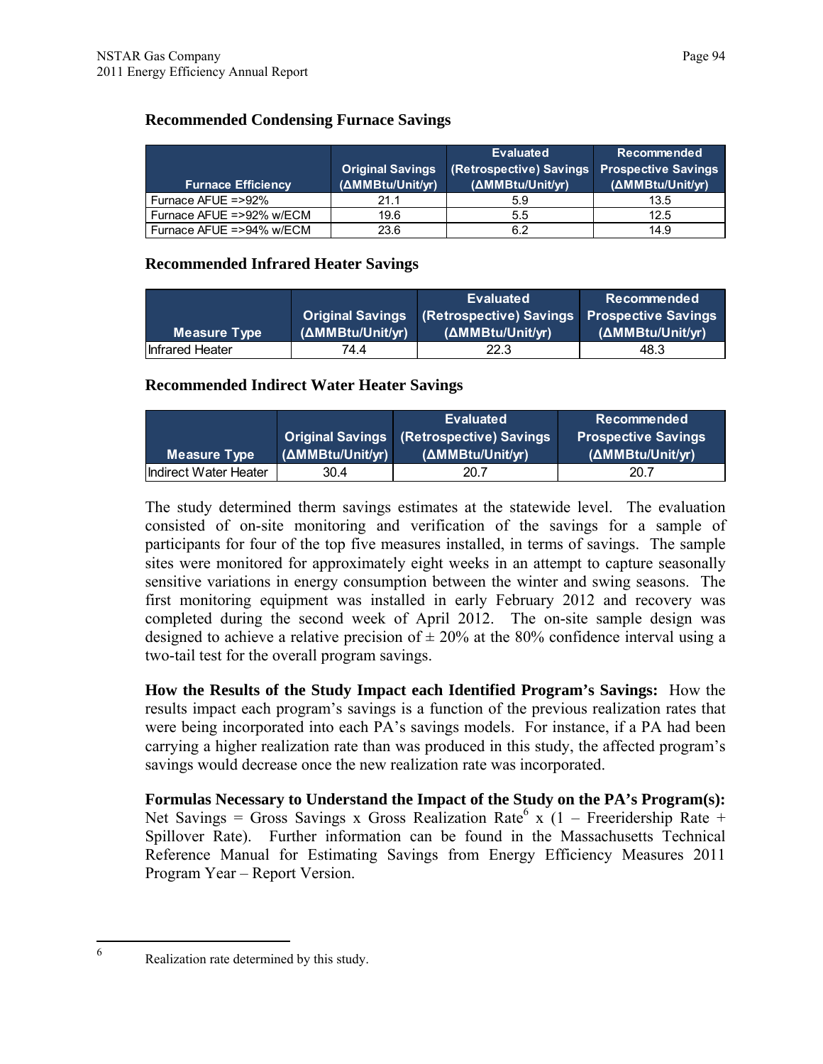### Recommended Condensing Furnace Savings

| Furnace Efficiency | Original Savings (ΔMMBtu/Unit/yr) | Evaluated (Retrospective) Savings (ΔMMBtu/Unit/yr) | Recommended Prospective Savings (ΔMMBtu/Unit/yr) |
|---|---|---|---|
| Furnace AFUE =>92% | 21.1 | 5.9 | 13.5 |
| Furnace AFUE =>92% w/ECM | 19.6 | 5.5 | 12.5 |
| Furnace AFUE =>94% w/ECM | 23.6 | 6.2 | 14.9 |

### Recommended Infrared Heater Savings

| Measure Type | Original Savings (ΔMMBtu/Unit/yr) | Evaluated (Retrospective) Savings (ΔMMBtu/Unit/yr) | Recommended Prospective Savings (ΔMMBtu/Unit/yr) |
|---|---|---|---|
| Infrared Heater | 74.4 | 22.3 | 48.3 |

### Recommended Indirect Water Heater Savings

| Measure Type | Original Savings (ΔMMBtu/Unit/yr) | Evaluated (Retrospective) Savings (ΔMMBtu/Unit/yr) | Recommended Prospective Savings (ΔMMBtu/Unit/yr) |
|---|---|---|---|
| Indirect Water Heater | 30.4 | 20.7 | 20.7 |

The study determined therm savings estimates at the statewide level. The evaluation consisted of on-site monitoring and verification of the savings for a sample of participants for four of the top five measures installed, in terms of savings. The sample sites were monitored for approximately eight weeks in an attempt to capture seasonally sensitive variations in energy consumption between the winter and swing seasons. The first monitoring equipment was installed in early February 2012 and recovery was completed during the second week of April 2012. The on-site sample design was designed to achieve a relative precision of ± 20% at the 80% confidence interval using a two-tail test for the overall program savings.

**How the Results of the Study Impact each Identified Program's Savings:** How the results impact each program's savings is a function of the previous realization rates that were being incorporated into each PA's savings models. For instance, if a PA had been carrying a higher realization rate than was produced in this study, the affected program's savings would decrease once the new realization rate was incorporated.

**Formulas Necessary to Understand the Impact of the Study on the PA's Program(s):** Net Savings = Gross Savings x Gross Realization Rate[6] x (1 – Freeridership Rate + Spillover Rate). Further information can be found in the Massachusetts Technical Reference Manual for Estimating Savings from Energy Efficiency Measures 2011 Program Year – Report Version.

---

[6] Realization rate determined by this study.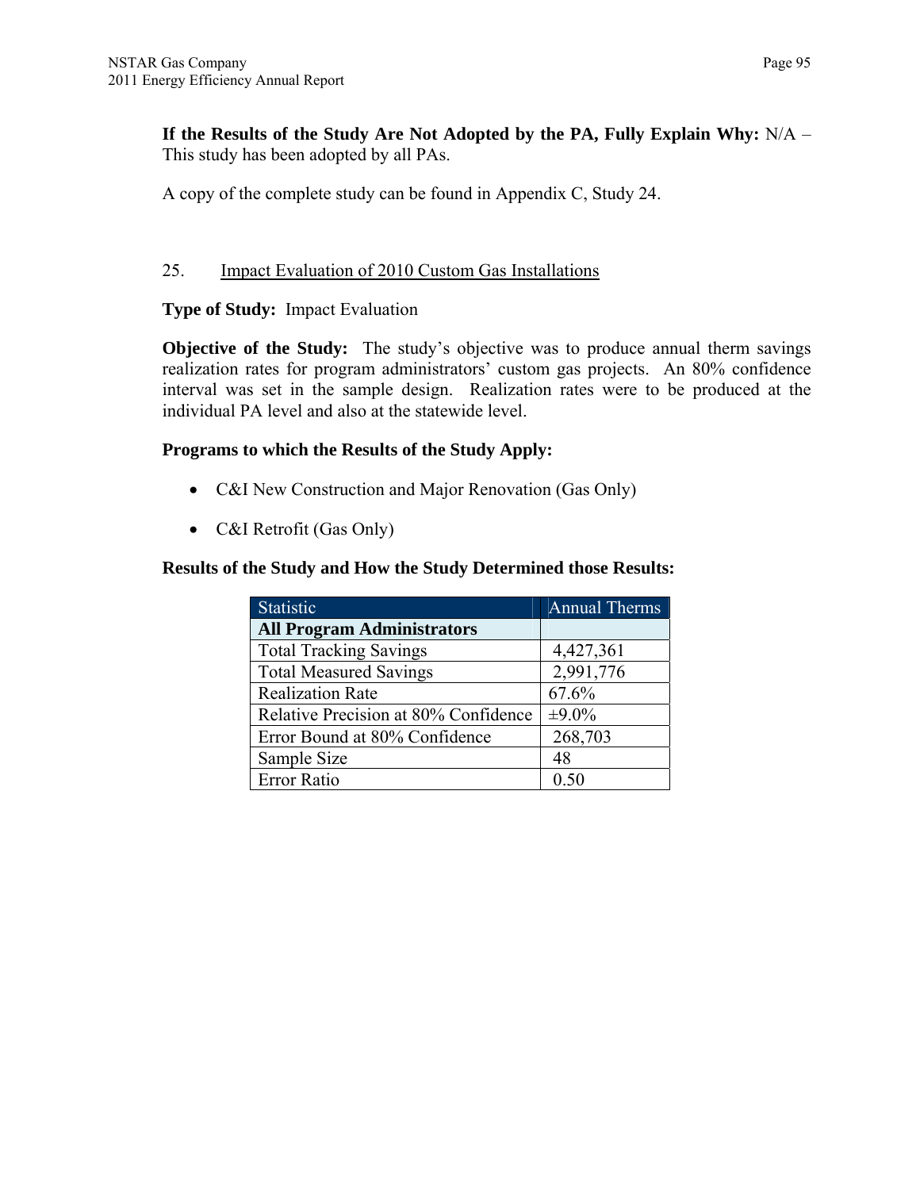**If the Results of the Study Are Not Adopted by the PA, Fully Explain Why:** N/A – This study has been adopted by all PAs.

A copy of the complete study can be found in Appendix C, Study 24.

25. Impact Evaluation of 2010 Custom Gas Installations

**Type of Study:** Impact Evaluation

**Objective of the Study:** The study's objective was to produce annual therm savings realization rates for program administrators' custom gas projects. An 80% confidence interval was set in the sample design. Realization rates were to be produced at the individual PA level and also at the statewide level.

**Programs to which the Results of the Study Apply:**

- C&I New Construction and Major Renovation (Gas Only)
- C&I Retrofit (Gas Only)

**Results of the Study and How the Study Determined those Results:**

| Statistic | Annual Therms |
|---|---|
| **All Program Administrators** | |
| Total Tracking Savings | 4,427,361 |
| Total Measured Savings | 2,991,776 |
| Realization Rate | 67.6% |
| Relative Precision at 80% Confidence | ±9.0% |
| Error Bound at 80% Confidence | 268,703 |
| Sample Size | 48 |
| Error Ratio | 0.50 |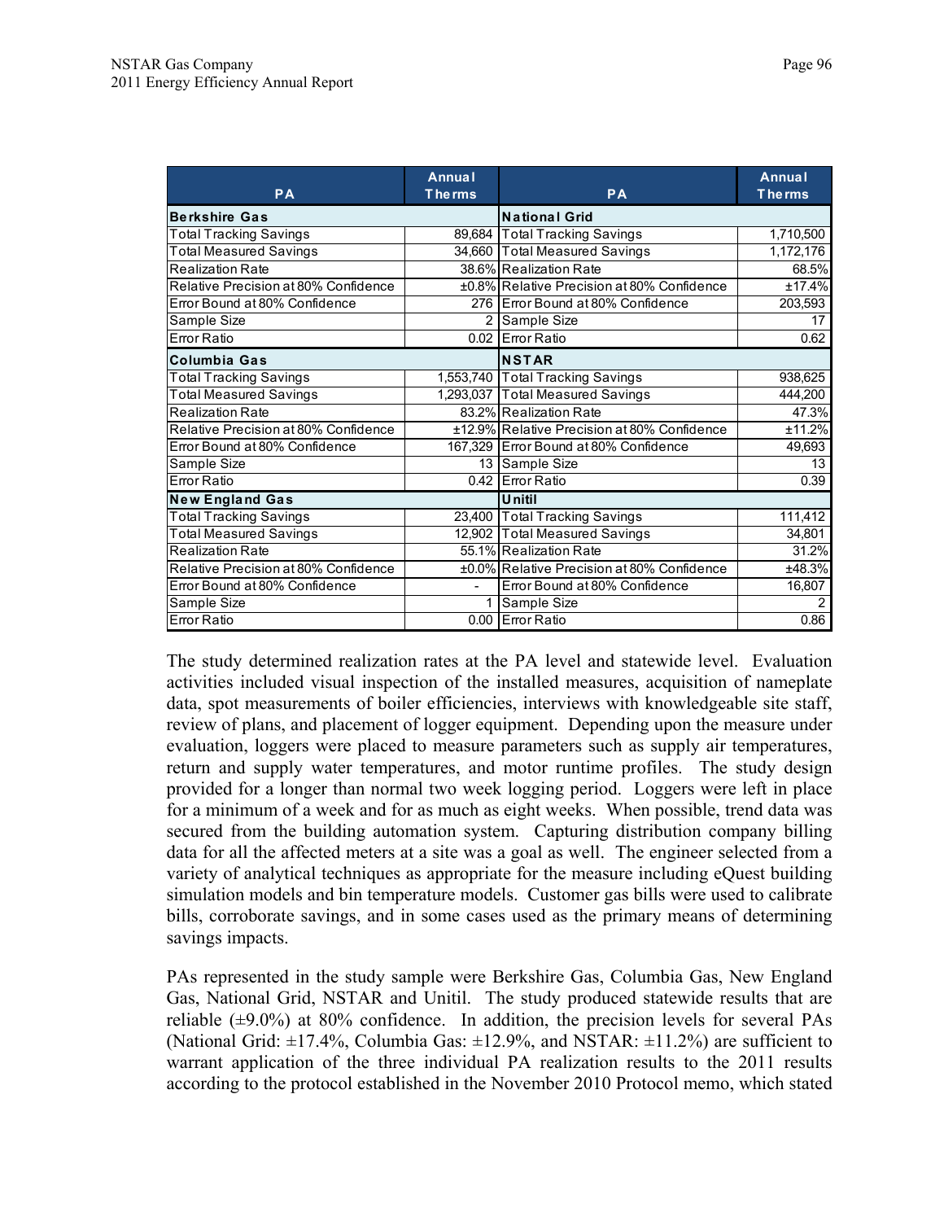| PA | Annual Therms | PA | Annual Therms |
|---|---|---|---|
| **Berkshire Gas** | | **National Grid** | |
| Total Tracking Savings | 89,684 | Total Tracking Savings | 1,710,500 |
| Total Measured Savings | 34,660 | Total Measured Savings | 1,172,176 |
| Realization Rate | 38.6% | Realization Rate | 68.5% |
| Relative Precision at 80% Confidence | ±0.8% | Relative Precision at 80% Confidence | ±17.4% |
| Error Bound at 80% Confidence | 276 | Error Bound at 80% Confidence | 203,593 |
| Sample Size | 2 | Sample Size | 17 |
| Error Ratio | 0.02 | Error Ratio | 0.62 |
| **Columbia Gas** | | **NSTAR** | |
| Total Tracking Savings | 1,553,740 | Total Tracking Savings | 938,625 |
| Total Measured Savings | 1,293,037 | Total Measured Savings | 444,200 |
| Realization Rate | 83.2% | Realization Rate | 47.3% |
| Relative Precision at 80% Confidence | ±12.9% | Relative Precision at 80% Confidence | ±11.2% |
| Error Bound at 80% Confidence | 167,329 | Error Bound at 80% Confidence | 49,693 |
| Sample Size | 13 | Sample Size | 13 |
| Error Ratio | 0.42 | Error Ratio | 0.39 |
| **New England Gas** | | **Unitil** | |
| Total Tracking Savings | 23,400 | Total Tracking Savings | 111,412 |
| Total Measured Savings | 12,902 | Total Measured Savings | 34,801 |
| Realization Rate | 55.1% | Realization Rate | 31.2% |
| Relative Precision at 80% Confidence | ±0.0% | Relative Precision at 80% Confidence | ±48.3% |
| Error Bound at 80% Confidence | - | Error Bound at 80% Confidence | 16,807 |
| Sample Size | 1 | Sample Size | 2 |
| Error Ratio | 0.00 | Error Ratio | 0.86 |

The study determined realization rates at the PA level and statewide level. Evaluation activities included visual inspection of the installed measures, acquisition of nameplate data, spot measurements of boiler efficiencies, interviews with knowledgeable site staff, review of plans, and placement of logger equipment. Depending upon the measure under evaluation, loggers were placed to measure parameters such as supply air temperatures, return and supply water temperatures, and motor runtime profiles. The study design provided for a longer than normal two week logging period. Loggers were left in place for a minimum of a week and for as much as eight weeks. When possible, trend data was secured from the building automation system. Capturing distribution company billing data for all the affected meters at a site was a goal as well. The engineer selected from a variety of analytical techniques as appropriate for the measure including eQuest building simulation models and bin temperature models. Customer gas bills were used to calibrate bills, corroborate savings, and in some cases used as the primary means of determining savings impacts.

PAs represented in the study sample were Berkshire Gas, Columbia Gas, New England Gas, National Grid, NSTAR and Unitil. The study produced statewide results that are reliable (±9.0%) at 80% confidence. In addition, the precision levels for several PAs (National Grid: ±17.4%, Columbia Gas: ±12.9%, and NSTAR: ±11.2%) are sufficient to warrant application of the three individual PA realization results to the 2011 results according to the protocol established in the November 2010 Protocol memo, which stated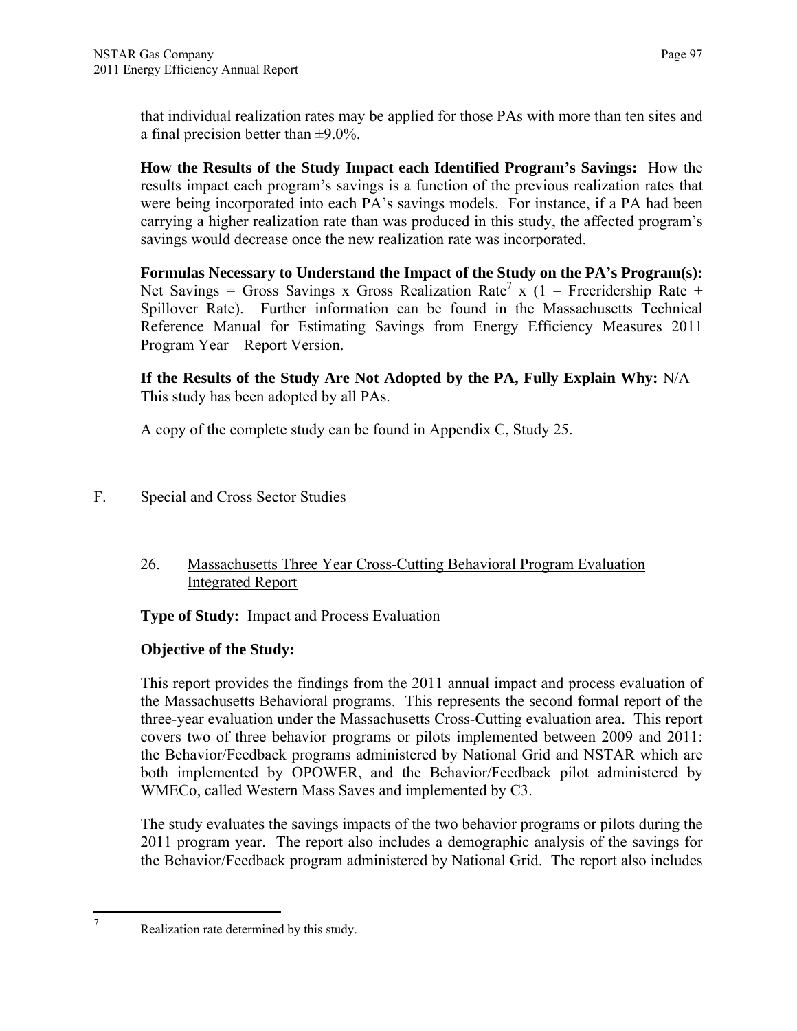that individual realization rates may be applied for those PAs with more than ten sites and a final precision better than ±9.0%.

**How the Results of the Study Impact each Identified Program's Savings:** How the results impact each program's savings is a function of the previous realization rates that were being incorporated into each PA's savings models. For instance, if a PA had been carrying a higher realization rate than was produced in this study, the affected program's savings would decrease once the new realization rate was incorporated.

**Formulas Necessary to Understand the Impact of the Study on the PA's Program(s):** Net Savings = Gross Savings x Gross Realization Rate[7] x (1 – Freeridership Rate + Spillover Rate). Further information can be found in the Massachusetts Technical Reference Manual for Estimating Savings from Energy Efficiency Measures 2011 Program Year – Report Version.

**If the Results of the Study Are Not Adopted by the PA, Fully Explain Why:** N/A – This study has been adopted by all PAs.

A copy of the complete study can be found in Appendix C, Study 25.

## F. Special and Cross Sector Studies

### 26. Massachusetts Three Year Cross-Cutting Behavioral Program Evaluation Integrated Report

**Type of Study:** Impact and Process Evaluation

**Objective of the Study:**

This report provides the findings from the 2011 annual impact and process evaluation of the Massachusetts Behavioral programs. This represents the second formal report of the three-year evaluation under the Massachusetts Cross-Cutting evaluation area. This report covers two of three behavior programs or pilots implemented between 2009 and 2011: the Behavior/Feedback programs administered by National Grid and NSTAR which are both implemented by OPOWER, and the Behavior/Feedback pilot administered by WMECo, called Western Mass Saves and implemented by C3.

The study evaluates the savings impacts of the two behavior programs or pilots during the 2011 program year. The report also includes a demographic analysis of the savings for the Behavior/Feedback program administered by National Grid. The report also includes

[7] Realization rate determined by this study.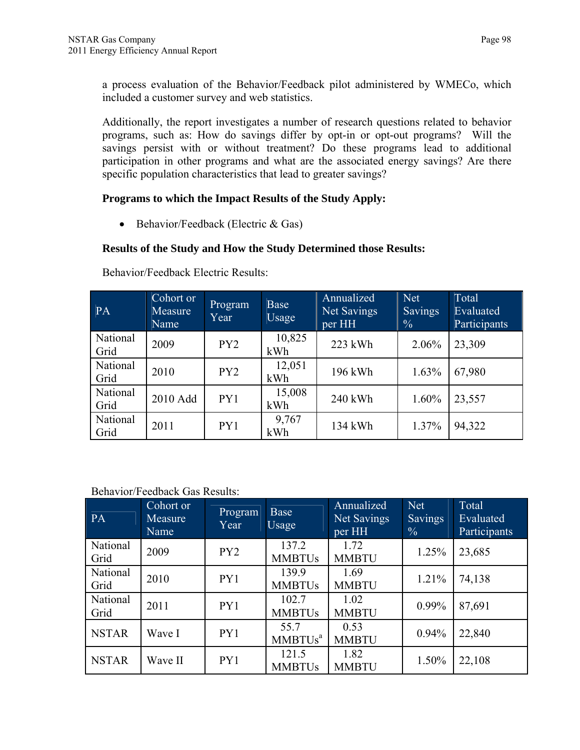a process evaluation of the Behavior/Feedback pilot administered by WMECo, which included a customer survey and web statistics.

Additionally, the report investigates a number of research questions related to behavior programs, such as: How do savings differ by opt-in or opt-out programs? Will the savings persist with or without treatment? Do these programs lead to additional participation in other programs and what are the associated energy savings? Are there specific population characteristics that lead to greater savings?

**Programs to which the Impact Results of the Study Apply:**

- Behavior/Feedback (Electric & Gas)

**Results of the Study and How the Study Determined those Results:**

Behavior/Feedback Electric Results:

| PA | Cohort or Measure Name | Program Year | Base Usage | Annualized Net Savings per HH | Net Savings % | Total Evaluated Participants |
|---|---|---|---|---|---|---|
| National Grid | 2009 | PY2 | 10,825 kWh | 223 kWh | 2.06% | 23,309 |
| National Grid | 2010 | PY2 | 12,051 kWh | 196 kWh | 1.63% | 67,980 |
| National Grid | 2010 Add | PY1 | 15,008 kWh | 240 kWh | 1.60% | 23,557 |
| National Grid | 2011 | PY1 | 9,767 kWh | 134 kWh | 1.37% | 94,322 |

Behavior/Feedback Gas Results:

| PA | Cohort or Measure Name | Program Year | Base Usage | Annualized Net Savings per HH | Net Savings % | Total Evaluated Participants |
|---|---|---|---|---|---|---|
| National Grid | 2009 | PY2 | 137.2 MMBTUs | 1.72 MMBTU | 1.25% | 23,685 |
| National Grid | 2010 | PY1 | 139.9 MMBTUs | 1.69 MMBTU | 1.21% | 74,138 |
| National Grid | 2011 | PY1 | 102.7 MMBTUs | 1.02 MMBTU | 0.99% | 87,691 |
| NSTAR | Wave I | PY1 | 55.7 MMBTUs[a] | 0.53 MMBTU | 0.94% | 22,840 |
| NSTAR | Wave II | PY1 | 121.5 MMBTUs | 1.82 MMBTU | 1.50% | 22,108 |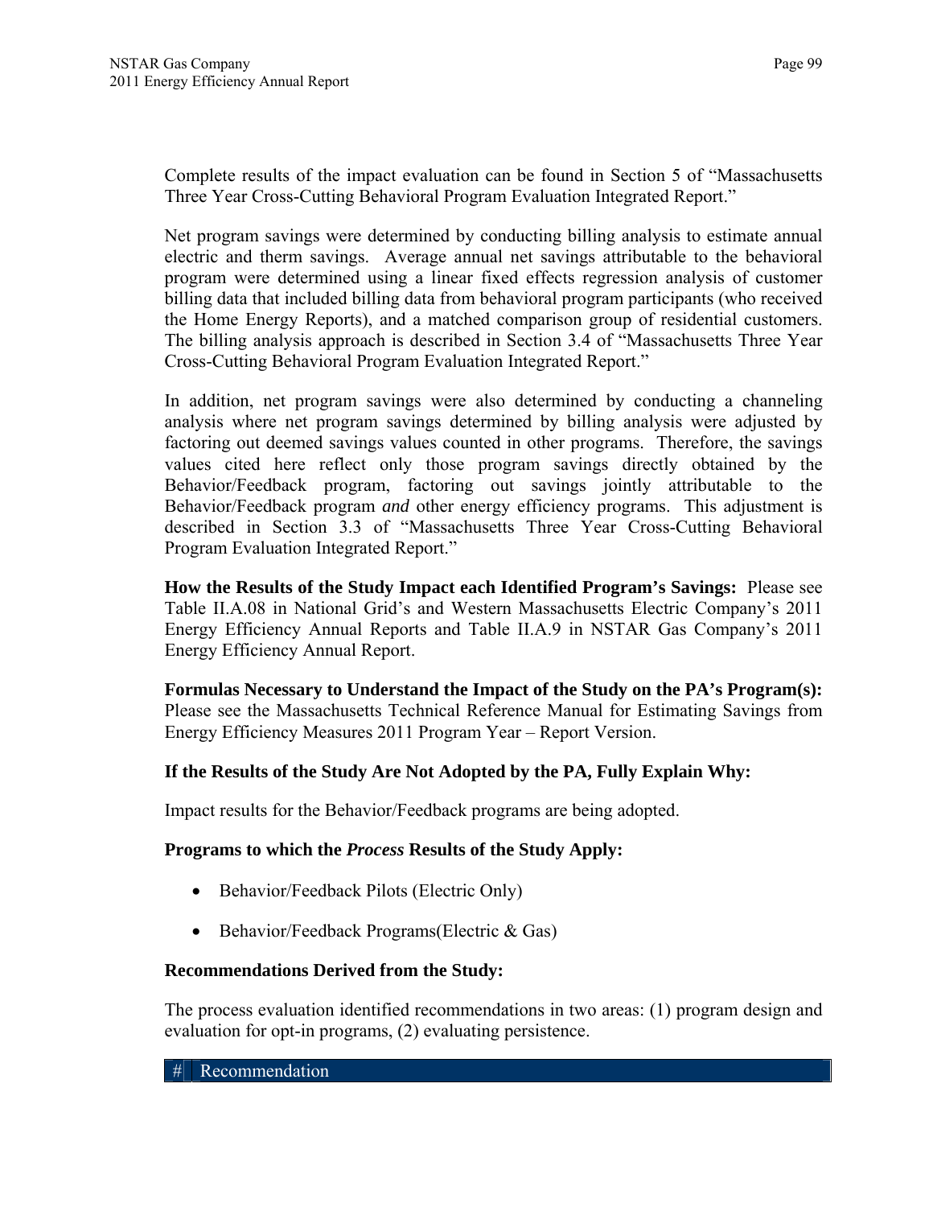Complete results of the impact evaluation can be found in Section 5 of "Massachusetts Three Year Cross-Cutting Behavioral Program Evaluation Integrated Report."

Net program savings were determined by conducting billing analysis to estimate annual electric and therm savings. Average annual net savings attributable to the behavioral program were determined using a linear fixed effects regression analysis of customer billing data that included billing data from behavioral program participants (who received the Home Energy Reports), and a matched comparison group of residential customers. The billing analysis approach is described in Section 3.4 of "Massachusetts Three Year Cross-Cutting Behavioral Program Evaluation Integrated Report."

In addition, net program savings were also determined by conducting a channeling analysis where net program savings determined by billing analysis were adjusted by factoring out deemed savings values counted in other programs. Therefore, the savings values cited here reflect only those program savings directly obtained by the Behavior/Feedback program, factoring out savings jointly attributable to the Behavior/Feedback program *and* other energy efficiency programs. This adjustment is described in Section 3.3 of "Massachusetts Three Year Cross-Cutting Behavioral Program Evaluation Integrated Report."

**How the Results of the Study Impact each Identified Program's Savings:** Please see Table II.A.08 in National Grid's and Western Massachusetts Electric Company's 2011 Energy Efficiency Annual Reports and Table II.A.9 in NSTAR Gas Company's 2011 Energy Efficiency Annual Report.

**Formulas Necessary to Understand the Impact of the Study on the PA's Program(s):** Please see the Massachusetts Technical Reference Manual for Estimating Savings from Energy Efficiency Measures 2011 Program Year – Report Version.

**If the Results of the Study Are Not Adopted by the PA, Fully Explain Why:**

Impact results for the Behavior/Feedback programs are being adopted.

**Programs to which the *Process* Results of the Study Apply:**

- Behavior/Feedback Pilots (Electric Only)
- Behavior/Feedback Programs(Electric & Gas)

**Recommendations Derived from the Study:**

The process evaluation identified recommendations in two areas: (1) program design and evaluation for opt-in programs, (2) evaluating persistence.

| # | Recommendation |
|---|---|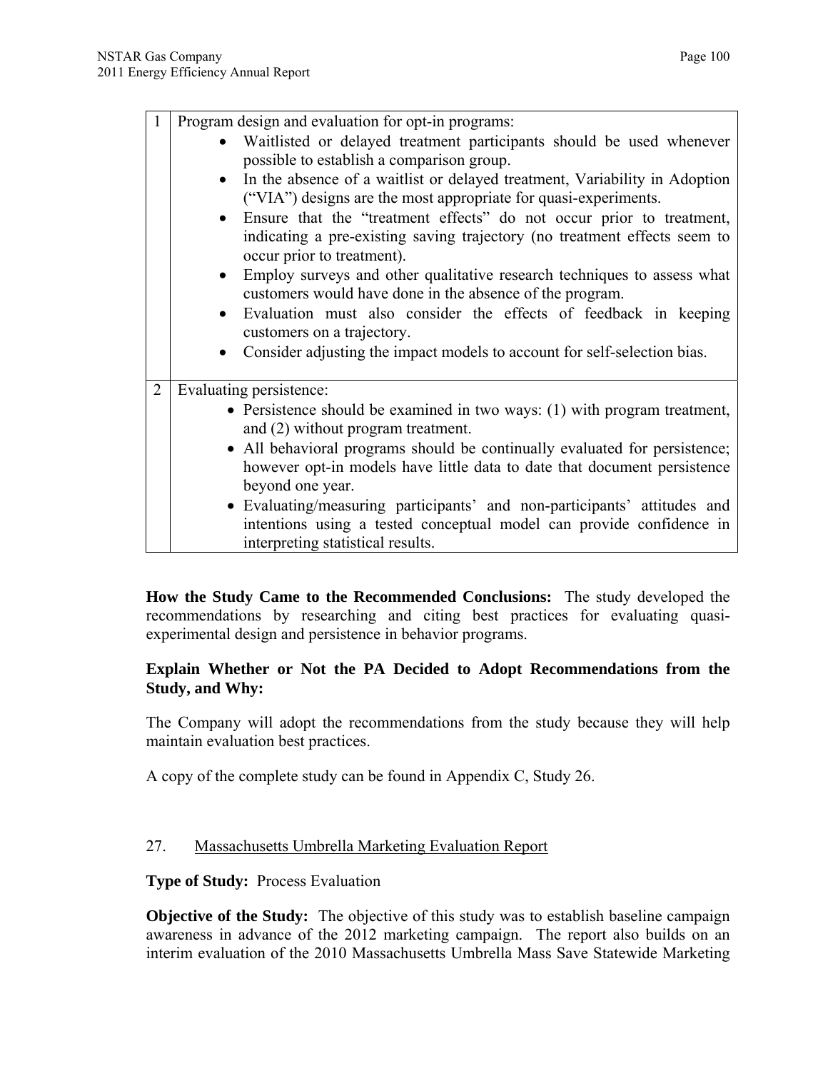| | |
|---|---|
| 1 | Program design and evaluation for opt-in programs: <ul><li>Waitlisted or delayed treatment participants should be used whenever possible to establish a comparison group.</li><li>In the absence of a waitlist or delayed treatment, Variability in Adoption ("VIA") designs are the most appropriate for quasi-experiments.</li><li>Ensure that the "treatment effects" do not occur prior to treatment, indicating a pre-existing saving trajectory (no treatment effects seem to occur prior to treatment).</li><li>Employ surveys and other qualitative research techniques to assess what customers would have done in the absence of the program.</li><li>Evaluation must also consider the effects of feedback in keeping customers on a trajectory.</li><li>Consider adjusting the impact models to account for self-selection bias.</li></ul> |
| 2 | Evaluating persistence: <ul><li>Persistence should be examined in two ways: (1) with program treatment, and (2) without program treatment.</li><li>All behavioral programs should be continually evaluated for persistence; however opt-in models have little data to date that document persistence beyond one year.</li><li>Evaluating/measuring participants' and non-participants' attitudes and intentions using a tested conceptual model can provide confidence in interpreting statistical results.</li></ul> |

**How the Study Came to the Recommended Conclusions:** The study developed the recommendations by researching and citing best practices for evaluating quasi-experimental design and persistence in behavior programs.

**Explain Whether or Not the PA Decided to Adopt Recommendations from the Study, and Why:**

The Company will adopt the recommendations from the study because they will help maintain evaluation best practices.

A copy of the complete study can be found in Appendix C, Study 26.

27. Massachusetts Umbrella Marketing Evaluation Report

**Type of Study:** Process Evaluation

**Objective of the Study:** The objective of this study was to establish baseline campaign awareness in advance of the 2012 marketing campaign. The report also builds on an interim evaluation of the 2010 Massachusetts Umbrella Mass Save Statewide Marketing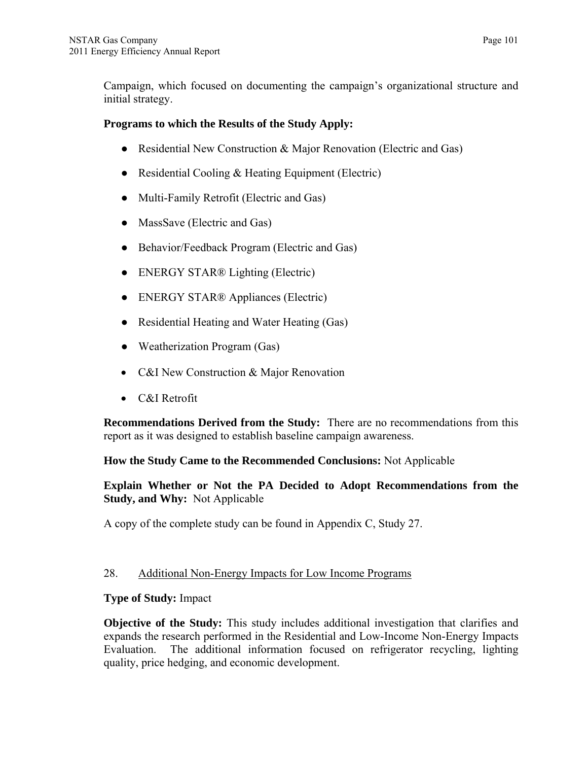Campaign, which focused on documenting the campaign's organizational structure and initial strategy.

**Programs to which the Results of the Study Apply:**

- Residential New Construction & Major Renovation (Electric and Gas)
- Residential Cooling & Heating Equipment (Electric)
- Multi-Family Retrofit (Electric and Gas)
- MassSave (Electric and Gas)
- Behavior/Feedback Program (Electric and Gas)
- ENERGY STAR® Lighting (Electric)
- ENERGY STAR® Appliances (Electric)
- Residential Heating and Water Heating (Gas)
- Weatherization Program (Gas)
- C&I New Construction & Major Renovation
- C&I Retrofit

**Recommendations Derived from the Study:** There are no recommendations from this report as it was designed to establish baseline campaign awareness.

**How the Study Came to the Recommended Conclusions:** Not Applicable

**Explain Whether or Not the PA Decided to Adopt Recommendations from the Study, and Why:** Not Applicable

A copy of the complete study can be found in Appendix C, Study 27.

28. Additional Non-Energy Impacts for Low Income Programs

**Type of Study:** Impact

**Objective of the Study:** This study includes additional investigation that clarifies and expands the research performed in the Residential and Low-Income Non-Energy Impacts Evaluation. The additional information focused on refrigerator recycling, lighting quality, price hedging, and economic development.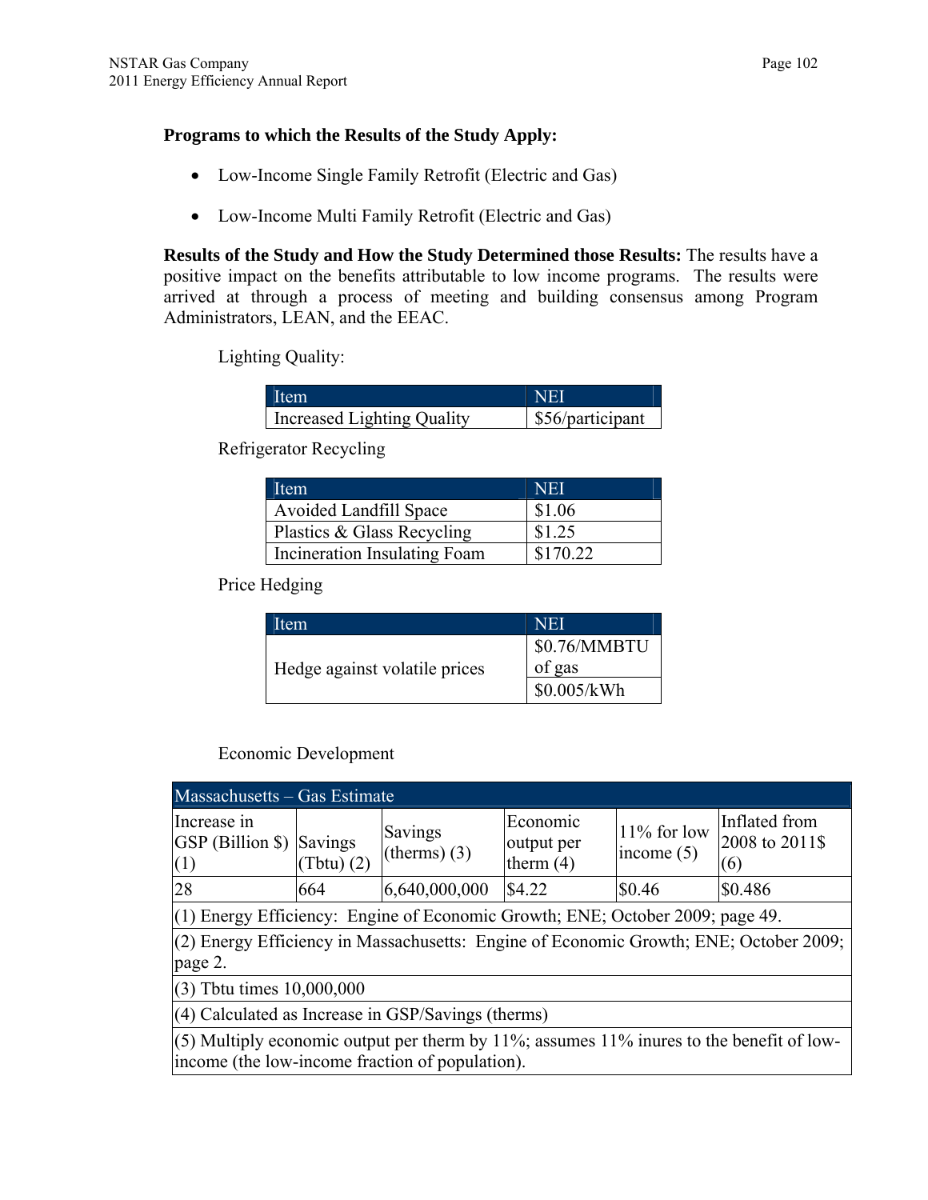**Programs to which the Results of the Study Apply:**

- Low-Income Single Family Retrofit (Electric and Gas)
- Low-Income Multi Family Retrofit (Electric and Gas)

**Results of the Study and How the Study Determined those Results:** The results have a positive impact on the benefits attributable to low income programs. The results were arrived at through a process of meeting and building consensus among Program Administrators, LEAN, and the EEAC.

Lighting Quality:

| Item | NEI |
|---|---|
| Increased Lighting Quality | $56/participant |

Refrigerator Recycling

| Item | NEI |
|---|---|
| Avoided Landfill Space | $1.06 |
| Plastics & Glass Recycling | $1.25 |
| Incineration Insulating Foam | $170.22 |

Price Hedging

| Item | NEI |
|---|---|
| Hedge against volatile prices | $0.76/MMBTU of gas |
| | $0.005/kWh |

Economic Development

| Massachusetts – Gas Estimate | | | | | |
|---|---|---|---|---|---|
| Increase in GSP (Billion $) (1) | Savings (Tbtu) (2) | Savings (therms) (3) | Economic output per therm (4) | 11% for low income (5) | Inflated from 2008 to 2011$ (6) |
| 28 | 664 | 6,640,000,000 | $4.22 | $0.46 | $0.486 |
| (1) Energy Efficiency: Engine of Economic Growth; ENE; October 2009; page 49. | | | | | |
| (2) Energy Efficiency in Massachusetts: Engine of Economic Growth; ENE; October 2009; page 2. | | | | | |
| (3) Tbtu times 10,000,000 | | | | | |
| (4) Calculated as Increase in GSP/Savings (therms) | | | | | |
| (5) Multiply economic output per therm by 11%; assumes 11% inures to the benefit of low-income (the low-income fraction of population). | | | | | |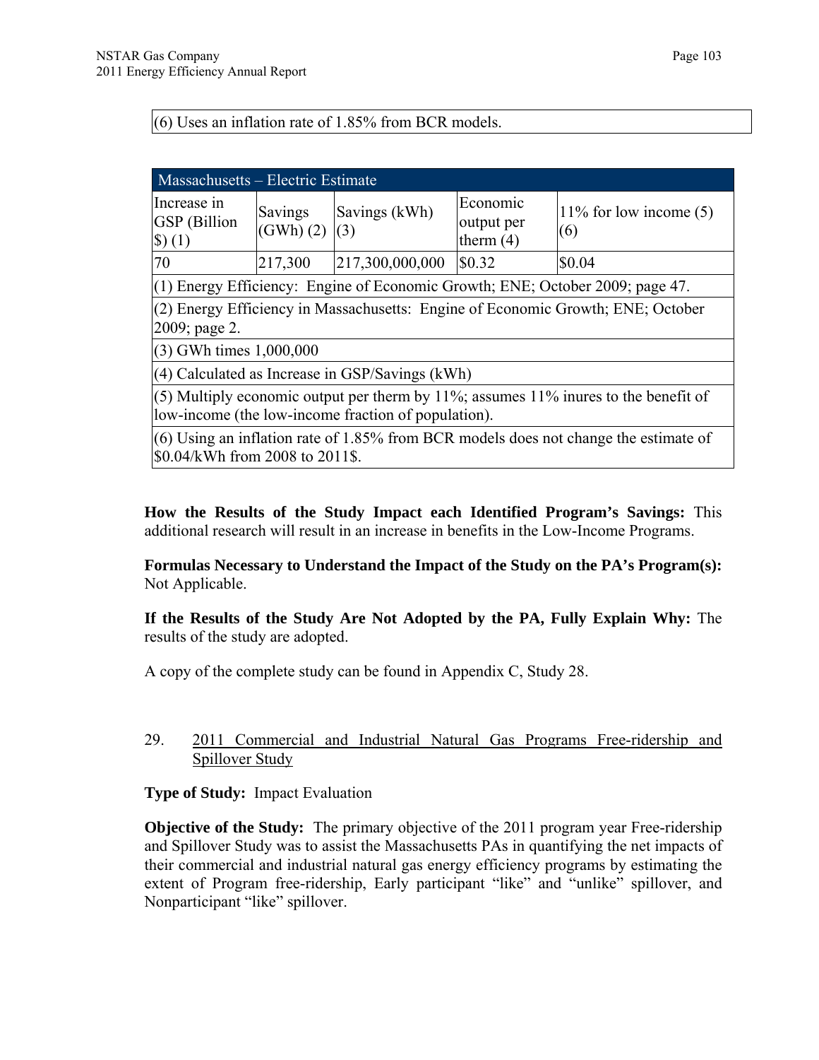| (6) Uses an inflation rate of 1.85% from BCR models. |
|---|

| Massachusetts – Electric Estimate | | | | |
|---|---|---|---|---|
| Increase in GSP (Billion $) (1) | Savings (GWh) (2) | Savings (kWh) (3) | Economic output per therm (4) | 11% for low income (5) (6) |
| 70 | 217,300 | 217,300,000,000 | $0.32 | $0.04 |
| (1) Energy Efficiency: Engine of Economic Growth; ENE; October 2009; page 47. | | | | |
| (2) Energy Efficiency in Massachusetts: Engine of Economic Growth; ENE; October 2009; page 2. | | | | |
| (3) GWh times 1,000,000 | | | | |
| (4) Calculated as Increase in GSP/Savings (kWh) | | | | |
| (5) Multiply economic output per therm by 11%; assumes 11% inures to the benefit of low-income (the low-income fraction of population). | | | | |
| (6) Using an inflation rate of 1.85% from BCR models does not change the estimate of $0.04/kWh from 2008 to 2011$. | | | | |

**How the Results of the Study Impact each Identified Program's Savings:** This additional research will result in an increase in benefits in the Low-Income Programs.

**Formulas Necessary to Understand the Impact of the Study on the PA's Program(s):** Not Applicable.

**If the Results of the Study Are Not Adopted by the PA, Fully Explain Why:** The results of the study are adopted.

A copy of the complete study can be found in Appendix C, Study 28.

29. <u>2011 Commercial and Industrial Natural Gas Programs Free-ridership and Spillover Study</u>

**Type of Study:** Impact Evaluation

**Objective of the Study:** The primary objective of the 2011 program year Free-ridership and Spillover Study was to assist the Massachusetts PAs in quantifying the net impacts of their commercial and industrial natural gas energy efficiency programs by estimating the extent of Program free-ridership, Early participant "like" and "unlike" spillover, and Nonparticipant "like" spillover.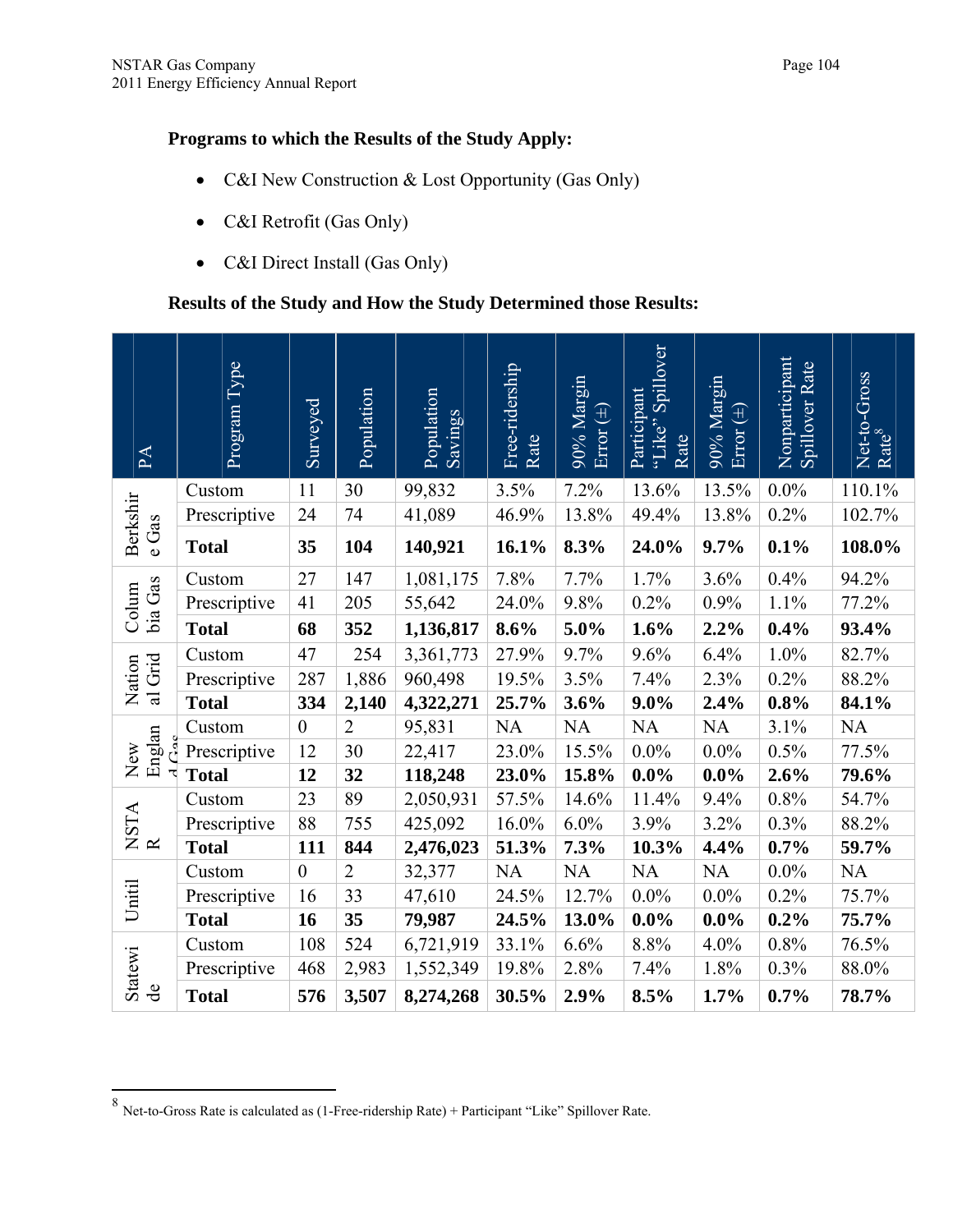**Programs to which the Results of the Study Apply:**

- C&I New Construction & Lost Opportunity (Gas Only)
- C&I Retrofit (Gas Only)
- C&I Direct Install (Gas Only)

**Results of the Study and How the Study Determined those Results:**

| PA | Program Type | Surveyed | Population | Population Savings | Free-ridership Rate | 90% Margin Error (±) | Participant "Like" Spillover Rate | 90% Margin Error (±) | Nonparticipant Spillover Rate | Net-to-Gross Rate[8] |
|---|---|---|---|---|---|---|---|---|---|---|
| Berkshire Gas | Custom | 11 | 30 | 99,832 | 3.5% | 7.2% | 13.6% | 13.5% | 0.0% | 110.1% |
| | Prescriptive | 24 | 74 | 41,089 | 46.9% | 13.8% | 49.4% | 13.8% | 0.2% | 102.7% |
| | **Total** | **35** | **104** | **140,921** | **16.1%** | **8.3%** | **24.0%** | **9.7%** | **0.1%** | **108.0%** |
| Columbia Gas | Custom | 27 | 147 | 1,081,175 | 7.8% | 7.7% | 1.7% | 3.6% | 0.4% | 94.2% |
| | Prescriptive | 41 | 205 | 55,642 | 24.0% | 9.8% | 0.2% | 0.9% | 1.1% | 77.2% |
| | **Total** | **68** | **352** | **1,136,817** | **8.6%** | **5.0%** | **1.6%** | **2.2%** | **0.4%** | **93.4%** |
| National Grid | Custom | 47 | 254 | 3,361,773 | 27.9% | 9.7% | 9.6% | 6.4% | 1.0% | 82.7% |
| | Prescriptive | 287 | 1,886 | 960,498 | 19.5% | 3.5% | 7.4% | 2.3% | 0.2% | 88.2% |
| | **Total** | **334** | **2,140** | **4,322,271** | **25.7%** | **3.6%** | **9.0%** | **2.4%** | **0.8%** | **84.1%** |
| New England Gas | Custom | 0 | 2 | 95,831 | NA | NA | NA | NA | 3.1% | NA |
| | Prescriptive | 12 | 30 | 22,417 | 23.0% | 15.5% | 0.0% | 0.0% | 0.5% | 77.5% |
| | **Total** | **12** | **32** | **118,248** | **23.0%** | **15.8%** | **0.0%** | **0.0%** | **2.6%** | **79.6%** |
| NSTAR | Custom | 23 | 89 | 2,050,931 | 57.5% | 14.6% | 11.4% | 9.4% | 0.8% | 54.7% |
| | Prescriptive | 88 | 755 | 425,092 | 16.0% | 6.0% | 3.9% | 3.2% | 0.3% | 88.2% |
| | **Total** | **111** | **844** | **2,476,023** | **51.3%** | **7.3%** | **10.3%** | **4.4%** | **0.7%** | **59.7%** |
| Unitil | Custom | 0 | 2 | 32,377 | NA | NA | NA | NA | 0.0% | NA |
| | Prescriptive | 16 | 33 | 47,610 | 24.5% | 12.7% | 0.0% | 0.0% | 0.2% | 75.7% |
| | **Total** | **16** | **35** | **79,987** | **24.5%** | **13.0%** | **0.0%** | **0.0%** | **0.2%** | **75.7%** |
| Statewide | Custom | 108 | 524 | 6,721,919 | 33.1% | 6.6% | 8.8% | 4.0% | 0.8% | 76.5% |
| | Prescriptive | 468 | 2,983 | 1,552,349 | 19.8% | 2.8% | 7.4% | 1.8% | 0.3% | 88.0% |
| | **Total** | **576** | **3,507** | **8,274,268** | **30.5%** | **2.9%** | **8.5%** | **1.7%** | **0.7%** | **78.7%** |

[8] Net-to-Gross Rate is calculated as (1-Free-ridership Rate) + Participant "Like" Spillover Rate.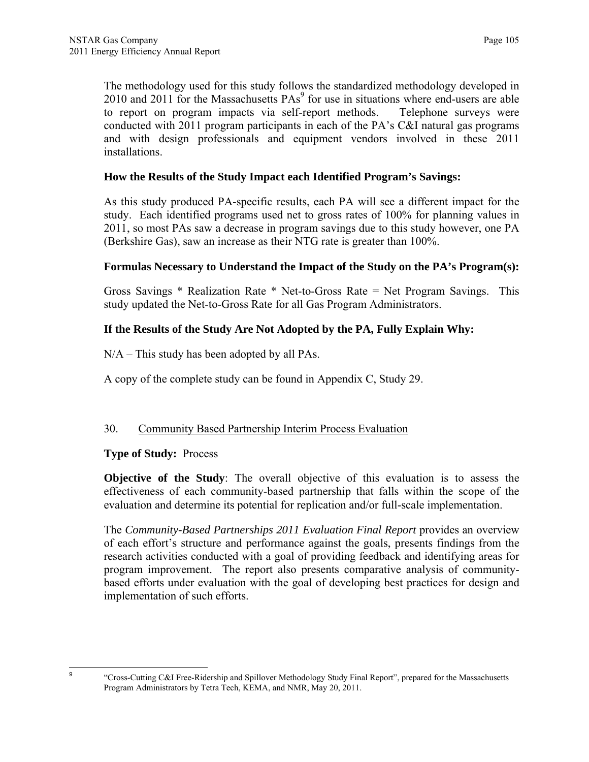The methodology used for this study follows the standardized methodology developed in 2010 and 2011 for the Massachusetts PAs[9] for use in situations where end-users are able to report on program impacts via self-report methods. Telephone surveys were conducted with 2011 program participants in each of the PA's C&I natural gas programs and with design professionals and equipment vendors involved in these 2011 installations.

**How the Results of the Study Impact each Identified Program's Savings:**

As this study produced PA-specific results, each PA will see a different impact for the study. Each identified programs used net to gross rates of 100% for planning values in 2011, so most PAs saw a decrease in program savings due to this study however, one PA (Berkshire Gas), saw an increase as their NTG rate is greater than 100%.

**Formulas Necessary to Understand the Impact of the Study on the PA's Program(s):**

Gross Savings * Realization Rate * Net-to-Gross Rate = Net Program Savings. This study updated the Net-to-Gross Rate for all Gas Program Administrators.

**If the Results of the Study Are Not Adopted by the PA, Fully Explain Why:**

N/A – This study has been adopted by all PAs.

A copy of the complete study can be found in Appendix C, Study 29.

30. <u>Community Based Partnership Interim Process Evaluation</u>

**Type of Study:** Process

**Objective of the Study**: The overall objective of this evaluation is to assess the effectiveness of each community-based partnership that falls within the scope of the evaluation and determine its potential for replication and/or full-scale implementation.

The *Community-Based Partnerships 2011 Evaluation Final Report* provides an overview of each effort's structure and performance against the goals, presents findings from the research activities conducted with a goal of providing feedback and identifying areas for program improvement. The report also presents comparative analysis of community-based efforts under evaluation with the goal of developing best practices for design and implementation of such efforts.

---

[9] "Cross-Cutting C&I Free-Ridership and Spillover Methodology Study Final Report", prepared for the Massachusetts Program Administrators by Tetra Tech, KEMA, and NMR, May 20, 2011.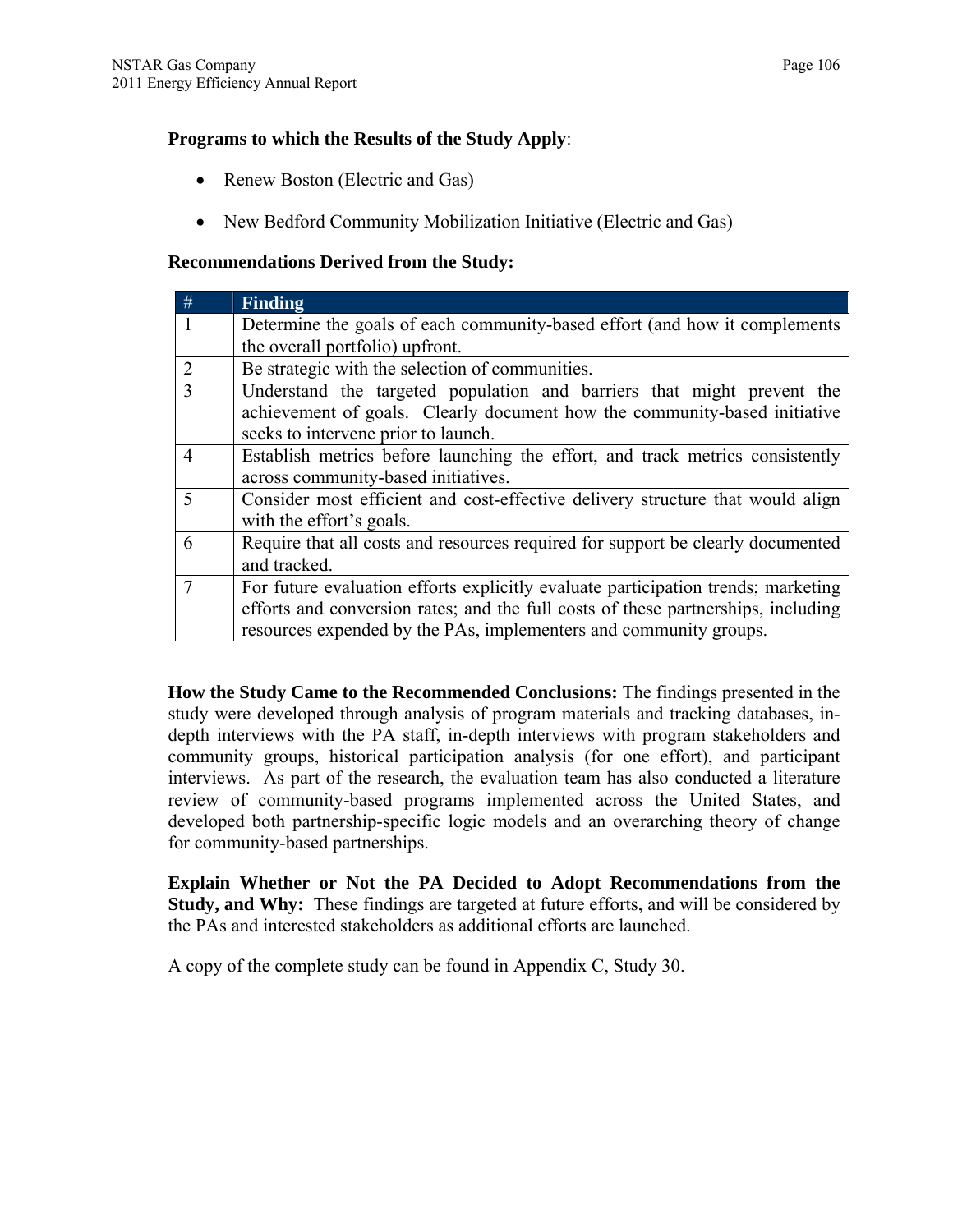**Programs to which the Results of the Study Apply**:

- Renew Boston (Electric and Gas)
- New Bedford Community Mobilization Initiative (Electric and Gas)

**Recommendations Derived from the Study:**

| # | Finding |
|---|---|
| 1 | Determine the goals of each community-based effort (and how it complements the overall portfolio) upfront. |
| 2 | Be strategic with the selection of communities. |
| 3 | Understand the targeted population and barriers that might prevent the achievement of goals. Clearly document how the community-based initiative seeks to intervene prior to launch. |
| 4 | Establish metrics before launching the effort, and track metrics consistently across community-based initiatives. |
| 5 | Consider most efficient and cost-effective delivery structure that would align with the effort's goals. |
| 6 | Require that all costs and resources required for support be clearly documented and tracked. |
| 7 | For future evaluation efforts explicitly evaluate participation trends; marketing efforts and conversion rates; and the full costs of these partnerships, including resources expended by the PAs, implementers and community groups. |

**How the Study Came to the Recommended Conclusions:** The findings presented in the study were developed through analysis of program materials and tracking databases, in-depth interviews with the PA staff, in-depth interviews with program stakeholders and community groups, historical participation analysis (for one effort), and participant interviews. As part of the research, the evaluation team has also conducted a literature review of community-based programs implemented across the United States, and developed both partnership-specific logic models and an overarching theory of change for community-based partnerships.

**Explain Whether or Not the PA Decided to Adopt Recommendations from the Study, and Why:** These findings are targeted at future efforts, and will be considered by the PAs and interested stakeholders as additional efforts are launched.

A copy of the complete study can be found in Appendix C, Study 30.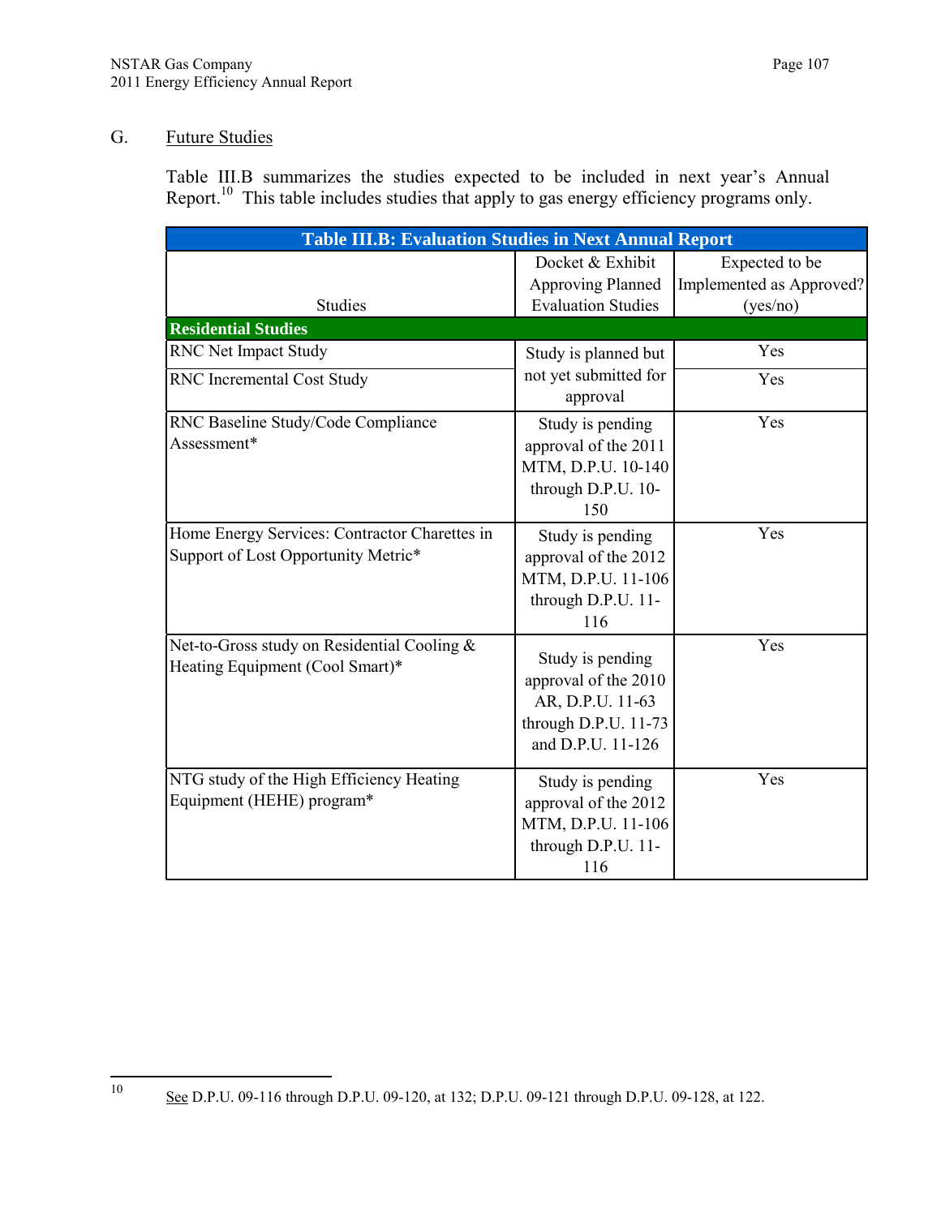## G. Future Studies

Table III.B summarizes the studies expected to be included in next year's Annual Report.[10] This table includes studies that apply to gas energy efficiency programs only.

| Table III.B: Evaluation Studies in Next Annual Report | | |
|---|---|---|
| Studies | Docket & Exhibit Approving Planned Evaluation Studies | Expected to be Implemented as Approved? (yes/no) |
| **Residential Studies** | | |
| RNC Net Impact Study | Study is planned but not yet submitted for approval | Yes |
| RNC Incremental Cost Study | Study is planned but not yet submitted for approval | Yes |
| RNC Baseline Study/Code Compliance Assessment* | Study is pending approval of the 2011 MTM, D.P.U. 10-140 through D.P.U. 10-150 | Yes |
| Home Energy Services: Contractor Charettes in Support of Lost Opportunity Metric* | Study is pending approval of the 2012 MTM, D.P.U. 11-106 through D.P.U. 11-116 | Yes |
| Net-to-Gross study on Residential Cooling & Heating Equipment (Cool Smart)* | Study is pending approval of the 2010 AR, D.P.U. 11-63 through D.P.U. 11-73 and D.P.U. 11-126 | Yes |
| NTG study of the High Efficiency Heating Equipment (HEHE) program* | Study is pending approval of the 2012 MTM, D.P.U. 11-106 through D.P.U. 11-116 | Yes |

[10] See D.P.U. 09-116 through D.P.U. 09-120, at 132; D.P.U. 09-121 through D.P.U. 09-128, at 122.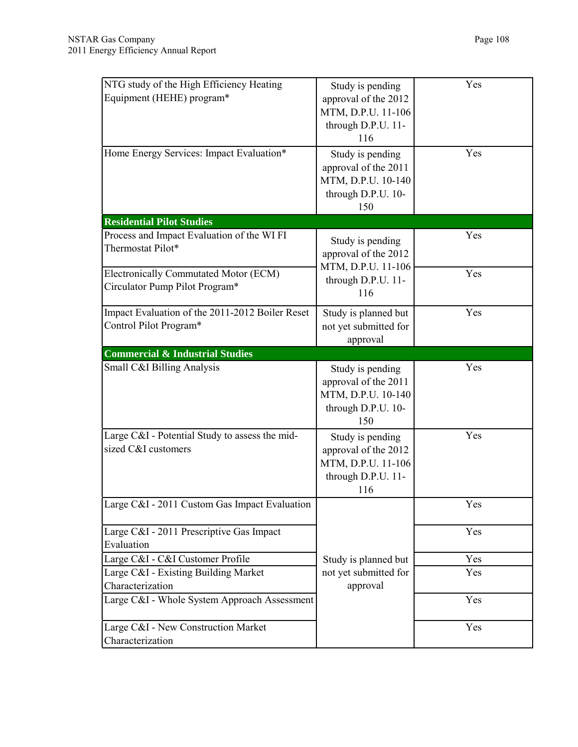| | | |
|---|---|---|
| NTG study of the High Efficiency Heating Equipment (HEHE) program* | Study is pending approval of the 2012 MTM, D.P.U. 11-106 through D.P.U. 11-116 | Yes |
| Home Energy Services: Impact Evaluation* | Study is pending approval of the 2011 MTM, D.P.U. 10-140 through D.P.U. 10-150 | Yes |
| **Residential Pilot Studies** | | |
| Process and Impact Evaluation of the WI FI Thermostat Pilot* | Study is pending approval of the 2012 MTM, D.P.U. 11-106 through D.P.U. 11-116 | Yes |
| Electronically Commutated Motor (ECM) Circulator Pump Pilot Program* | Study is pending approval of the 2012 MTM, D.P.U. 11-106 through D.P.U. 11-116 | Yes |
| Impact Evaluation of the 2011-2012 Boiler Reset Control Pilot Program* | Study is planned but not yet submitted for approval | Yes |
| **Commercial & Industrial Studies** | | |
| Small C&I Billing Analysis | Study is pending approval of the 2011 MTM, D.P.U. 10-140 through D.P.U. 10-150 | Yes |
| Large C&I - Potential Study to assess the mid-sized C&I customers | Study is pending approval of the 2012 MTM, D.P.U. 11-106 through D.P.U. 11-116 | Yes |
| Large C&I - 2011 Custom Gas Impact Evaluation | Study is planned but not yet submitted for approval | Yes |
| Large C&I - 2011 Prescriptive Gas Impact Evaluation | Study is planned but not yet submitted for approval | Yes |
| Large C&I - C&I Customer Profile | Study is planned but not yet submitted for approval | Yes |
| Large C&I - Existing Building Market Characterization | Study is planned but not yet submitted for approval | Yes |
| Large C&I - Whole System Approach Assessment | Study is planned but not yet submitted for approval | Yes |
| Large C&I - New Construction Market Characterization | Study is planned but not yet submitted for approval | Yes |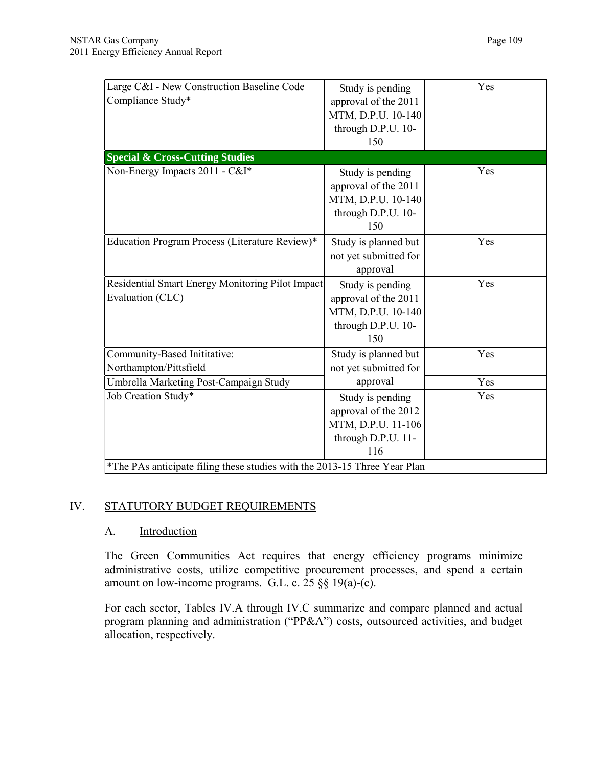| | | |
|---|---|---|
| Large C&I - New Construction Baseline Code Compliance Study* | Study is pending approval of the 2011 MTM, D.P.U. 10-140 through D.P.U. 10-150 | Yes |
| **Special & Cross-Cutting Studies** | | |
| Non-Energy Impacts 2011 - C&I* | Study is pending approval of the 2011 MTM, D.P.U. 10-140 through D.P.U. 10-150 | Yes |
| Education Program Process (Literature Review)* | Study is planned but not yet submitted for approval | Yes |
| Residential Smart Energy Monitoring Pilot Impact Evaluation (CLC) | Study is pending approval of the 2011 MTM, D.P.U. 10-140 through D.P.U. 10-150 | Yes |
| Community-Based Inititative: Northampton/Pittsfield | Study is planned but not yet submitted for approval | Yes |
| Umbrella Marketing Post-Campaign Study | | Yes |
| Job Creation Study* | Study is pending approval of the 2012 MTM, D.P.U. 11-106 through D.P.U. 11-116 | Yes |
| *The PAs anticipate filing these studies with the 2013-15 Three Year Plan | | |

## IV. STATUTORY BUDGET REQUIREMENTS

### A. Introduction

The Green Communities Act requires that energy efficiency programs minimize administrative costs, utilize competitive procurement processes, and spend a certain amount on low-income programs. G.L. c. 25 §§ 19(a)-(c).

For each sector, Tables IV.A through IV.C summarize and compare planned and actual program planning and administration ("PP&A") costs, outsourced activities, and budget allocation, respectively.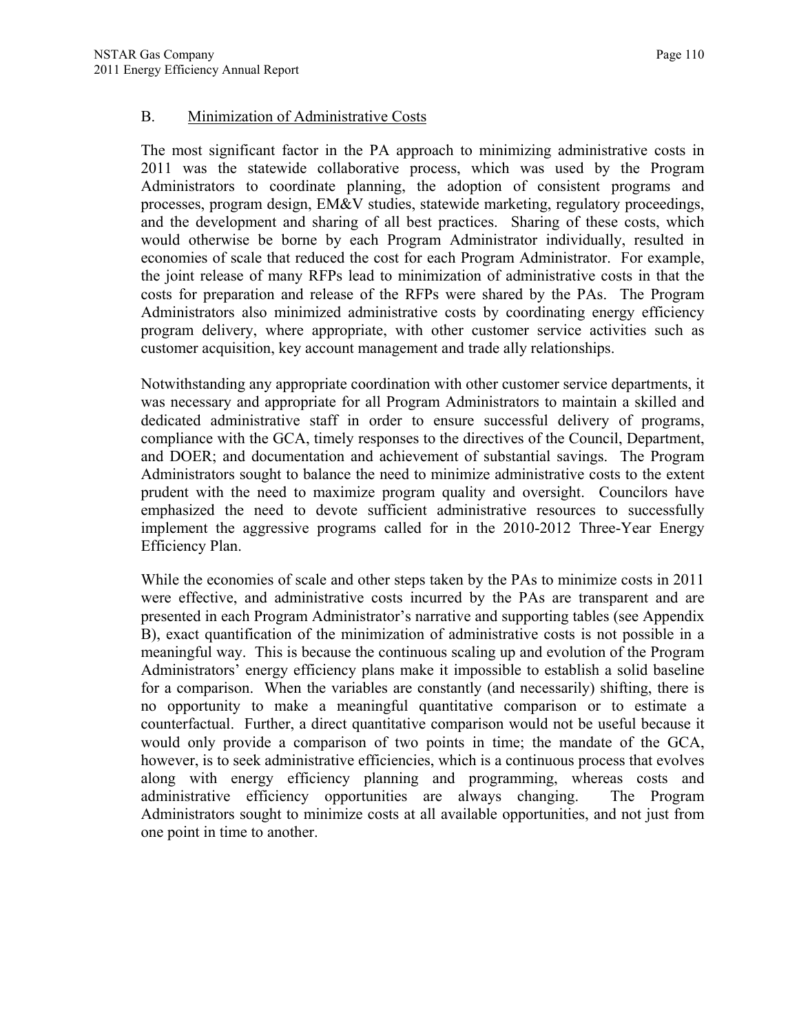### B. Minimization of Administrative Costs

The most significant factor in the PA approach to minimizing administrative costs in 2011 was the statewide collaborative process, which was used by the Program Administrators to coordinate planning, the adoption of consistent programs and processes, program design, EM&V studies, statewide marketing, regulatory proceedings, and the development and sharing of all best practices. Sharing of these costs, which would otherwise be borne by each Program Administrator individually, resulted in economies of scale that reduced the cost for each Program Administrator. For example, the joint release of many RFPs lead to minimization of administrative costs in that the costs for preparation and release of the RFPs were shared by the PAs. The Program Administrators also minimized administrative costs by coordinating energy efficiency program delivery, where appropriate, with other customer service activities such as customer acquisition, key account management and trade ally relationships.

Notwithstanding any appropriate coordination with other customer service departments, it was necessary and appropriate for all Program Administrators to maintain a skilled and dedicated administrative staff in order to ensure successful delivery of programs, compliance with the GCA, timely responses to the directives of the Council, Department, and DOER; and documentation and achievement of substantial savings. The Program Administrators sought to balance the need to minimize administrative costs to the extent prudent with the need to maximize program quality and oversight. Councilors have emphasized the need to devote sufficient administrative resources to successfully implement the aggressive programs called for in the 2010-2012 Three-Year Energy Efficiency Plan.

While the economies of scale and other steps taken by the PAs to minimize costs in 2011 were effective, and administrative costs incurred by the PAs are transparent and are presented in each Program Administrator's narrative and supporting tables (see Appendix B), exact quantification of the minimization of administrative costs is not possible in a meaningful way. This is because the continuous scaling up and evolution of the Program Administrators' energy efficiency plans make it impossible to establish a solid baseline for a comparison. When the variables are constantly (and necessarily) shifting, there is no opportunity to make a meaningful quantitative comparison or to estimate a counterfactual. Further, a direct quantitative comparison would not be useful because it would only provide a comparison of two points in time; the mandate of the GCA, however, is to seek administrative efficiencies, which is a continuous process that evolves along with energy efficiency planning and programming, whereas costs and administrative efficiency opportunities are always changing. The Program Administrators sought to minimize costs at all available opportunities, and not just from one point in time to another.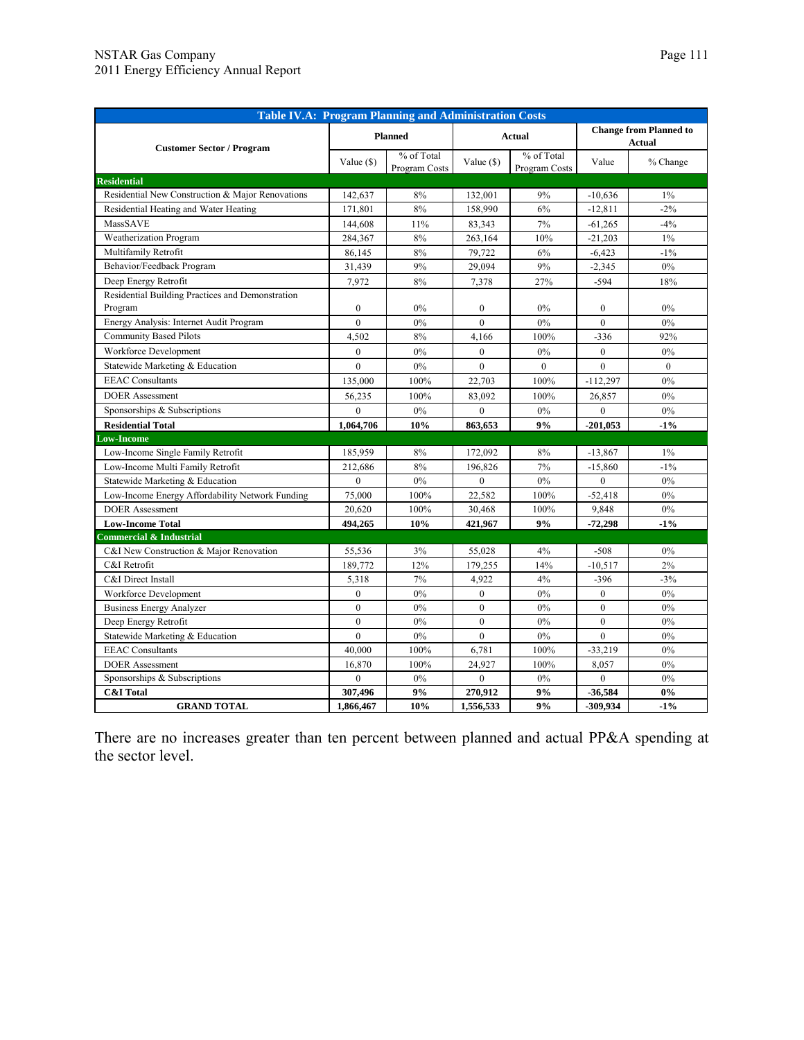| Table IV.A: Program Planning and Administration Costs | | | | | | |
|---|---|---|---|---|---|---|
| Customer Sector / Program | Planned | | Actual | | Change from Planned to Actual | |
| | Value ($) | % of Total Program Costs | Value ($) | % of Total Program Costs | Value | % Change |
| **Residential** | | | | | | |
| Residential New Construction & Major Renovations | 142,637 | 8% | 132,001 | 9% | -10,636 | 1% |
| Residential Heating and Water Heating | 171,801 | 8% | 158,990 | 6% | -12,811 | -2% |
| MassSAVE | 144,608 | 11% | 83,343 | 7% | -61,265 | -4% |
| Weatherization Program | 284,367 | 8% | 263,164 | 10% | -21,203 | 1% |
| Multifamily Retrofit | 86,145 | 8% | 79,722 | 6% | -6,423 | -1% |
| Behavior/Feedback Program | 31,439 | 9% | 29,094 | 9% | -2,345 | 0% |
| Deep Energy Retrofit | 7,972 | 8% | 7,378 | 27% | -594 | 18% |
| Residential Building Practices and Demonstration Program | 0 | 0% | 0 | 0% | 0 | 0% |
| Energy Analysis: Internet Audit Program | 0 | 0% | 0 | 0% | 0 | 0% |
| Community Based Pilots | 4,502 | 8% | 4,166 | 100% | -336 | 92% |
| Workforce Development | 0 | 0% | 0 | 0% | 0 | 0% |
| Statewide Marketing & Education | 0 | 0% | 0 | 0 | 0 | 0 |
| EEAC Consultants | 135,000 | 100% | 22,703 | 100% | -112,297 | 0% |
| DOER Assessment | 56,235 | 100% | 83,092 | 100% | 26,857 | 0% |
| Sponsorships & Subscriptions | 0 | 0% | 0 | 0% | 0 | 0% |
| **Residential Total** | **1,064,706** | **10%** | **863,653** | **9%** | **-201,053** | **-1%** |
| **Low-Income** | | | | | | |
| Low-Income Single Family Retrofit | 185,959 | 8% | 172,092 | 8% | -13,867 | 1% |
| Low-Income Multi Family Retrofit | 212,686 | 8% | 196,826 | 7% | -15,860 | -1% |
| Statewide Marketing & Education | 0 | 0% | 0 | 0% | 0 | 0% |
| Low-Income Energy Affordability Network Funding | 75,000 | 100% | 22,582 | 100% | -52,418 | 0% |
| DOER Assessment | 20,620 | 100% | 30,468 | 100% | 9,848 | 0% |
| **Low-Income Total** | **494,265** | **10%** | **421,967** | **9%** | **-72,298** | **-1%** |
| **Commercial & Industrial** | | | | | | |
| C&I New Construction & Major Renovation | 55,536 | 3% | 55,028 | 4% | -508 | 0% |
| C&I Retrofit | 189,772 | 12% | 179,255 | 14% | -10,517 | 2% |
| C&I Direct Install | 5,318 | 7% | 4,922 | 4% | -396 | -3% |
| Workforce Development | 0 | 0% | 0 | 0% | 0 | 0% |
| Business Energy Analyzer | 0 | 0% | 0 | 0% | 0 | 0% |
| Deep Energy Retrofit | 0 | 0% | 0 | 0% | 0 | 0% |
| Statewide Marketing & Education | 0 | 0% | 0 | 0% | 0 | 0% |
| EEAC Consultants | 40,000 | 100% | 6,781 | 100% | -33,219 | 0% |
| DOER Assessment | 16,870 | 100% | 24,927 | 100% | 8,057 | 0% |
| Sponsorships & Subscriptions | 0 | 0% | 0 | 0% | 0 | 0% |
| **C&I Total** | **307,496** | **9%** | **270,912** | **9%** | **-36,584** | **0%** |
| **GRAND TOTAL** | **1,866,467** | **10%** | **1,556,533** | **9%** | **-309,934** | **-1%** |

There are no increases greater than ten percent between planned and actual PP&A spending at the sector level.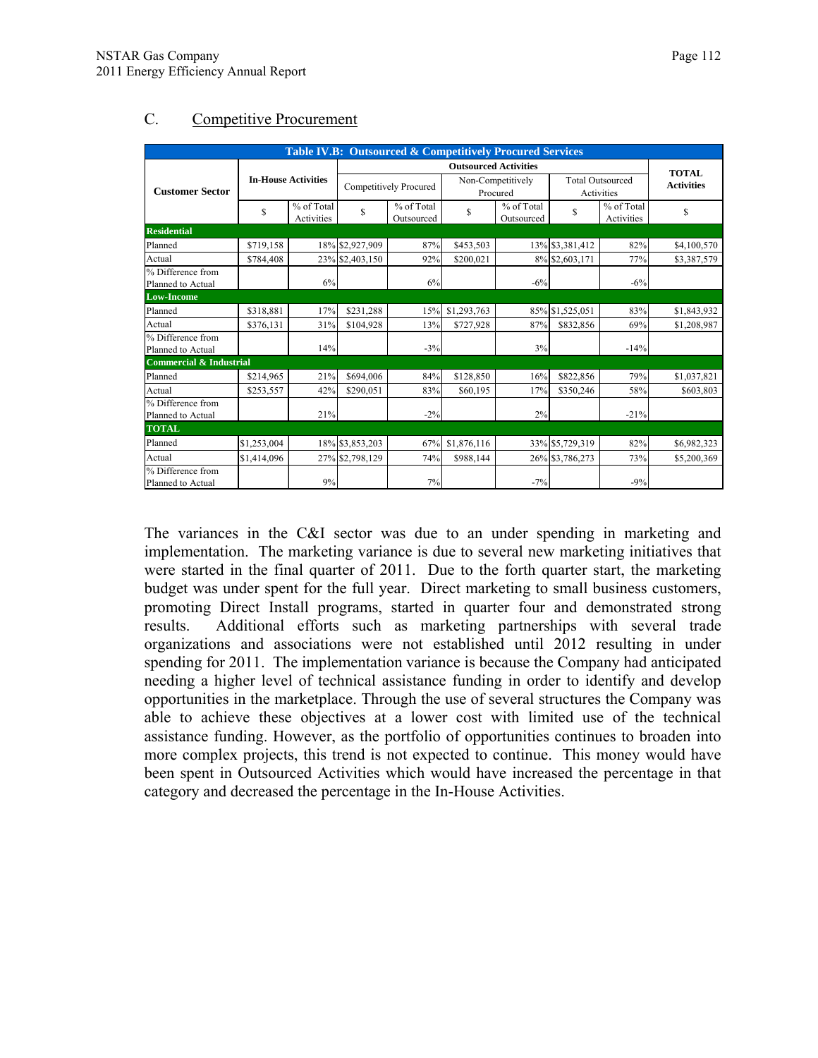## C. Competitive Procurement

| Table IV.B: Outsourced & Competitively Procured Services | | | | | | | | | |
|---|---|---|---|---|---|---|---|---|---|
| Customer Sector | In-House Activities | | Outsourced Activities | | | | | | TOTAL Activities |
| | | | Competitively Procured | | Non-Competitively Procured | | Total Outsourced Activities | | |
| | $ | % of Total Activities | $ | % of Total Outsourced | $ | % of Total Outsourced | $ | % of Total Activities | $ |
| **Residential** | | | | | | | | | |
| Planned | $719,158 | 18% | $2,927,909 | 87% | $453,503 | 13% | $3,381,412 | 82% | $4,100,570 |
| Actual | $784,408 | 23% | $2,403,150 | 92% | $200,021 | 8% | $2,603,171 | 77% | $3,387,579 |
| % Difference from Planned to Actual | | 6% | | 6% | | -6% | | -6% | |
| **Low-Income** | | | | | | | | | |
| Planned | $318,881 | 17% | $231,288 | 15% | $1,293,763 | 85% | $1,525,051 | 83% | $1,843,932 |
| Actual | $376,131 | 31% | $104,928 | 13% | $727,928 | 87% | $832,856 | 69% | $1,208,987 |
| % Difference from Planned to Actual | | 14% | | -3% | | 3% | | -14% | |
| **Commercial & Industrial** | | | | | | | | | |
| Planned | $214,965 | 21% | $694,006 | 84% | $128,850 | 16% | $822,856 | 79% | $1,037,821 |
| Actual | $253,557 | 42% | $290,051 | 83% | $60,195 | 17% | $350,246 | 58% | $603,803 |
| % Difference from Planned to Actual | | 21% | | -2% | | 2% | | -21% | |
| **TOTAL** | | | | | | | | | |
| Planned | $1,253,004 | 18% | $3,853,203 | 67% | $1,876,116 | 33% | $5,729,319 | 82% | $6,982,323 |
| Actual | $1,414,096 | 27% | $2,798,129 | 74% | $988,144 | 26% | $3,786,273 | 73% | $5,200,369 |
| % Difference from Planned to Actual | | 9% | | 7% | | -7% | | -9% | |

The variances in the C&I sector was due to an under spending in marketing and implementation. The marketing variance is due to several new marketing initiatives that were started in the final quarter of 2011. Due to the forth quarter start, the marketing budget was under spent for the full year. Direct marketing to small business customers, promoting Direct Install programs, started in quarter four and demonstrated strong results. Additional efforts such as marketing partnerships with several trade organizations and associations were not established until 2012 resulting in under spending for 2011. The implementation variance is because the Company had anticipated needing a higher level of technical assistance funding in order to identify and develop opportunities in the marketplace. Through the use of several structures the Company was able to achieve these objectives at a lower cost with limited use of the technical assistance funding. However, as the portfolio of opportunities continues to broaden into more complex projects, this trend is not expected to continue. This money would have been spent in Outsourced Activities which would have increased the percentage in that category and decreased the percentage in the In-House Activities.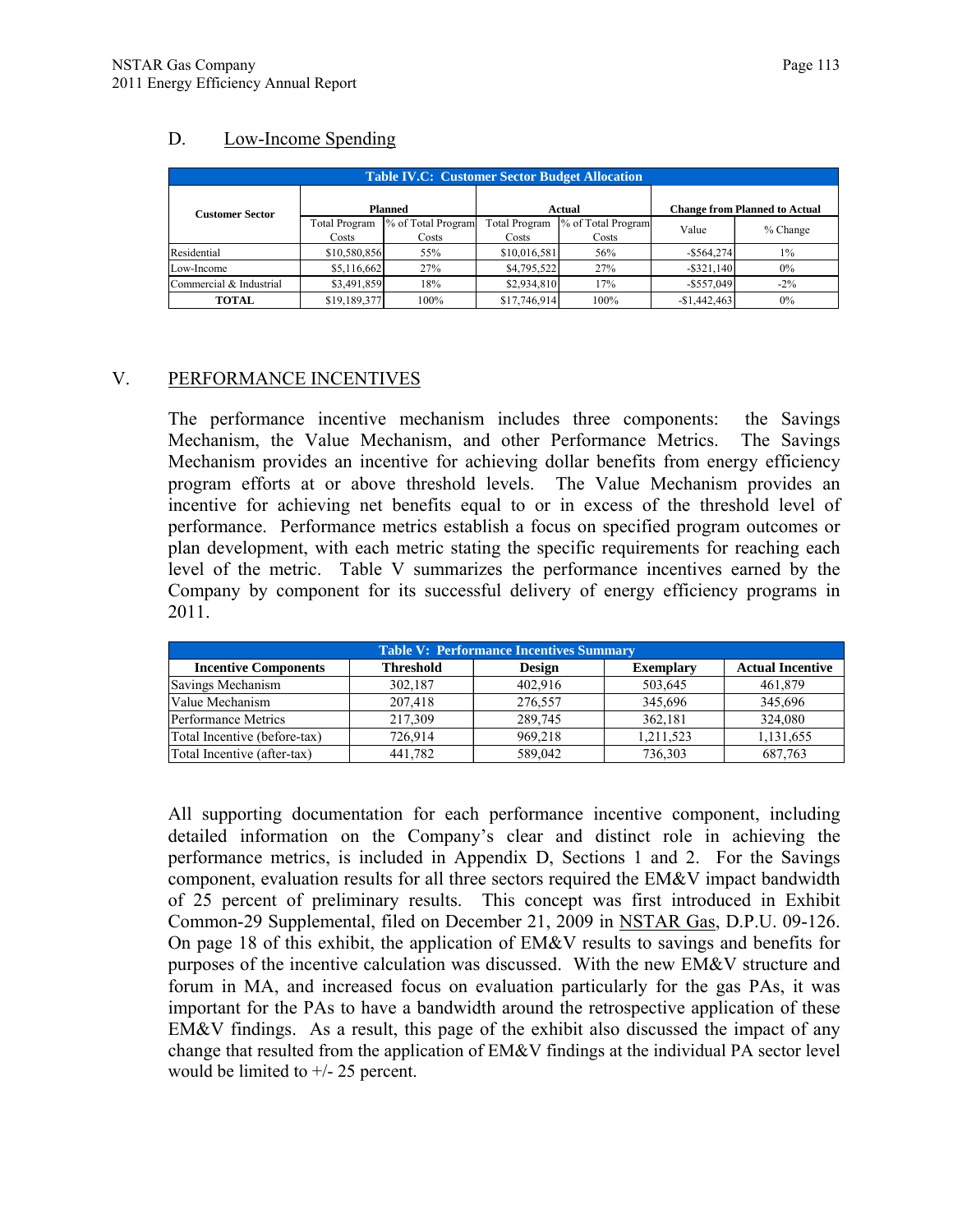## D. Low-Income Spending

| Table IV.C: Customer Sector Budget Allocation | | | | | | |
|---|---|---|---|---|---|---|
| **Customer Sector** | **Planned** | | **Actual** | | **Change from Planned to Actual** | |
| | Total Program Costs | % of Total Program Costs | Total Program Costs | % of Total Program Costs | Value | % Change |
| Residential | $10,580,856 | 55% | $10,016,581 | 56% | -$564,274 | 1% |
| Low-Income | $5,116,662 | 27% | $4,795,522 | 27% | -$321,140 | 0% |
| Commercial & Industrial | $3,491,859 | 18% | $2,934,810 | 17% | -$557,049 | -2% |
| **TOTAL** | $19,189,377 | 100% | $17,746,914 | 100% | -$1,442,463 | 0% |

# V. PERFORMANCE INCENTIVES

The performance incentive mechanism includes three components: the Savings Mechanism, the Value Mechanism, and other Performance Metrics. The Savings Mechanism provides an incentive for achieving dollar benefits from energy efficiency program efforts at or above threshold levels. The Value Mechanism provides an incentive for achieving net benefits equal to or in excess of the threshold level of performance. Performance metrics establish a focus on specified program outcomes or plan development, with each metric stating the specific requirements for reaching each level of the metric. Table V summarizes the performance incentives earned by the Company by component for its successful delivery of energy efficiency programs in 2011.

| Table V: Performance Incentives Summary | | | | |
|---|---|---|---|---|
| **Incentive Components** | **Threshold** | **Design** | **Exemplary** | **Actual Incentive** |
| Savings Mechanism | 302,187 | 402,916 | 503,645 | 461,879 |
| Value Mechanism | 207,418 | 276,557 | 345,696 | 345,696 |
| Performance Metrics | 217,309 | 289,745 | 362,181 | 324,080 |
| Total Incentive (before-tax) | 726,914 | 969,218 | 1,211,523 | 1,131,655 |
| Total Incentive (after-tax) | 441,782 | 589,042 | 736,303 | 687,763 |

All supporting documentation for each performance incentive component, including detailed information on the Company's clear and distinct role in achieving the performance metrics, is included in Appendix D, Sections 1 and 2. For the Savings component, evaluation results for all three sectors required the EM&V impact bandwidth of 25 percent of preliminary results. This concept was first introduced in Exhibit Common-29 Supplemental, filed on December 21, 2009 in NSTAR Gas, D.P.U. 09-126. On page 18 of this exhibit, the application of EM&V results to savings and benefits for purposes of the incentive calculation was discussed. With the new EM&V structure and forum in MA, and increased focus on evaluation particularly for the gas PAs, it was important for the PAs to have a bandwidth around the retrospective application of these EM&V findings. As a result, this page of the exhibit also discussed the impact of any change that resulted from the application of EM&V findings at the individual PA sector level would be limited to +/- 25 percent.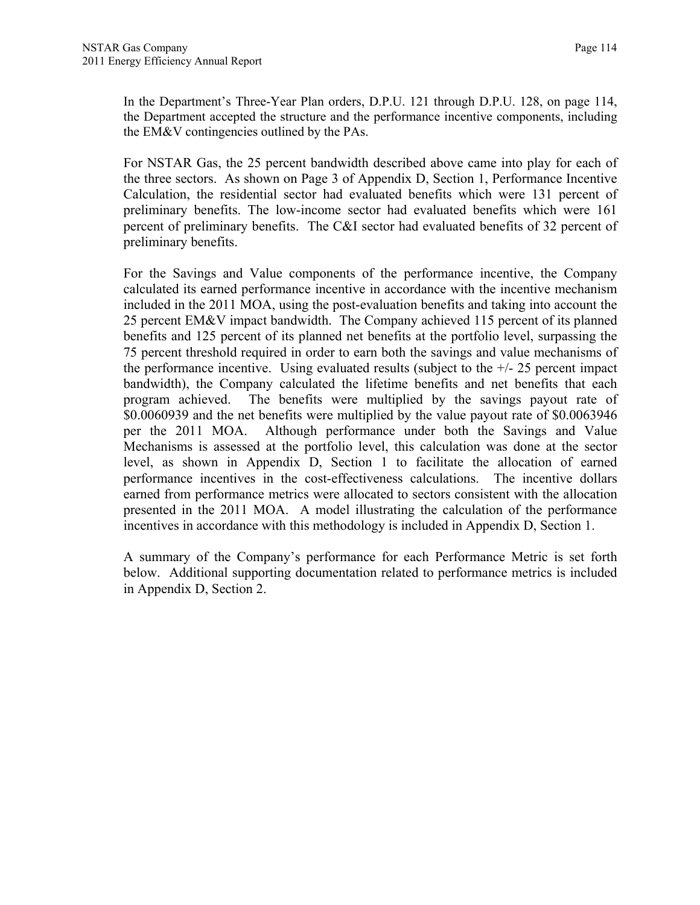In the Department's Three-Year Plan orders, D.P.U. 121 through D.P.U. 128, on page 114, the Department accepted the structure and the performance incentive components, including the EM&V contingencies outlined by the PAs.

For NSTAR Gas, the 25 percent bandwidth described above came into play for each of the three sectors. As shown on Page 3 of Appendix D, Section 1, Performance Incentive Calculation, the residential sector had evaluated benefits which were 131 percent of preliminary benefits. The low-income sector had evaluated benefits which were 161 percent of preliminary benefits. The C&I sector had evaluated benefits of 32 percent of preliminary benefits.

For the Savings and Value components of the performance incentive, the Company calculated its earned performance incentive in accordance with the incentive mechanism included in the 2011 MOA, using the post-evaluation benefits and taking into account the 25 percent EM&V impact bandwidth. The Company achieved 115 percent of its planned benefits and 125 percent of its planned net benefits at the portfolio level, surpassing the 75 percent threshold required in order to earn both the savings and value mechanisms of the performance incentive. Using evaluated results (subject to the +/- 25 percent impact bandwidth), the Company calculated the lifetime benefits and net benefits that each program achieved. The benefits were multiplied by the savings payout rate of $0.0060939 and the net benefits were multiplied by the value payout rate of $0.0063946 per the 2011 MOA. Although performance under both the Savings and Value Mechanisms is assessed at the portfolio level, this calculation was done at the sector level, as shown in Appendix D, Section 1 to facilitate the allocation of earned performance incentives in the cost-effectiveness calculations. The incentive dollars earned from performance metrics were allocated to sectors consistent with the allocation presented in the 2011 MOA. A model illustrating the calculation of the performance incentives in accordance with this methodology is included in Appendix D, Section 1.

A summary of the Company's performance for each Performance Metric is set forth below. Additional supporting documentation related to performance metrics is included in Appendix D, Section 2.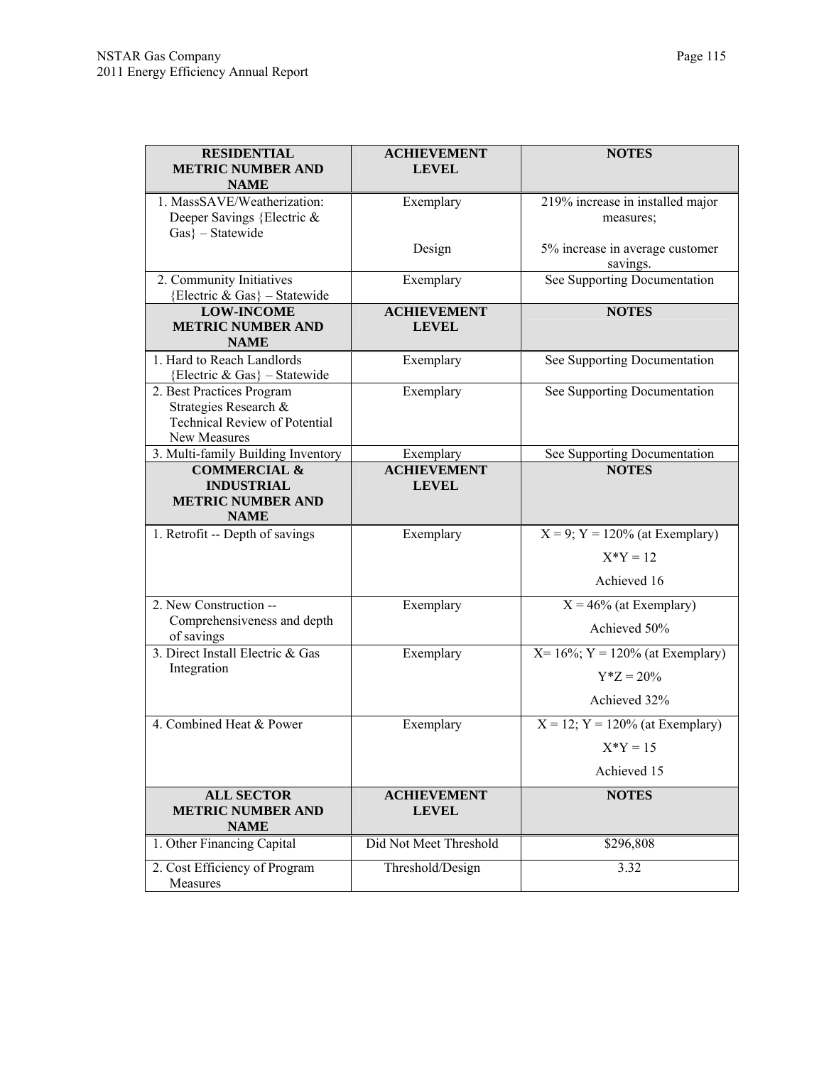| RESIDENTIAL METRIC NUMBER AND NAME | ACHIEVEMENT LEVEL | NOTES |
|---|---|---|
| 1. MassSAVE/Weatherization: Deeper Savings {Electric & Gas} – Statewide | Exemplary<br><br>Design | 219% increase in installed major measures;<br><br>5% increase in average customer savings. |
| 2. Community Initiatives {Electric & Gas} – Statewide | Exemplary | See Supporting Documentation |
| **LOW-INCOME METRIC NUMBER AND NAME** | **ACHIEVEMENT LEVEL** | **NOTES** |
| 1. Hard to Reach Landlords {Electric & Gas} – Statewide | Exemplary | See Supporting Documentation |
| 2. Best Practices Program Strategies Research & Technical Review of Potential New Measures | Exemplary | See Supporting Documentation |
| 3. Multi-family Building Inventory | Exemplary | See Supporting Documentation |
| **COMMERCIAL & INDUSTRIAL METRIC NUMBER AND NAME** | **ACHIEVEMENT LEVEL** | **NOTES** |
| 1. Retrofit -- Depth of savings | Exemplary | X = 9; Y = 120% (at Exemplary)<br>X*Y = 12<br>Achieved 16 |
| 2. New Construction -- Comprehensiveness and depth of savings | Exemplary | X = 46% (at Exemplary)<br>Achieved 50% |
| 3. Direct Install Electric & Gas Integration | Exemplary | X= 16%; Y = 120% (at Exemplary)<br>Y*Z = 20%<br>Achieved 32% |
| 4. Combined Heat & Power | Exemplary | X = 12; Y = 120% (at Exemplary)<br>X*Y = 15<br>Achieved 15 |
| **ALL SECTOR METRIC NUMBER AND NAME** | **ACHIEVEMENT LEVEL** | **NOTES** |
| 1. Other Financing Capital | Did Not Meet Threshold | $296,808 |
| 2. Cost Efficiency of Program Measures | Threshold/Design | 3.32 |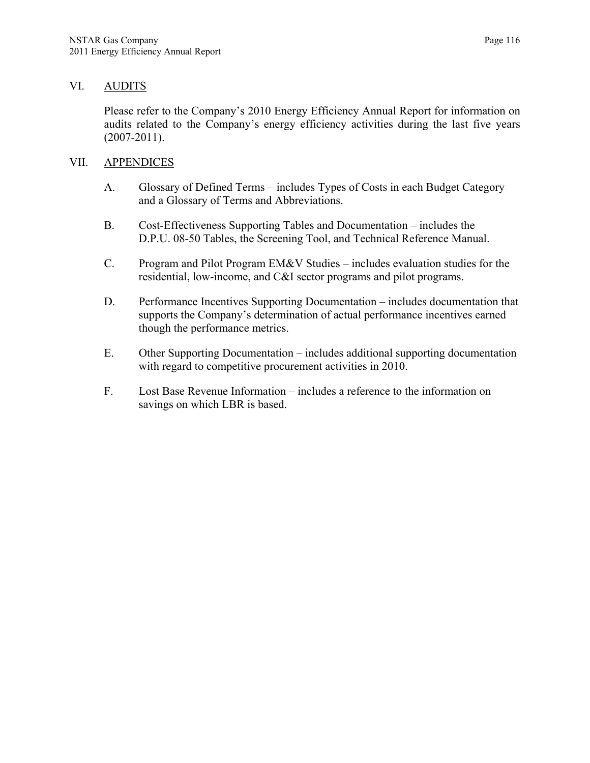## VI. AUDITS

Please refer to the Company's 2010 Energy Efficiency Annual Report for information on audits related to the Company's energy efficiency activities during the last five years (2007-2011).

## VII. APPENDICES

A. Glossary of Defined Terms – includes Types of Costs in each Budget Category and a Glossary of Terms and Abbreviations.

B. Cost-Effectiveness Supporting Tables and Documentation – includes the D.P.U. 08-50 Tables, the Screening Tool, and Technical Reference Manual.

C. Program and Pilot Program EM&V Studies – includes evaluation studies for the residential, low-income, and C&I sector programs and pilot programs.

D. Performance Incentives Supporting Documentation – includes documentation that supports the Company's determination of actual performance incentives earned though the performance metrics.

E. Other Supporting Documentation – includes additional supporting documentation with regard to competitive procurement activities in 2010.

F. Lost Base Revenue Information – includes a reference to the information on savings on which LBR is based.